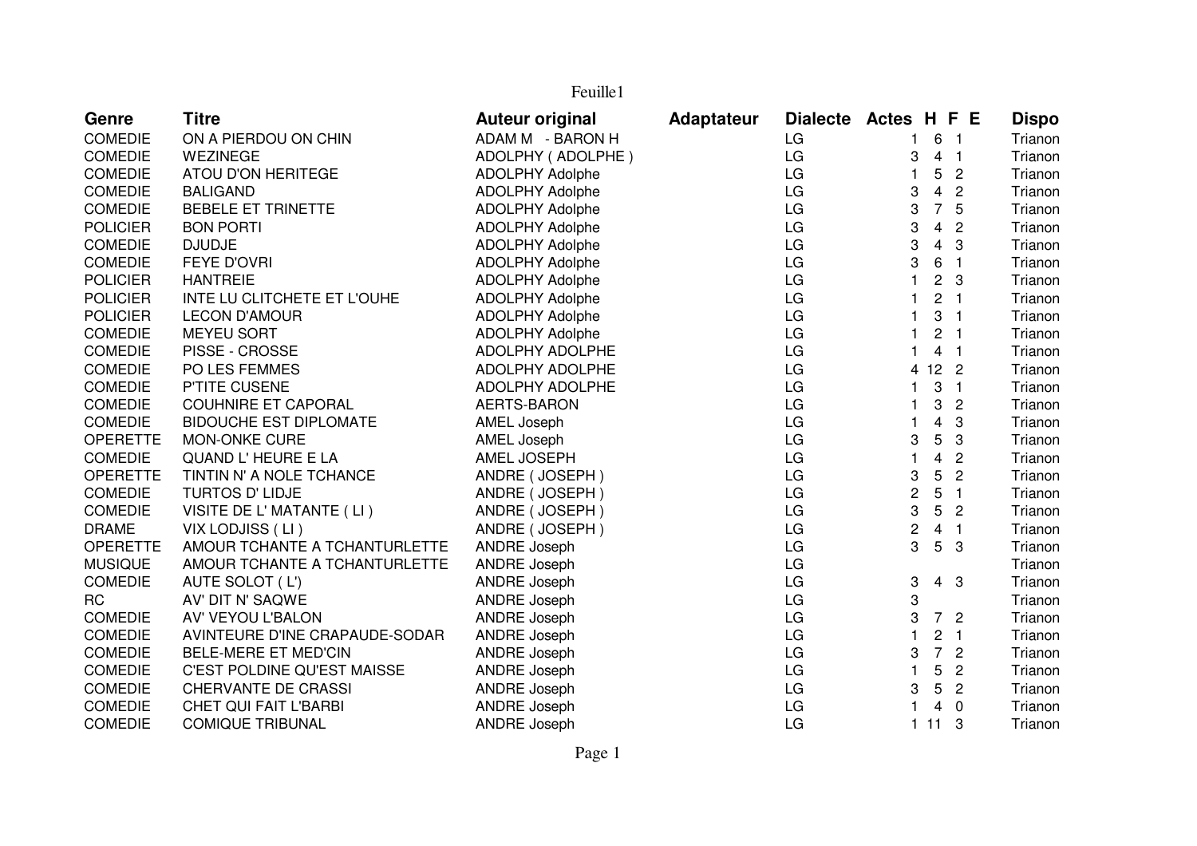| Genre | Titre | Auteur original | Adaptateur | Dialecte | Actes | H | F | E | Dispo |
|---|---|---|---|---|---|---|---|---|---|
| COMEDIE | ON A PIERDOU ON CHIN | ADAM M - BARON H | | LG | 1 | 6 | 1 | | Trianon |
| COMEDIE | WEZINEGE | ADOLPHY ( ADOLPHE ) | | LG | 3 | 4 | 1 | | Trianon |
| COMEDIE | ATOU D'ON HERITEGE | ADOLPHY Adolphe | | LG | 1 | 5 | 2 | | Trianon |
| COMEDIE | BALIGAND | ADOLPHY Adolphe | | LG | 3 | 4 | 2 | | Trianon |
| COMEDIE | BEBELE ET TRINETTE | ADOLPHY Adolphe | | LG | 3 | 7 | 5 | | Trianon |
| POLICIER | BON PORTI | ADOLPHY Adolphe | | LG | 3 | 4 | 2 | | Trianon |
| COMEDIE | DJUDJE | ADOLPHY Adolphe | | LG | 3 | 4 | 3 | | Trianon |
| COMEDIE | FEYE D'OVRI | ADOLPHY Adolphe | | LG | 3 | 6 | 1 | | Trianon |
| POLICIER | HANTREIE | ADOLPHY Adolphe | | LG | 1 | 2 | 3 | | Trianon |
| POLICIER | INTE LU CLITCHETE ET L'OUHE | ADOLPHY Adolphe | | LG | 1 | 2 | 1 | | Trianon |
| POLICIER | LECON D'AMOUR | ADOLPHY Adolphe | | LG | 1 | 3 | 1 | | Trianon |
| COMEDIE | MEYEU SORT | ADOLPHY Adolphe | | LG | 1 | 2 | 1 | | Trianon |
| COMEDIE | PISSE - CROSSE | ADOLPHY ADOLPHE | | LG | 1 | 4 | 1 | | Trianon |
| COMEDIE | PO LES FEMMES | ADOLPHY ADOLPHE | | LG | 4 | 12 | 2 | | Trianon |
| COMEDIE | P'TITE CUSENE | ADOLPHY ADOLPHE | | LG | 1 | 3 | 1 | | Trianon |
| COMEDIE | COUHNIRE ET CAPORAL | AERTS-BARON | | LG | 1 | 3 | 2 | | Trianon |
| COMEDIE | BIDOUCHE EST DIPLOMATE | AMEL Joseph | | LG | 1 | 4 | 3 | | Trianon |
| OPERETTE | MON-ONKE CURE | AMEL Joseph | | LG | 3 | 5 | 3 | | Trianon |
| COMEDIE | QUAND L' HEURE E LA | AMEL JOSEPH | | LG | 1 | 4 | 2 | | Trianon |
| OPERETTE | TINTIN N' A NOLE TCHANCE | ANDRE ( JOSEPH ) | | LG | 3 | 5 | 2 | | Trianon |
| COMEDIE | TURTOS D' LIDJE | ANDRE ( JOSEPH ) | | LG | 2 | 5 | 1 | | Trianon |
| COMEDIE | VISITE DE L' MATANTE ( LI ) | ANDRE ( JOSEPH ) | | LG | 3 | 5 | 2 | | Trianon |
| DRAME | VIX LODJISS ( LI ) | ANDRE ( JOSEPH ) | | LG | 2 | 4 | 1 | | Trianon |
| OPERETTE | AMOUR TCHANTE A TCHANTURLETTE | ANDRE Joseph | | LG | 3 | 5 | 3 | | Trianon |
| MUSIQUE | AMOUR TCHANTE A TCHANTURLETTE | ANDRE Joseph | | LG | | | | | Trianon |
| COMEDIE | AUTE SOLOT ( L') | ANDRE Joseph | | LG | 3 | 4 | 3 | | Trianon |
| RC | AV' DIT N' SAQWE | ANDRE Joseph | | LG | 3 | | | | Trianon |
| COMEDIE | AV' VEYOU L'BALON | ANDRE Joseph | | LG | 3 | 7 | 2 | | Trianon |
| COMEDIE | AVINTEURE D'INE CRAPAUDE-SODAR | ANDRE Joseph | | LG | 1 | 2 | 1 | | Trianon |
| COMEDIE | BELE-MERE ET MED'CIN | ANDRE Joseph | | LG | 3 | 7 | 2 | | Trianon |
| COMEDIE | C'EST POLDINE QU'EST MAISSE | ANDRE Joseph | | LG | 1 | 5 | 2 | | Trianon |
| COMEDIE | CHERVANTE DE CRASSI | ANDRE Joseph | | LG | 3 | 5 | 2 | | Trianon |
| COMEDIE | CHET QUI FAIT L'BARBI | ANDRE Joseph | | LG | 1 | 4 | 0 | | Trianon |
| COMEDIE | COMIQUE TRIBUNAL | ANDRE Joseph | | LG | 1 | 11 | 3 | | Trianon |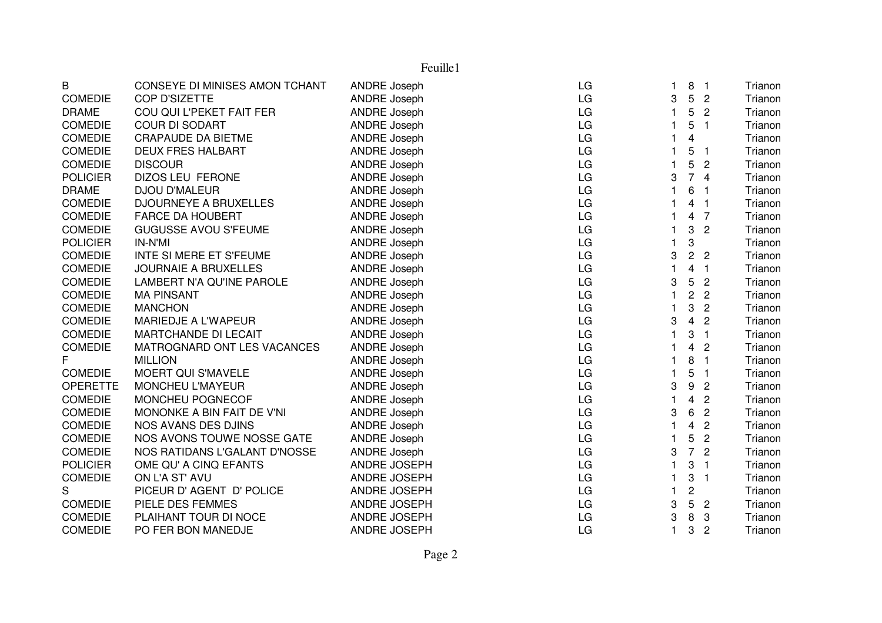Feuille1

| | | | | | | | |
|---|---|---|---|---|---|---|---|
| B | CONSEYE DI MINISES AMON TCHANT | ANDRE Joseph | LG | 1 | 8 | 1 | Trianon |
| COMEDIE | COP D'SIZETTE | ANDRE Joseph | LG | 3 | 5 | 2 | Trianon |
| DRAME | COU QUI L'PEKET FAIT FER | ANDRE Joseph | LG | 1 | 5 | 2 | Trianon |
| COMEDIE | COUR DI SODART | ANDRE Joseph | LG | 1 | 5 | 1 | Trianon |
| COMEDIE | CRAPAUDE DA BIETME | ANDRE Joseph | LG | 1 | 4 | | Trianon |
| COMEDIE | DEUX FRES HALBART | ANDRE Joseph | LG | 1 | 5 | 1 | Trianon |
| COMEDIE | DISCOUR | ANDRE Joseph | LG | 1 | 5 | 2 | Trianon |
| POLICIER | DIZOS LEU FERONE | ANDRE Joseph | LG | 3 | 7 | 4 | Trianon |
| DRAME | DJOU D'MALEUR | ANDRE Joseph | LG | 1 | 6 | 1 | Trianon |
| COMEDIE | DJOURNEYE A BRUXELLES | ANDRE Joseph | LG | 1 | 4 | 1 | Trianon |
| COMEDIE | FARCE DA HOUBERT | ANDRE Joseph | LG | 1 | 4 | 7 | Trianon |
| COMEDIE | GUGUSSE AVOU S'FEUME | ANDRE Joseph | LG | 1 | 3 | 2 | Trianon |
| POLICIER | IN-N'MI | ANDRE Joseph | LG | 1 | 3 | | Trianon |
| COMEDIE | INTE SI MERE ET S'FEUME | ANDRE Joseph | LG | 3 | 2 | 2 | Trianon |
| COMEDIE | JOURNAIE A BRUXELLES | ANDRE Joseph | LG | 1 | 4 | 1 | Trianon |
| COMEDIE | LAMBERT N'A QU'INE PAROLE | ANDRE Joseph | LG | 3 | 5 | 2 | Trianon |
| COMEDIE | MA PINSANT | ANDRE Joseph | LG | 1 | 2 | 2 | Trianon |
| COMEDIE | MANCHON | ANDRE Joseph | LG | 1 | 3 | 2 | Trianon |
| COMEDIE | MARIEDJE A L'WAPEUR | ANDRE Joseph | LG | 3 | 4 | 2 | Trianon |
| COMEDIE | MARTCHANDE DI LECAIT | ANDRE Joseph | LG | 1 | 3 | 1 | Trianon |
| COMEDIE | MATROGNARD ONT LES VACANCES | ANDRE Joseph | LG | 1 | 4 | 2 | Trianon |
| F | MILLION | ANDRE Joseph | LG | 1 | 8 | 1 | Trianon |
| COMEDIE | MOERT QUI S'MAVELE | ANDRE Joseph | LG | 1 | 5 | 1 | Trianon |
| OPERETTE | MONCHEU L'MAYEUR | ANDRE Joseph | LG | 3 | 9 | 2 | Trianon |
| COMEDIE | MONCHEU POGNECOF | ANDRE Joseph | LG | 1 | 4 | 2 | Trianon |
| COMEDIE | MONONKE A BIN FAIT DE V'NI | ANDRE Joseph | LG | 3 | 6 | 2 | Trianon |
| COMEDIE | NOS AVANS DES DJINS | ANDRE Joseph | LG | 1 | 4 | 2 | Trianon |
| COMEDIE | NOS AVONS TOUWE NOSSE GATE | ANDRE Joseph | LG | 1 | 5 | 2 | Trianon |
| COMEDIE | NOS RATIDANS L'GALANT D'NOSSE | ANDRE Joseph | LG | 3 | 7 | 2 | Trianon |
| POLICIER | OME QU' A CINQ EFANTS | ANDRE JOSEPH | LG | 1 | 3 | 1 | Trianon |
| COMEDIE | ON L'A ST' AVU | ANDRE JOSEPH | LG | 1 | 3 | 1 | Trianon |
| S | PICEUR D' AGENT D' POLICE | ANDRE JOSEPH | LG | 1 | 2 | | Trianon |
| COMEDIE | PIELE DES FEMMES | ANDRE JOSEPH | LG | 3 | 5 | 2 | Trianon |
| COMEDIE | PLAIHANT TOUR DI NOCE | ANDRE JOSEPH | LG | 3 | 8 | 3 | Trianon |
| COMEDIE | PO FER BON MANEDJE | ANDRE JOSEPH | LG | 1 | 3 | 2 | Trianon |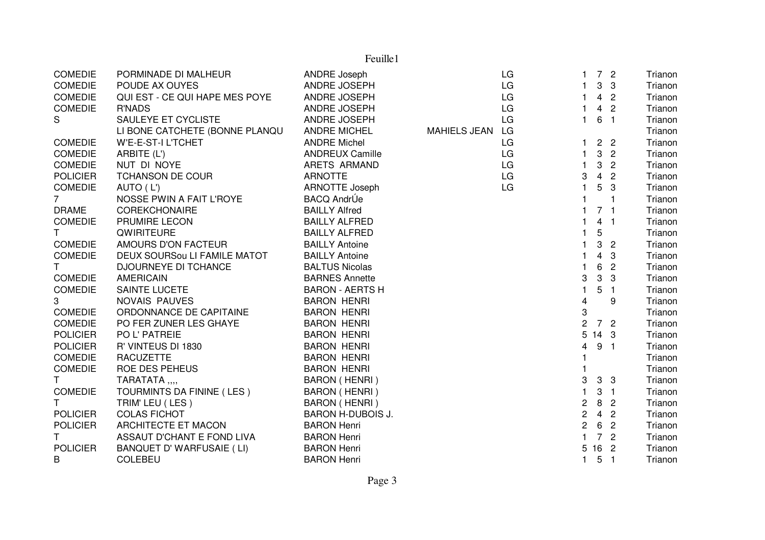| | | | | | | | | |
|---|---|---|---|---|---|---|---|---|
| COMEDIE | PORMINADE DI MALHEUR | ANDRE Joseph | | LG | 1 | 7 | 2 | Trianon |
| COMEDIE | POUDE AX OUYES | ANDRE JOSEPH | | LG | 1 | 3 | 3 | Trianon |
| COMEDIE | QUI EST - CE QUI HAPE MES POYE | ANDRE JOSEPH | | LG | 1 | 4 | 2 | Trianon |
| COMEDIE | R'NADS | ANDRE JOSEPH | | LG | 1 | 4 | 2 | Trianon |
| S | SAULEYE ET CYCLISTE | ANDRE JOSEPH | | LG | 1 | 6 | 1 | Trianon |
| | LI BONE CATCHETE (BONNE PLANQU | ANDRE MICHEL | MAHIELS JEAN | LG | | | | Trianon |
| COMEDIE | W'E-E-ST-I L'TCHET | ANDRE Michel | | LG | 1 | 2 | 2 | Trianon |
| COMEDIE | ARBITE (L') | ANDREUX Camille | | LG | 1 | 3 | 2 | Trianon |
| COMEDIE | NUT DI NOYE | ARETS ARMAND | | LG | 1 | 3 | 2 | Trianon |
| POLICIER | TCHANSON DE COUR | ARNOTTE | | LG | 3 | 4 | 2 | Trianon |
| COMEDIE | AUTO ( L') | ARNOTTE Joseph | | LG | 1 | 5 | 3 | Trianon |
| 7 | NOSSE PWIN A FAIT L'ROYE | BACQ AndrÚe | | | 1 | | 1 | Trianon |
| DRAME | COREKCHONAIRE | BAILLY Alfred | | | 1 | 7 | 1 | Trianon |
| COMEDIE | PRUMIRE LECON | BAILLY ALFRED | | | 1 | 4 | 1 | Trianon |
| T | QWIRITEURE | BAILLY ALFRED | | | 1 | 5 | | Trianon |
| COMEDIE | AMOURS D'ON FACTEUR | BAILLY Antoine | | | 1 | 3 | 2 | Trianon |
| COMEDIE | DEUX SOURSou LI FAMILE MATOT | BAILLY Antoine | | | 1 | 4 | 3 | Trianon |
| T | DJOURNEYE DI TCHANCE | BALTUS Nicolas | | | 1 | 6 | 2 | Trianon |
| COMEDIE | AMERICAIN | BARNES Annette | | | 3 | 3 | 3 | Trianon |
| COMEDIE | SAINTE LUCETE | BARON - AERTS H | | | 1 | 5 | 1 | Trianon |
| 3 | NOVAIS PAUVES | BARON HENRI | | | 4 | | 9 | Trianon |
| COMEDIE | ORDONNANCE DE CAPITAINE | BARON HENRI | | | 3 | | | Trianon |
| COMEDIE | PO FER ZUNER LES GHAYE | BARON HENRI | | | 2 | 7 | 2 | Trianon |
| POLICIER | PO L' PATREIE | BARON HENRI | | | 5 | 14 | 3 | Trianon |
| POLICIER | R' VINTEUS DI 1830 | BARON HENRI | | | 4 | 9 | 1 | Trianon |
| COMEDIE | RACUZETTE | BARON HENRI | | | 1 | | | Trianon |
| COMEDIE | ROE DES PEHEUS | BARON HENRI | | | 1 | | | Trianon |
| T | TARATATA ,,,, | BARON ( HENRI ) | | | 3 | 3 | 3 | Trianon |
| COMEDIE | TOURMINTS DA FININE ( LES ) | BARON ( HENRI ) | | | 1 | 3 | 1 | Trianon |
| T | TRIM' LEU ( LES ) | BARON ( HENRI ) | | | 2 | 8 | 2 | Trianon |
| POLICIER | COLAS FICHOT | BARON H-DUBOIS J. | | | 2 | 4 | 2 | Trianon |
| POLICIER | ARCHITECTE ET MACON | BARON Henri | | | 2 | 6 | 2 | Trianon |
| T | ASSAUT D'CHANT E FOND LIVA | BARON Henri | | | 1 | 7 | 2 | Trianon |
| POLICIER | BANQUET D' WARFUSAIE ( LI) | BARON Henri | | | 5 | 16 | 2 | Trianon |
| B | COLEBEU | BARON Henri | | | 1 | 5 | 1 | Trianon |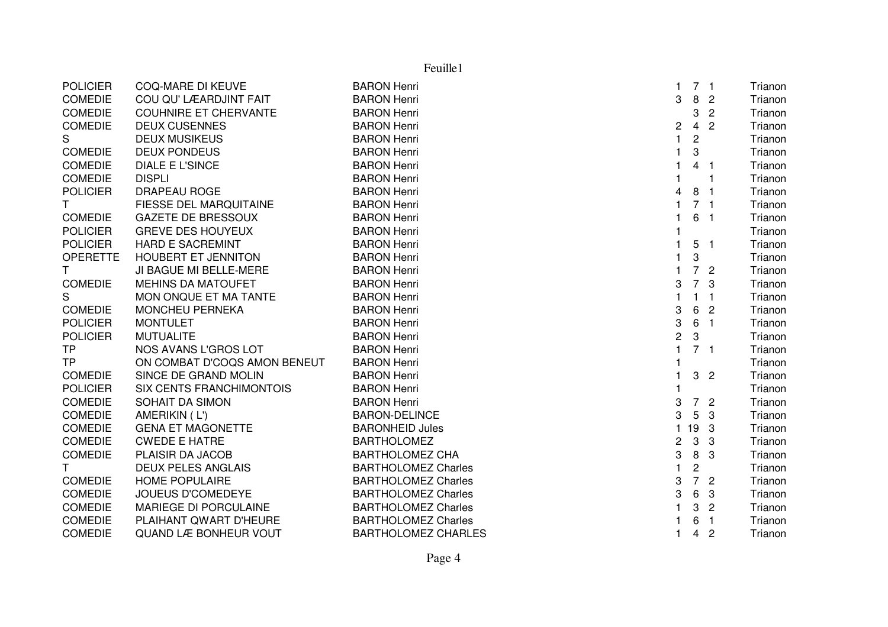| | | | | | | |
|---|---|---|---|---|---|---|
| POLICIER | COQ-MARE DI KEUVE | BARON Henri | 1 | 7 | 1 | Trianon |
| COMEDIE | COU QU' LÆARDJINT FAIT | BARON Henri | 3 | 8 | 2 | Trianon |
| COMEDIE | COUHNIRE ET CHERVANTE | BARON Henri | | 3 | 2 | Trianon |
| COMEDIE | DEUX CUSENNES | BARON Henri | 2 | 4 | 2 | Trianon |
| S | DEUX MUSIKEUS | BARON Henri | 1 | 2 | | Trianon |
| COMEDIE | DEUX PONDEUS | BARON Henri | 1 | 3 | | Trianon |
| COMEDIE | DIALE E L'SINCE | BARON Henri | 1 | 4 | 1 | Trianon |
| COMEDIE | DISPLI | BARON Henri | 1 | | 1 | Trianon |
| POLICIER | DRAPEAU ROGE | BARON Henri | 4 | 8 | 1 | Trianon |
| T | FIESSE DEL MARQUITAINE | BARON Henri | 1 | 7 | 1 | Trianon |
| COMEDIE | GAZETE DE BRESSOUX | BARON Henri | 1 | 6 | 1 | Trianon |
| POLICIER | GREVE DES HOUYEUX | BARON Henri | 1 | | | Trianon |
| POLICIER | HARD E SACREMINT | BARON Henri | 1 | 5 | 1 | Trianon |
| OPERETTE | HOUBERT ET JENNITON | BARON Henri | 1 | 3 | | Trianon |
| T | JI BAGUE MI BELLE-MERE | BARON Henri | 1 | 7 | 2 | Trianon |
| COMEDIE | MEHINS DA MATOUFET | BARON Henri | 3 | 7 | 3 | Trianon |
| S | MON ONQUE ET MA TANTE | BARON Henri | 1 | 1 | 1 | Trianon |
| COMEDIE | MONCHEU PERNEKA | BARON Henri | 3 | 6 | 2 | Trianon |
| POLICIER | MONTULET | BARON Henri | 3 | 6 | 1 | Trianon |
| POLICIER | MUTUALITE | BARON Henri | 2 | 3 | | Trianon |
| TP | NOS AVANS L'GROS LOT | BARON Henri | 1 | 7 | 1 | Trianon |
| TP | ON COMBAT D'COQS AMON BENEUT | BARON Henri | 1 | | | Trianon |
| COMEDIE | SINCE DE GRAND MOLIN | BARON Henri | 1 | 3 | 2 | Trianon |
| POLICIER | SIX CENTS FRANCHIMONTOIS | BARON Henri | 1 | | | Trianon |
| COMEDIE | SOHAIT DA SIMON | BARON Henri | 3 | 7 | 2 | Trianon |
| COMEDIE | AMERIKIN ( L') | BARON-DELINCE | 3 | 5 | 3 | Trianon |
| COMEDIE | GENA ET MAGONETTE | BARONHEID Jules | 1 | 19 | 3 | Trianon |
| COMEDIE | CWEDE E HATRE | BARTHOLOMEZ | 2 | 3 | 3 | Trianon |
| COMEDIE | PLAISIR DA JACOB | BARTHOLOMEZ CHA | 3 | 8 | 3 | Trianon |
| T | DEUX PELES ANGLAIS | BARTHOLOMEZ Charles | 1 | 2 | | Trianon |
| COMEDIE | HOME POPULAIRE | BARTHOLOMEZ Charles | 3 | 7 | 2 | Trianon |
| COMEDIE | JOUEUS D'COMEDEYE | BARTHOLOMEZ Charles | 3 | 6 | 3 | Trianon |
| COMEDIE | MARIEGE DI PORCULAINE | BARTHOLOMEZ Charles | 1 | 3 | 2 | Trianon |
| COMEDIE | PLAIHANT QWART D'HEURE | BARTHOLOMEZ Charles | 1 | 6 | 1 | Trianon |
| COMEDIE | QUAND LÆ BONHEUR VOUT | BARTHOLOMEZ CHARLES | 1 | 4 | 2 | Trianon |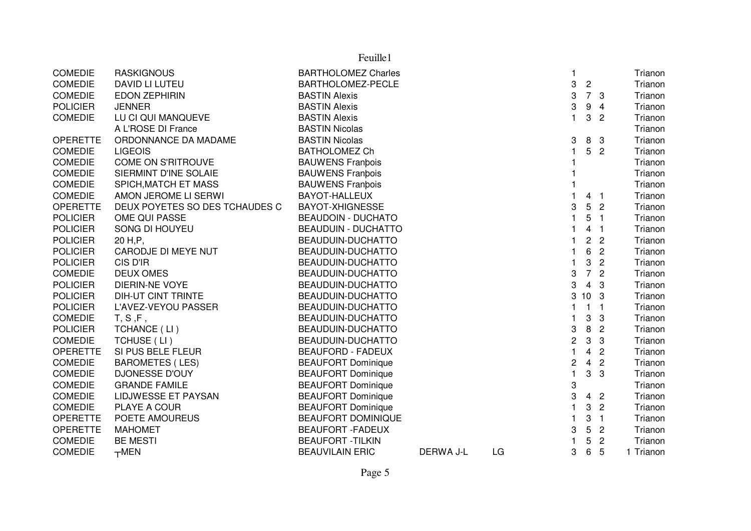| | | | | | | | | | |
|---|---|---|---|---|---|---|---|---|---|
| COMEDIE | RASKIGNOUS | BARTHOLOMEZ Charles | | | 1 | | | | Trianon |
| COMEDIE | DAVID LI LUTEU | BARTHOLOMEZ-PECLE | | | 3 | 2 | | | Trianon |
| COMEDIE | EDON ZEPHIRIN | BASTIN Alexis | | | 3 | 7 | 3 | | Trianon |
| POLICIER | JENNER | BASTIN Alexis | | | 3 | 9 | 4 | | Trianon |
| COMEDIE | LU CI QUI MANQUEVE | BASTIN Alexis | | | 1 | 3 | 2 | | Trianon |
| | A L'ROSE DI France | BASTIN Nicolas | | | | | | | Trianon |
| OPERETTE | ORDONNANCE DA MADAME | BASTIN Nicolas | | | 3 | 8 | 3 | | Trianon |
| COMEDIE | LIGEOIS | BATHOLOMEZ Ch | | | 1 | 5 | 2 | | Trianon |
| COMEDIE | COME ON S'RITROUVE | BAUWENS Franþois | | | 1 | | | | Trianon |
| COMEDIE | SIERMINT D'INE SOLAIE | BAUWENS Franþois | | | 1 | | | | Trianon |
| COMEDIE | SPICH,MATCH ET MASS | BAUWENS Franþois | | | 1 | | | | Trianon |
| COMEDIE | AMON JEROME LI SERWI | BAYOT-HALLEUX | | | 1 | 4 | 1 | | Trianon |
| OPERETTE | DEUX POYETES SO DES TCHAUDES C | BAYOT-XHIGNESSE | | | 3 | 5 | 2 | | Trianon |
| POLICIER | OME QUI PASSE | BEAUDOIN - DUCHATO | | | 1 | 5 | 1 | | Trianon |
| POLICIER | SONG DI HOUYEU | BEAUDUIN - DUCHATTO | | | 1 | 4 | 1 | | Trianon |
| POLICIER | 20 H,P, | BEAUDUIN-DUCHATTO | | | 1 | 2 | 2 | | Trianon |
| POLICIER | CARODJE DI MEYE NUT | BEAUDUIN-DUCHATTO | | | 1 | 6 | 2 | | Trianon |
| POLICIER | CIS D'IR | BEAUDUIN-DUCHATTO | | | 1 | 3 | 2 | | Trianon |
| COMEDIE | DEUX OMES | BEAUDUIN-DUCHATTO | | | 3 | 7 | 2 | | Trianon |
| POLICIER | DIERIN-NE VOYE | BEAUDUIN-DUCHATTO | | | 3 | 4 | 3 | | Trianon |
| POLICIER | DIH-UT CINT TRINTE | BEAUDUIN-DUCHATTO | | | 3 | 10 | 3 | | Trianon |
| POLICIER | L'AVEZ-VEYOU PASSER | BEAUDUIN-DUCHATTO | | | 1 | 1 | 1 | | Trianon |
| COMEDIE | T, S ,F , | BEAUDUIN-DUCHATTO | | | 1 | 3 | 3 | | Trianon |
| POLICIER | TCHANCE ( LI ) | BEAUDUIN-DUCHATTO | | | 3 | 8 | 2 | | Trianon |
| COMEDIE | TCHUSE ( LI ) | BEAUDUIN-DUCHATTO | | | 2 | 3 | 3 | | Trianon |
| OPERETTE | SI PUS BELE FLEUR | BEAUFORD - FADEUX | | | 1 | 4 | 2 | | Trianon |
| COMEDIE | BAROMETES ( LES) | BEAUFORT Dominique | | | 2 | 4 | 2 | | Trianon |
| COMEDIE | DJONESSE D'OUY | BEAUFORT Dominique | | | 1 | 3 | 3 | | Trianon |
| COMEDIE | GRANDE FAMILE | BEAUFORT Dominique | | | 3 | | | | Trianon |
| COMEDIE | LIDJWESSE ET PAYSAN | BEAUFORT Dominique | | | 3 | 4 | 2 | | Trianon |
| COMEDIE | PLAYE A COUR | BEAUFORT Dominique | | | 1 | 3 | 2 | | Trianon |
| OPERETTE | POETE AMOUREUS | BEAUFORT DOMINIQUE | | | 1 | 3 | 1 | | Trianon |
| OPERETTE | MAHOMET | BEAUFORT -FADEUX | | | 3 | 5 | 2 | | Trianon |
| COMEDIE | BE MESTI | BEAUFORT -TILKIN | | | 1 | 5 | 2 | | Trianon |
| COMEDIE | ┬MEN | BEAUVILAIN ERIC | DERWA J-L | LG | 3 | 6 | 5 | 1 | Trianon |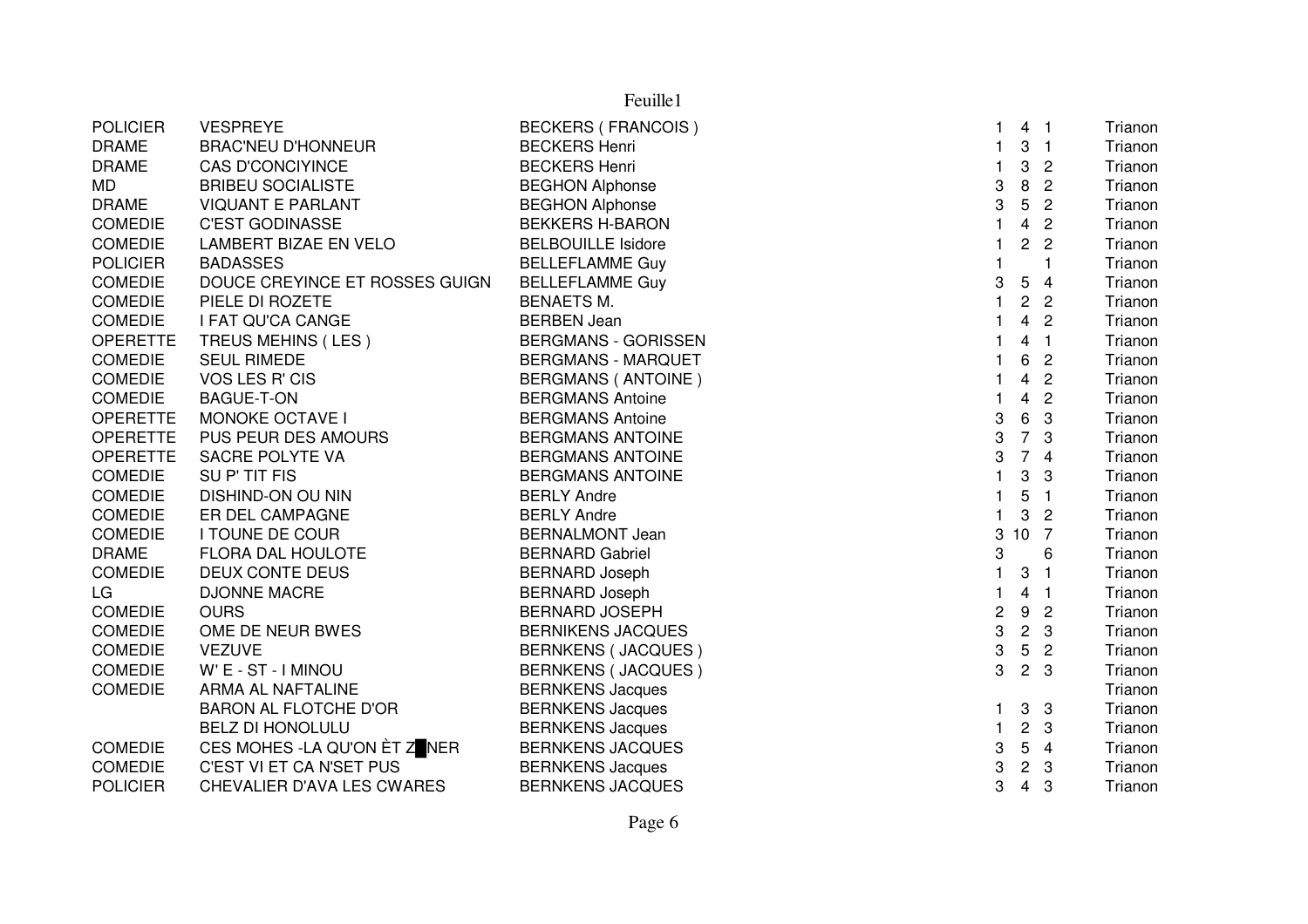| | | | | | | |
|---|---|---|---|---|---|---|
| POLICIER | VESPREYE | BECKERS ( FRANCOIS ) | 1 | 4 | 1 | Trianon |
| DRAME | BRAC'NEU D'HONNEUR | BECKERS Henri | 1 | 3 | 1 | Trianon |
| DRAME | CAS D'CONCIYINCE | BECKERS Henri | 1 | 3 | 2 | Trianon |
| MD | BRIBEU SOCIALISTE | BEGHON Alphonse | 3 | 8 | 2 | Trianon |
| DRAME | VIQUANT E PARLANT | BEGHON Alphonse | 3 | 5 | 2 | Trianon |
| COMEDIE | C'EST GODINASSE | BEKKERS H-BARON | 1 | 4 | 2 | Trianon |
| COMEDIE | LAMBERT BIZAE EN VELO | BELBOUILLE Isidore | 1 | 2 | 2 | Trianon |
| POLICIER | BADASSES | BELLEFLAMME Guy | 1 | | 1 | Trianon |
| COMEDIE | DOUCE CREYINCE ET ROSSES GUIGN | BELLEFLAMME Guy | 3 | 5 | 4 | Trianon |
| COMEDIE | PIELE DI ROZETE | BENAETS M. | 1 | 2 | 2 | Trianon |
| COMEDIE | I FAT QU'CA CANGE | BERBEN Jean | 1 | 4 | 2 | Trianon |
| OPERETTE | TREUS MEHINS ( LES ) | BERGMANS - GORISSEN | 1 | 4 | 1 | Trianon |
| COMEDIE | SEUL RIMEDE | BERGMANS - MARQUET | 1 | 6 | 2 | Trianon |
| COMEDIE | VOS LES R' CIS | BERGMANS ( ANTOINE ) | 1 | 4 | 2 | Trianon |
| COMEDIE | BAGUE-T-ON | BERGMANS Antoine | 1 | 4 | 2 | Trianon |
| OPERETTE | MONOKE OCTAVE I | BERGMANS Antoine | 3 | 6 | 3 | Trianon |
| OPERETTE | PUS PEUR DES AMOURS | BERGMANS ANTOINE | 3 | 7 | 3 | Trianon |
| OPERETTE | SACRE POLYTE VA | BERGMANS ANTOINE | 3 | 7 | 4 | Trianon |
| COMEDIE | SU P' TIT FIS | BERGMANS ANTOINE | 1 | 3 | 3 | Trianon |
| COMEDIE | DISHIND-ON OU NIN | BERLY Andre | 1 | 5 | 1 | Trianon |
| COMEDIE | ER DEL CAMPAGNE | BERLY Andre | 1 | 3 | 2 | Trianon |
| COMEDIE | I TOUNE DE COUR | BERNALMONT Jean | 3 | 10 | 7 | Trianon |
| DRAME | FLORA DAL HOULOTE | BERNARD Gabriel | 3 | | 6 | Trianon |
| COMEDIE | DEUX CONTE DEUS | BERNARD Joseph | 1 | 3 | 1 | Trianon |
| LG | DJONNE MACRE | BERNARD Joseph | 1 | 4 | 1 | Trianon |
| COMEDIE | OURS | BERNARD JOSEPH | 2 | 9 | 2 | Trianon |
| COMEDIE | OME DE NEUR BWES | BERNIKENS JACQUES | 3 | 2 | 3 | Trianon |
| COMEDIE | VEZUVE | BERNKENS ( JACQUES ) | 3 | 5 | 2 | Trianon |
| COMEDIE | W' E - ST - I MINOU | BERNKENS ( JACQUES ) | 3 | 2 | 3 | Trianon |
| COMEDIE | ARMA AL NAFTALINE | BERNKENS Jacques | | | | Trianon |
| | BARON AL FLOTCHE D'OR | BERNKENS Jacques | 1 | 3 | 3 | Trianon |
| | BELZ DI HONOLULU | BERNKENS Jacques | 1 | 2 | 3 | Trianon |
| COMEDIE | CES MOHES -LA QU'ON ÈT Z█NER | BERNKENS JACQUES | 3 | 5 | 4 | Trianon |
| COMEDIE | C'EST VI ET CA N'SET PUS | BERNKENS Jacques | 3 | 2 | 3 | Trianon |
| POLICIER | CHEVALIER D'AVA LES CWARES | BERNKENS JACQUES | 3 | 4 | 3 | Trianon |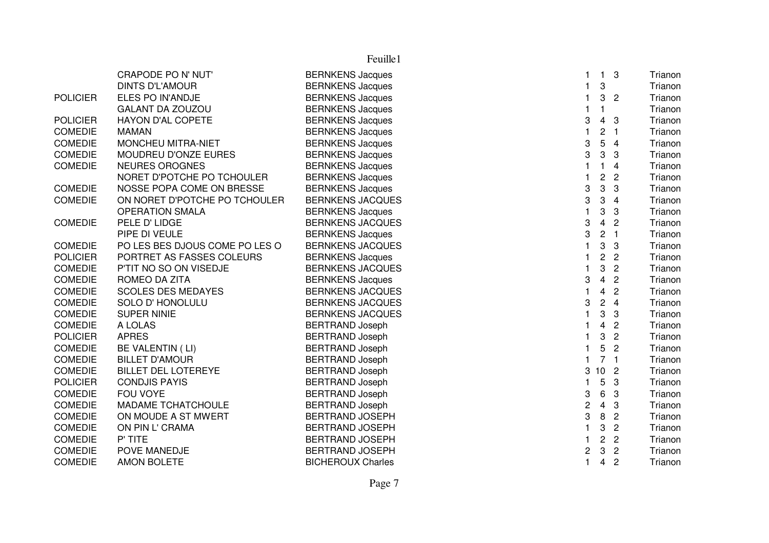| | | | | | | |
|---|---|---|---|---|---|---|
| | CRAPODE PO N' NUT' | BERNKENS Jacques | 1 | 1 | 3 | Trianon |
| | DINTS D'L'AMOUR | BERNKENS Jacques | 1 | 3 | | Trianon |
| POLICIER | ELES PO IN'ANDJE | BERNKENS Jacques | 1 | 3 | 2 | Trianon |
| | GALANT DA ZOUZOU | BERNKENS Jacques | 1 | 1 | | Trianon |
| POLICIER | HAYON D'AL COPETE | BERNKENS Jacques | 3 | 4 | 3 | Trianon |
| COMEDIE | MAMAN | BERNKENS Jacques | 1 | 2 | 1 | Trianon |
| COMEDIE | MONCHEU MITRA-NIET | BERNKENS Jacques | 3 | 5 | 4 | Trianon |
| COMEDIE | MOUDREU D'ONZE EURES | BERNKENS Jacques | 3 | 3 | 3 | Trianon |
| COMEDIE | NEURES OROGNES | BERNKENS Jacques | 1 | 1 | 4 | Trianon |
| | NORET D'POTCHE PO TCHOULER | BERNKENS Jacques | 1 | 2 | 2 | Trianon |
| COMEDIE | NOSSE POPA COME ON BRESSE | BERNKENS Jacques | 3 | 3 | 3 | Trianon |
| COMEDIE | ON NORET D'POTCHE PO TCHOULER | BERNKENS JACQUES | 3 | 3 | 4 | Trianon |
| | OPERATION SMALA | BERNKENS Jacques | 1 | 3 | 3 | Trianon |
| COMEDIE | PELE D' LIDGE | BERNKENS JACQUES | 3 | 4 | 2 | Trianon |
| | PIPE DI VEULE | BERNKENS Jacques | 3 | 2 | 1 | Trianon |
| COMEDIE | PO LES BES DJOUS COME PO LES O | BERNKENS JACQUES | 1 | 3 | 3 | Trianon |
| POLICIER | PORTRET AS FASSES COLEURS | BERNKENS Jacques | 1 | 2 | 2 | Trianon |
| COMEDIE | P'TIT NO SO ON VISEDJE | BERNKENS JACQUES | 1 | 3 | 2 | Trianon |
| COMEDIE | ROMEO DA ZITA | BERNKENS Jacques | 3 | 4 | 2 | Trianon |
| COMEDIE | SCOLES DES MEDAYES | BERNKENS JACQUES | 1 | 4 | 2 | Trianon |
| COMEDIE | SOLO D' HONOLULU | BERNKENS JACQUES | 3 | 2 | 4 | Trianon |
| COMEDIE | SUPER NINIE | BERNKENS JACQUES | 1 | 3 | 3 | Trianon |
| COMEDIE | A LOLAS | BERTRAND Joseph | 1 | 4 | 2 | Trianon |
| POLICIER | APRES | BERTRAND Joseph | 1 | 3 | 2 | Trianon |
| COMEDIE | BE VALENTIN ( LI) | BERTRAND Joseph | 1 | 5 | 2 | Trianon |
| COMEDIE | BILLET D'AMOUR | BERTRAND Joseph | 1 | 7 | 1 | Trianon |
| COMEDIE | BILLET DEL LOTEREYE | BERTRAND Joseph | 3 | 10 | 2 | Trianon |
| POLICIER | CONDJIS PAYIS | BERTRAND Joseph | 1 | 5 | 3 | Trianon |
| COMEDIE | FOU VOYE | BERTRAND Joseph | 3 | 6 | 3 | Trianon |
| COMEDIE | MADAME TCHATCHOULE | BERTRAND Joseph | 2 | 4 | 3 | Trianon |
| COMEDIE | ON MOUDE A ST MWERT | BERTRAND JOSEPH | 3 | 8 | 2 | Trianon |
| COMEDIE | ON PIN L' CRAMA | BERTRAND JOSEPH | 1 | 3 | 2 | Trianon |
| COMEDIE | P' TITE | BERTRAND JOSEPH | 1 | 2 | 2 | Trianon |
| COMEDIE | POVE MANEDJE | BERTRAND JOSEPH | 2 | 3 | 2 | Trianon |
| COMEDIE | AMON BOLETE | BICHEROUX Charles | 1 | 4 | 2 | Trianon |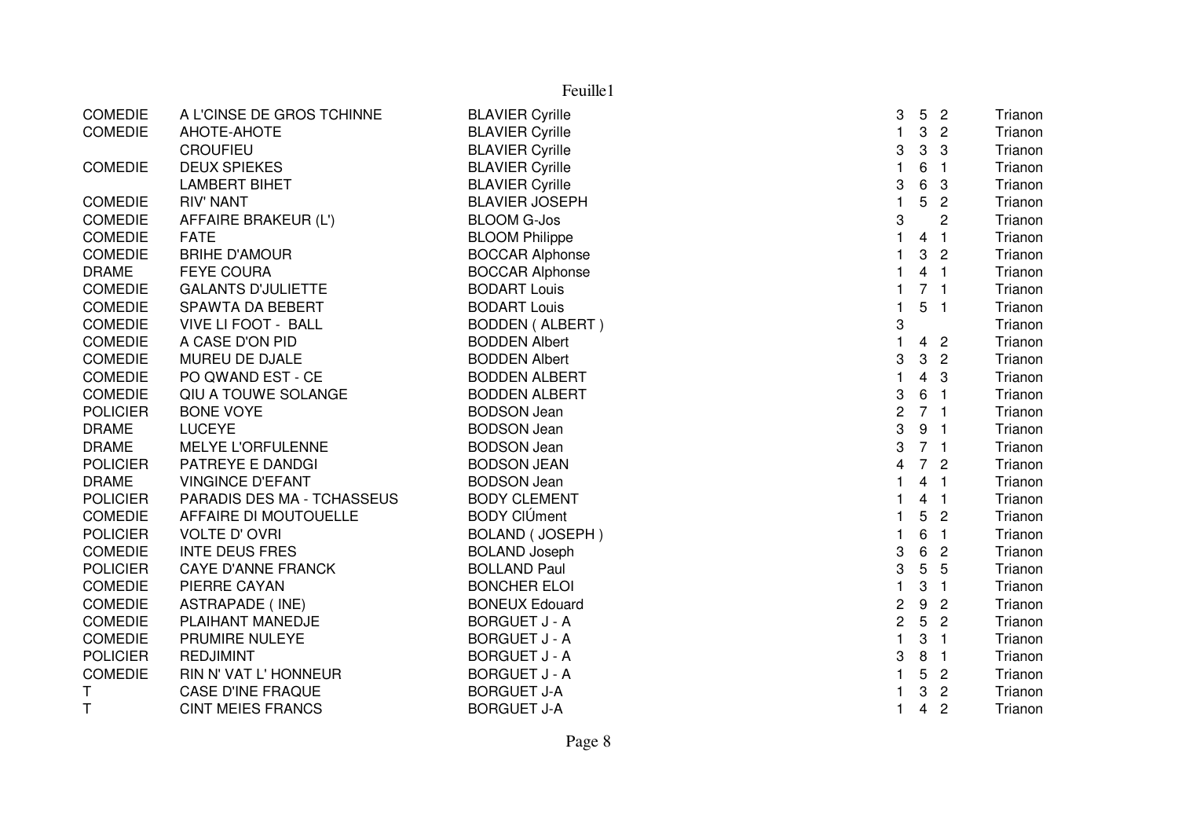| | | | | | | |
|---|---|---|---|---|---|---|
| COMEDIE | A L'CINSE DE GROS TCHINNE | BLAVIER Cyrille | 3 | 5 | 2 | Trianon |
| COMEDIE | AHOTE-AHOTE | BLAVIER Cyrille | 1 | 3 | 2 | Trianon |
| | CROUFIEU | BLAVIER Cyrille | 3 | 3 | 3 | Trianon |
| COMEDIE | DEUX SPIEKES | BLAVIER Cyrille | 1 | 6 | 1 | Trianon |
| | LAMBERT BIHET | BLAVIER Cyrille | 3 | 6 | 3 | Trianon |
| COMEDIE | RIV' NANT | BLAVIER JOSEPH | 1 | 5 | 2 | Trianon |
| COMEDIE | AFFAIRE BRAKEUR (L') | BLOOM G-Jos | 3 | | 2 | Trianon |
| COMEDIE | FATE | BLOOM Philippe | 1 | 4 | 1 | Trianon |
| COMEDIE | BRIHE D'AMOUR | BOCCAR Alphonse | 1 | 3 | 2 | Trianon |
| DRAME | FEYE COURA | BOCCAR Alphonse | 1 | 4 | 1 | Trianon |
| COMEDIE | GALANTS D'JULIETTE | BODART Louis | 1 | 7 | 1 | Trianon |
| COMEDIE | SPAWTA DA BEBERT | BODART Louis | 1 | 5 | 1 | Trianon |
| COMEDIE | VIVE LI FOOT - BALL | BODDEN ( ALBERT ) | 3 | | | Trianon |
| COMEDIE | A CASE D'ON PID | BODDEN Albert | 1 | 4 | 2 | Trianon |
| COMEDIE | MUREU DE DJALE | BODDEN Albert | 3 | 3 | 2 | Trianon |
| COMEDIE | PO QWAND EST - CE | BODDEN ALBERT | 1 | 4 | 3 | Trianon |
| COMEDIE | QIU A TOUWE SOLANGE | BODDEN ALBERT | 3 | 6 | 1 | Trianon |
| POLICIER | BONE VOYE | BODSON Jean | 2 | 7 | 1 | Trianon |
| DRAME | LUCEYE | BODSON Jean | 3 | 9 | 1 | Trianon |
| DRAME | MELYE L'ORFULENNE | BODSON Jean | 3 | 7 | 1 | Trianon |
| POLICIER | PATREYE E DANDGI | BODSON JEAN | 4 | 7 | 2 | Trianon |
| DRAME | VINGINCE D'EFANT | BODSON Jean | 1 | 4 | 1 | Trianon |
| POLICIER | PARADIS DES MA - TCHASSEUS | BODY CLEMENT | 1 | 4 | 1 | Trianon |
| COMEDIE | AFFAIRE DI MOUTOUELLE | BODY ClÚment | 1 | 5 | 2 | Trianon |
| POLICIER | VOLTE D' OVRI | BOLAND ( JOSEPH ) | 1 | 6 | 1 | Trianon |
| COMEDIE | INTE DEUS FRES | BOLAND Joseph | 3 | 6 | 2 | Trianon |
| POLICIER | CAYE D'ANNE FRANCK | BOLLAND Paul | 3 | 5 | 5 | Trianon |
| COMEDIE | PIERRE CAYAN | BONCHER ELOI | 1 | 3 | 1 | Trianon |
| COMEDIE | ASTRAPADE ( INE) | BONEUX Edouard | 2 | 9 | 2 | Trianon |
| COMEDIE | PLAIHANT MANEDJE | BORGUET J - A | 2 | 5 | 2 | Trianon |
| COMEDIE | PRUMIRE NULEYE | BORGUET J - A | 1 | 3 | 1 | Trianon |
| POLICIER | REDJIMINT | BORGUET J - A | 3 | 8 | 1 | Trianon |
| COMEDIE | RIN N' VAT L' HONNEUR | BORGUET J - A | 1 | 5 | 2 | Trianon |
| T | CASE D'INE FRAQUE | BORGUET J-A | 1 | 3 | 2 | Trianon |
| T | CINT MEIES FRANCS | BORGUET J-A | 1 | 4 | 2 | Trianon |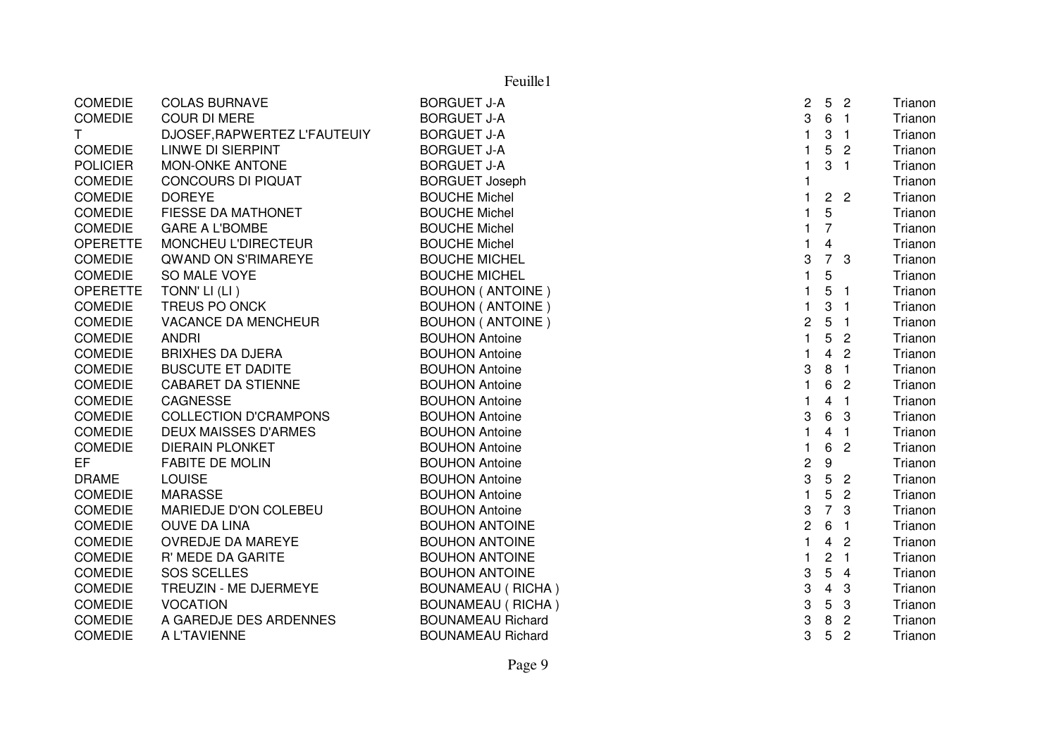| | | | | | | |
|---|---|---|---|---|---|---|
| COMEDIE | COLAS BURNAVE | BORGUET J-A | 2 | 5 | 2 | Trianon |
| COMEDIE | COUR DI MERE | BORGUET J-A | 3 | 6 | 1 | Trianon |
| T | DJOSEF,RAPWERTEZ L'FAUTEUIY | BORGUET J-A | 1 | 3 | 1 | Trianon |
| COMEDIE | LINWE DI SIERPINT | BORGUET J-A | 1 | 5 | 2 | Trianon |
| POLICIER | MON-ONKE ANTONE | BORGUET J-A | 1 | 3 | 1 | Trianon |
| COMEDIE | CONCOURS DI PIQUAT | BORGUET Joseph | 1 | | | Trianon |
| COMEDIE | DOREYE | BOUCHE Michel | 1 | 2 | 2 | Trianon |
| COMEDIE | FIESSE DA MATHONET | BOUCHE Michel | 1 | 5 | | Trianon |
| COMEDIE | GARE A L'BOMBE | BOUCHE Michel | 1 | 7 | | Trianon |
| OPERETTE | MONCHEU L'DIRECTEUR | BOUCHE Michel | 1 | 4 | | Trianon |
| COMEDIE | QWAND ON S'RIMAREYE | BOUCHE MICHEL | 3 | 7 | 3 | Trianon |
| COMEDIE | SO MALE VOYE | BOUCHE MICHEL | 1 | 5 | | Trianon |
| OPERETTE | TONN' LI (LI ) | BOUHON ( ANTOINE ) | 1 | 5 | 1 | Trianon |
| COMEDIE | TREUS PO ONCK | BOUHON ( ANTOINE ) | 1 | 3 | 1 | Trianon |
| COMEDIE | VACANCE DA MENCHEUR | BOUHON ( ANTOINE ) | 2 | 5 | 1 | Trianon |
| COMEDIE | ANDRI | BOUHON Antoine | 1 | 5 | 2 | Trianon |
| COMEDIE | BRIXHES DA DJERA | BOUHON Antoine | 1 | 4 | 2 | Trianon |
| COMEDIE | BUSCUTE ET DADITE | BOUHON Antoine | 3 | 8 | 1 | Trianon |
| COMEDIE | CABARET DA STIENNE | BOUHON Antoine | 1 | 6 | 2 | Trianon |
| COMEDIE | CAGNESSE | BOUHON Antoine | 1 | 4 | 1 | Trianon |
| COMEDIE | COLLECTION D'CRAMPONS | BOUHON Antoine | 3 | 6 | 3 | Trianon |
| COMEDIE | DEUX MAISSES D'ARMES | BOUHON Antoine | 1 | 4 | 1 | Trianon |
| COMEDIE | DIERAIN PLONKET | BOUHON Antoine | 1 | 6 | 2 | Trianon |
| EF | FABITE DE MOLIN | BOUHON Antoine | 2 | 9 | | Trianon |
| DRAME | LOUISE | BOUHON Antoine | 3 | 5 | 2 | Trianon |
| COMEDIE | MARASSE | BOUHON Antoine | 1 | 5 | 2 | Trianon |
| COMEDIE | MARIEDJE D'ON COLEBEU | BOUHON Antoine | 3 | 7 | 3 | Trianon |
| COMEDIE | OUVE DA LINA | BOUHON ANTOINE | 2 | 6 | 1 | Trianon |
| COMEDIE | OVREDJE DA MAREYE | BOUHON ANTOINE | 1 | 4 | 2 | Trianon |
| COMEDIE | R' MEDE DA GARITE | BOUHON ANTOINE | 1 | 2 | 1 | Trianon |
| COMEDIE | SOS SCELLES | BOUHON ANTOINE | 3 | 5 | 4 | Trianon |
| COMEDIE | TREUZIN - ME DJERMEYE | BOUNAMEAU ( RICHA ) | 3 | 4 | 3 | Trianon |
| COMEDIE | VOCATION | BOUNAMEAU ( RICHA ) | 3 | 5 | 3 | Trianon |
| COMEDIE | A GAREDJE DES ARDENNES | BOUNAMEAU Richard | 3 | 8 | 2 | Trianon |
| COMEDIE | A L'TAVIENNE | BOUNAMEAU Richard | 3 | 5 | 2 | Trianon |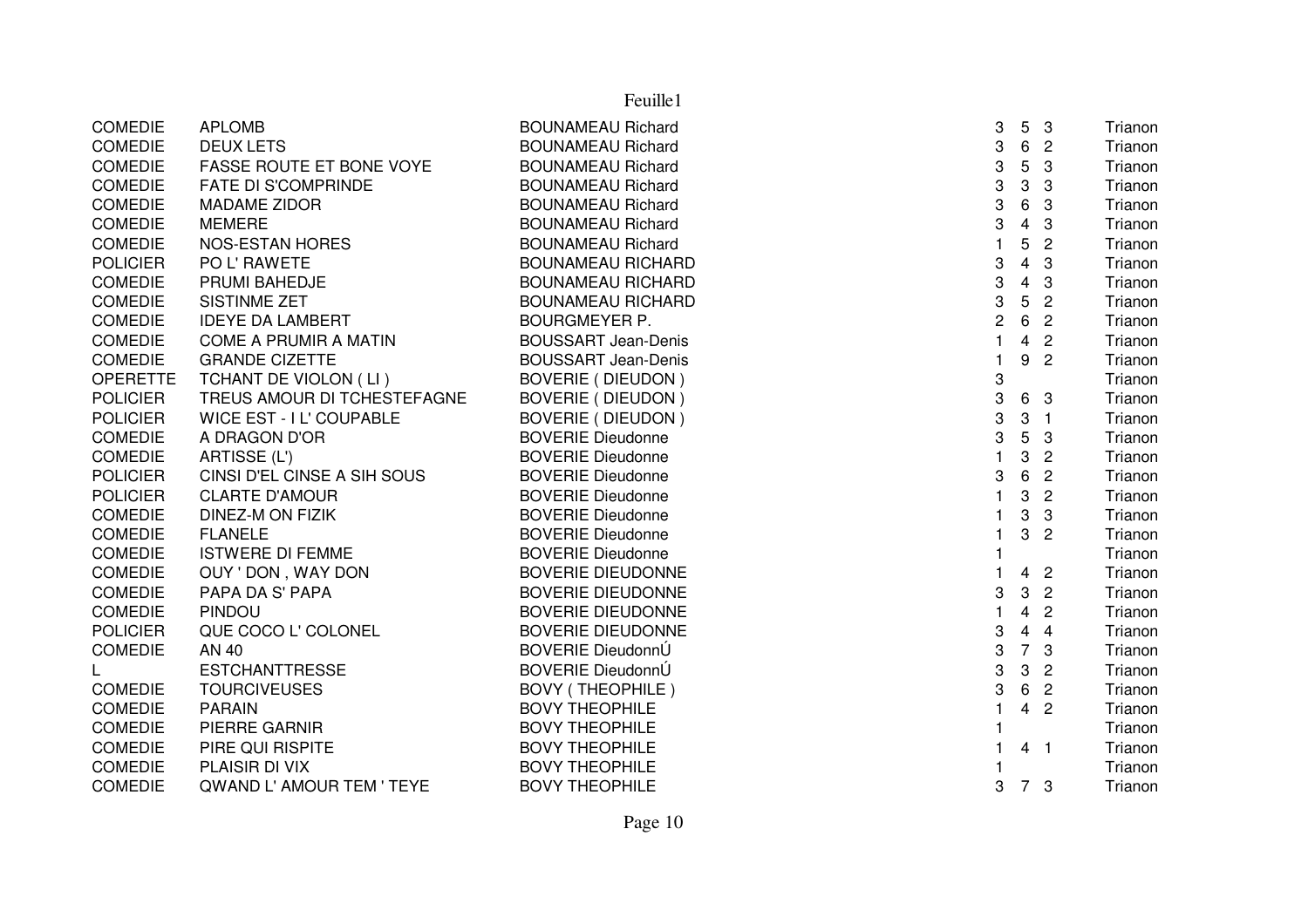| | | | | | | |
|---|---|---|---|---|---|---|
| COMEDIE | APLOMB | BOUNAMEAU Richard | 3 | 5 | 3 | Trianon |
| COMEDIE | DEUX LETS | BOUNAMEAU Richard | 3 | 6 | 2 | Trianon |
| COMEDIE | FASSE ROUTE ET BONE VOYE | BOUNAMEAU Richard | 3 | 5 | 3 | Trianon |
| COMEDIE | FATE DI S'COMPRINDE | BOUNAMEAU Richard | 3 | 3 | 3 | Trianon |
| COMEDIE | MADAME ZIDOR | BOUNAMEAU Richard | 3 | 6 | 3 | Trianon |
| COMEDIE | MEMERE | BOUNAMEAU Richard | 3 | 4 | 3 | Trianon |
| COMEDIE | NOS-ESTAN HORES | BOUNAMEAU Richard | 1 | 5 | 2 | Trianon |
| POLICIER | PO L' RAWETE | BOUNAMEAU RICHARD | 3 | 4 | 3 | Trianon |
| COMEDIE | PRUMI BAHEDJE | BOUNAMEAU RICHARD | 3 | 4 | 3 | Trianon |
| COMEDIE | SISTINME ZET | BOUNAMEAU RICHARD | 3 | 5 | 2 | Trianon |
| COMEDIE | IDEYE DA LAMBERT | BOURGMEYER P. | 2 | 6 | 2 | Trianon |
| COMEDIE | COME A PRUMIR A MATIN | BOUSSART Jean-Denis | 1 | 4 | 2 | Trianon |
| COMEDIE | GRANDE CIZETTE | BOUSSART Jean-Denis | 1 | 9 | 2 | Trianon |
| OPERETTE | TCHANT DE VIOLON ( LI ) | BOVERIE ( DIEUDON ) | 3 | | | Trianon |
| POLICIER | TREUS AMOUR DI TCHESTEFAGNE | BOVERIE ( DIEUDON ) | 3 | 6 | 3 | Trianon |
| POLICIER | WICE EST - I L' COUPABLE | BOVERIE ( DIEUDON ) | 3 | 3 | 1 | Trianon |
| COMEDIE | A DRAGON D'OR | BOVERIE Dieudonne | 3 | 5 | 3 | Trianon |
| COMEDIE | ARTISSE (L') | BOVERIE Dieudonne | 1 | 3 | 2 | Trianon |
| POLICIER | CINSI D'EL CINSE A SIH SOUS | BOVERIE Dieudonne | 3 | 6 | 2 | Trianon |
| POLICIER | CLARTE D'AMOUR | BOVERIE Dieudonne | 1 | 3 | 2 | Trianon |
| COMEDIE | DINEZ-M ON FIZIK | BOVERIE Dieudonne | 1 | 3 | 3 | Trianon |
| COMEDIE | FLANELE | BOVERIE Dieudonne | 1 | 3 | 2 | Trianon |
| COMEDIE | ISTWERE DI FEMME | BOVERIE Dieudonne | 1 | | | Trianon |
| COMEDIE | OUY ' DON , WAY DON | BOVERIE DIEUDONNE | 1 | 4 | 2 | Trianon |
| COMEDIE | PAPA DA S' PAPA | BOVERIE DIEUDONNE | 3 | 3 | 2 | Trianon |
| COMEDIE | PINDOU | BOVERIE DIEUDONNE | 1 | 4 | 2 | Trianon |
| POLICIER | QUE COCO L' COLONEL | BOVERIE DIEUDONNE | 3 | 4 | 4 | Trianon |
| COMEDIE | AN 40 | BOVERIE DieudonnÚ | 3 | 7 | 3 | Trianon |
| L | ESTCHANTTRESSE | BOVERIE DieudonnÚ | 3 | 3 | 2 | Trianon |
| COMEDIE | TOURCIVEUSES | BOVY ( THEOPHILE ) | 3 | 6 | 2 | Trianon |
| COMEDIE | PARAIN | BOVY THEOPHILE | 1 | 4 | 2 | Trianon |
| COMEDIE | PIERRE GARNIR | BOVY THEOPHILE | 1 | | | Trianon |
| COMEDIE | PIRE QUI RISPITE | BOVY THEOPHILE | 1 | 4 | 1 | Trianon |
| COMEDIE | PLAISIR DI VIX | BOVY THEOPHILE | 1 | | | Trianon |
| COMEDIE | QWAND L' AMOUR TEM ' TEYE | BOVY THEOPHILE | 3 | 7 | 3 | Trianon |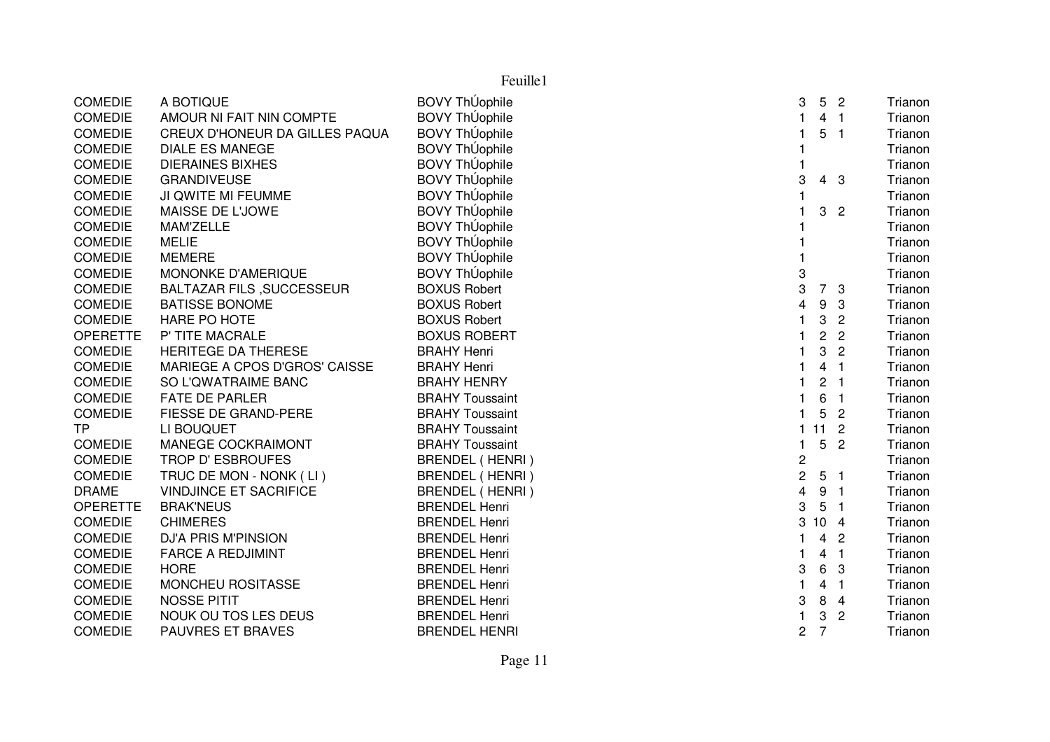| | | | | | | |
|---|---|---|---|---|---|---|
| COMEDIE | A BOTIQUE | BOVY ThÚophile | 3 | 5 | 2 | Trianon |
| COMEDIE | AMOUR NI FAIT NIN COMPTE | BOVY ThÚophile | 1 | 4 | 1 | Trianon |
| COMEDIE | CREUX D'HONEUR DA GILLES PAQUA | BOVY ThÚophile | 1 | 5 | 1 | Trianon |
| COMEDIE | DIALE ES MANEGE | BOVY ThÚophile | 1 | | | Trianon |
| COMEDIE | DIERAINES BIXHES | BOVY ThÚophile | 1 | | | Trianon |
| COMEDIE | GRANDIVEUSE | BOVY ThÚophile | 3 | 4 | 3 | Trianon |
| COMEDIE | JI QWITE MI FEUMME | BOVY ThÚophile | 1 | | | Trianon |
| COMEDIE | MAISSE DE L'JOWE | BOVY ThÚophile | 1 | 3 | 2 | Trianon |
| COMEDIE | MAM'ZELLE | BOVY ThÚophile | 1 | | | Trianon |
| COMEDIE | MELIE | BOVY ThÚophile | 1 | | | Trianon |
| COMEDIE | MEMERE | BOVY ThÚophile | 1 | | | Trianon |
| COMEDIE | MONONKE D'AMERIQUE | BOVY ThÚophile | 3 | | | Trianon |
| COMEDIE | BALTAZAR FILS ,SUCCESSEUR | BOXUS Robert | 3 | 7 | 3 | Trianon |
| COMEDIE | BATISSE BONOME | BOXUS Robert | 4 | 9 | 3 | Trianon |
| COMEDIE | HARE PO HOTE | BOXUS Robert | 1 | 3 | 2 | Trianon |
| OPERETTE | P' TITE MACRALE | BOXUS ROBERT | 1 | 2 | 2 | Trianon |
| COMEDIE | HERITEGE DA THERESE | BRAHY Henri | 1 | 3 | 2 | Trianon |
| COMEDIE | MARIEGE A CPOS D'GROS' CAISSE | BRAHY Henri | 1 | 4 | 1 | Trianon |
| COMEDIE | SO L'QWATRAIME BANC | BRAHY HENRY | 1 | 2 | 1 | Trianon |
| COMEDIE | FATE DE PARLER | BRAHY Toussaint | 1 | 6 | 1 | Trianon |
| COMEDIE | FIESSE DE GRAND-PERE | BRAHY Toussaint | 1 | 5 | 2 | Trianon |
| TP | LI BOUQUET | BRAHY Toussaint | 1 | 11 | 2 | Trianon |
| COMEDIE | MANEGE COCKRAIMONT | BRAHY Toussaint | 1 | 5 | 2 | Trianon |
| COMEDIE | TROP D' ESBROUFES | BRENDEL ( HENRI ) | 2 | | | Trianon |
| COMEDIE | TRUC DE MON - NONK ( LI ) | BRENDEL ( HENRI ) | 2 | 5 | 1 | Trianon |
| DRAME | VINDJINCE ET SACRIFICE | BRENDEL ( HENRI ) | 4 | 9 | 1 | Trianon |
| OPERETTE | BRAK'NEUS | BRENDEL Henri | 3 | 5 | 1 | Trianon |
| COMEDIE | CHIMERES | BRENDEL Henri | 3 | 10 | 4 | Trianon |
| COMEDIE | DJ'A PRIS M'PINSION | BRENDEL Henri | 1 | 4 | 2 | Trianon |
| COMEDIE | FARCE A REDJIMINT | BRENDEL Henri | 1 | 4 | 1 | Trianon |
| COMEDIE | HORE | BRENDEL Henri | 3 | 6 | 3 | Trianon |
| COMEDIE | MONCHEU ROSITASSE | BRENDEL Henri | 1 | 4 | 1 | Trianon |
| COMEDIE | NOSSE PITIT | BRENDEL Henri | 3 | 8 | 4 | Trianon |
| COMEDIE | NOUK OU TOS LES DEUS | BRENDEL Henri | 1 | 3 | 2 | Trianon |
| COMEDIE | PAUVRES ET BRAVES | BRENDEL HENRI | 2 | 7 | | Trianon |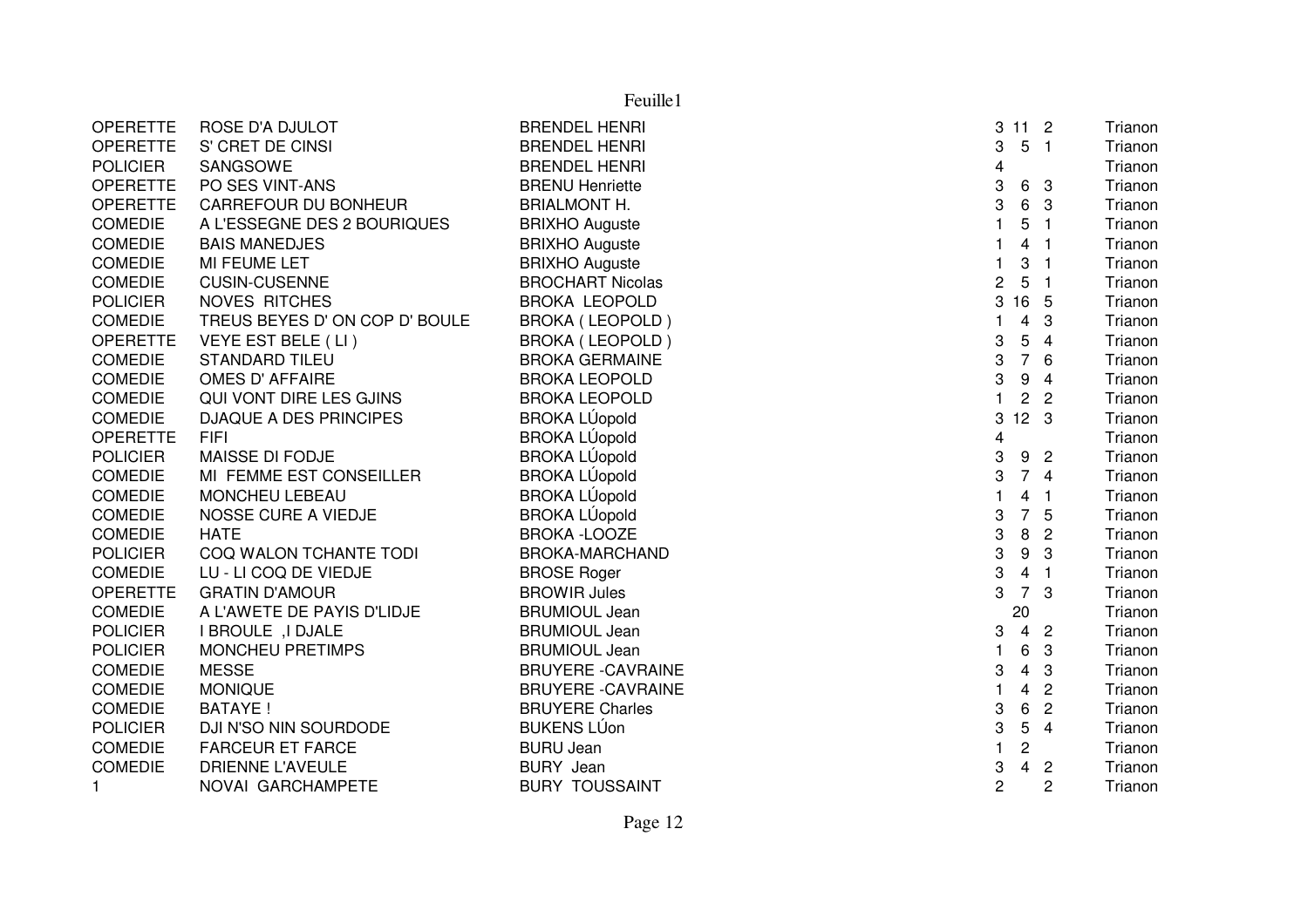| | | | | | | |
|---|---|---|---|---|---|---|
| OPERETTE | ROSE D'A DJULOT | BRENDEL HENRI | 3 | 11 | 2 | Trianon |
| OPERETTE | S' CRET DE CINSI | BRENDEL HENRI | 3 | 5 | 1 | Trianon |
| POLICIER | SANGSOWE | BRENDEL HENRI | 4 | | | Trianon |
| OPERETTE | PO SES VINT-ANS | BRENU Henriette | 3 | 6 | 3 | Trianon |
| OPERETTE | CARREFOUR DU BONHEUR | BRIALMONT H. | 3 | 6 | 3 | Trianon |
| COMEDIE | A L'ESSEGNE DES 2 BOURIQUES | BRIXHO Auguste | 1 | 5 | 1 | Trianon |
| COMEDIE | BAIS MANEDJES | BRIXHO Auguste | 1 | 4 | 1 | Trianon |
| COMEDIE | MI FEUME LET | BRIXHO Auguste | 1 | 3 | 1 | Trianon |
| COMEDIE | CUSIN-CUSENNE | BROCHART Nicolas | 2 | 5 | 1 | Trianon |
| POLICIER | NOVES RITCHES | BROKA LEOPOLD | 3 | 16 | 5 | Trianon |
| COMEDIE | TREUS BEYES D' ON COP D' BOULE | BROKA ( LEOPOLD ) | 1 | 4 | 3 | Trianon |
| OPERETTE | VEYE EST BELE ( LI ) | BROKA ( LEOPOLD ) | 3 | 5 | 4 | Trianon |
| COMEDIE | STANDARD TILEU | BROKA GERMAINE | 3 | 7 | 6 | Trianon |
| COMEDIE | OMES D' AFFAIRE | BROKA LEOPOLD | 3 | 9 | 4 | Trianon |
| COMEDIE | QUI VONT DIRE LES GJINS | BROKA LEOPOLD | 1 | 2 | 2 | Trianon |
| COMEDIE | DJAQUE A DES PRINCIPES | BROKA LÚopold | 3 | 12 | 3 | Trianon |
| OPERETTE | FIFI | BROKA LÚopold | 4 | | | Trianon |
| POLICIER | MAISSE DI FODJE | BROKA LÚopold | 3 | 9 | 2 | Trianon |
| COMEDIE | MI FEMME EST CONSEILLER | BROKA LÚopold | 3 | 7 | 4 | Trianon |
| COMEDIE | MONCHEU LEBEAU | BROKA LÚopold | 1 | 4 | 1 | Trianon |
| COMEDIE | NOSSE CURE A VIEDJE | BROKA LÚopold | 3 | 7 | 5 | Trianon |
| COMEDIE | HATE | BROKA -LOOZE | 3 | 8 | 2 | Trianon |
| POLICIER | COQ WALON TCHANTE TODI | BROKA-MARCHAND | 3 | 9 | 3 | Trianon |
| COMEDIE | LU - LI COQ DE VIEDJE | BROSE Roger | 3 | 4 | 1 | Trianon |
| OPERETTE | GRATIN D'AMOUR | BROWIR Jules | 3 | 7 | 3 | Trianon |
| COMEDIE | A L'AWETE DE PAYIS D'LIDJE | BRUMIOUL Jean | | 20 | | Trianon |
| POLICIER | I BROULE ,I DJALE | BRUMIOUL Jean | 3 | 4 | 2 | Trianon |
| POLICIER | MONCHEU PRETIMPS | BRUMIOUL Jean | 1 | 6 | 3 | Trianon |
| COMEDIE | MESSE | BRUYERE -CAVRAINE | 3 | 4 | 3 | Trianon |
| COMEDIE | MONIQUE | BRUYERE -CAVRAINE | 1 | 4 | 2 | Trianon |
| COMEDIE | BATAYE ! | BRUYERE Charles | 3 | 6 | 2 | Trianon |
| POLICIER | DJI N'SO NIN SOURDODE | BUKENS LÚon | 3 | 5 | 4 | Trianon |
| COMEDIE | FARCEUR ET FARCE | BURU Jean | 1 | 2 | | Trianon |
| COMEDIE | DRIENNE L'AVEULE | BURY Jean | 3 | 4 | 2 | Trianon |
| 1 | NOVAI GARCHAMPETE | BURY TOUSSAINT | 2 | | 2 | Trianon |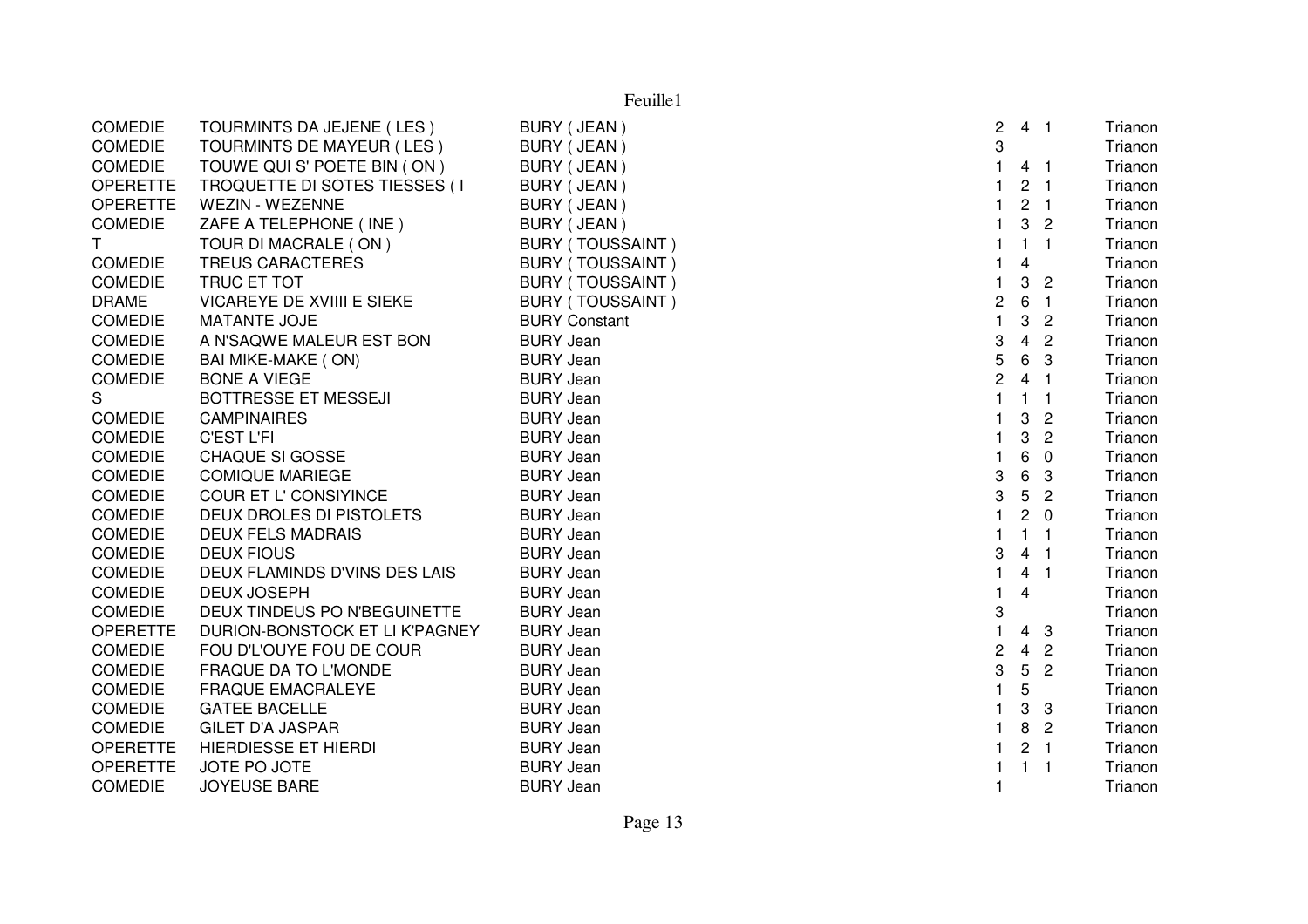| | | | | | | |
|---|---|---|---|---|---|---|
| COMEDIE | TOURMINTS DA JEJENE ( LES ) | BURY ( JEAN ) | 2 | 4 | 1 | Trianon |
| COMEDIE | TOURMINTS DE MAYEUR ( LES ) | BURY ( JEAN ) | 3 | | | Trianon |
| COMEDIE | TOUWE QUI S' POETE BIN ( ON ) | BURY ( JEAN ) | 1 | 4 | 1 | Trianon |
| OPERETTE | TROQUETTE DI SOTES TIESSES ( I | BURY ( JEAN ) | 1 | 2 | 1 | Trianon |
| OPERETTE | WEZIN - WEZENNE | BURY ( JEAN ) | 1 | 2 | 1 | Trianon |
| COMEDIE | ZAFE A TELEPHONE ( INE ) | BURY ( JEAN ) | 1 | 3 | 2 | Trianon |
| T | TOUR DI MACRALE ( ON ) | BURY ( TOUSSAINT ) | 1 | 1 | 1 | Trianon |
| COMEDIE | TREUS CARACTERES | BURY ( TOUSSAINT ) | 1 | 4 | | Trianon |
| COMEDIE | TRUC ET TOT | BURY ( TOUSSAINT ) | 1 | 3 | 2 | Trianon |
| DRAME | VICAREYE DE XVIIII E SIEKE | BURY ( TOUSSAINT ) | 2 | 6 | 1 | Trianon |
| COMEDIE | MATANTE JOJE | BURY Constant | 1 | 3 | 2 | Trianon |
| COMEDIE | A N'SAQWE MALEUR EST BON | BURY Jean | 3 | 4 | 2 | Trianon |
| COMEDIE | BAI MIKE-MAKE ( ON) | BURY Jean | 5 | 6 | 3 | Trianon |
| COMEDIE | BONE A VIEGE | BURY Jean | 2 | 4 | 1 | Trianon |
| S | BOTTRESSE ET MESSEJI | BURY Jean | 1 | 1 | 1 | Trianon |
| COMEDIE | CAMPINAIRES | BURY Jean | 1 | 3 | 2 | Trianon |
| COMEDIE | C'EST L'FI | BURY Jean | 1 | 3 | 2 | Trianon |
| COMEDIE | CHAQUE SI GOSSE | BURY Jean | 1 | 6 | 0 | Trianon |
| COMEDIE | COMIQUE MARIEGE | BURY Jean | 3 | 6 | 3 | Trianon |
| COMEDIE | COUR ET L' CONSIYINCE | BURY Jean | 3 | 5 | 2 | Trianon |
| COMEDIE | DEUX DROLES DI PISTOLETS | BURY Jean | 1 | 2 | 0 | Trianon |
| COMEDIE | DEUX FELS MADRAIS | BURY Jean | 1 | 1 | 1 | Trianon |
| COMEDIE | DEUX FIOUS | BURY Jean | 3 | 4 | 1 | Trianon |
| COMEDIE | DEUX FLAMINDS D'VINS DES LAIS | BURY Jean | 1 | 4 | 1 | Trianon |
| COMEDIE | DEUX JOSEPH | BURY Jean | 1 | 4 | | Trianon |
| COMEDIE | DEUX TINDEUS PO N'BEGUINETTE | BURY Jean | 3 | | | Trianon |
| OPERETTE | DURION-BONSTOCK ET LI K'PAGNEY | BURY Jean | 1 | 4 | 3 | Trianon |
| COMEDIE | FOU D'L'OUYE FOU DE COUR | BURY Jean | 2 | 4 | 2 | Trianon |
| COMEDIE | FRAQUE DA TO L'MONDE | BURY Jean | 3 | 5 | 2 | Trianon |
| COMEDIE | FRAQUE EMACRALEYE | BURY Jean | 1 | 5 | | Trianon |
| COMEDIE | GATEE BACELLE | BURY Jean | 1 | 3 | 3 | Trianon |
| COMEDIE | GILET D'A JASPAR | BURY Jean | 1 | 8 | 2 | Trianon |
| OPERETTE | HIERDIESSE ET HIERDI | BURY Jean | 1 | 2 | 1 | Trianon |
| OPERETTE | JOTE PO JOTE | BURY Jean | 1 | 1 | 1 | Trianon |
| COMEDIE | JOYEUSE BARE | BURY Jean | 1 | | | Trianon |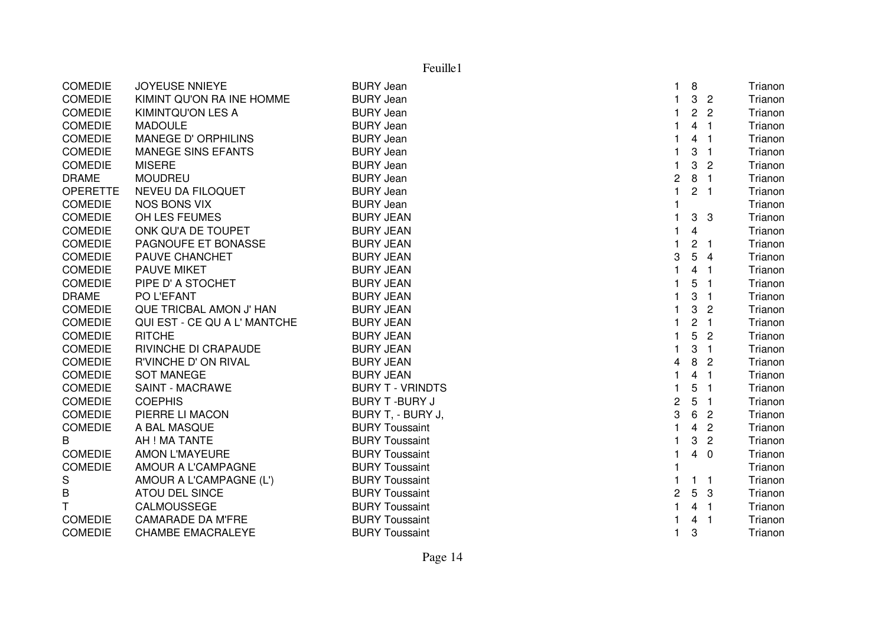| | | | | | | |
|---|---|---|---|---|---|---|
| COMEDIE | JOYEUSE NNIEYE | BURY Jean | 1 | 8 | | Trianon |
| COMEDIE | KIMINT QU'ON RA INE HOMME | BURY Jean | 1 | 3 | 2 | Trianon |
| COMEDIE | KIMINTQU'ON LES A | BURY Jean | 1 | 2 | 2 | Trianon |
| COMEDIE | MADOULE | BURY Jean | 1 | 4 | 1 | Trianon |
| COMEDIE | MANEGE D' ORPHILINS | BURY Jean | 1 | 4 | 1 | Trianon |
| COMEDIE | MANEGE SINS EFANTS | BURY Jean | 1 | 3 | 1 | Trianon |
| COMEDIE | MISERE | BURY Jean | 1 | 3 | 2 | Trianon |
| DRAME | MOUDREU | BURY Jean | 2 | 8 | 1 | Trianon |
| OPERETTE | NEVEU DA FILOQUET | BURY Jean | 1 | 2 | 1 | Trianon |
| COMEDIE | NOS BONS VIX | BURY Jean | 1 | | | Trianon |
| COMEDIE | OH LES FEUMES | BURY JEAN | 1 | 3 | 3 | Trianon |
| COMEDIE | ONK QU'A DE TOUPET | BURY JEAN | 1 | 4 | | Trianon |
| COMEDIE | PAGNOUFE ET BONASSE | BURY JEAN | 1 | 2 | 1 | Trianon |
| COMEDIE | PAUVE CHANCHET | BURY JEAN | 3 | 5 | 4 | Trianon |
| COMEDIE | PAUVE MIKET | BURY JEAN | 1 | 4 | 1 | Trianon |
| COMEDIE | PIPE D' A STOCHET | BURY JEAN | 1 | 5 | 1 | Trianon |
| DRAME | PO L'EFANT | BURY JEAN | 1 | 3 | 1 | Trianon |
| COMEDIE | QUE TRICBAL AMON J' HAN | BURY JEAN | 1 | 3 | 2 | Trianon |
| COMEDIE | QUI EST - CE QU A L' MANTCHE | BURY JEAN | 1 | 2 | 1 | Trianon |
| COMEDIE | RITCHE | BURY JEAN | 1 | 5 | 2 | Trianon |
| COMEDIE | RIVINCHE DI CRAPAUDE | BURY JEAN | 1 | 3 | 1 | Trianon |
| COMEDIE | R'VINCHE D' ON RIVAL | BURY JEAN | 4 | 8 | 2 | Trianon |
| COMEDIE | SOT MANEGE | BURY JEAN | 1 | 4 | 1 | Trianon |
| COMEDIE | SAINT - MACRAWE | BURY T - VRINDTS | 1 | 5 | 1 | Trianon |
| COMEDIE | COEPHIS | BURY T -BURY J | 2 | 5 | 1 | Trianon |
| COMEDIE | PIERRE LI MACON | BURY T, - BURY J, | 3 | 6 | 2 | Trianon |
| COMEDIE | A BAL MASQUE | BURY Toussaint | 1 | 4 | 2 | Trianon |
| B | AH ! MA TANTE | BURY Toussaint | 1 | 3 | 2 | Trianon |
| COMEDIE | AMON L'MAYEURE | BURY Toussaint | 1 | 4 | 0 | Trianon |
| COMEDIE | AMOUR A L'CAMPAGNE | BURY Toussaint | 1 | | | Trianon |
| S | AMOUR A L'CAMPAGNE (L') | BURY Toussaint | 1 | 1 | 1 | Trianon |
| B | ATOU DEL SINCE | BURY Toussaint | 2 | 5 | 3 | Trianon |
| T | CALMOUSSEGE | BURY Toussaint | 1 | 4 | 1 | Trianon |
| COMEDIE | CAMARADE DA M'FRE | BURY Toussaint | 1 | 4 | 1 | Trianon |
| COMEDIE | CHAMBE EMACRALEYE | BURY Toussaint | 1 | 3 | | Trianon |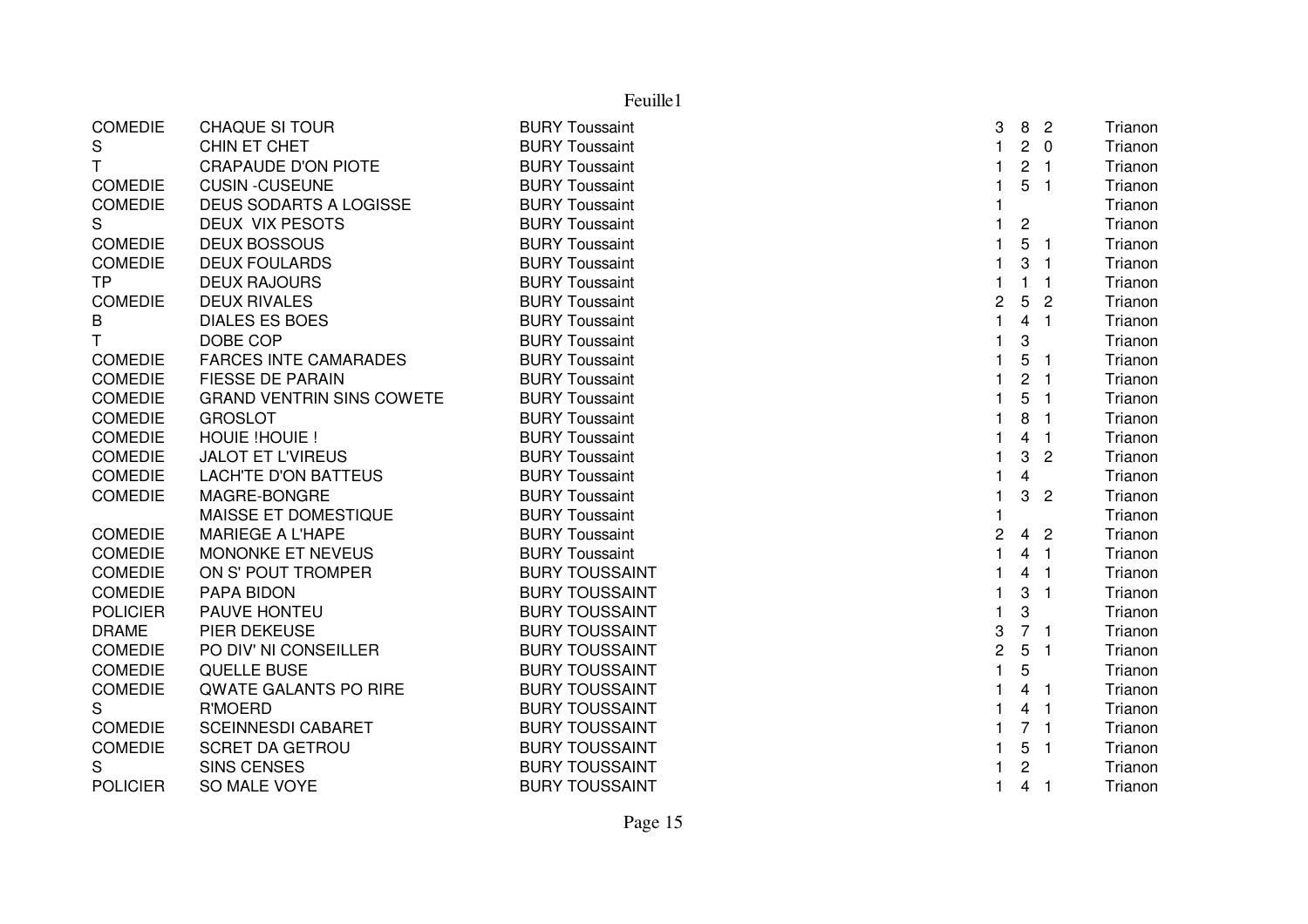| | | | | | | |
|---|---|---|---|---|---|---|
| COMEDIE | CHAQUE SI TOUR | BURY Toussaint | 3 | 8 | 2 | Trianon |
| S | CHIN ET CHET | BURY Toussaint | 1 | 2 | 0 | Trianon |
| T | CRAPAUDE D'ON PIOTE | BURY Toussaint | 1 | 2 | 1 | Trianon |
| COMEDIE | CUSIN -CUSEUNE | BURY Toussaint | 1 | 5 | 1 | Trianon |
| COMEDIE | DEUS SODARTS A LOGISSE | BURY Toussaint | 1 | | | Trianon |
| S | DEUX VIX PESOTS | BURY Toussaint | 1 | 2 | | Trianon |
| COMEDIE | DEUX BOSSOUS | BURY Toussaint | 1 | 5 | 1 | Trianon |
| COMEDIE | DEUX FOULARDS | BURY Toussaint | 1 | 3 | 1 | Trianon |
| TP | DEUX RAJOURS | BURY Toussaint | 1 | 1 | 1 | Trianon |
| COMEDIE | DEUX RIVALES | BURY Toussaint | 2 | 5 | 2 | Trianon |
| B | DIALES ES BOES | BURY Toussaint | 1 | 4 | 1 | Trianon |
| T | DOBE COP | BURY Toussaint | 1 | 3 | | Trianon |
| COMEDIE | FARCES INTE CAMARADES | BURY Toussaint | 1 | 5 | 1 | Trianon |
| COMEDIE | FIESSE DE PARAIN | BURY Toussaint | 1 | 2 | 1 | Trianon |
| COMEDIE | GRAND VENTRIN SINS COWETE | BURY Toussaint | 1 | 5 | 1 | Trianon |
| COMEDIE | GROSLOT | BURY Toussaint | 1 | 8 | 1 | Trianon |
| COMEDIE | HOUIE !HOUIE ! | BURY Toussaint | 1 | 4 | 1 | Trianon |
| COMEDIE | JALOT ET L'VIREUS | BURY Toussaint | 1 | 3 | 2 | Trianon |
| COMEDIE | LACH'TE D'ON BATTEUS | BURY Toussaint | 1 | 4 | | Trianon |
| COMEDIE | MAGRE-BONGRE | BURY Toussaint | 1 | 3 | 2 | Trianon |
| | MAISSE ET DOMESTIQUE | BURY Toussaint | 1 | | | Trianon |
| COMEDIE | MARIEGE A L'HAPE | BURY Toussaint | 2 | 4 | 2 | Trianon |
| COMEDIE | MONONKE ET NEVEUS | BURY Toussaint | 1 | 4 | 1 | Trianon |
| COMEDIE | ON S' POUT TROMPER | BURY TOUSSAINT | 1 | 4 | 1 | Trianon |
| COMEDIE | PAPA BIDON | BURY TOUSSAINT | 1 | 3 | 1 | Trianon |
| POLICIER | PAUVE HONTEU | BURY TOUSSAINT | 1 | 3 | | Trianon |
| DRAME | PIER DEKEUSE | BURY TOUSSAINT | 3 | 7 | 1 | Trianon |
| COMEDIE | PO DIV' NI CONSEILLER | BURY TOUSSAINT | 2 | 5 | 1 | Trianon |
| COMEDIE | QUELLE BUSE | BURY TOUSSAINT | 1 | 5 | | Trianon |
| COMEDIE | QWATE GALANTS PO RIRE | BURY TOUSSAINT | 1 | 4 | 1 | Trianon |
| S | R'MOERD | BURY TOUSSAINT | 1 | 4 | 1 | Trianon |
| COMEDIE | SCEINNESDI CABARET | BURY TOUSSAINT | 1 | 7 | 1 | Trianon |
| COMEDIE | SCRET DA GETROU | BURY TOUSSAINT | 1 | 5 | 1 | Trianon |
| S | SINS CENSES | BURY TOUSSAINT | 1 | 2 | | Trianon |
| POLICIER | SO MALE VOYE | BURY TOUSSAINT | 1 | 4 | 1 | Trianon |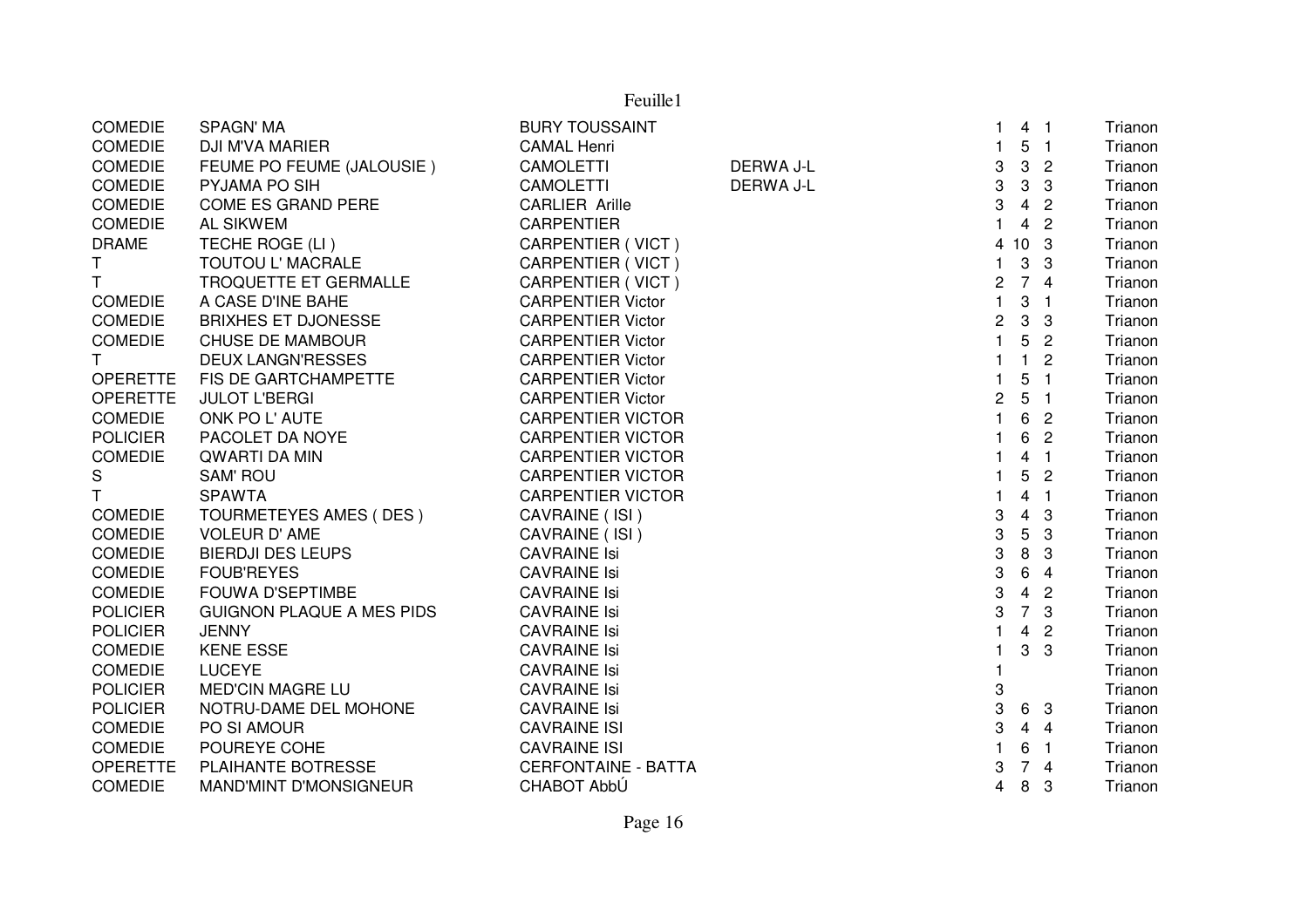| | | | | | | | |
|---|---|---|---|---|---|---|---|
| COMEDIE | SPAGN' MA | BURY TOUSSAINT | | 1 | 4 | 1 | Trianon |
| COMEDIE | DJI M'VA MARIER | CAMAL Henri | | 1 | 5 | 1 | Trianon |
| COMEDIE | FEUME PO FEUME (JALOUSIE ) | CAMOLETTI | DERWA J-L | 3 | 3 | 2 | Trianon |
| COMEDIE | PYJAMA PO SIH | CAMOLETTI | DERWA J-L | 3 | 3 | 3 | Trianon |
| COMEDIE | COME ES GRAND PERE | CARLIER Arille | | 3 | 4 | 2 | Trianon |
| COMEDIE | AL SIKWEM | CARPENTIER | | 1 | 4 | 2 | Trianon |
| DRAME | TECHE ROGE (LI ) | CARPENTIER ( VICT ) | | 4 | 10 | 3 | Trianon |
| T | TOUTOU L' MACRALE | CARPENTIER ( VICT ) | | 1 | 3 | 3 | Trianon |
| T | TROQUETTE ET GERMALLE | CARPENTIER ( VICT ) | | 2 | 7 | 4 | Trianon |
| COMEDIE | A CASE D'INE BAHE | CARPENTIER Victor | | 1 | 3 | 1 | Trianon |
| COMEDIE | BRIXHES ET DJONESSE | CARPENTIER Victor | | 2 | 3 | 3 | Trianon |
| COMEDIE | CHUSE DE MAMBOUR | CARPENTIER Victor | | 1 | 5 | 2 | Trianon |
| T | DEUX LANGN'RESSES | CARPENTIER Victor | | 1 | 1 | 2 | Trianon |
| OPERETTE | FIS DE GARTCHAMPETTE | CARPENTIER Victor | | 1 | 5 | 1 | Trianon |
| OPERETTE | JULOT L'BERGI | CARPENTIER Victor | | 2 | 5 | 1 | Trianon |
| COMEDIE | ONK PO L' AUTE | CARPENTIER VICTOR | | 1 | 6 | 2 | Trianon |
| POLICIER | PACOLET DA NOYE | CARPENTIER VICTOR | | 1 | 6 | 2 | Trianon |
| COMEDIE | QWARTI DA MIN | CARPENTIER VICTOR | | 1 | 4 | 1 | Trianon |
| S | SAM' ROU | CARPENTIER VICTOR | | 1 | 5 | 2 | Trianon |
| T | SPAWTA | CARPENTIER VICTOR | | 1 | 4 | 1 | Trianon |
| COMEDIE | TOURMETEYES AMES ( DES ) | CAVRAINE ( ISI ) | | 3 | 4 | 3 | Trianon |
| COMEDIE | VOLEUR D' AME | CAVRAINE ( ISI ) | | 3 | 5 | 3 | Trianon |
| COMEDIE | BIERDJI DES LEUPS | CAVRAINE Isi | | 3 | 8 | 3 | Trianon |
| COMEDIE | FOUB'REYES | CAVRAINE Isi | | 3 | 6 | 4 | Trianon |
| COMEDIE | FOUWA D'SEPTIMBE | CAVRAINE Isi | | 3 | 4 | 2 | Trianon |
| POLICIER | GUIGNON PLAQUE A MES PIDS | CAVRAINE Isi | | 3 | 7 | 3 | Trianon |
| POLICIER | JENNY | CAVRAINE Isi | | 1 | 4 | 2 | Trianon |
| COMEDIE | KENE ESSE | CAVRAINE Isi | | 1 | 3 | 3 | Trianon |
| COMEDIE | LUCEYE | CAVRAINE Isi | | 1 | | | Trianon |
| POLICIER | MED'CIN MAGRE LU | CAVRAINE Isi | | 3 | | | Trianon |
| POLICIER | NOTRU-DAME DEL MOHONE | CAVRAINE Isi | | 3 | 6 | 3 | Trianon |
| COMEDIE | PO SI AMOUR | CAVRAINE ISI | | 3 | 4 | 4 | Trianon |
| COMEDIE | POUREYE COHE | CAVRAINE ISI | | 1 | 6 | 1 | Trianon |
| OPERETTE | PLAIHANTE BOTRESSE | CERFONTAINE - BATTA | | 3 | 7 | 4 | Trianon |
| COMEDIE | MAND'MINT D'MONSIGNEUR | CHABOT AbbÚ | | 4 | 8 | 3 | Trianon |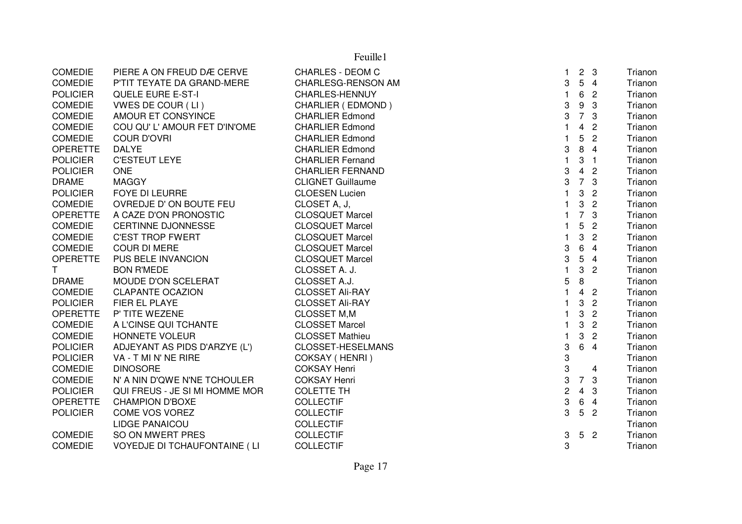| | | | | | | |
|---|---|---|---|---|---|---|
| COMEDIE | PIERE A ON FREUD DÆ CERVE | CHARLES - DEOM C | 1 | 2 | 3 | Trianon |
| COMEDIE | P'TIT TEYATE DA GRAND-MERE | CHARLESG-RENSON AM | 3 | 5 | 4 | Trianon |
| POLICIER | QUELE EURE E-ST-I | CHARLES-HENNUY | 1 | 6 | 2 | Trianon |
| COMEDIE | VWES DE COUR ( LI ) | CHARLIER ( EDMOND ) | 3 | 9 | 3 | Trianon |
| COMEDIE | AMOUR ET CONSYINCE | CHARLIER Edmond | 3 | 7 | 3 | Trianon |
| COMEDIE | COU QU' L' AMOUR FET D'IN'OME | CHARLIER Edmond | 1 | 4 | 2 | Trianon |
| COMEDIE | COUR D'OVRI | CHARLIER Edmond | 1 | 5 | 2 | Trianon |
| OPERETTE | DALYE | CHARLIER Edmond | 3 | 8 | 4 | Trianon |
| POLICIER | C'ESTEUT LEYE | CHARLIER Fernand | 1 | 3 | 1 | Trianon |
| POLICIER | ONE | CHARLIER FERNAND | 3 | 4 | 2 | Trianon |
| DRAME | MAGGY | CLIGNET Guillaume | 3 | 7 | 3 | Trianon |
| POLICIER | FOYE DI LEURRE | CLOESEN Lucien | 1 | 3 | 2 | Trianon |
| COMEDIE | OVREDJE D' ON BOUTE FEU | CLOSET A, J, | 1 | 3 | 2 | Trianon |
| OPERETTE | A CAZE D'ON PRONOSTIC | CLOSQUET Marcel | 1 | 7 | 3 | Trianon |
| COMEDIE | CERTINNE DJONNESSE | CLOSQUET Marcel | 1 | 5 | 2 | Trianon |
| COMEDIE | C'EST TROP FWERT | CLOSQUET Marcel | 1 | 3 | 2 | Trianon |
| COMEDIE | COUR DI MERE | CLOSQUET Marcel | 3 | 6 | 4 | Trianon |
| OPERETTE | PUS BELE INVANCION | CLOSQUET Marcel | 3 | 5 | 4 | Trianon |
| T | BON R'MEDE | CLOSSET A. J. | 1 | 3 | 2 | Trianon |
| DRAME | MOUDE D'ON SCELERAT | CLOSSET A.J. | 5 | 8 | | Trianon |
| COMEDIE | CLAPANTE OCAZION | CLOSSET Ali-RAY | 1 | 4 | 2 | Trianon |
| POLICIER | FIER EL PLAYE | CLOSSET Ali-RAY | 1 | 3 | 2 | Trianon |
| OPERETTE | P' TITE WEZENE | CLOSSET M,M | 1 | 3 | 2 | Trianon |
| COMEDIE | A L'CINSE QUI TCHANTE | CLOSSET Marcel | 1 | 3 | 2 | Trianon |
| COMEDIE | HONNETE VOLEUR | CLOSSET Mathieu | 1 | 3 | 2 | Trianon |
| POLICIER | ADJEYANT AS PIDS D'ARZYE (L') | CLOSSET-HESELMANS | 3 | 6 | 4 | Trianon |
| POLICIER | VA - T MI N' NE RIRE | COKSAY ( HENRI ) | 3 | | | Trianon |
| COMEDIE | DINOSORE | COKSAY Henri | 3 | | 4 | Trianon |
| COMEDIE | N' A NIN D'QWE N'NE TCHOULER | COKSAY Henri | 3 | 7 | 3 | Trianon |
| POLICIER | QUI FREUS - JE SI MI HOMME MOR | COLETTE TH | 2 | 4 | 3 | Trianon |
| OPERETTE | CHAMPION D'BOXE | COLLECTIF | 3 | 6 | 4 | Trianon |
| POLICIER | COME VOS VOREZ | COLLECTIF | 3 | 5 | 2 | Trianon |
| | LIDGE PANAICOU | COLLECTIF | | | | Trianon |
| COMEDIE | SO ON MWERT PRES | COLLECTIF | 3 | 5 | 2 | Trianon |
| COMEDIE | VOYEDJE DI TCHAUFONTAINE ( LI | COLLECTIF | 3 | | | Trianon |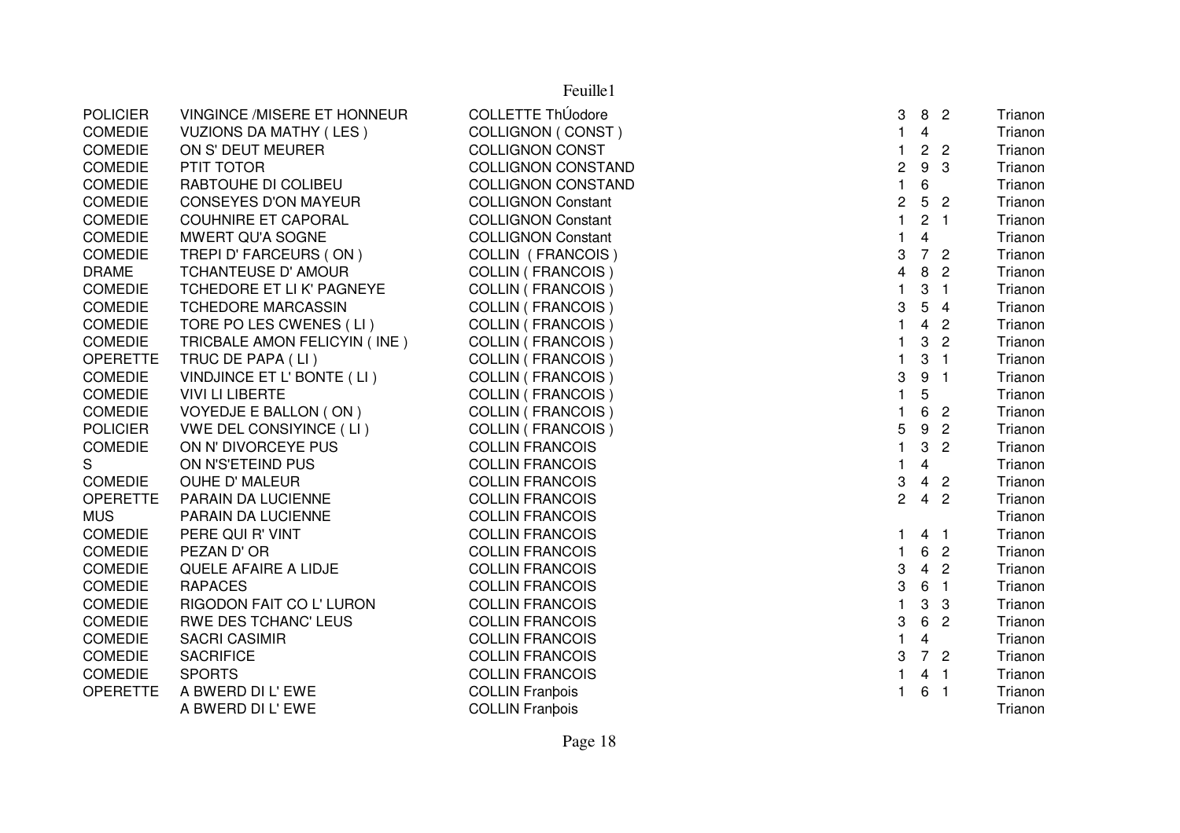| | | | | | | |
|---|---|---|---|---|---|---|
| POLICIER | VINGINCE /MISERE ET HONNEUR | COLLETTE ThÚodore | 3 | 8 | 2 | Trianon |
| COMEDIE | VUZIONS DA MATHY ( LES ) | COLLIGNON ( CONST ) | 1 | 4 | | Trianon |
| COMEDIE | ON S' DEUT MEURER | COLLIGNON CONST | 1 | 2 | 2 | Trianon |
| COMEDIE | PTIT TOTOR | COLLIGNON CONSTAND | 2 | 9 | 3 | Trianon |
| COMEDIE | RABTOUHE DI COLIBEU | COLLIGNON CONSTAND | 1 | 6 | | Trianon |
| COMEDIE | CONSEYES D'ON MAYEUR | COLLIGNON Constant | 2 | 5 | 2 | Trianon |
| COMEDIE | COUHNIRE ET CAPORAL | COLLIGNON Constant | 1 | 2 | 1 | Trianon |
| COMEDIE | MWERT QU'A SOGNE | COLLIGNON Constant | 1 | 4 | | Trianon |
| COMEDIE | TREPI D' FARCEURS ( ON ) | COLLIN ( FRANCOIS ) | 3 | 7 | 2 | Trianon |
| DRAME | TCHANTEUSE D' AMOUR | COLLIN ( FRANCOIS ) | 4 | 8 | 2 | Trianon |
| COMEDIE | TCHEDORE ET LI K' PAGNEYE | COLLIN ( FRANCOIS ) | 1 | 3 | 1 | Trianon |
| COMEDIE | TCHEDORE MARCASSIN | COLLIN ( FRANCOIS ) | 3 | 5 | 4 | Trianon |
| COMEDIE | TORE PO LES CWENES ( LI ) | COLLIN ( FRANCOIS ) | 1 | 4 | 2 | Trianon |
| COMEDIE | TRICBALE AMON FELICYIN ( INE ) | COLLIN ( FRANCOIS ) | 1 | 3 | 2 | Trianon |
| OPERETTE | TRUC DE PAPA ( LI ) | COLLIN ( FRANCOIS ) | 1 | 3 | 1 | Trianon |
| COMEDIE | VINDJINCE ET L' BONTE ( LI ) | COLLIN ( FRANCOIS ) | 3 | 9 | 1 | Trianon |
| COMEDIE | VIVI LI LIBERTE | COLLIN ( FRANCOIS ) | 1 | 5 | | Trianon |
| COMEDIE | VOYEDJE E BALLON ( ON ) | COLLIN ( FRANCOIS ) | 1 | 6 | 2 | Trianon |
| POLICIER | VWE DEL CONSIYINCE ( LI ) | COLLIN ( FRANCOIS ) | 5 | 9 | 2 | Trianon |
| COMEDIE | ON N' DIVORCEYE PUS | COLLIN FRANCOIS | 1 | 3 | 2 | Trianon |
| S | ON N'S'ETEIND PUS | COLLIN FRANCOIS | 1 | 4 | | Trianon |
| COMEDIE | OUHE D' MALEUR | COLLIN FRANCOIS | 3 | 4 | 2 | Trianon |
| OPERETTE | PARAIN DA LUCIENNE | COLLIN FRANCOIS | 2 | 4 | 2 | Trianon |
| MUS | PARAIN DA LUCIENNE | COLLIN FRANCOIS | | | | Trianon |
| COMEDIE | PERE QUI R' VINT | COLLIN FRANCOIS | 1 | 4 | 1 | Trianon |
| COMEDIE | PEZAN D' OR | COLLIN FRANCOIS | 1 | 6 | 2 | Trianon |
| COMEDIE | QUELE AFAIRE A LIDJE | COLLIN FRANCOIS | 3 | 4 | 2 | Trianon |
| COMEDIE | RAPACES | COLLIN FRANCOIS | 3 | 6 | 1 | Trianon |
| COMEDIE | RIGODON FAIT CO L' LURON | COLLIN FRANCOIS | 1 | 3 | 3 | Trianon |
| COMEDIE | RWE DES TCHANC' LEUS | COLLIN FRANCOIS | 3 | 6 | 2 | Trianon |
| COMEDIE | SACRI CASIMIR | COLLIN FRANCOIS | 1 | 4 | | Trianon |
| COMEDIE | SACRIFICE | COLLIN FRANCOIS | 3 | 7 | 2 | Trianon |
| COMEDIE | SPORTS | COLLIN FRANCOIS | 1 | 4 | 1 | Trianon |
| OPERETTE | A BWERD DI L' EWE | COLLIN Franþois | 1 | 6 | 1 | Trianon |
| | A BWERD DI L' EWE | COLLIN Franþois | | | | Trianon |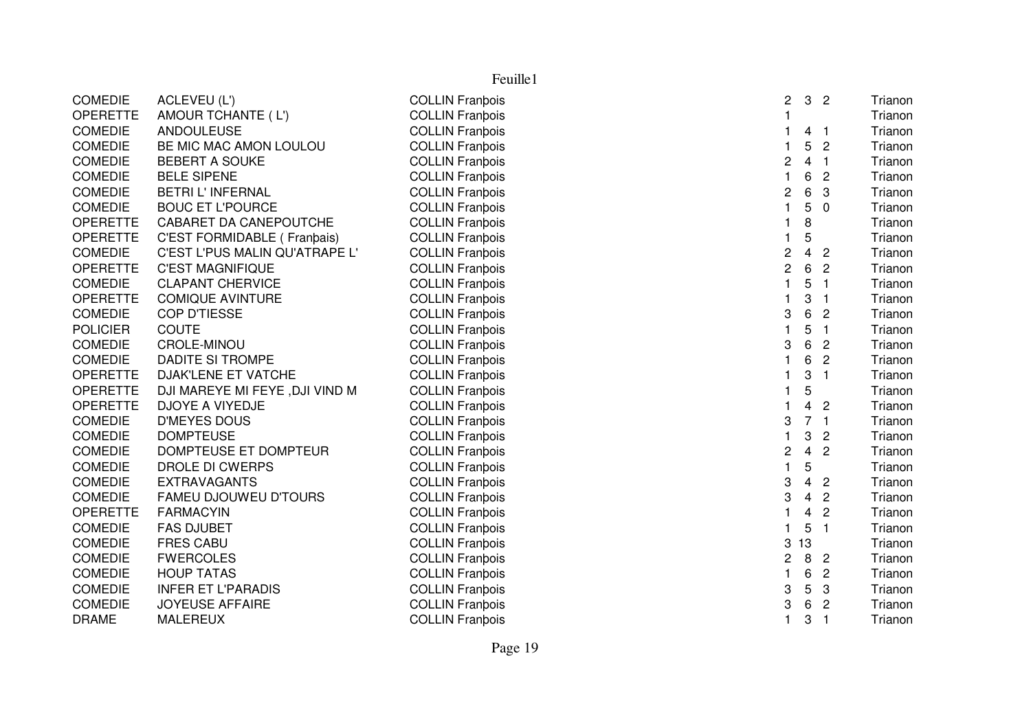| | | | | | | |
|---|---|---|---|---|---|---|
| COMEDIE | ACLEVEU (L') | COLLIN Franþois | 2 | 3 | 2 | Trianon |
| OPERETTE | AMOUR TCHANTE ( L') | COLLIN Franþois | 1 | | | Trianon |
| COMEDIE | ANDOULEUSE | COLLIN Franþois | 1 | 4 | 1 | Trianon |
| COMEDIE | BE MIC MAC AMON LOULOU | COLLIN Franþois | 1 | 5 | 2 | Trianon |
| COMEDIE | BEBERT A SOUKE | COLLIN Franþois | 2 | 4 | 1 | Trianon |
| COMEDIE | BELE SIPENE | COLLIN Franþois | 1 | 6 | 2 | Trianon |
| COMEDIE | BETRI L' INFERNAL | COLLIN Franþois | 2 | 6 | 3 | Trianon |
| COMEDIE | BOUC ET L'POURCE | COLLIN Franþois | 1 | 5 | 0 | Trianon |
| OPERETTE | CABARET DA CANEPOUTCHE | COLLIN Franþois | 1 | 8 | | Trianon |
| OPERETTE | C'EST FORMIDABLE ( Franþais) | COLLIN Franþois | 1 | 5 | | Trianon |
| COMEDIE | C'EST L'PUS MALIN QU'ATRAPE L' | COLLIN Franþois | 2 | 4 | 2 | Trianon |
| OPERETTE | C'EST MAGNIFIQUE | COLLIN Franþois | 2 | 6 | 2 | Trianon |
| COMEDIE | CLAPANT CHERVICE | COLLIN Franþois | 1 | 5 | 1 | Trianon |
| OPERETTE | COMIQUE AVINTURE | COLLIN Franþois | 1 | 3 | 1 | Trianon |
| COMEDIE | COP D'TIESSE | COLLIN Franþois | 3 | 6 | 2 | Trianon |
| POLICIER | COUTE | COLLIN Franþois | 1 | 5 | 1 | Trianon |
| COMEDIE | CROLE-MINOU | COLLIN Franþois | 3 | 6 | 2 | Trianon |
| COMEDIE | DADITE SI TROMPE | COLLIN Franþois | 1 | 6 | 2 | Trianon |
| OPERETTE | DJAK'LENE ET VATCHE | COLLIN Franþois | 1 | 3 | 1 | Trianon |
| OPERETTE | DJI MAREYE MI FEYE ,DJI VIND M | COLLIN Franþois | 1 | 5 | | Trianon |
| OPERETTE | DJOYE A VIYEDJE | COLLIN Franþois | 1 | 4 | 2 | Trianon |
| COMEDIE | D'MEYES DOUS | COLLIN Franþois | 3 | 7 | 1 | Trianon |
| COMEDIE | DOMPTEUSE | COLLIN Franþois | 1 | 3 | 2 | Trianon |
| COMEDIE | DOMPTEUSE ET DOMPTEUR | COLLIN Franþois | 2 | 4 | 2 | Trianon |
| COMEDIE | DROLE DI CWERPS | COLLIN Franþois | 1 | 5 | | Trianon |
| COMEDIE | EXTRAVAGANTS | COLLIN Franþois | 3 | 4 | 2 | Trianon |
| COMEDIE | FAMEU DJOUWEU D'TOURS | COLLIN Franþois | 3 | 4 | 2 | Trianon |
| OPERETTE | FARMACYIN | COLLIN Franþois | 1 | 4 | 2 | Trianon |
| COMEDIE | FAS DJUBET | COLLIN Franþois | 1 | 5 | 1 | Trianon |
| COMEDIE | FRES CABU | COLLIN Franþois | 3 | 13 | | Trianon |
| COMEDIE | FWERCOLES | COLLIN Franþois | 2 | 8 | 2 | Trianon |
| COMEDIE | HOUP TATAS | COLLIN Franþois | 1 | 6 | 2 | Trianon |
| COMEDIE | INFER ET L'PARADIS | COLLIN Franþois | 3 | 5 | 3 | Trianon |
| COMEDIE | JOYEUSE AFFAIRE | COLLIN Franþois | 3 | 6 | 2 | Trianon |
| DRAME | MALEREUX | COLLIN Franþois | 1 | 3 | 1 | Trianon |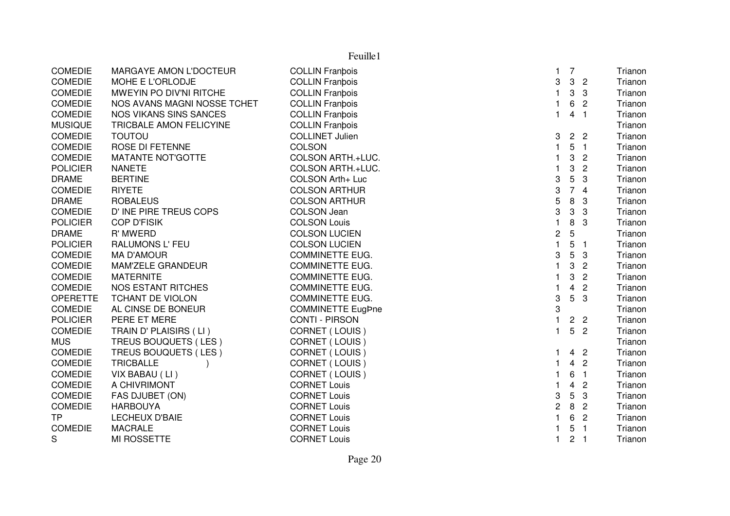Feuille1

| | | | | | | |
|---|---|---|---|---|---|---|
| COMEDIE | MARGAYE AMON L'DOCTEUR | COLLIN Franþois | 1 | 7 | | Trianon |
| COMEDIE | MOHE E L'ORLODJE | COLLIN Franþois | 3 | 3 | 2 | Trianon |
| COMEDIE | MWEYIN PO DIV'NI RITCHE | COLLIN Franþois | 1 | 3 | 3 | Trianon |
| COMEDIE | NOS AVANS MAGNI NOSSE TCHET | COLLIN Franþois | 1 | 6 | 2 | Trianon |
| COMEDIE | NOS VIKANS SINS SANCES | COLLIN Franþois | 1 | 4 | 1 | Trianon |
| MUSIQUE | TRICBALE AMON FELICYINE | COLLIN Franþois | | | | Trianon |
| COMEDIE | TOUTOU | COLLINET Julien | 3 | 2 | 2 | Trianon |
| COMEDIE | ROSE DI FETENNE | COLSON | 1 | 5 | 1 | Trianon |
| COMEDIE | MATANTE NOT'GOTTE | COLSON ARTH.+LUC. | 1 | 3 | 2 | Trianon |
| POLICIER | NANETE | COLSON ARTH.+LUC. | 1 | 3 | 2 | Trianon |
| DRAME | BERTINE | COLSON Arth+ Luc | 3 | 5 | 3 | Trianon |
| COMEDIE | RIYETE | COLSON ARTHUR | 3 | 7 | 4 | Trianon |
| DRAME | ROBALEUS | COLSON ARTHUR | 5 | 8 | 3 | Trianon |
| COMEDIE | D' INE PIRE TREUS COPS | COLSON Jean | 3 | 3 | 3 | Trianon |
| POLICIER | COP D'FISIK | COLSON Louis | 1 | 8 | 3 | Trianon |
| DRAME | R' MWERD | COLSON LUCIEN | 2 | 5 | | Trianon |
| POLICIER | RALUMONS L' FEU | COLSON LUCIEN | 1 | 5 | 1 | Trianon |
| COMEDIE | MA D'AMOUR | COMMINETTE EUG. | 3 | 5 | 3 | Trianon |
| COMEDIE | MAM'ZELE GRANDEUR | COMMINETTE EUG. | 1 | 3 | 2 | Trianon |
| COMEDIE | MATERNITE | COMMINETTE EUG. | 1 | 3 | 2 | Trianon |
| COMEDIE | NOS ESTANT RITCHES | COMMINETTE EUG. | 1 | 4 | 2 | Trianon |
| OPERETTE | TCHANT DE VIOLON | COMMINETTE EUG. | 3 | 5 | 3 | Trianon |
| COMEDIE | AL CINSE DE BONEUR | COMMINETTE EugÞne | 3 | | | Trianon |
| POLICIER | PERE ET MERE | CONTI - PIRSON | 1 | 2 | 2 | Trianon |
| COMEDIE | TRAIN D' PLAISIRS ( LI ) | CORNET ( LOUIS ) | 1 | 5 | 2 | Trianon |
| MUS | TREUS BOUQUETS ( LES ) | CORNET ( LOUIS ) | | | | Trianon |
| COMEDIE | TREUS BOUQUETS ( LES ) | CORNET ( LOUIS ) | 1 | 4 | 2 | Trianon |
| COMEDIE | TRICBALLE ) | CORNET ( LOUIS ) | 1 | 4 | 2 | Trianon |
| COMEDIE | VIX BABAU ( LI ) | CORNET ( LOUIS ) | 1 | 6 | 1 | Trianon |
| COMEDIE | A CHIVRIMONT | CORNET Louis | 1 | 4 | 2 | Trianon |
| COMEDIE | FAS DJUBET (ON) | CORNET Louis | 3 | 5 | 3 | Trianon |
| COMEDIE | HARBOUYA | CORNET Louis | 2 | 8 | 2 | Trianon |
| TP | LECHEUX D'BAIE | CORNET Louis | 1 | 6 | 2 | Trianon |
| COMEDIE | MACRALE | CORNET Louis | 1 | 5 | 1 | Trianon |
| S | MI ROSSETTE | CORNET Louis | 1 | 2 | 1 | Trianon |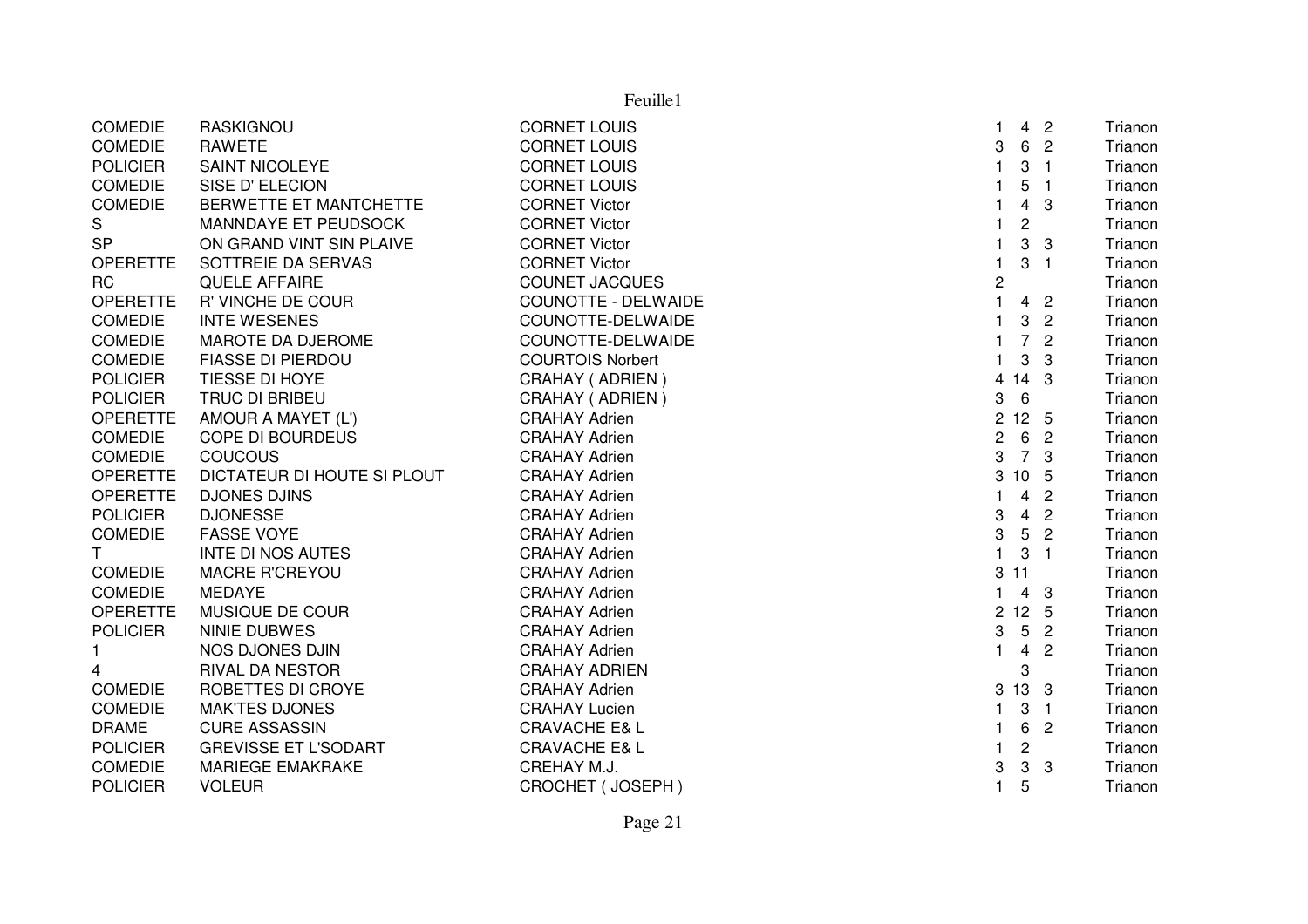| | | | | | | |
|---|---|---|---|---|---|---|
| COMEDIE | RASKIGNOU | CORNET LOUIS | 1 | 4 | 2 | Trianon |
| COMEDIE | RAWETE | CORNET LOUIS | 3 | 6 | 2 | Trianon |
| POLICIER | SAINT NICOLEYE | CORNET LOUIS | 1 | 3 | 1 | Trianon |
| COMEDIE | SISE D' ELECION | CORNET LOUIS | 1 | 5 | 1 | Trianon |
| COMEDIE | BERWETTE ET MANTCHETTE | CORNET Victor | 1 | 4 | 3 | Trianon |
| S | MANNDAYE ET PEUDSOCK | CORNET Victor | 1 | 2 | | Trianon |
| SP | ON GRAND VINT SIN PLAIVE | CORNET Victor | 1 | 3 | 3 | Trianon |
| OPERETTE | SOTTREIE DA SERVAS | CORNET Victor | 1 | 3 | 1 | Trianon |
| RC | QUELE AFFAIRE | COUNET JACQUES | 2 | | | Trianon |
| OPERETTE | R' VINCHE DE COUR | COUNOTTE - DELWAIDE | 1 | 4 | 2 | Trianon |
| COMEDIE | INTE WESENES | COUNOTTE-DELWAIDE | 1 | 3 | 2 | Trianon |
| COMEDIE | MAROTE DA DJEROME | COUNOTTE-DELWAIDE | 1 | 7 | 2 | Trianon |
| COMEDIE | FIASSE DI PIERDOU | COURTOIS Norbert | 1 | 3 | 3 | Trianon |
| POLICIER | TIESSE DI HOYE | CRAHAY ( ADRIEN ) | 4 | 14 | 3 | Trianon |
| POLICIER | TRUC DI BRIBEU | CRAHAY ( ADRIEN ) | 3 | 6 | | Trianon |
| OPERETTE | AMOUR A MAYET (L') | CRAHAY Adrien | 2 | 12 | 5 | Trianon |
| COMEDIE | COPE DI BOURDEUS | CRAHAY Adrien | 2 | 6 | 2 | Trianon |
| COMEDIE | COUCOUS | CRAHAY Adrien | 3 | 7 | 3 | Trianon |
| OPERETTE | DICTATEUR DI HOUTE SI PLOUT | CRAHAY Adrien | 3 | 10 | 5 | Trianon |
| OPERETTE | DJONES DJINS | CRAHAY Adrien | 1 | 4 | 2 | Trianon |
| POLICIER | DJONESSE | CRAHAY Adrien | 3 | 4 | 2 | Trianon |
| COMEDIE | FASSE VOYE | CRAHAY Adrien | 3 | 5 | 2 | Trianon |
| T | INTE DI NOS AUTES | CRAHAY Adrien | 1 | 3 | 1 | Trianon |
| COMEDIE | MACRE R'CREYOU | CRAHAY Adrien | 3 | 11 | | Trianon |
| COMEDIE | MEDAYE | CRAHAY Adrien | 1 | 4 | 3 | Trianon |
| OPERETTE | MUSIQUE DE COUR | CRAHAY Adrien | 2 | 12 | 5 | Trianon |
| POLICIER | NINIE DUBWES | CRAHAY Adrien | 3 | 5 | 2 | Trianon |
| 1 | NOS DJONES DJIN | CRAHAY Adrien | 1 | 4 | 2 | Trianon |
| 4 | RIVAL DA NESTOR | CRAHAY ADRIEN | | 3 | | Trianon |
| COMEDIE | ROBETTES DI CROYE | CRAHAY Adrien | 3 | 13 | 3 | Trianon |
| COMEDIE | MAK'TES DJONES | CRAHAY Lucien | 1 | 3 | 1 | Trianon |
| DRAME | CURE ASSASSIN | CRAVACHE E& L | 1 | 6 | 2 | Trianon |
| POLICIER | GREVISSE ET L'SODART | CRAVACHE E& L | 1 | 2 | | Trianon |
| COMEDIE | MARIEGE EMAKRAKE | CREHAY M.J. | 3 | 3 | 3 | Trianon |
| POLICIER | VOLEUR | CROCHET ( JOSEPH ) | 1 | 5 | | Trianon |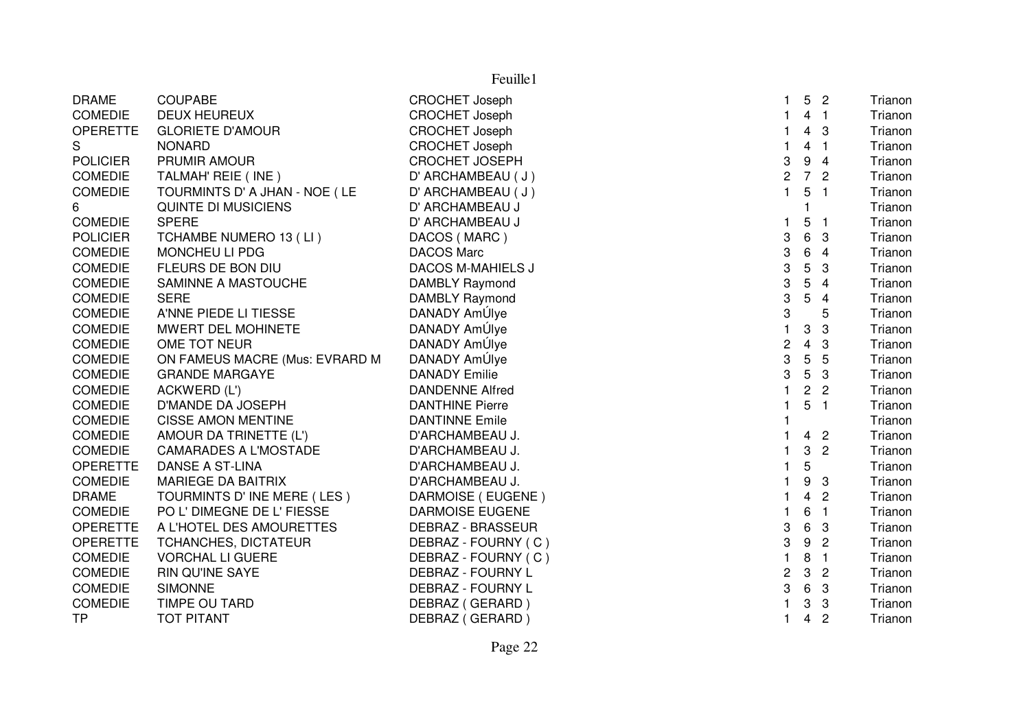| | | | | | | |
|---|---|---|---|---|---|---|
| DRAME | COUPABE | CROCHET Joseph | 1 | 5 | 2 | Trianon |
| COMEDIE | DEUX HEUREUX | CROCHET Joseph | 1 | 4 | 1 | Trianon |
| OPERETTE | GLORIETE D'AMOUR | CROCHET Joseph | 1 | 4 | 3 | Trianon |
| S | NONARD | CROCHET Joseph | 1 | 4 | 1 | Trianon |
| POLICIER | PRUMIR AMOUR | CROCHET JOSEPH | 3 | 9 | 4 | Trianon |
| COMEDIE | TALMAH' REIE ( INE ) | D' ARCHAMBEAU ( J ) | 2 | 7 | 2 | Trianon |
| COMEDIE | TOURMINTS D' A JHAN - NOE ( LE | D' ARCHAMBEAU ( J ) | 1 | 5 | 1 | Trianon |
| 6 | QUINTE DI MUSICIENS | D' ARCHAMBEAU J | | 1 | | Trianon |
| COMEDIE | SPERE | D' ARCHAMBEAU J | 1 | 5 | 1 | Trianon |
| POLICIER | TCHAMBE NUMERO 13 ( LI ) | DACOS ( MARC ) | 3 | 6 | 3 | Trianon |
| COMEDIE | MONCHEU LI PDG | DACOS Marc | 3 | 6 | 4 | Trianon |
| COMEDIE | FLEURS DE BON DIU | DACOS M-MAHIELS J | 3 | 5 | 3 | Trianon |
| COMEDIE | SAMINNE A MASTOUCHE | DAMBLY Raymond | 3 | 5 | 4 | Trianon |
| COMEDIE | SERE | DAMBLY Raymond | 3 | 5 | 4 | Trianon |
| COMEDIE | A'NNE PIEDE LI TIESSE | DANADY AmÚlye | 3 | | 5 | Trianon |
| COMEDIE | MWERT DEL MOHINETE | DANADY AmÚlye | 1 | 3 | 3 | Trianon |
| COMEDIE | OME TOT NEUR | DANADY AmÚlye | 2 | 4 | 3 | Trianon |
| COMEDIE | ON FAMEUS MACRE (Mus: EVRARD M | DANADY AmÚlye | 3 | 5 | 5 | Trianon |
| COMEDIE | GRANDE MARGAYE | DANADY Emilie | 3 | 5 | 3 | Trianon |
| COMEDIE | ACKWERD (L') | DANDENNE Alfred | 1 | 2 | 2 | Trianon |
| COMEDIE | D'MANDE DA JOSEPH | DANTHINE Pierre | 1 | 5 | 1 | Trianon |
| COMEDIE | CISSE AMON MENTINE | DANTINNE Emile | 1 | | | Trianon |
| COMEDIE | AMOUR DA TRINETTE (L') | D'ARCHAMBEAU J. | 1 | 4 | 2 | Trianon |
| COMEDIE | CAMARADES A L'MOSTADE | D'ARCHAMBEAU J. | 1 | 3 | 2 | Trianon |
| OPERETTE | DANSE A ST-LINA | D'ARCHAMBEAU J. | 1 | 5 | | Trianon |
| COMEDIE | MARIEGE DA BAITRIX | D'ARCHAMBEAU J. | 1 | 9 | 3 | Trianon |
| DRAME | TOURMINTS D' INE MERE ( LES ) | DARMOISE ( EUGENE ) | 1 | 4 | 2 | Trianon |
| COMEDIE | PO L' DIMEGNE DE L' FIESSE | DARMOISE EUGENE | 1 | 6 | 1 | Trianon |
| OPERETTE | A L'HOTEL DES AMOURETTES | DEBRAZ - BRASSEUR | 3 | 6 | 3 | Trianon |
| OPERETTE | TCHANCHES, DICTATEUR | DEBRAZ - FOURNY ( C ) | 3 | 9 | 2 | Trianon |
| COMEDIE | VORCHAL LI GUERE | DEBRAZ - FOURNY ( C ) | 1 | 8 | 1 | Trianon |
| COMEDIE | RIN QU'INE SAYE | DEBRAZ - FOURNY L | 2 | 3 | 2 | Trianon |
| COMEDIE | SIMONNE | DEBRAZ - FOURNY L | 3 | 6 | 3 | Trianon |
| COMEDIE | TIMPE OU TARD | DEBRAZ ( GERARD ) | 1 | 3 | 3 | Trianon |
| TP | TOT PITANT | DEBRAZ ( GERARD ) | 1 | 4 | 2 | Trianon |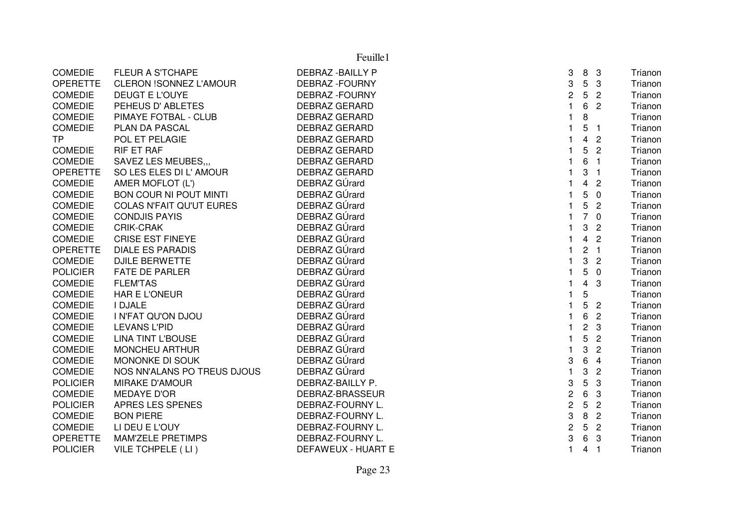| | | | | | | |
|---|---|---|---|---|---|---|
| COMEDIE | FLEUR A S'TCHAPE | DEBRAZ -BAILLY P | 3 | 8 | 3 | Trianon |
| OPERETTE | CLERON !SONNEZ L'AMOUR | DEBRAZ -FOURNY | 3 | 5 | 3 | Trianon |
| COMEDIE | DEUGT E L'OUYE | DEBRAZ -FOURNY | 2 | 5 | 2 | Trianon |
| COMEDIE | PEHEUS D' ABLETES | DEBRAZ GERARD | 1 | 6 | 2 | Trianon |
| COMEDIE | PIMAYE FOTBAL - CLUB | DEBRAZ GERARD | 1 | 8 | | Trianon |
| COMEDIE | PLAN DA PASCAL | DEBRAZ GERARD | 1 | 5 | 1 | Trianon |
| TP | POL ET PELAGIE | DEBRAZ GERARD | 1 | 4 | 2 | Trianon |
| COMEDIE | RIF ET RAF | DEBRAZ GERARD | 1 | 5 | 2 | Trianon |
| COMEDIE | SAVEZ LES MEUBES,,, | DEBRAZ GERARD | 1 | 6 | 1 | Trianon |
| OPERETTE | SO LES ELES DI L' AMOUR | DEBRAZ GERARD | 1 | 3 | 1 | Trianon |
| COMEDIE | AMER MOFLOT (L') | DEBRAZ GÚrard | 1 | 4 | 2 | Trianon |
| COMEDIE | BON COUR NI POUT MINTI | DEBRAZ GÚrard | 1 | 5 | 0 | Trianon |
| COMEDIE | COLAS N'FAIT QU'UT EURES | DEBRAZ GÚrard | 1 | 5 | 2 | Trianon |
| COMEDIE | CONDJIS PAYIS | DEBRAZ GÚrard | 1 | 7 | 0 | Trianon |
| COMEDIE | CRIK-CRAK | DEBRAZ GÚrard | 1 | 3 | 2 | Trianon |
| COMEDIE | CRISE EST FINEYE | DEBRAZ GÚrard | 1 | 4 | 2 | Trianon |
| OPERETTE | DIALE ES PARADIS | DEBRAZ GÚrard | 1 | 2 | 1 | Trianon |
| COMEDIE | DJILE BERWETTE | DEBRAZ GÚrard | 1 | 3 | 2 | Trianon |
| POLICIER | FATE DE PARLER | DEBRAZ GÚrard | 1 | 5 | 0 | Trianon |
| COMEDIE | FLEM'TAS | DEBRAZ GÚrard | 1 | 4 | 3 | Trianon |
| COMEDIE | HAR E L'ONEUR | DEBRAZ GÚrard | 1 | 5 | | Trianon |
| COMEDIE | I DJALE | DEBRAZ GÚrard | 1 | 5 | 2 | Trianon |
| COMEDIE | I N'FAT QU'ON DJOU | DEBRAZ GÚrard | 1 | 6 | 2 | Trianon |
| COMEDIE | LEVANS L'PID | DEBRAZ GÚrard | 1 | 2 | 3 | Trianon |
| COMEDIE | LINA TINT L'BOUSE | DEBRAZ GÚrard | 1 | 5 | 2 | Trianon |
| COMEDIE | MONCHEU ARTHUR | DEBRAZ GÚrard | 1 | 3 | 2 | Trianon |
| COMEDIE | MONONKE DI SOUK | DEBRAZ GÚrard | 3 | 6 | 4 | Trianon |
| COMEDIE | NOS NN'ALANS PO TREUS DJOUS | DEBRAZ GÚrard | 1 | 3 | 2 | Trianon |
| POLICIER | MIRAKE D'AMOUR | DEBRAZ-BAILLY P. | 3 | 5 | 3 | Trianon |
| COMEDIE | MEDAYE D'OR | DEBRAZ-BRASSEUR | 2 | 6 | 3 | Trianon |
| POLICIER | APRES LES SPENES | DEBRAZ-FOURNY L. | 2 | 5 | 2 | Trianon |
| COMEDIE | BON PIERE | DEBRAZ-FOURNY L. | 3 | 8 | 2 | Trianon |
| COMEDIE | LI DEU E L'OUY | DEBRAZ-FOURNY L. | 2 | 5 | 2 | Trianon |
| OPERETTE | MAM'ZELE PRETIMPS | DEBRAZ-FOURNY L. | 3 | 6 | 3 | Trianon |
| POLICIER | VILE TCHPELE ( LI ) | DEFAWEUX - HUART E | 1 | 4 | 1 | Trianon |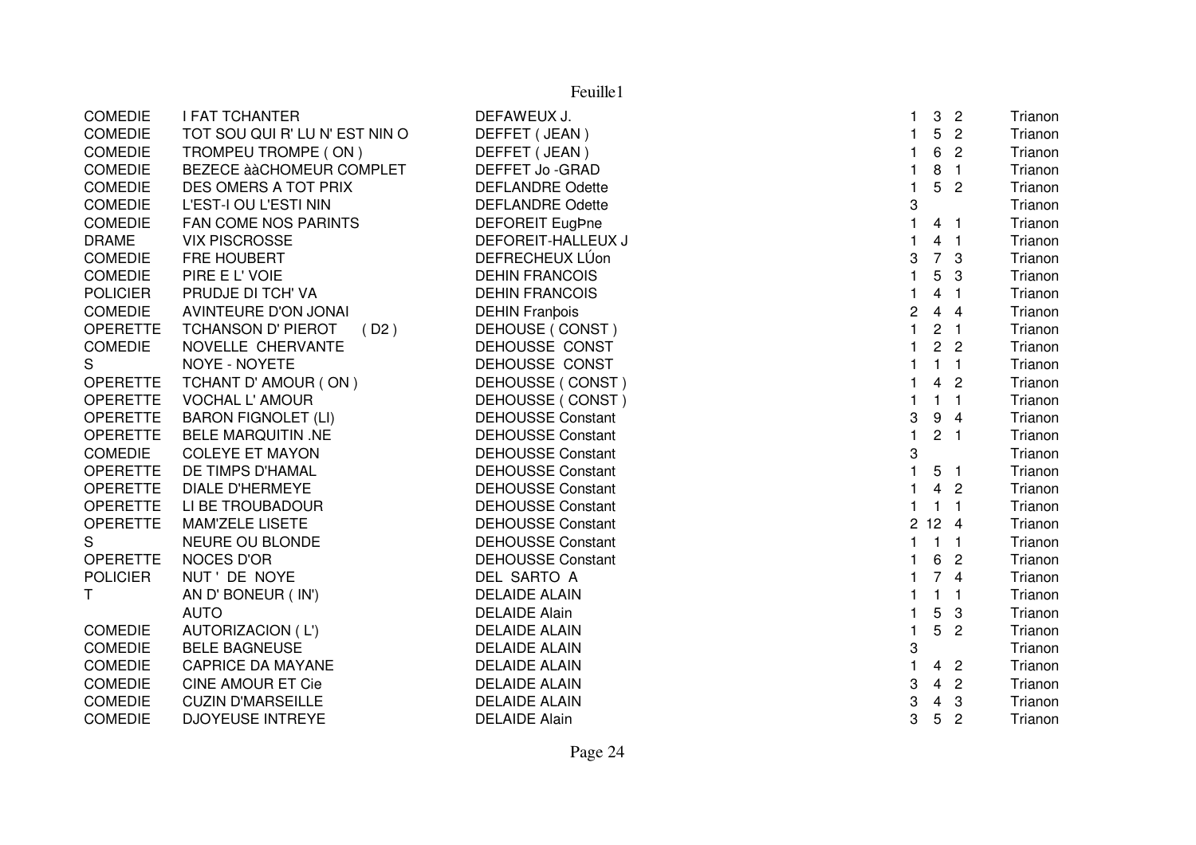| | | | | | | |
|---|---|---|---|---|---|---|
| COMEDIE | I FAT TCHANTER | DEFAWEUX J. | 1 | 3 | 2 | Trianon |
| COMEDIE | TOT SOU QUI R' LU N' EST NIN O | DEFFET ( JEAN ) | 1 | 5 | 2 | Trianon |
| COMEDIE | TROMPEU TROMPE ( ON ) | DEFFET ( JEAN ) | 1 | 6 | 2 | Trianon |
| COMEDIE | BEZECE ààCHOMEUR COMPLET | DEFFET Jo -GRAD | 1 | 8 | 1 | Trianon |
| COMEDIE | DES OMERS A TOT PRIX | DEFLANDRE Odette | 1 | 5 | 2 | Trianon |
| COMEDIE | L'EST-I OU L'ESTI NIN | DEFLANDRE Odette | 3 | | | Trianon |
| COMEDIE | FAN COME NOS PARINTS | DEFOREIT EugÞne | 1 | 4 | 1 | Trianon |
| DRAME | VIX PISCROSSE | DEFOREIT-HALLEUX J | 1 | 4 | 1 | Trianon |
| COMEDIE | FRE HOUBERT | DEFRECHEUX LÚon | 3 | 7 | 3 | Trianon |
| COMEDIE | PIRE E L' VOIE | DEHIN FRANCOIS | 1 | 5 | 3 | Trianon |
| POLICIER | PRUDJE DI TCH' VA | DEHIN FRANCOIS | 1 | 4 | 1 | Trianon |
| COMEDIE | AVINTEURE D'ON JONAI | DEHIN Franþois | 2 | 4 | 4 | Trianon |
| OPERETTE | TCHANSON D' PIEROT ( D2 ) | DEHOUSE ( CONST ) | 1 | 2 | 1 | Trianon |
| COMEDIE | NOVELLE CHERVANTE | DEHOUSSE CONST | 1 | 2 | 2 | Trianon |
| S | NOYE - NOYETE | DEHOUSSE CONST | 1 | 1 | 1 | Trianon |
| OPERETTE | TCHANT D' AMOUR ( ON ) | DEHOUSSE ( CONST ) | 1 | 4 | 2 | Trianon |
| OPERETTE | VOCHAL L' AMOUR | DEHOUSSE ( CONST ) | 1 | 1 | 1 | Trianon |
| OPERETTE | BARON FIGNOLET (LI) | DEHOUSSE Constant | 3 | 9 | 4 | Trianon |
| OPERETTE | BELE MARQUITIN .NE | DEHOUSSE Constant | 1 | 2 | 1 | Trianon |
| COMEDIE | COLEYE ET MAYON | DEHOUSSE Constant | 3 | | | Trianon |
| OPERETTE | DE TIMPS D'HAMAL | DEHOUSSE Constant | 1 | 5 | 1 | Trianon |
| OPERETTE | DIALE D'HERMEYE | DEHOUSSE Constant | 1 | 4 | 2 | Trianon |
| OPERETTE | LI BE TROUBADOUR | DEHOUSSE Constant | 1 | 1 | 1 | Trianon |
| OPERETTE | MAM'ZELE LISETE | DEHOUSSE Constant | 2 | 12 | 4 | Trianon |
| S | NEURE OU BLONDE | DEHOUSSE Constant | 1 | 1 | 1 | Trianon |
| OPERETTE | NOCES D'OR | DEHOUSSE Constant | 1 | 6 | 2 | Trianon |
| POLICIER | NUT ' DE NOYE | DEL SARTO A | 1 | 7 | 4 | Trianon |
| T | AN D' BONEUR ( IN') | DELAIDE ALAIN | 1 | 1 | 1 | Trianon |
| | AUTO | DELAIDE Alain | 1 | 5 | 3 | Trianon |
| COMEDIE | AUTORIZACION ( L') | DELAIDE ALAIN | 1 | 5 | 2 | Trianon |
| COMEDIE | BELE BAGNEUSE | DELAIDE ALAIN | 3 | | | Trianon |
| COMEDIE | CAPRICE DA MAYANE | DELAIDE ALAIN | 1 | 4 | 2 | Trianon |
| COMEDIE | CINE AMOUR ET Cie | DELAIDE ALAIN | 3 | 4 | 2 | Trianon |
| COMEDIE | CUZIN D'MARSEILLE | DELAIDE ALAIN | 3 | 4 | 3 | Trianon |
| COMEDIE | DJOYEUSE INTREYE | DELAIDE Alain | 3 | 5 | 2 | Trianon |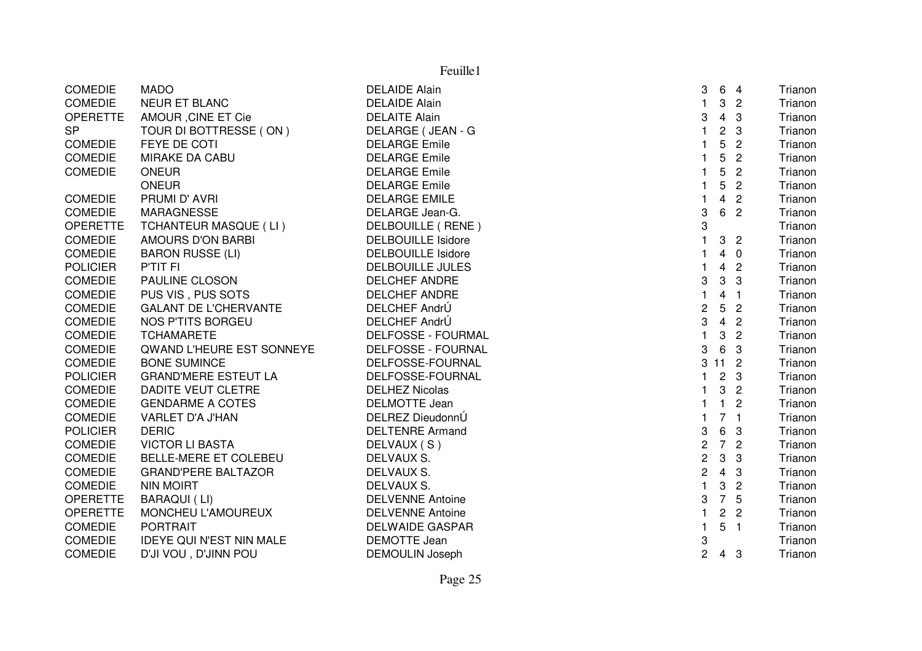| | | | | | | |
|---|---|---|---|---|---|---|
| COMEDIE | MADO | DELAIDE Alain | 3 | 6 | 4 | Trianon |
| COMEDIE | NEUR ET BLANC | DELAIDE Alain | 1 | 3 | 2 | Trianon |
| OPERETTE | AMOUR ,CINE ET Cie | DELAITE Alain | 3 | 4 | 3 | Trianon |
| SP | TOUR DI BOTTRESSE ( ON ) | DELARGE ( JEAN - G | 1 | 2 | 3 | Trianon |
| COMEDIE | FEYE DE COTI | DELARGE Emile | 1 | 5 | 2 | Trianon |
| COMEDIE | MIRAKE DA CABU | DELARGE Emile | 1 | 5 | 2 | Trianon |
| COMEDIE | ONEUR | DELARGE Emile | 1 | 5 | 2 | Trianon |
| | ONEUR | DELARGE Emile | 1 | 5 | 2 | Trianon |
| COMEDIE | PRUMI D' AVRI | DELARGE EMILE | 1 | 4 | 2 | Trianon |
| COMEDIE | MARAGNESSE | DELARGE Jean-G. | 3 | 6 | 2 | Trianon |
| OPERETTE | TCHANTEUR MASQUE ( LI ) | DELBOUILLE ( RENE ) | 3 | | | Trianon |
| COMEDIE | AMOURS D'ON BARBI | DELBOUILLE Isidore | 1 | 3 | 2 | Trianon |
| COMEDIE | BARON RUSSE (LI) | DELBOUILLE Isidore | 1 | 4 | 0 | Trianon |
| POLICIER | P'TIT FI | DELBOUILLE JULES | 1 | 4 | 2 | Trianon |
| COMEDIE | PAULINE CLOSON | DELCHEF ANDRE | 3 | 3 | 3 | Trianon |
| COMEDIE | PUS VIS , PUS SOTS | DELCHEF ANDRE | 1 | 4 | 1 | Trianon |
| COMEDIE | GALANT DE L'CHERVANTE | DELCHEF AndrÚ | 2 | 5 | 2 | Trianon |
| COMEDIE | NOS P'TITS BORGEU | DELCHEF AndrÚ | 3 | 4 | 2 | Trianon |
| COMEDIE | TCHAMARETE | DELFOSSE - FOURMAL | 1 | 3 | 2 | Trianon |
| COMEDIE | QWAND L'HEURE EST SONNEYE | DELFOSSE - FOURNAL | 3 | 6 | 3 | Trianon |
| COMEDIE | BONE SUMINCE | DELFOSSE-FOURNAL | 3 | 11 | 2 | Trianon |
| POLICIER | GRAND'MERE ESTEUT LA | DELFOSSE-FOURNAL | 1 | 2 | 3 | Trianon |
| COMEDIE | DADITE VEUT CLETRE | DELHEZ Nicolas | 1 | 3 | 2 | Trianon |
| COMEDIE | GENDARME A COTES | DELMOTTE Jean | 1 | 1 | 2 | Trianon |
| COMEDIE | VARLET D'A J'HAN | DELREZ DieudonnÚ | 1 | 7 | 1 | Trianon |
| POLICIER | DERIC | DELTENRE Armand | 3 | 6 | 3 | Trianon |
| COMEDIE | VICTOR LI BASTA | DELVAUX ( S ) | 2 | 7 | 2 | Trianon |
| COMEDIE | BELLE-MERE ET COLEBEU | DELVAUX S. | 2 | 3 | 3 | Trianon |
| COMEDIE | GRAND'PERE BALTAZOR | DELVAUX S. | 2 | 4 | 3 | Trianon |
| COMEDIE | NIN MOIRT | DELVAUX S. | 1 | 3 | 2 | Trianon |
| OPERETTE | BARAQUI ( LI) | DELVENNE Antoine | 3 | 7 | 5 | Trianon |
| OPERETTE | MONCHEU L'AMOUREUX | DELVENNE Antoine | 1 | 2 | 2 | Trianon |
| COMEDIE | PORTRAIT | DELWAIDE GASPAR | 1 | 5 | 1 | Trianon |
| COMEDIE | IDEYE QUI N'EST NIN MALE | DEMOTTE Jean | 3 | | | Trianon |
| COMEDIE | D'JI VOU , D'JINN POU | DEMOULIN Joseph | 2 | 4 | 3 | Trianon |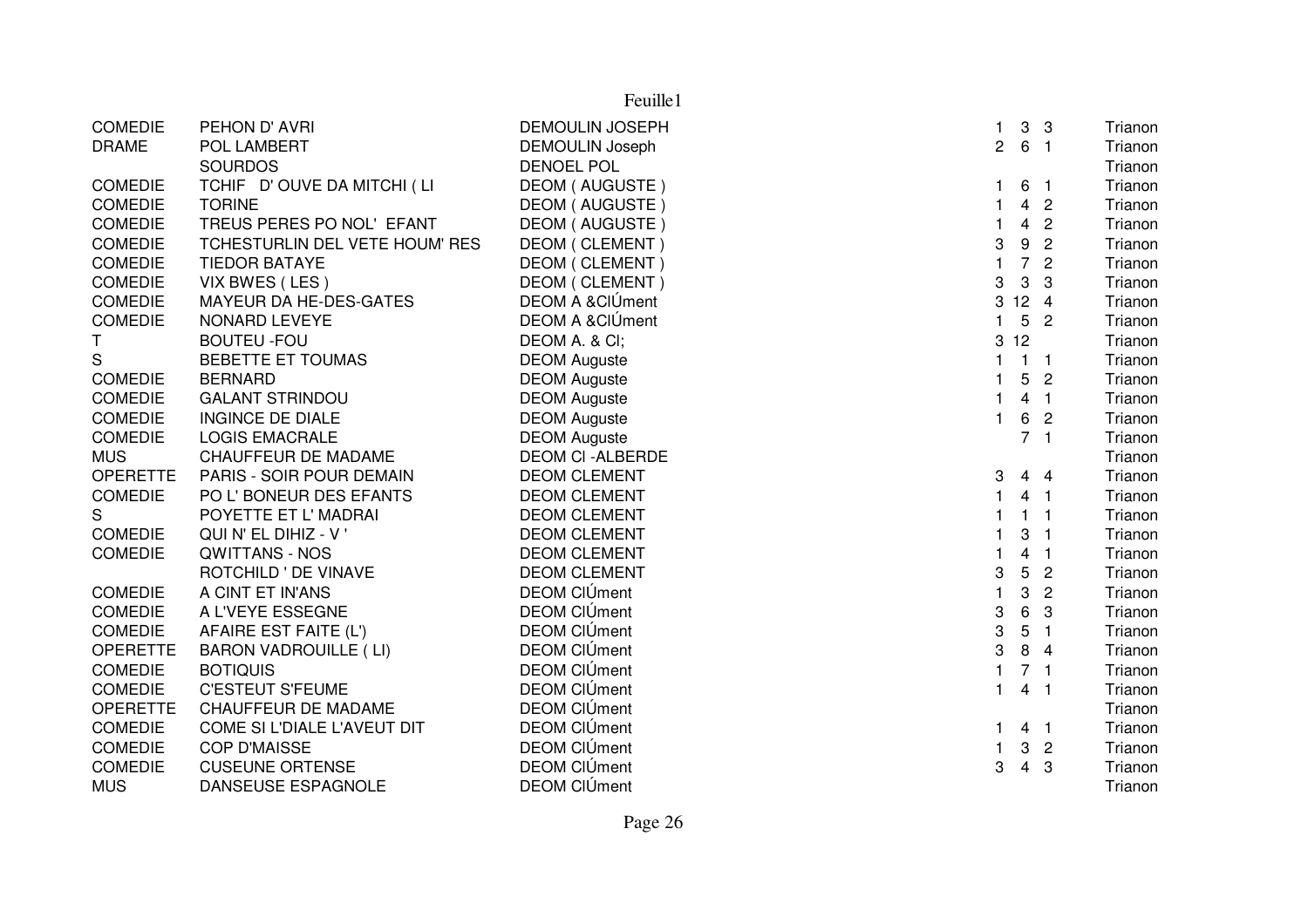| | | | | | | |
|---|---|---|---|---|---|---|
| COMEDIE | PEHON D' AVRI | DEMOULIN JOSEPH | 1 | 3 | 3 | Trianon |
| DRAME | POL LAMBERT | DEMOULIN Joseph | 2 | 6 | 1 | Trianon |
| | SOURDOS | DENOEL POL | | | | Trianon |
| COMEDIE | TCHIF D' OUVE DA MITCHI ( LI | DEOM ( AUGUSTE ) | 1 | 6 | 1 | Trianon |
| COMEDIE | TORINE | DEOM ( AUGUSTE ) | 1 | 4 | 2 | Trianon |
| COMEDIE | TREUS PERES PO NOL' EFANT | DEOM ( AUGUSTE ) | 1 | 4 | 2 | Trianon |
| COMEDIE | TCHESTURLIN DEL VETE HOUM' RES | DEOM ( CLEMENT ) | 3 | 9 | 2 | Trianon |
| COMEDIE | TIEDOR BATAYE | DEOM ( CLEMENT ) | 1 | 7 | 2 | Trianon |
| COMEDIE | VIX BWES ( LES ) | DEOM ( CLEMENT ) | 3 | 3 | 3 | Trianon |
| COMEDIE | MAYEUR DA HE-DES-GATES | DEOM A &ClÚment | 3 | 12 | 4 | Trianon |
| COMEDIE | NONARD LEVEYE | DEOM A &ClÚment | 1 | 5 | 2 | Trianon |
| T | BOUTEU -FOU | DEOM A. & Cl; | 3 | 12 | | Trianon |
| S | BEBETTE ET TOUMAS | DEOM Auguste | 1 | 1 | 1 | Trianon |
| COMEDIE | BERNARD | DEOM Auguste | 1 | 5 | 2 | Trianon |
| COMEDIE | GALANT STRINDOU | DEOM Auguste | 1 | 4 | 1 | Trianon |
| COMEDIE | INGINCE DE DIALE | DEOM Auguste | 1 | 6 | 2 | Trianon |
| COMEDIE | LOGIS EMACRALE | DEOM Auguste | | 7 | 1 | Trianon |
| MUS | CHAUFFEUR DE MADAME | DEOM Cl -ALBERDE | | | | Trianon |
| OPERETTE | PARIS - SOIR POUR DEMAIN | DEOM CLEMENT | 3 | 4 | 4 | Trianon |
| COMEDIE | PO L' BONEUR DES EFANTS | DEOM CLEMENT | 1 | 4 | 1 | Trianon |
| S | POYETTE ET L' MADRAI | DEOM CLEMENT | 1 | 1 | 1 | Trianon |
| COMEDIE | QUI N' EL DIHIZ - V ' | DEOM CLEMENT | 1 | 3 | 1 | Trianon |
| COMEDIE | QWITTANS - NOS | DEOM CLEMENT | 1 | 4 | 1 | Trianon |
| | ROTCHILD ' DE VINAVE | DEOM CLEMENT | 3 | 5 | 2 | Trianon |
| COMEDIE | A CINT ET IN'ANS | DEOM ClÚment | 1 | 3 | 2 | Trianon |
| COMEDIE | A L'VEYE ESSEGNE | DEOM ClÚment | 3 | 6 | 3 | Trianon |
| COMEDIE | AFAIRE EST FAITE (L') | DEOM ClÚment | 3 | 5 | 1 | Trianon |
| OPERETTE | BARON VADROUILLE ( LI) | DEOM ClÚment | 3 | 8 | 4 | Trianon |
| COMEDIE | BOTIQUIS | DEOM ClÚment | 1 | 7 | 1 | Trianon |
| COMEDIE | C'ESTEUT S'FEUME | DEOM ClÚment | 1 | 4 | 1 | Trianon |
| OPERETTE | CHAUFFEUR DE MADAME | DEOM ClÚment | | | | Trianon |
| COMEDIE | COME SI L'DIALE L'AVEUT DIT | DEOM ClÚment | 1 | 4 | 1 | Trianon |
| COMEDIE | COP D'MAISSE | DEOM ClÚment | 1 | 3 | 2 | Trianon |
| COMEDIE | CUSEUNE ORTENSE | DEOM ClÚment | 3 | 4 | 3 | Trianon |
| MUS | DANSEUSE ESPAGNOLE | DEOM ClÚment | | | | Trianon |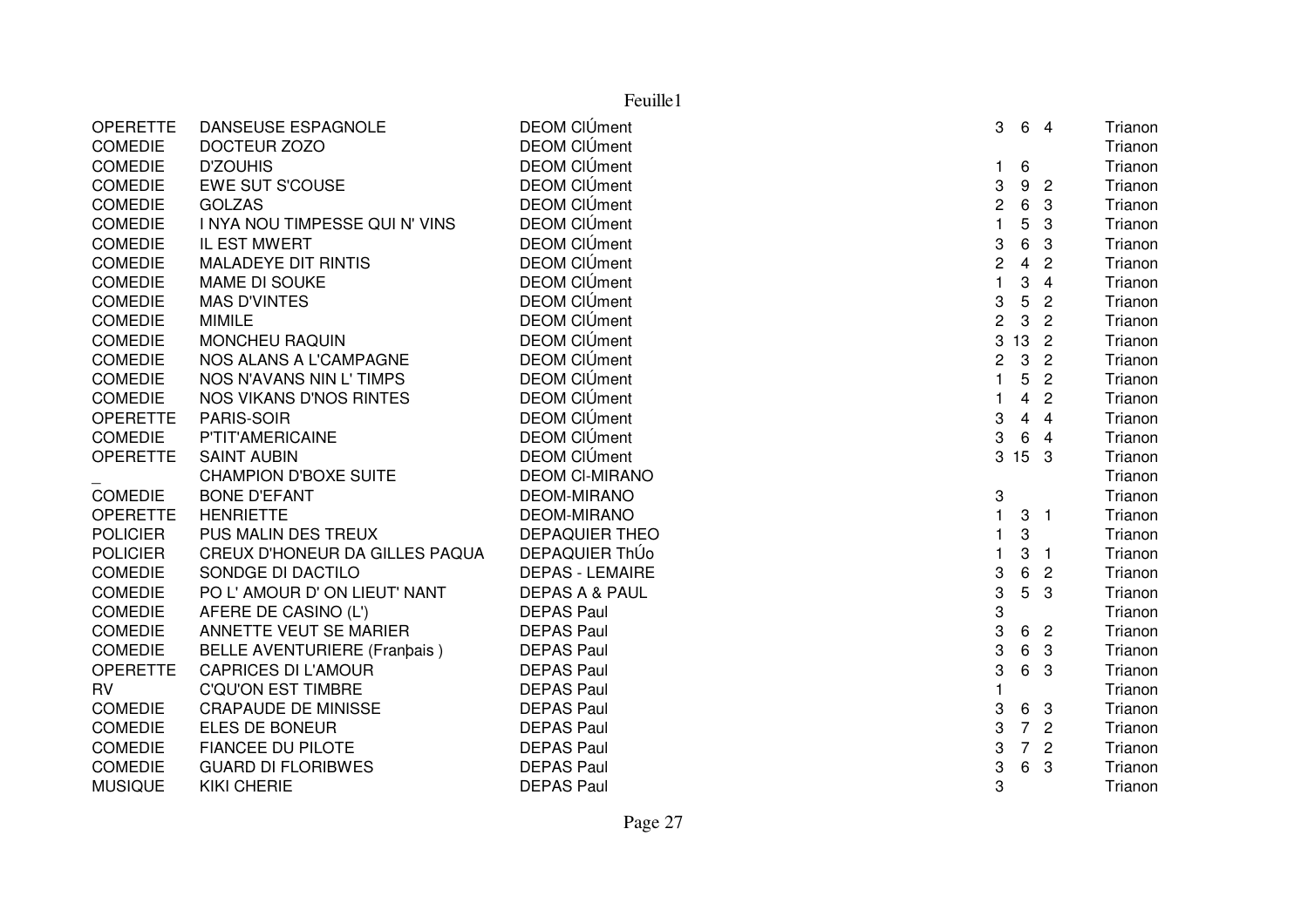| | | | | | | |
|---|---|---|---|---|---|---|
| OPERETTE | DANSEUSE ESPAGNOLE | DEOM ClÚment | 3 | 6 | 4 | Trianon |
| COMEDIE | DOCTEUR ZOZO | DEOM ClÚment | | | | Trianon |
| COMEDIE | D'ZOUHIS | DEOM ClÚment | 1 | 6 | | Trianon |
| COMEDIE | EWE SUT S'COUSE | DEOM ClÚment | 3 | 9 | 2 | Trianon |
| COMEDIE | GOLZAS | DEOM ClÚment | 2 | 6 | 3 | Trianon |
| COMEDIE | I NYA NOU TIMPESSE QUI N' VINS | DEOM ClÚment | 1 | 5 | 3 | Trianon |
| COMEDIE | IL EST MWERT | DEOM ClÚment | 3 | 6 | 3 | Trianon |
| COMEDIE | MALADEYE DIT RINTIS | DEOM ClÚment | 2 | 4 | 2 | Trianon |
| COMEDIE | MAME DI SOUKE | DEOM ClÚment | 1 | 3 | 4 | Trianon |
| COMEDIE | MAS D'VINTES | DEOM ClÚment | 3 | 5 | 2 | Trianon |
| COMEDIE | MIMILE | DEOM ClÚment | 2 | 3 | 2 | Trianon |
| COMEDIE | MONCHEU RAQUIN | DEOM ClÚment | 3 | 13 | 2 | Trianon |
| COMEDIE | NOS ALANS A L'CAMPAGNE | DEOM ClÚment | 2 | 3 | 2 | Trianon |
| COMEDIE | NOS N'AVANS NIN L' TIMPS | DEOM ClÚment | 1 | 5 | 2 | Trianon |
| COMEDIE | NOS VIKANS D'NOS RINTES | DEOM ClÚment | 1 | 4 | 2 | Trianon |
| OPERETTE | PARIS-SOIR | DEOM ClÚment | 3 | 4 | 4 | Trianon |
| COMEDIE | P'TIT'AMERICAINE | DEOM ClÚment | 3 | 6 | 4 | Trianon |
| OPERETTE | SAINT AUBIN | DEOM ClÚment | 3 | 15 | 3 | Trianon |
| _ | CHAMPION D'BOXE SUITE | DEOM Cl-MIRANO | | | | Trianon |
| COMEDIE | BONE D'EFANT | DEOM-MIRANO | 3 | | | Trianon |
| OPERETTE | HENRIETTE | DEOM-MIRANO | 1 | 3 | 1 | Trianon |
| POLICIER | PUS MALIN DES TREUX | DEPAQUIER THEO | 1 | 3 | | Trianon |
| POLICIER | CREUX D'HONEUR DA GILLES PAQUA | DEPAQUIER ThÚo | 1 | 3 | 1 | Trianon |
| COMEDIE | SONDGE DI DACTILO | DEPAS - LEMAIRE | 3 | 6 | 2 | Trianon |
| COMEDIE | PO L' AMOUR D' ON LIEUT' NANT | DEPAS A & PAUL | 3 | 5 | 3 | Trianon |
| COMEDIE | AFERE DE CASINO (L') | DEPAS Paul | 3 | | | Trianon |
| COMEDIE | ANNETTE VEUT SE MARIER | DEPAS Paul | 3 | 6 | 2 | Trianon |
| COMEDIE | BELLE AVENTURIERE (Franþais ) | DEPAS Paul | 3 | 6 | 3 | Trianon |
| OPERETTE | CAPRICES DI L'AMOUR | DEPAS Paul | 3 | 6 | 3 | Trianon |
| RV | C'QU'ON EST TIMBRE | DEPAS Paul | 1 | | | Trianon |
| COMEDIE | CRAPAUDE DE MINISSE | DEPAS Paul | 3 | 6 | 3 | Trianon |
| COMEDIE | ELES DE BONEUR | DEPAS Paul | 3 | 7 | 2 | Trianon |
| COMEDIE | FIANCEE DU PILOTE | DEPAS Paul | 3 | 7 | 2 | Trianon |
| COMEDIE | GUARD DI FLORIBWES | DEPAS Paul | 3 | 6 | 3 | Trianon |
| MUSIQUE | KIKI CHERIE | DEPAS Paul | 3 | | | Trianon |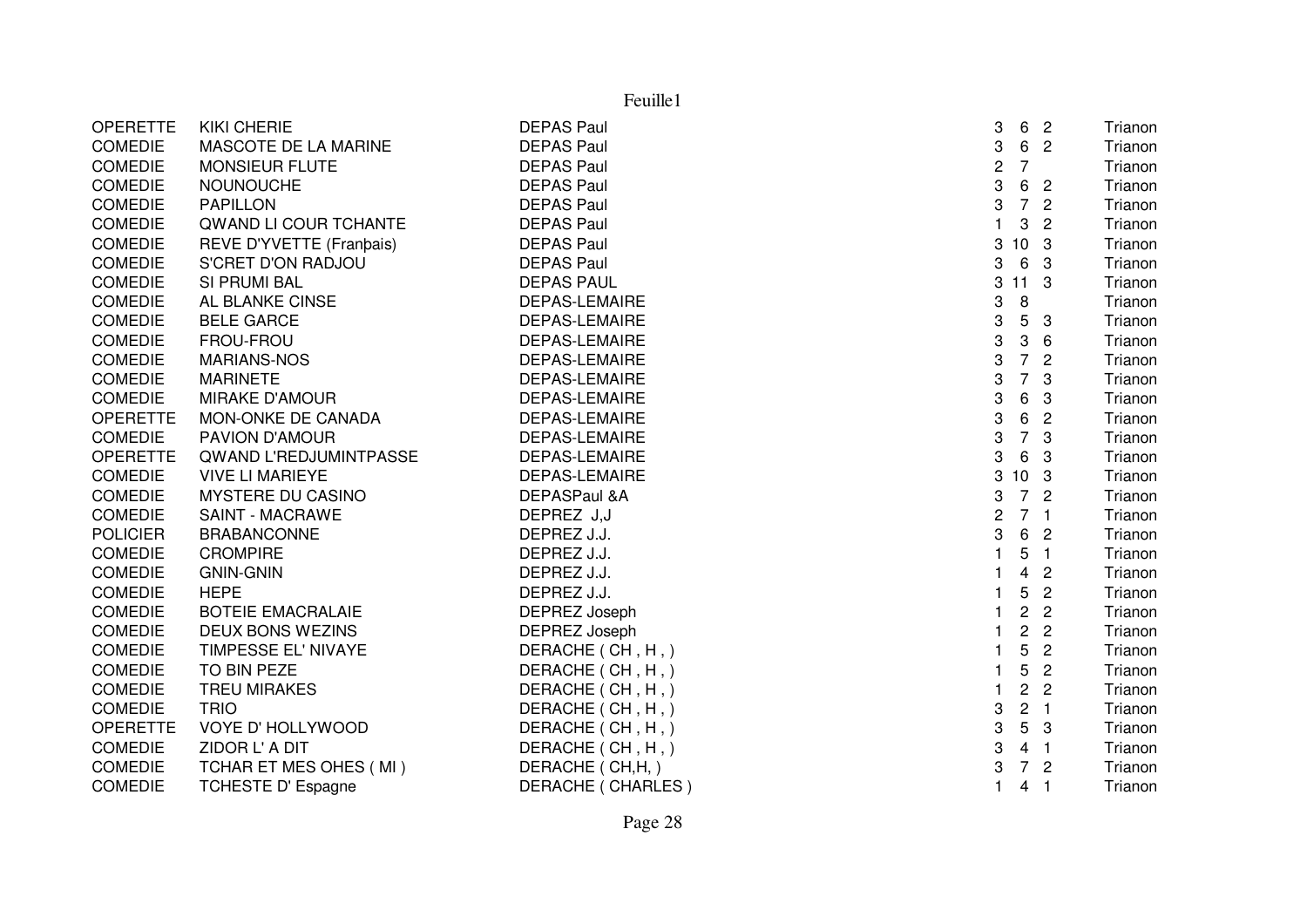| OPERETTE | KIKI CHERIE | DEPAS Paul | 3 | 6 | 2 | Trianon |
|---|---|---|---|---|---|---|
| COMEDIE | MASCOTE DE LA MARINE | DEPAS Paul | 3 | 6 | 2 | Trianon |
| COMEDIE | MONSIEUR FLUTE | DEPAS Paul | 2 | 7 | | Trianon |
| COMEDIE | NOUNOUCHE | DEPAS Paul | 3 | 6 | 2 | Trianon |
| COMEDIE | PAPILLON | DEPAS Paul | 3 | 7 | 2 | Trianon |
| COMEDIE | QWAND LI COUR TCHANTE | DEPAS Paul | 1 | 3 | 2 | Trianon |
| COMEDIE | REVE D'YVETTE (Franþais) | DEPAS Paul | 3 | 10 | 3 | Trianon |
| COMEDIE | S'CRET D'ON RADJOU | DEPAS Paul | 3 | 6 | 3 | Trianon |
| COMEDIE | SI PRUMI BAL | DEPAS PAUL | 3 | 11 | 3 | Trianon |
| COMEDIE | AL BLANKE CINSE | DEPAS-LEMAIRE | 3 | 8 | | Trianon |
| COMEDIE | BELE GARCE | DEPAS-LEMAIRE | 3 | 5 | 3 | Trianon |
| COMEDIE | FROU-FROU | DEPAS-LEMAIRE | 3 | 3 | 6 | Trianon |
| COMEDIE | MARIANS-NOS | DEPAS-LEMAIRE | 3 | 7 | 2 | Trianon |
| COMEDIE | MARINETE | DEPAS-LEMAIRE | 3 | 7 | 3 | Trianon |
| COMEDIE | MIRAKE D'AMOUR | DEPAS-LEMAIRE | 3 | 6 | 3 | Trianon |
| OPERETTE | MON-ONKE DE CANADA | DEPAS-LEMAIRE | 3 | 6 | 2 | Trianon |
| COMEDIE | PAVION D'AMOUR | DEPAS-LEMAIRE | 3 | 7 | 3 | Trianon |
| OPERETTE | QWAND L'REDJUMINTPASSE | DEPAS-LEMAIRE | 3 | 6 | 3 | Trianon |
| COMEDIE | VIVE LI MARIEYE | DEPAS-LEMAIRE | 3 | 10 | 3 | Trianon |
| COMEDIE | MYSTERE DU CASINO | DEPASPaul &A | 3 | 7 | 2 | Trianon |
| COMEDIE | SAINT - MACRAWE | DEPREZ J,J | 2 | 7 | 1 | Trianon |
| POLICIER | BRABANCONNE | DEPREZ J.J. | 3 | 6 | 2 | Trianon |
| COMEDIE | CROMPIRE | DEPREZ J.J. | 1 | 5 | 1 | Trianon |
| COMEDIE | GNIN-GNIN | DEPREZ J.J. | 1 | 4 | 2 | Trianon |
| COMEDIE | HEPE | DEPREZ J.J. | 1 | 5 | 2 | Trianon |
| COMEDIE | BOTEIE EMACRALAIE | DEPREZ Joseph | 1 | 2 | 2 | Trianon |
| COMEDIE | DEUX BONS WEZINS | DEPREZ Joseph | 1 | 2 | 2 | Trianon |
| COMEDIE | TIMPESSE EL' NIVAYE | DERACHE ( CH , H , ) | 1 | 5 | 2 | Trianon |
| COMEDIE | TO BIN PEZE | DERACHE ( CH , H , ) | 1 | 5 | 2 | Trianon |
| COMEDIE | TREU MIRAKES | DERACHE ( CH , H , ) | 1 | 2 | 2 | Trianon |
| COMEDIE | TRIO | DERACHE ( CH , H , ) | 3 | 2 | 1 | Trianon |
| OPERETTE | VOYE D' HOLLYWOOD | DERACHE ( CH , H , ) | 3 | 5 | 3 | Trianon |
| COMEDIE | ZIDOR L' A DIT | DERACHE ( CH , H , ) | 3 | 4 | 1 | Trianon |
| COMEDIE | TCHAR ET MES OHES ( MI ) | DERACHE ( CH,H, ) | 3 | 7 | 2 | Trianon |
| COMEDIE | TCHESTE D' Espagne | DERACHE ( CHARLES ) | 1 | 4 | 1 | Trianon |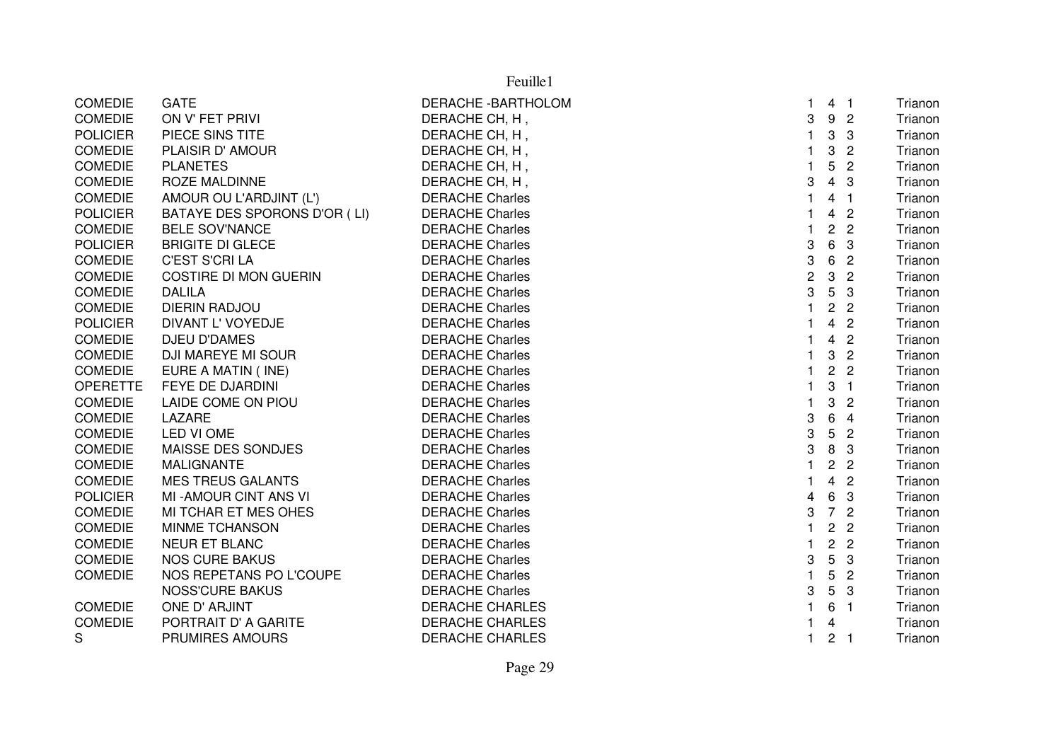| | | | | | | |
|---|---|---|---|---|---|---|
| COMEDIE | GATE | DERACHE -BARTHOLOM | 1 | 4 | 1 | Trianon |
| COMEDIE | ON V' FET PRIVI | DERACHE CH, H , | 3 | 9 | 2 | Trianon |
| POLICIER | PIECE SINS TITE | DERACHE CH, H , | 1 | 3 | 3 | Trianon |
| COMEDIE | PLAISIR D' AMOUR | DERACHE CH, H , | 1 | 3 | 2 | Trianon |
| COMEDIE | PLANETES | DERACHE CH, H , | 1 | 5 | 2 | Trianon |
| COMEDIE | ROZE MALDINNE | DERACHE CH, H , | 3 | 4 | 3 | Trianon |
| COMEDIE | AMOUR OU L'ARDJINT (L') | DERACHE Charles | 1 | 4 | 1 | Trianon |
| POLICIER | BATAYE DES SPORONS D'OR ( LI) | DERACHE Charles | 1 | 4 | 2 | Trianon |
| COMEDIE | BELE SOV'NANCE | DERACHE Charles | 1 | 2 | 2 | Trianon |
| POLICIER | BRIGITE DI GLECE | DERACHE Charles | 3 | 6 | 3 | Trianon |
| COMEDIE | C'EST S'CRI LA | DERACHE Charles | 3 | 6 | 2 | Trianon |
| COMEDIE | COSTIRE DI MON GUERIN | DERACHE Charles | 2 | 3 | 2 | Trianon |
| COMEDIE | DALILA | DERACHE Charles | 3 | 5 | 3 | Trianon |
| COMEDIE | DIERIN RADJOU | DERACHE Charles | 1 | 2 | 2 | Trianon |
| POLICIER | DIVANT L' VOYEDJE | DERACHE Charles | 1 | 4 | 2 | Trianon |
| COMEDIE | DJEU D'DAMES | DERACHE Charles | 1 | 4 | 2 | Trianon |
| COMEDIE | DJI MAREYE MI SOUR | DERACHE Charles | 1 | 3 | 2 | Trianon |
| COMEDIE | EURE A MATIN ( INE) | DERACHE Charles | 1 | 2 | 2 | Trianon |
| OPERETTE | FEYE DE DJARDINI | DERACHE Charles | 1 | 3 | 1 | Trianon |
| COMEDIE | LAIDE COME ON PIOU | DERACHE Charles | 1 | 3 | 2 | Trianon |
| COMEDIE | LAZARE | DERACHE Charles | 3 | 6 | 4 | Trianon |
| COMEDIE | LED VI OME | DERACHE Charles | 3 | 5 | 2 | Trianon |
| COMEDIE | MAISSE DES SONDJES | DERACHE Charles | 3 | 8 | 3 | Trianon |
| COMEDIE | MALIGNANTE | DERACHE Charles | 1 | 2 | 2 | Trianon |
| COMEDIE | MES TREUS GALANTS | DERACHE Charles | 1 | 4 | 2 | Trianon |
| POLICIER | MI -AMOUR CINT ANS VI | DERACHE Charles | 4 | 6 | 3 | Trianon |
| COMEDIE | MI TCHAR ET MES OHES | DERACHE Charles | 3 | 7 | 2 | Trianon |
| COMEDIE | MINME TCHANSON | DERACHE Charles | 1 | 2 | 2 | Trianon |
| COMEDIE | NEUR ET BLANC | DERACHE Charles | 1 | 2 | 2 | Trianon |
| COMEDIE | NOS CURE BAKUS | DERACHE Charles | 3 | 5 | 3 | Trianon |
| COMEDIE | NOS REPETANS PO L'COUPE | DERACHE Charles | 1 | 5 | 2 | Trianon |
| | NOSS'CURE BAKUS | DERACHE Charles | 3 | 5 | 3 | Trianon |
| COMEDIE | ONE D' ARJINT | DERACHE CHARLES | 1 | 6 | 1 | Trianon |
| COMEDIE | PORTRAIT D' A GARITE | DERACHE CHARLES | 1 | 4 | | Trianon |
| S | PRUMIRES AMOURS | DERACHE CHARLES | 1 | 2 | 1 | Trianon |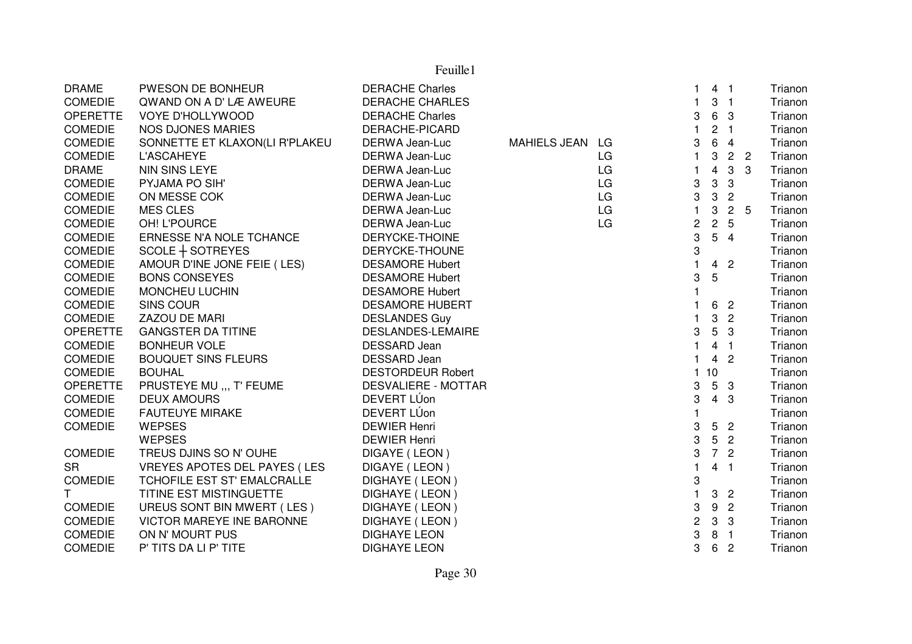Feuille1

| | | | | | | | | | |
|---|---|---|---|---|---|---|---|---|---|
| DRAME | PWESON DE BONHEUR | DERACHE Charles | | | 1 | 4 | 1 | | Trianon |
| COMEDIE | QWAND ON A D' LÆ AWEURE | DERACHE CHARLES | | | 1 | 3 | 1 | | Trianon |
| OPERETTE | VOYE D'HOLLYWOOD | DERACHE Charles | | | 3 | 6 | 3 | | Trianon |
| COMEDIE | NOS DJONES MARIES | DERACHE-PICARD | | | 1 | 2 | 1 | | Trianon |
| COMEDIE | SONNETTE ET KLAXON(LI R'PLAKEU | DERWA Jean-Luc | MAHIELS JEAN | LG | 3 | 6 | 4 | | Trianon |
| COMEDIE | L'ASCAHEYE | DERWA Jean-Luc | | LG | 1 | 3 | 2 | 2 | Trianon |
| DRAME | NIN SINS LEYE | DERWA Jean-Luc | | LG | 1 | 4 | 3 | 3 | Trianon |
| COMEDIE | PYJAMA PO SIH' | DERWA Jean-Luc | | LG | 3 | 3 | 3 | | Trianon |
| COMEDIE | ON MESSE COK | DERWA Jean-Luc | | LG | 3 | 3 | 2 | | Trianon |
| COMEDIE | MES CLES | DERWA Jean-Luc | | LG | 1 | 3 | 2 | 5 | Trianon |
| COMEDIE | OH! L'POURCE | DERWA Jean-Luc | | LG | 2 | 2 | 5 | | Trianon |
| COMEDIE | ERNESSE N'A NOLE TCHANCE | DERYCKE-THOINE | | | 3 | 5 | 4 | | Trianon |
| COMEDIE | SCOLE ┼ SOTREYES | DERYCKE-THOUNE | | | 3 | | | | Trianon |
| COMEDIE | AMOUR D'INE JONE FEIE ( LES) | DESAMORE Hubert | | | 1 | 4 | 2 | | Trianon |
| COMEDIE | BONS CONSEYES | DESAMORE Hubert | | | 3 | 5 | | | Trianon |
| COMEDIE | MONCHEU LUCHIN | DESAMORE Hubert | | | 1 | | | | Trianon |
| COMEDIE | SINS COUR | DESAMORE HUBERT | | | 1 | 6 | 2 | | Trianon |
| COMEDIE | ZAZOU DE MARI | DESLANDES Guy | | | 1 | 3 | 2 | | Trianon |
| OPERETTE | GANGSTER DA TITINE | DESLANDES-LEMAIRE | | | 3 | 5 | 3 | | Trianon |
| COMEDIE | BONHEUR VOLE | DESSARD Jean | | | 1 | 4 | 1 | | Trianon |
| COMEDIE | BOUQUET SINS FLEURS | DESSARD Jean | | | 1 | 4 | 2 | | Trianon |
| COMEDIE | BOUHAL | DESTORDEUR Robert | | | 1 | 10 | | | Trianon |
| OPERETTE | PRUSTEYE MU ,,, T' FEUME | DESVALIERE - MOTTAR | | | 3 | 5 | 3 | | Trianon |
| COMEDIE | DEUX AMOURS | DEVERT LÚon | | | 3 | 4 | 3 | | Trianon |
| COMEDIE | FAUTEUYE MIRAKE | DEVERT LÚon | | | 1 | | | | Trianon |
| COMEDIE | WEPSES | DEWIER Henri | | | 3 | 5 | 2 | | Trianon |
| | WEPSES | DEWIER Henri | | | 3 | 5 | 2 | | Trianon |
| COMEDIE | TREUS DJINS SO N' OUHE | DIGAYE ( LEON ) | | | 3 | 7 | 2 | | Trianon |
| SR | VREYES APOTES DEL PAYES ( LES | DIGAYE ( LEON ) | | | 1 | 4 | 1 | | Trianon |
| COMEDIE | TCHOFILE EST ST' EMALCRALLE | DIGHAYE ( LEON ) | | | 3 | | | | Trianon |
| T | TITINE EST MISTINGUETTE | DIGHAYE ( LEON ) | | | 1 | 3 | 2 | | Trianon |
| COMEDIE | UREUS SONT BIN MWERT ( LES ) | DIGHAYE ( LEON ) | | | 3 | 9 | 2 | | Trianon |
| COMEDIE | VICTOR MAREYE INE BARONNE | DIGHAYE ( LEON ) | | | 2 | 3 | 3 | | Trianon |
| COMEDIE | ON N' MOURT PUS | DIGHAYE LEON | | | 3 | 8 | 1 | | Trianon |
| COMEDIE | P' TITS DA LI P' TITE | DIGHAYE LEON | | | 3 | 6 | 2 | | Trianon |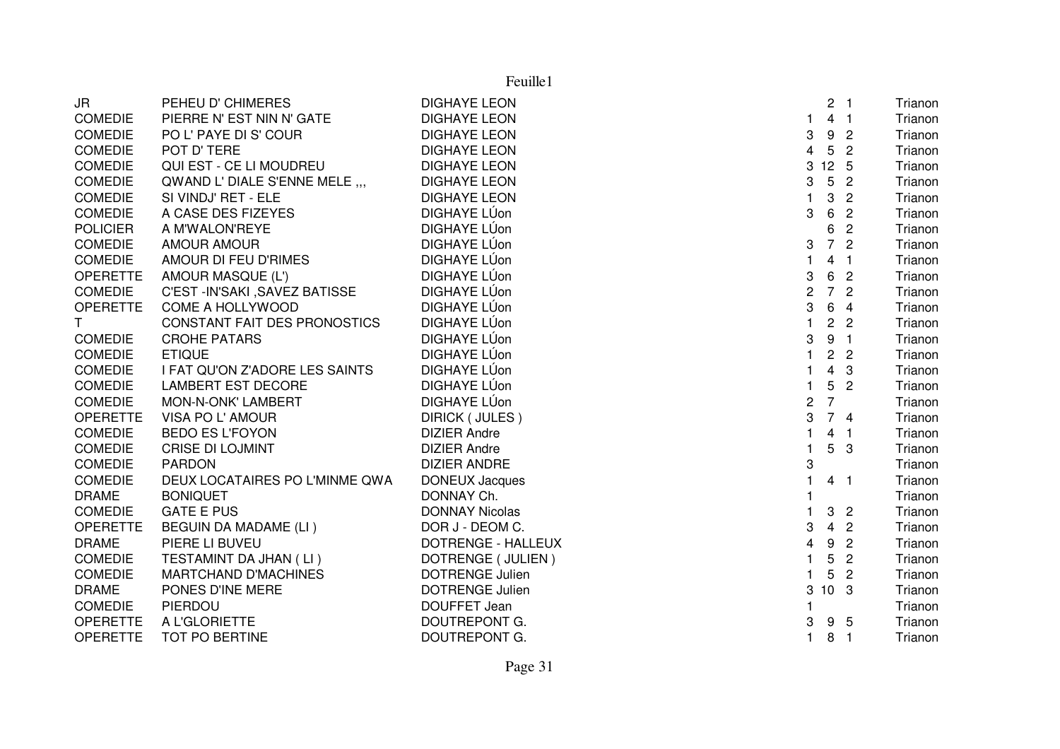| | | | | | | |
|---|---|---|---|---|---|---|
| JR | PEHEU D' CHIMERES | DIGHAYE LEON | | 2 | 1 | Trianon |
| COMEDIE | PIERRE N' EST NIN N' GATE | DIGHAYE LEON | 1 | 4 | 1 | Trianon |
| COMEDIE | PO L' PAYE DI S' COUR | DIGHAYE LEON | 3 | 9 | 2 | Trianon |
| COMEDIE | POT D' TERE | DIGHAYE LEON | 4 | 5 | 2 | Trianon |
| COMEDIE | QUI EST - CE LI MOUDREU | DIGHAYE LEON | 3 | 12 | 5 | Trianon |
| COMEDIE | QWAND L' DIALE S'ENNE MELE ,,, | DIGHAYE LEON | 3 | 5 | 2 | Trianon |
| COMEDIE | SI VINDJ' RET - ELE | DIGHAYE LEON | 1 | 3 | 2 | Trianon |
| COMEDIE | A CASE DES FIZEYES | DIGHAYE LÚon | 3 | 6 | 2 | Trianon |
| POLICIER | A M'WALON'REYE | DIGHAYE LÚon | | 6 | 2 | Trianon |
| COMEDIE | AMOUR AMOUR | DIGHAYE LÚon | 3 | 7 | 2 | Trianon |
| COMEDIE | AMOUR DI FEU D'RIMES | DIGHAYE LÚon | 1 | 4 | 1 | Trianon |
| OPERETTE | AMOUR MASQUE (L') | DIGHAYE LÚon | 3 | 6 | 2 | Trianon |
| COMEDIE | C'EST -IN'SAKI ,SAVEZ BATISSE | DIGHAYE LÚon | 2 | 7 | 2 | Trianon |
| OPERETTE | COME A HOLLYWOOD | DIGHAYE LÚon | 3 | 6 | 4 | Trianon |
| T | CONSTANT FAIT DES PRONOSTICS | DIGHAYE LÚon | 1 | 2 | 2 | Trianon |
| COMEDIE | CROHE PATARS | DIGHAYE LÚon | 3 | 9 | 1 | Trianon |
| COMEDIE | ETIQUE | DIGHAYE LÚon | 1 | 2 | 2 | Trianon |
| COMEDIE | I FAT QU'ON Z'ADORE LES SAINTS | DIGHAYE LÚon | 1 | 4 | 3 | Trianon |
| COMEDIE | LAMBERT EST DECORE | DIGHAYE LÚon | 1 | 5 | 2 | Trianon |
| COMEDIE | MON-N-ONK' LAMBERT | DIGHAYE LÚon | 2 | 7 | | Trianon |
| OPERETTE | VISA PO L' AMOUR | DIRICK ( JULES ) | 3 | 7 | 4 | Trianon |
| COMEDIE | BEDO ES L'FOYON | DIZIER Andre | 1 | 4 | 1 | Trianon |
| COMEDIE | CRISE DI LOJMINT | DIZIER Andre | 1 | 5 | 3 | Trianon |
| COMEDIE | PARDON | DIZIER ANDRE | 3 | | | Trianon |
| COMEDIE | DEUX LOCATAIRES PO L'MINME QWA | DONEUX Jacques | 1 | 4 | 1 | Trianon |
| DRAME | BONIQUET | DONNAY Ch. | 1 | | | Trianon |
| COMEDIE | GATE E PUS | DONNAY Nicolas | 1 | 3 | 2 | Trianon |
| OPERETTE | BEGUIN DA MADAME (LI ) | DOR J - DEOM C. | 3 | 4 | 2 | Trianon |
| DRAME | PIERE LI BUVEU | DOTRENGE - HALLEUX | 4 | 9 | 2 | Trianon |
| COMEDIE | TESTAMINT DA JHAN ( LI ) | DOTRENGE ( JULIEN ) | 1 | 5 | 2 | Trianon |
| COMEDIE | MARTCHAND D'MACHINES | DOTRENGE Julien | 1 | 5 | 2 | Trianon |
| DRAME | PONES D'INE MERE | DOTRENGE Julien | 3 | 10 | 3 | Trianon |
| COMEDIE | PIERDOU | DOUFFET Jean | 1 | | | Trianon |
| OPERETTE | A L'GLORIETTE | DOUTREPONT G. | 3 | 9 | 5 | Trianon |
| OPERETTE | TOT PO BERTINE | DOUTREPONT G. | 1 | 8 | 1 | Trianon |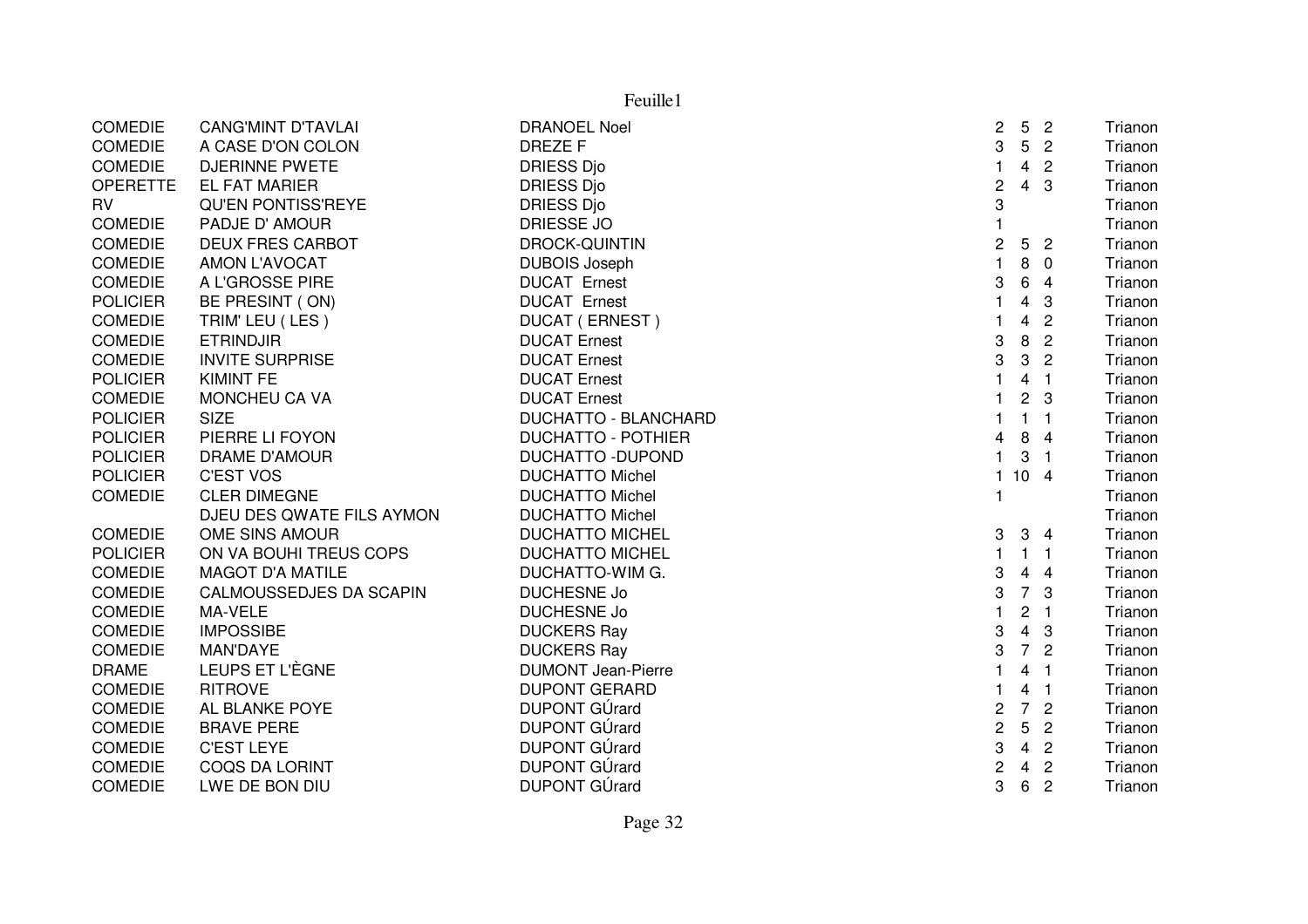| | | | | | | |
|---|---|---|---|---|---|---|
| COMEDIE | CANG'MINT D'TAVLAI | DRANOEL Noel | 2 | 5 | 2 | Trianon |
| COMEDIE | A CASE D'ON COLON | DREZE F | 3 | 5 | 2 | Trianon |
| COMEDIE | DJERINNE PWETE | DRIESS Djo | 1 | 4 | 2 | Trianon |
| OPERETTE | EL FAT MARIER | DRIESS Djo | 2 | 4 | 3 | Trianon |
| RV | QU'EN PONTISS'REYE | DRIESS Djo | 3 | | | Trianon |
| COMEDIE | PADJE D' AMOUR | DRIESSE JO | 1 | | | Trianon |
| COMEDIE | DEUX FRES CARBOT | DROCK-QUINTIN | 2 | 5 | 2 | Trianon |
| COMEDIE | AMON L'AVOCAT | DUBOIS Joseph | 1 | 8 | 0 | Trianon |
| COMEDIE | A L'GROSSE PIRE | DUCAT Ernest | 3 | 6 | 4 | Trianon |
| POLICIER | BE PRESINT ( ON) | DUCAT Ernest | 1 | 4 | 3 | Trianon |
| COMEDIE | TRIM' LEU ( LES ) | DUCAT ( ERNEST ) | 1 | 4 | 2 | Trianon |
| COMEDIE | ETRINDJIR | DUCAT Ernest | 3 | 8 | 2 | Trianon |
| COMEDIE | INVITE SURPRISE | DUCAT Ernest | 3 | 3 | 2 | Trianon |
| POLICIER | KIMINT FE | DUCAT Ernest | 1 | 4 | 1 | Trianon |
| COMEDIE | MONCHEU CA VA | DUCAT Ernest | 1 | 2 | 3 | Trianon |
| POLICIER | SIZE | DUCHATTO - BLANCHARD | 1 | 1 | 1 | Trianon |
| POLICIER | PIERRE LI FOYON | DUCHATTO - POTHIER | 4 | 8 | 4 | Trianon |
| POLICIER | DRAME D'AMOUR | DUCHATTO -DUPOND | 1 | 3 | 1 | Trianon |
| POLICIER | C'EST VOS | DUCHATTO Michel | 1 | 10 | 4 | Trianon |
| COMEDIE | CLER DIMEGNE | DUCHATTO Michel | 1 | | | Trianon |
| | DJEU DES QWATE FILS AYMON | DUCHATTO Michel | | | | Trianon |
| COMEDIE | OME SINS AMOUR | DUCHATTO MICHEL | 3 | 3 | 4 | Trianon |
| POLICIER | ON VA BOUHI TREUS COPS | DUCHATTO MICHEL | 1 | 1 | 1 | Trianon |
| COMEDIE | MAGOT D'A MATILE | DUCHATTO-WIM G. | 3 | 4 | 4 | Trianon |
| COMEDIE | CALMOUSSEDJES DA SCAPIN | DUCHESNE Jo | 3 | 7 | 3 | Trianon |
| COMEDIE | MA-VELE | DUCHESNE Jo | 1 | 2 | 1 | Trianon |
| COMEDIE | IMPOSSIBE | DUCKERS Ray | 3 | 4 | 3 | Trianon |
| COMEDIE | MAN'DAYE | DUCKERS Ray | 3 | 7 | 2 | Trianon |
| DRAME | LEUPS ET L'ÈGNE | DUMONT Jean-Pierre | 1 | 4 | 1 | Trianon |
| COMEDIE | RITROVE | DUPONT GERARD | 1 | 4 | 1 | Trianon |
| COMEDIE | AL BLANKE POYE | DUPONT GÚrard | 2 | 7 | 2 | Trianon |
| COMEDIE | BRAVE PERE | DUPONT GÚrard | 2 | 5 | 2 | Trianon |
| COMEDIE | C'EST LEYE | DUPONT GÚrard | 3 | 4 | 2 | Trianon |
| COMEDIE | COQS DA LORINT | DUPONT GÚrard | 2 | 4 | 2 | Trianon |
| COMEDIE | LWE DE BON DIU | DUPONT GÚrard | 3 | 6 | 2 | Trianon |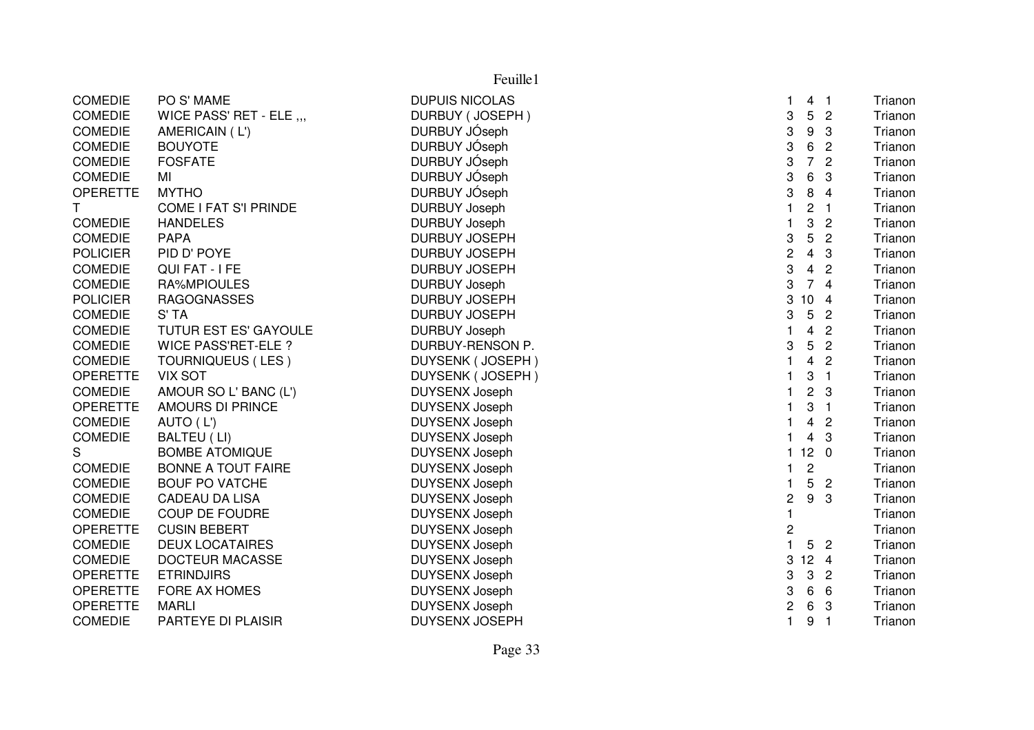| | | | | | | |
|---|---|---|---|---|---|---|
| COMEDIE | PO S' MAME | DUPUIS NICOLAS | 1 | 4 | 1 | Trianon |
| COMEDIE | WICE PASS' RET - ELE ,,, | DURBUY ( JOSEPH ) | 3 | 5 | 2 | Trianon |
| COMEDIE | AMERICAIN ( L') | DURBUY JÓseph | 3 | 9 | 3 | Trianon |
| COMEDIE | BOUYOTE | DURBUY JÓseph | 3 | 6 | 2 | Trianon |
| COMEDIE | FOSFATE | DURBUY JÓseph | 3 | 7 | 2 | Trianon |
| COMEDIE | MI | DURBUY JÓseph | 3 | 6 | 3 | Trianon |
| OPERETTE | MYTHO | DURBUY JÓseph | 3 | 8 | 4 | Trianon |
| T | COME I FAT S'I PRINDE | DURBUY Joseph | 1 | 2 | 1 | Trianon |
| COMEDIE | HANDELES | DURBUY Joseph | 1 | 3 | 2 | Trianon |
| COMEDIE | PAPA | DURBUY JOSEPH | 3 | 5 | 2 | Trianon |
| POLICIER | PID D' POYE | DURBUY JOSEPH | 2 | 4 | 3 | Trianon |
| COMEDIE | QUI FAT - I FE | DURBUY JOSEPH | 3 | 4 | 2 | Trianon |
| COMEDIE | RA%MPIOULES | DURBUY Joseph | 3 | 7 | 4 | Trianon |
| POLICIER | RAGOGNASSES | DURBUY JOSEPH | 3 | 10 | 4 | Trianon |
| COMEDIE | S' TA | DURBUY JOSEPH | 3 | 5 | 2 | Trianon |
| COMEDIE | TUTUR EST ES' GAYOULE | DURBUY Joseph | 1 | 4 | 2 | Trianon |
| COMEDIE | WICE PASS'RET-ELE ? | DURBUY-RENSON P. | 3 | 5 | 2 | Trianon |
| COMEDIE | TOURNIQUEUS ( LES ) | DUYSENK ( JOSEPH ) | 1 | 4 | 2 | Trianon |
| OPERETTE | VIX SOT | DUYSENK ( JOSEPH ) | 1 | 3 | 1 | Trianon |
| COMEDIE | AMOUR SO L' BANC (L') | DUYSENX Joseph | 1 | 2 | 3 | Trianon |
| OPERETTE | AMOURS DI PRINCE | DUYSENX Joseph | 1 | 3 | 1 | Trianon |
| COMEDIE | AUTO ( L') | DUYSENX Joseph | 1 | 4 | 2 | Trianon |
| COMEDIE | BALTEU ( LI) | DUYSENX Joseph | 1 | 4 | 3 | Trianon |
| S | BOMBE ATOMIQUE | DUYSENX Joseph | 1 | 12 | 0 | Trianon |
| COMEDIE | BONNE A TOUT FAIRE | DUYSENX Joseph | 1 | 2 | | Trianon |
| COMEDIE | BOUF PO VATCHE | DUYSENX Joseph | 1 | 5 | 2 | Trianon |
| COMEDIE | CADEAU DA LISA | DUYSENX Joseph | 2 | 9 | 3 | Trianon |
| COMEDIE | COUP DE FOUDRE | DUYSENX Joseph | 1 | | | Trianon |
| OPERETTE | CUSIN BEBERT | DUYSENX Joseph | 2 | | | Trianon |
| COMEDIE | DEUX LOCATAIRES | DUYSENX Joseph | 1 | 5 | 2 | Trianon |
| COMEDIE | DOCTEUR MACASSE | DUYSENX Joseph | 3 | 12 | 4 | Trianon |
| OPERETTE | ETRINDJIRS | DUYSENX Joseph | 3 | 3 | 2 | Trianon |
| OPERETTE | FORE AX HOMES | DUYSENX Joseph | 3 | 6 | 6 | Trianon |
| OPERETTE | MARLI | DUYSENX Joseph | 2 | 6 | 3 | Trianon |
| COMEDIE | PARTEYE DI PLAISIR | DUYSENX JOSEPH | 1 | 9 | 1 | Trianon |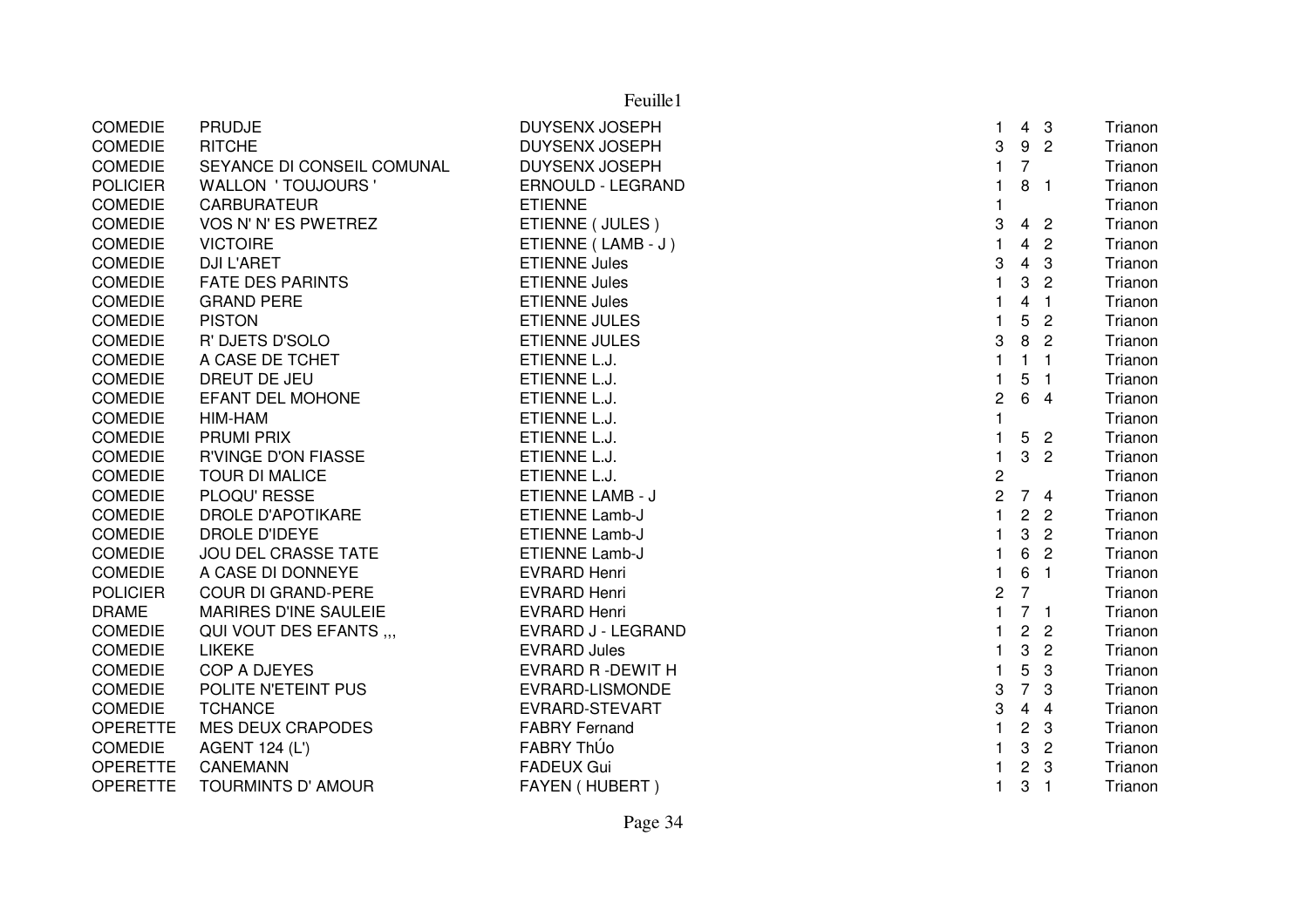| | | | | | | |
|---|---|---|---|---|---|---|
| COMEDIE | PRUDJE | DUYSENX JOSEPH | 1 | 4 | 3 | Trianon |
| COMEDIE | RITCHE | DUYSENX JOSEPH | 3 | 9 | 2 | Trianon |
| COMEDIE | SEYANCE DI CONSEIL COMUNAL | DUYSENX JOSEPH | 1 | 7 | | Trianon |
| POLICIER | WALLON ' TOUJOURS ' | ERNOULD - LEGRAND | 1 | 8 | 1 | Trianon |
| COMEDIE | CARBURATEUR | ETIENNE | 1 | | | Trianon |
| COMEDIE | VOS N' N' ES PWETREZ | ETIENNE ( JULES ) | 3 | 4 | 2 | Trianon |
| COMEDIE | VICTOIRE | ETIENNE ( LAMB - J ) | 1 | 4 | 2 | Trianon |
| COMEDIE | DJI L'ARET | ETIENNE Jules | 3 | 4 | 3 | Trianon |
| COMEDIE | FATE DES PARINTS | ETIENNE Jules | 1 | 3 | 2 | Trianon |
| COMEDIE | GRAND PERE | ETIENNE Jules | 1 | 4 | 1 | Trianon |
| COMEDIE | PISTON | ETIENNE JULES | 1 | 5 | 2 | Trianon |
| COMEDIE | R' DJETS D'SOLO | ETIENNE JULES | 3 | 8 | 2 | Trianon |
| COMEDIE | A CASE DE TCHET | ETIENNE L.J. | 1 | 1 | 1 | Trianon |
| COMEDIE | DREUT DE JEU | ETIENNE L.J. | 1 | 5 | 1 | Trianon |
| COMEDIE | EFANT DEL MOHONE | ETIENNE L.J. | 2 | 6 | 4 | Trianon |
| COMEDIE | HIM-HAM | ETIENNE L.J. | 1 | | | Trianon |
| COMEDIE | PRUMI PRIX | ETIENNE L.J. | 1 | 5 | 2 | Trianon |
| COMEDIE | R'VINGE D'ON FIASSE | ETIENNE L.J. | 1 | 3 | 2 | Trianon |
| COMEDIE | TOUR DI MALICE | ETIENNE L.J. | 2 | | | Trianon |
| COMEDIE | PLOQU' RESSE | ETIENNE LAMB - J | 2 | 7 | 4 | Trianon |
| COMEDIE | DROLE D'APOTIKARE | ETIENNE Lamb-J | 1 | 2 | 2 | Trianon |
| COMEDIE | DROLE D'IDEYE | ETIENNE Lamb-J | 1 | 3 | 2 | Trianon |
| COMEDIE | JOU DEL CRASSE TATE | ETIENNE Lamb-J | 1 | 6 | 2 | Trianon |
| COMEDIE | A CASE DI DONNEYE | EVRARD Henri | 1 | 6 | 1 | Trianon |
| POLICIER | COUR DI GRAND-PERE | EVRARD Henri | 2 | 7 | | Trianon |
| DRAME | MARIRES D'INE SAULEIE | EVRARD Henri | 1 | 7 | 1 | Trianon |
| COMEDIE | QUI VOUT DES EFANTS ,,, | EVRARD J - LEGRAND | 1 | 2 | 2 | Trianon |
| COMEDIE | LIKEKE | EVRARD Jules | 1 | 3 | 2 | Trianon |
| COMEDIE | COP A DJEYES | EVRARD R -DEWIT H | 1 | 5 | 3 | Trianon |
| COMEDIE | POLITE N'ETEINT PUS | EVRARD-LISMONDE | 3 | 7 | 3 | Trianon |
| COMEDIE | TCHANCE | EVRARD-STEVART | 3 | 4 | 4 | Trianon |
| OPERETTE | MES DEUX CRAPODES | FABRY Fernand | 1 | 2 | 3 | Trianon |
| COMEDIE | AGENT 124 (L') | FABRY ThÚo | 1 | 3 | 2 | Trianon |
| OPERETTE | CANEMANN | FADEUX Gui | 1 | 2 | 3 | Trianon |
| OPERETTE | TOURMINTS D' AMOUR | FAYEN ( HUBERT ) | 1 | 3 | 1 | Trianon |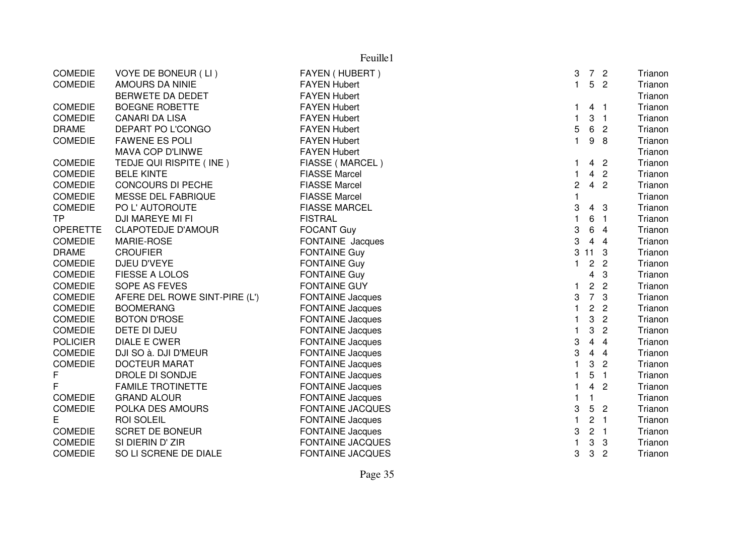Feuille1

| | | | | | | |
|---|---|---|---|---|---|---|
| COMEDIE | VOYE DE BONEUR ( LI ) | FAYEN ( HUBERT ) | 3 | 7 | 2 | Trianon |
| COMEDIE | AMOURS DA NINIE | FAYEN Hubert | 1 | 5 | 2 | Trianon |
| | BERWETE DA DEDET | FAYEN Hubert | | | | Trianon |
| COMEDIE | BOEGNE ROBETTE | FAYEN Hubert | 1 | 4 | 1 | Trianon |
| COMEDIE | CANARI DA LISA | FAYEN Hubert | 1 | 3 | 1 | Trianon |
| DRAME | DEPART PO L'CONGO | FAYEN Hubert | 5 | 6 | 2 | Trianon |
| COMEDIE | FAWENE ES POLI | FAYEN Hubert | 1 | 9 | 8 | Trianon |
| | MAVA COP D'LINWE | FAYEN Hubert | | | | Trianon |
| COMEDIE | TEDJE QUI RISPITE ( INE ) | FIASSE ( MARCEL ) | 1 | 4 | 2 | Trianon |
| COMEDIE | BELE KINTE | FIASSE Marcel | 1 | 4 | 2 | Trianon |
| COMEDIE | CONCOURS DI PECHE | FIASSE Marcel | 2 | 4 | 2 | Trianon |
| COMEDIE | MESSE DEL FABRIQUE | FIASSE Marcel | 1 | | | Trianon |
| COMEDIE | PO L' AUTOROUTE | FIASSE MARCEL | 3 | 4 | 3 | Trianon |
| TP | DJI MAREYE MI FI | FISTRAL | 1 | 6 | 1 | Trianon |
| OPERETTE | CLAPOTEDJE D'AMOUR | FOCANT Guy | 3 | 6 | 4 | Trianon |
| COMEDIE | MARIE-ROSE | FONTAINE Jacques | 3 | 4 | 4 | Trianon |
| DRAME | CROUFIER | FONTAINE Guy | 3 | 11 | 3 | Trianon |
| COMEDIE | DJEU D'VEYE | FONTAINE Guy | 1 | 2 | 2 | Trianon |
| COMEDIE | FIESSE A LOLOS | FONTAINE Guy | | 4 | 3 | Trianon |
| COMEDIE | SOPE AS FEVES | FONTAINE GUY | 1 | 2 | 2 | Trianon |
| COMEDIE | AFERE DEL ROWE SINT-PIRE (L') | FONTAINE Jacques | 3 | 7 | 3 | Trianon |
| COMEDIE | BOOMERANG | FONTAINE Jacques | 1 | 2 | 2 | Trianon |
| COMEDIE | BOTON D'ROSE | FONTAINE Jacques | 1 | 3 | 2 | Trianon |
| COMEDIE | DETE DI DJEU | FONTAINE Jacques | 1 | 3 | 2 | Trianon |
| POLICIER | DIALE E CWER | FONTAINE Jacques | 3 | 4 | 4 | Trianon |
| COMEDIE | DJI SO à. DJI D'MEUR | FONTAINE Jacques | 3 | 4 | 4 | Trianon |
| COMEDIE | DOCTEUR MARAT | FONTAINE Jacques | 1 | 3 | 2 | Trianon |
| F | DROLE DI SONDJE | FONTAINE Jacques | 1 | 5 | 1 | Trianon |
| F | FAMILE TROTINETTE | FONTAINE Jacques | 1 | 4 | 2 | Trianon |
| COMEDIE | GRAND ALOUR | FONTAINE Jacques | 1 | 1 | | Trianon |
| COMEDIE | POLKA DES AMOURS | FONTAINE JACQUES | 3 | 5 | 2 | Trianon |
| E | ROI SOLEIL | FONTAINE Jacques | 1 | 2 | 1 | Trianon |
| COMEDIE | SCRET DE BONEUR | FONTAINE Jacques | 3 | 2 | 1 | Trianon |
| COMEDIE | SI DIERIN D' ZIR | FONTAINE JACQUES | 1 | 3 | 3 | Trianon |
| COMEDIE | SO LI SCRENE DE DIALE | FONTAINE JACQUES | 3 | 3 | 2 | Trianon |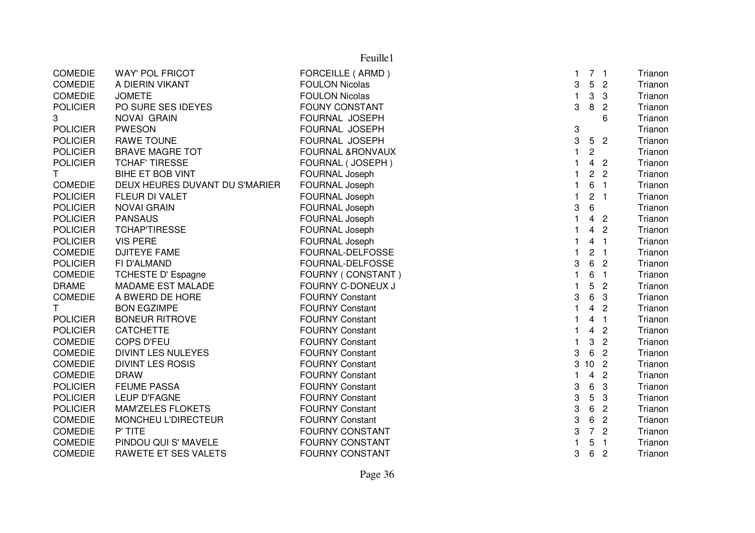Feuille1

| | | | | | | |
|---|---|---|---|---|---|---|
| COMEDIE | WAY' POL FRICOT | FORCEILLE ( ARMD ) | 1 | 7 | 1 | Trianon |
| COMEDIE | A DIERIN VIKANT | FOULON Nicolas | 3 | 5 | 2 | Trianon |
| COMEDIE | JOMETE | FOULON Nicolas | 1 | 3 | 3 | Trianon |
| POLICIER | PO SURE SES IDEYES | FOUNY CONSTANT | 3 | 8 | 2 | Trianon |
| 3 | NOVAI GRAIN | FOURNAL JOSEPH | | | 6 | Trianon |
| POLICIER | PWESON | FOURNAL JOSEPH | 3 | | | Trianon |
| POLICIER | RAWE TOUNE | FOURNAL JOSEPH | 3 | 5 | 2 | Trianon |
| POLICIER | BRAVE MAGRE TOT | FOURNAL &RONVAUX | 1 | 2 | | Trianon |
| POLICIER | TCHAF' TIRESSE | FOURNAL ( JOSEPH ) | 1 | 4 | 2 | Trianon |
| T | BIHE ET BOB VINT | FOURNAL Joseph | 1 | 2 | 2 | Trianon |
| COMEDIE | DEUX HEURES DUVANT DU S'MARIER | FOURNAL Joseph | 1 | 6 | 1 | Trianon |
| POLICIER | FLEUR DI VALET | FOURNAL Joseph | 1 | 2 | 1 | Trianon |
| POLICIER | NOVAI GRAIN | FOURNAL Joseph | 3 | 6 | | Trianon |
| POLICIER | PANSAUS | FOURNAL Joseph | 1 | 4 | 2 | Trianon |
| POLICIER | TCHAP'TIRESSE | FOURNAL Joseph | 1 | 4 | 2 | Trianon |
| POLICIER | VIS PERE | FOURNAL Joseph | 1 | 4 | 1 | Trianon |
| COMEDIE | DJITEYE FAME | FOURNAL-DELFOSSE | 1 | 2 | 1 | Trianon |
| POLICIER | FI D'ALMAND | FOURNAL-DELFOSSE | 3 | 6 | 2 | Trianon |
| COMEDIE | TCHESTE D' Espagne | FOURNY ( CONSTANT ) | 1 | 6 | 1 | Trianon |
| DRAME | MADAME EST MALADE | FOURNY C-DONEUX J | 1 | 5 | 2 | Trianon |
| COMEDIE | A BWERD DE HORE | FOURNY Constant | 3 | 6 | 3 | Trianon |
| T | BON EGZIMPE | FOURNY Constant | 1 | 4 | 2 | Trianon |
| POLICIER | BONEUR RITROVE | FOURNY Constant | 1 | 4 | 1 | Trianon |
| POLICIER | CATCHETTE | FOURNY Constant | 1 | 4 | 2 | Trianon |
| COMEDIE | COPS D'FEU | FOURNY Constant | 1 | 3 | 2 | Trianon |
| COMEDIE | DIVINT LES NULEYES | FOURNY Constant | 3 | 6 | 2 | Trianon |
| COMEDIE | DIVINT LES ROSIS | FOURNY Constant | 3 | 10 | 2 | Trianon |
| COMEDIE | DRAW | FOURNY Constant | 1 | 4 | 2 | Trianon |
| POLICIER | FEUME PASSA | FOURNY Constant | 3 | 6 | 3 | Trianon |
| POLICIER | LEUP D'FAGNE | FOURNY Constant | 3 | 5 | 3 | Trianon |
| POLICIER | MAM'ZELES FLOKETS | FOURNY Constant | 3 | 6 | 2 | Trianon |
| COMEDIE | MONCHEU L'DIRECTEUR | FOURNY Constant | 3 | 6 | 2 | Trianon |
| COMEDIE | P' TITE | FOURNY CONSTANT | 3 | 7 | 2 | Trianon |
| COMEDIE | PINDOU QUI S' MAVELE | FOURNY CONSTANT | 1 | 5 | 1 | Trianon |
| COMEDIE | RAWETE ET SES VALETS | FOURNY CONSTANT | 3 | 6 | 2 | Trianon |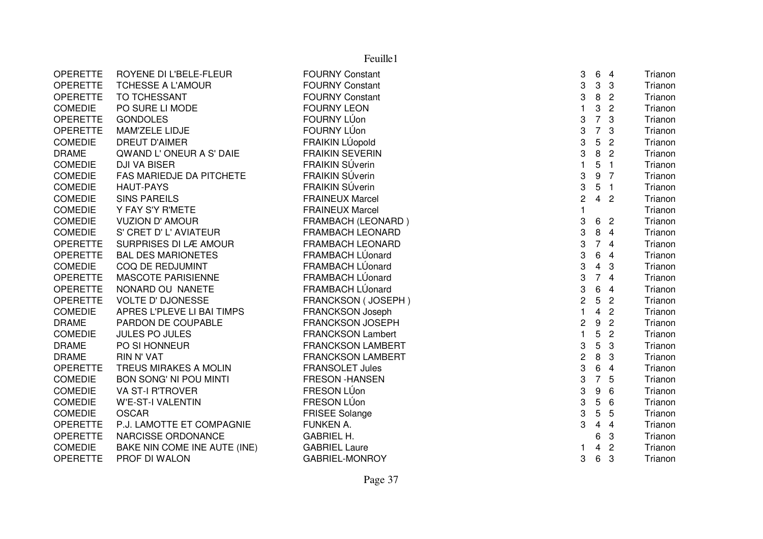| | | | | | | |
|---|---|---|---|---|---|---|
| OPERETTE | ROYENE DI L'BELE-FLEUR | FOURNY Constant | 3 | 6 | 4 | Trianon |
| OPERETTE | TCHESSE A L'AMOUR | FOURNY Constant | 3 | 3 | 3 | Trianon |
| OPERETTE | TO TCHESSANT | FOURNY Constant | 3 | 8 | 2 | Trianon |
| COMEDIE | PO SURE LI MODE | FOURNY LEON | 1 | 3 | 2 | Trianon |
| OPERETTE | GONDOLES | FOURNY LÚon | 3 | 7 | 3 | Trianon |
| OPERETTE | MAM'ZELE LIDJE | FOURNY LÚon | 3 | 7 | 3 | Trianon |
| COMEDIE | DREUT D'AIMER | FRAIKIN LÚopold | 3 | 5 | 2 | Trianon |
| DRAME | QWAND L' ONEUR A S' DAIE | FRAIKIN SEVERIN | 3 | 8 | 2 | Trianon |
| COMEDIE | DJI VA BISER | FRAIKIN SÚverin | 1 | 5 | 1 | Trianon |
| COMEDIE | FAS MARIEDJE DA PITCHETE | FRAIKIN SÚverin | 3 | 9 | 7 | Trianon |
| COMEDIE | HAUT-PAYS | FRAIKIN SÚverin | 3 | 5 | 1 | Trianon |
| COMEDIE | SINS PAREILS | FRAINEUX Marcel | 2 | 4 | 2 | Trianon |
| COMEDIE | Y FAY S'Y R'METE | FRAINEUX Marcel | 1 | | | Trianon |
| COMEDIE | VUZION D' AMOUR | FRAMBACH (LEONARD ) | 3 | 6 | 2 | Trianon |
| COMEDIE | S' CRET D' L' AVIATEUR | FRAMBACH LEONARD | 3 | 8 | 4 | Trianon |
| OPERETTE | SURPRISES DI LÆ AMOUR | FRAMBACH LEONARD | 3 | 7 | 4 | Trianon |
| OPERETTE | BAL DES MARIONETES | FRAMBACH LÚonard | 3 | 6 | 4 | Trianon |
| COMEDIE | COQ DE REDJUMINT | FRAMBACH LÚonard | 3 | 4 | 3 | Trianon |
| OPERETTE | MASCOTE PARISIENNE | FRAMBACH LÚonard | 3 | 7 | 4 | Trianon |
| OPERETTE | NONARD OU NANETE | FRAMBACH LÚonard | 3 | 6 | 4 | Trianon |
| OPERETTE | VOLTE D' DJONESSE | FRANCKSON ( JOSEPH ) | 2 | 5 | 2 | Trianon |
| COMEDIE | APRES L'PLEVE LI BAI TIMPS | FRANCKSON Joseph | 1 | 4 | 2 | Trianon |
| DRAME | PARDON DE COUPABLE | FRANCKSON JOSEPH | 2 | 9 | 2 | Trianon |
| COMEDIE | JULES PO JULES | FRANCKSON Lambert | 1 | 5 | 2 | Trianon |
| DRAME | PO SI HONNEUR | FRANCKSON LAMBERT | 3 | 5 | 3 | Trianon |
| DRAME | RIN N' VAT | FRANCKSON LAMBERT | 2 | 8 | 3 | Trianon |
| OPERETTE | TREUS MIRAKES A MOLIN | FRANSOLET Jules | 3 | 6 | 4 | Trianon |
| COMEDIE | BON SONG' NI POU MINTI | FRESON -HANSEN | 3 | 7 | 5 | Trianon |
| COMEDIE | VA ST-I R'TROVER | FRESON LÚon | 3 | 9 | 6 | Trianon |
| COMEDIE | W'E-ST-I VALENTIN | FRESON LÚon | 3 | 5 | 6 | Trianon |
| COMEDIE | OSCAR | FRISEE Solange | 3 | 5 | 5 | Trianon |
| OPERETTE | P.J. LAMOTTE ET COMPAGNIE | FUNKEN A. | 3 | 4 | 4 | Trianon |
| OPERETTE | NARCISSE ORDONANCE | GABRIEL H. | | 6 | 3 | Trianon |
| COMEDIE | BAKE NIN COME INE AUTE (INE) | GABRIEL Laure | 1 | 4 | 2 | Trianon |
| OPERETTE | PROF DI WALON | GABRIEL-MONROY | 3 | 6 | 3 | Trianon |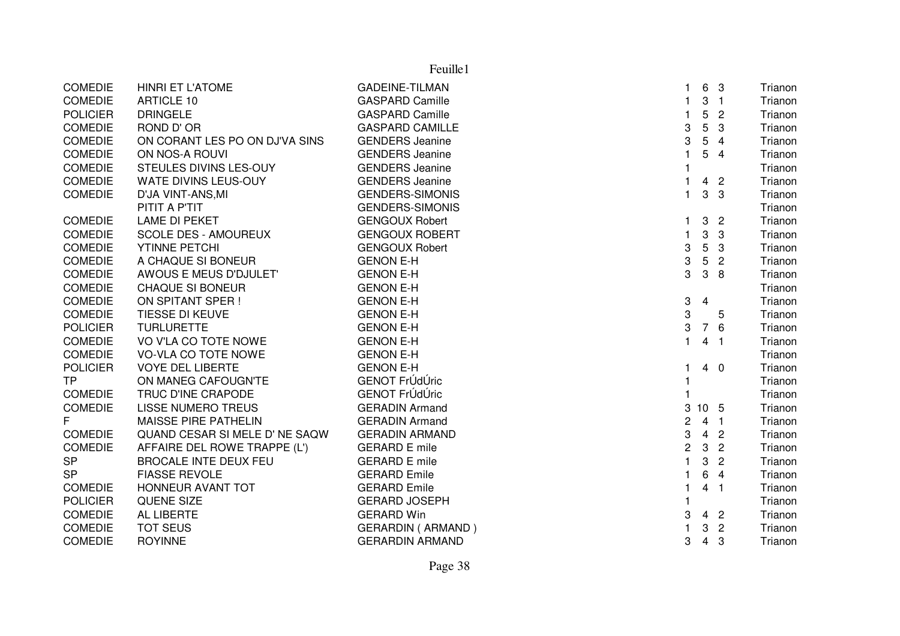| | | | | | | |
|---|---|---|---|---|---|---|
| COMEDIE | HINRI ET L'ATOME | GADEINE-TILMAN | 1 | 6 | 3 | Trianon |
| COMEDIE | ARTICLE 10 | GASPARD Camille | 1 | 3 | 1 | Trianon |
| POLICIER | DRINGELE | GASPARD Camille | 1 | 5 | 2 | Trianon |
| COMEDIE | ROND D' OR | GASPARD CAMILLE | 3 | 5 | 3 | Trianon |
| COMEDIE | ON CORANT LES PO ON DJ'VA SINS | GENDERS Jeanine | 3 | 5 | 4 | Trianon |
| COMEDIE | ON NOS-A ROUVI | GENDERS Jeanine | 1 | 5 | 4 | Trianon |
| COMEDIE | STEULES DIVINS LES-OUY | GENDERS Jeanine | 1 | | | Trianon |
| COMEDIE | WATE DIVINS LEUS-OUY | GENDERS Jeanine | 1 | 4 | 2 | Trianon |
| COMEDIE | D'JA VINT-ANS,MI | GENDERS-SIMONIS | 1 | 3 | 3 | Trianon |
| | PITIT A P'TIT | GENDERS-SIMONIS | | | | Trianon |
| COMEDIE | LAME DI PEKET | GENGOUX Robert | 1 | 3 | 2 | Trianon |
| COMEDIE | SCOLE DES - AMOUREUX | GENGOUX ROBERT | 1 | 3 | 3 | Trianon |
| COMEDIE | YTINNE PETCHI | GENGOUX Robert | 3 | 5 | 3 | Trianon |
| COMEDIE | A CHAQUE SI BONEUR | GENON E-H | 3 | 5 | 2 | Trianon |
| COMEDIE | AWOUS E MEUS D'DJULET' | GENON E-H | 3 | 3 | 8 | Trianon |
| COMEDIE | CHAQUE SI BONEUR | GENON E-H | | | | Trianon |
| COMEDIE | ON SPITANT SPER ! | GENON E-H | 3 | 4 | | Trianon |
| COMEDIE | TIESSE DI KEUVE | GENON E-H | 3 | | 5 | Trianon |
| POLICIER | TURLURETTE | GENON E-H | 3 | 7 | 6 | Trianon |
| COMEDIE | VO V'LA CO TOTE NOWE | GENON E-H | 1 | 4 | 1 | Trianon |
| COMEDIE | VO-VLA CO TOTE NOWE | GENON E-H | | | | Trianon |
| POLICIER | VOYE DEL LIBERTE | GENON E-H | 1 | 4 | 0 | Trianon |
| TP | ON MANEG CAFOUGN'TE | GENOT FrÚdÚric | 1 | | | Trianon |
| COMEDIE | TRUC D'INE CRAPODE | GENOT FrÚdÚric | 1 | | | Trianon |
| COMEDIE | LISSE NUMERO TREUS | GERADIN Armand | 3 | 10 | 5 | Trianon |
| F | MAISSE PIRE PATHELIN | GERADIN Armand | 2 | 4 | 1 | Trianon |
| COMEDIE | QUAND CESAR SI MELE D' NE SAQW | GERADIN ARMAND | 3 | 4 | 2 | Trianon |
| COMEDIE | AFFAIRE DEL ROWE TRAPPE (L') | GERARD E mile | 2 | 3 | 2 | Trianon |
| SP | BROCALE INTE DEUX FEU | GERARD E mile | 1 | 3 | 2 | Trianon |
| SP | FIASSE REVOLE | GERARD Emile | 1 | 6 | 4 | Trianon |
| COMEDIE | HONNEUR AVANT TOT | GERARD Emile | 1 | 4 | 1 | Trianon |
| POLICIER | QUENE SIZE | GERARD JOSEPH | 1 | | | Trianon |
| COMEDIE | AL LIBERTE | GERARD Win | 3 | 4 | 2 | Trianon |
| COMEDIE | TOT SEUS | GERARDIN ( ARMAND ) | 1 | 3 | 2 | Trianon |
| COMEDIE | ROYINNE | GERARDIN ARMAND | 3 | 4 | 3 | Trianon |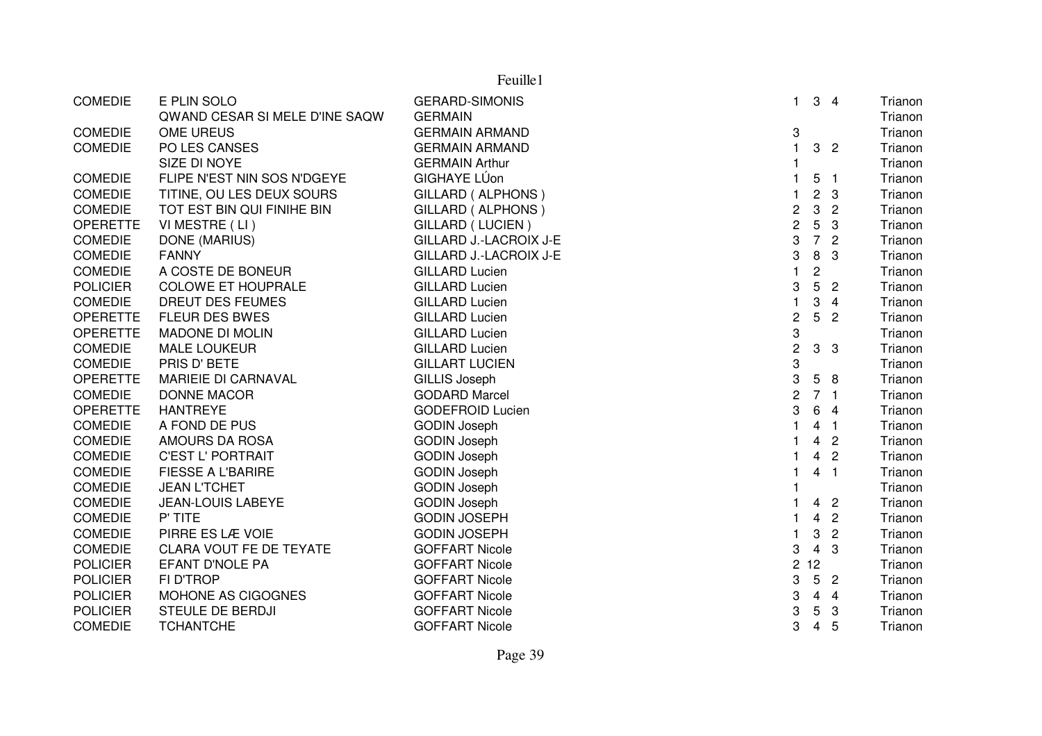| | | | | | | |
|---|---|---|---|---|---|---|
| COMEDIE | E PLIN SOLO | GERARD-SIMONIS | 1 | 3 | 4 | Trianon |
| | QWAND CESAR SI MELE D'INE SAQW | GERMAIN | | | | Trianon |
| COMEDIE | OME UREUS | GERMAIN ARMAND | 3 | | | Trianon |
| COMEDIE | PO LES CANSES | GERMAIN ARMAND | 1 | 3 | 2 | Trianon |
| | SIZE DI NOYE | GERMAIN Arthur | 1 | | | Trianon |
| COMEDIE | FLIPE N'EST NIN SOS N'DGEYE | GIGHAYE LÚon | 1 | 5 | 1 | Trianon |
| COMEDIE | TITINE, OU LES DEUX SOURS | GILLARD ( ALPHONS ) | 1 | 2 | 3 | Trianon |
| COMEDIE | TOT EST BIN QUI FINIHE BIN | GILLARD ( ALPHONS ) | 2 | 3 | 2 | Trianon |
| OPERETTE | VI MESTRE ( LI ) | GILLARD ( LUCIEN ) | 2 | 5 | 3 | Trianon |
| COMEDIE | DONE (MARIUS) | GILLARD J.-LACROIX J-E | 3 | 7 | 2 | Trianon |
| COMEDIE | FANNY | GILLARD J.-LACROIX J-E | 3 | 8 | 3 | Trianon |
| COMEDIE | A COSTE DE BONEUR | GILLARD Lucien | 1 | 2 | | Trianon |
| POLICIER | COLOWE ET HOUPRALE | GILLARD Lucien | 3 | 5 | 2 | Trianon |
| COMEDIE | DREUT DES FEUMES | GILLARD Lucien | 1 | 3 | 4 | Trianon |
| OPERETTE | FLEUR DES BWES | GILLARD Lucien | 2 | 5 | 2 | Trianon |
| OPERETTE | MADONE DI MOLIN | GILLARD Lucien | 3 | | | Trianon |
| COMEDIE | MALE LOUKEUR | GILLARD Lucien | 2 | 3 | 3 | Trianon |
| COMEDIE | PRIS D' BETE | GILLART LUCIEN | 3 | | | Trianon |
| OPERETTE | MARIEIE DI CARNAVAL | GILLIS Joseph | 3 | 5 | 8 | Trianon |
| COMEDIE | DONNE MACOR | GODARD Marcel | 2 | 7 | 1 | Trianon |
| OPERETTE | HANTREYE | GODEFROID Lucien | 3 | 6 | 4 | Trianon |
| COMEDIE | A FOND DE PUS | GODIN Joseph | 1 | 4 | 1 | Trianon |
| COMEDIE | AMOURS DA ROSA | GODIN Joseph | 1 | 4 | 2 | Trianon |
| COMEDIE | C'EST L' PORTRAIT | GODIN Joseph | 1 | 4 | 2 | Trianon |
| COMEDIE | FIESSE A L'BARIRE | GODIN Joseph | 1 | 4 | 1 | Trianon |
| COMEDIE | JEAN L'TCHET | GODIN Joseph | 1 | | | Trianon |
| COMEDIE | JEAN-LOUIS LABEYE | GODIN Joseph | 1 | 4 | 2 | Trianon |
| COMEDIE | P' TITE | GODIN JOSEPH | 1 | 4 | 2 | Trianon |
| COMEDIE | PIRRE ES LÆ VOIE | GODIN JOSEPH | 1 | 3 | 2 | Trianon |
| COMEDIE | CLARA VOUT FE DE TEYATE | GOFFART Nicole | 3 | 4 | 3 | Trianon |
| POLICIER | EFANT D'NOLE PA | GOFFART Nicole | 2 | 12 | | Trianon |
| POLICIER | FI D'TROP | GOFFART Nicole | 3 | 5 | 2 | Trianon |
| POLICIER | MOHONE AS CIGOGNES | GOFFART Nicole | 3 | 4 | 4 | Trianon |
| POLICIER | STEULE DE BERDJI | GOFFART Nicole | 3 | 5 | 3 | Trianon |
| COMEDIE | TCHANTCHE | GOFFART Nicole | 3 | 4 | 5 | Trianon |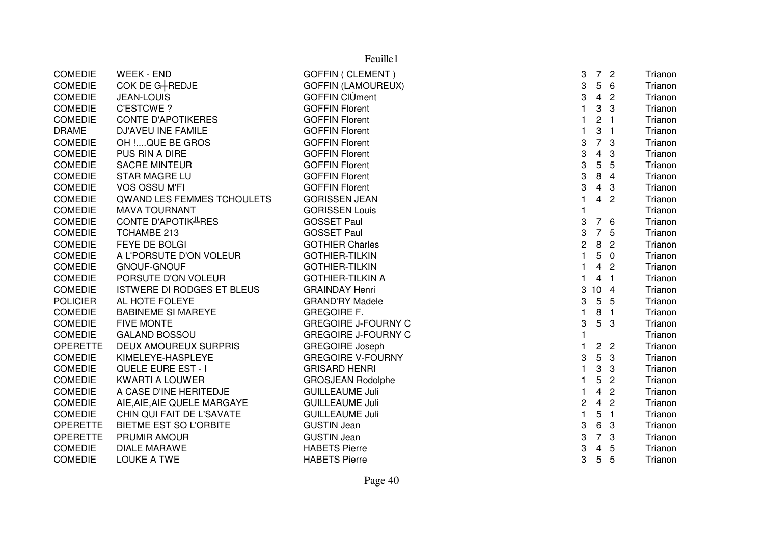| | | | | | | |
|---|---|---|---|---|---|---|
| COMEDIE | WEEK - END | GOFFIN ( CLEMENT ) | 3 | 7 | 2 | Trianon |
| COMEDIE | COK DE G┼REDJE | GOFFIN (LAMOUREUX) | 3 | 5 | 6 | Trianon |
| COMEDIE | JEAN-LOUIS | GOFFIN ClÚment | 3 | 4 | 2 | Trianon |
| COMEDIE | C'ESTCWE ? | GOFFIN Florent | 1 | 3 | 3 | Trianon |
| COMEDIE | CONTE D'APOTIKERES | GOFFIN Florent | 1 | 2 | 1 | Trianon |
| DRAME | DJ'AVEU INE FAMILE | GOFFIN Florent | 1 | 3 | 1 | Trianon |
| COMEDIE | OH !....QUE BE GROS | GOFFIN Florent | 3 | 7 | 3 | Trianon |
| COMEDIE | PUS RIN A DIRE | GOFFIN Florent | 3 | 4 | 3 | Trianon |
| COMEDIE | SACRE MINTEUR | GOFFIN Florent | 3 | 5 | 5 | Trianon |
| COMEDIE | STAR MAGRE LU | GOFFIN Florent | 3 | 8 | 4 | Trianon |
| COMEDIE | VOS OSSU M'FI | GOFFIN Florent | 3 | 4 | 3 | Trianon |
| COMEDIE | QWAND LES FEMMES TCHOULETS | GORISSEN JEAN | 1 | 4 | 2 | Trianon |
| COMEDIE | MAVA TOURNANT | GORISSEN Louis | 1 | | | Trianon |
| COMEDIE | CONTE D'APOTIK╩RES | GOSSET Paul | 3 | 7 | 6 | Trianon |
| COMEDIE | TCHAMBE 213 | GOSSET Paul | 3 | 7 | 5 | Trianon |
| COMEDIE | FEYE DE BOLGI | GOTHIER Charles | 2 | 8 | 2 | Trianon |
| COMEDIE | A L'PORSUTE D'ON VOLEUR | GOTHIER-TILKIN | 1 | 5 | 0 | Trianon |
| COMEDIE | GNOUF-GNOUF | GOTHIER-TILKIN | 1 | 4 | 2 | Trianon |
| COMEDIE | PORSUTE D'ON VOLEUR | GOTHIER-TILKIN A | 1 | 4 | 1 | Trianon |
| COMEDIE | ISTWERE DI RODGES ET BLEUS | GRAINDAY Henri | 3 | 10 | 4 | Trianon |
| POLICIER | AL HOTE FOLEYE | GRAND'RY Madele | 3 | 5 | 5 | Trianon |
| COMEDIE | BABINEME SI MAREYE | GREGOIRE F. | 1 | 8 | 1 | Trianon |
| COMEDIE | FIVE MONTE | GREGOIRE J-FOURNY C | 3 | 5 | 3 | Trianon |
| COMEDIE | GALAND BOSSOU | GREGOIRE J-FOURNY C | 1 | | | Trianon |
| OPERETTE | DEUX AMOUREUX SURPRIS | GREGOIRE Joseph | 1 | 2 | 2 | Trianon |
| COMEDIE | KIMELEYE-HASPLEYE | GREGOIRE V-FOURNY | 3 | 5 | 3 | Trianon |
| COMEDIE | QUELE EURE EST - I | GRISARD HENRI | 1 | 3 | 3 | Trianon |
| COMEDIE | KWARTI A LOUWER | GROSJEAN Rodolphe | 1 | 5 | 2 | Trianon |
| COMEDIE | A CASE D'INE HERITEDJE | GUILLEAUME Juli | 1 | 4 | 2 | Trianon |
| COMEDIE | AIE,AIE,AIE QUELE MARGAYE | GUILLEAUME Juli | 2 | 4 | 2 | Trianon |
| COMEDIE | CHIN QUI FAIT DE L'SAVATE | GUILLEAUME Juli | 1 | 5 | 1 | Trianon |
| OPERETTE | BIETME EST SO L'ORBITE | GUSTIN Jean | 3 | 6 | 3 | Trianon |
| OPERETTE | PRUMIR AMOUR | GUSTIN Jean | 3 | 7 | 3 | Trianon |
| COMEDIE | DIALE MARAWE | HABETS Pierre | 3 | 4 | 5 | Trianon |
| COMEDIE | LOUKE A TWE | HABETS Pierre | 3 | 5 | 5 | Trianon |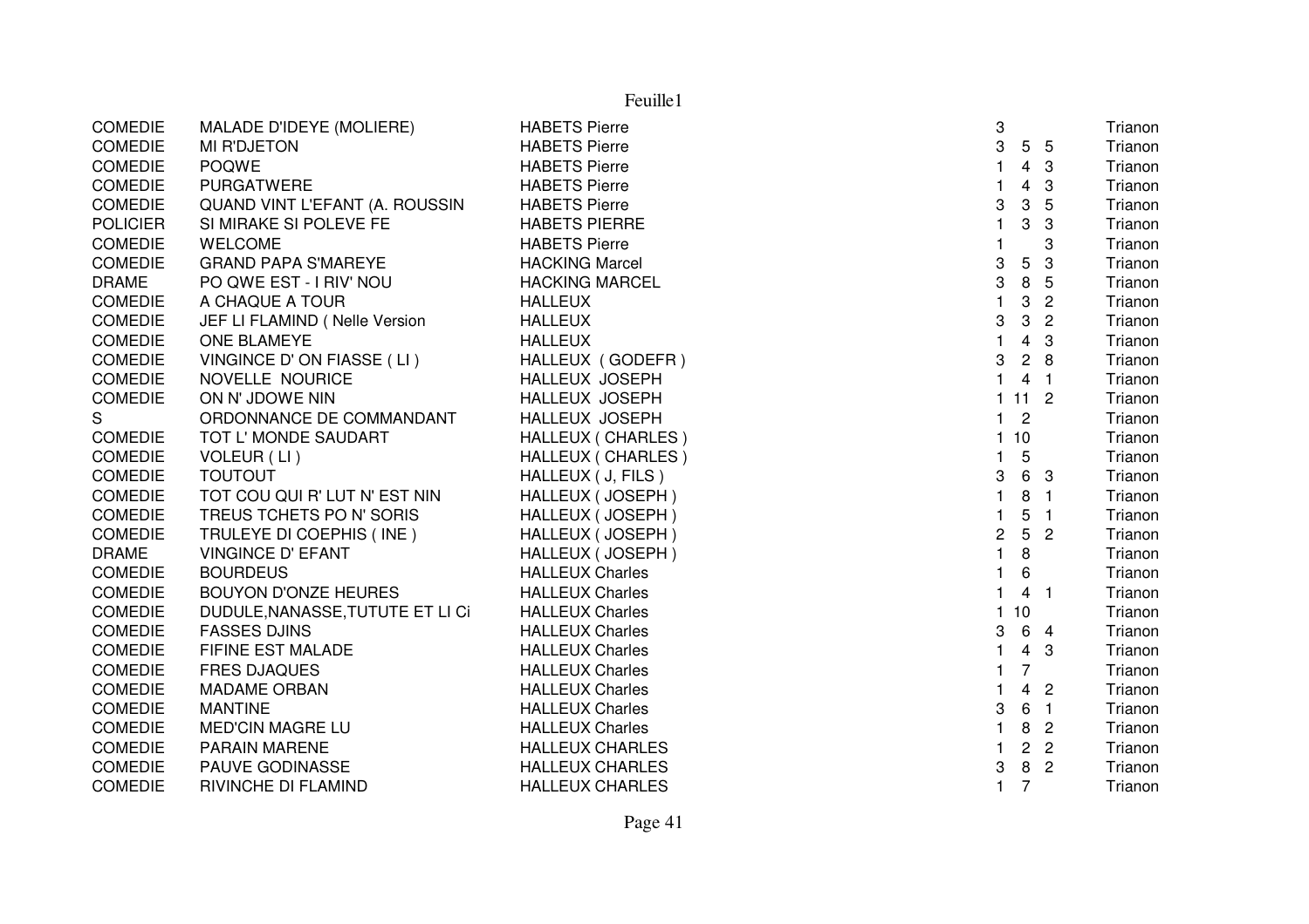| | | | | | | |
|---|---|---|---|---|---|---|
| COMEDIE | MALADE D'IDEYE (MOLIERE) | HABETS Pierre | 3 | | | Trianon |
| COMEDIE | MI R'DJETON | HABETS Pierre | 3 | 5 | 5 | Trianon |
| COMEDIE | POQWE | HABETS Pierre | 1 | 4 | 3 | Trianon |
| COMEDIE | PURGATWERE | HABETS Pierre | 1 | 4 | 3 | Trianon |
| COMEDIE | QUAND VINT L'EFANT (A. ROUSSIN | HABETS Pierre | 3 | 3 | 5 | Trianon |
| POLICIER | SI MIRAKE SI POLEVE FE | HABETS PIERRE | 1 | 3 | 3 | Trianon |
| COMEDIE | WELCOME | HABETS Pierre | 1 | | 3 | Trianon |
| COMEDIE | GRAND PAPA S'MAREYE | HACKING Marcel | 3 | 5 | 3 | Trianon |
| DRAME | PO QWE EST - I RIV' NOU | HACKING MARCEL | 3 | 8 | 5 | Trianon |
| COMEDIE | A CHAQUE A TOUR | HALLEUX | 1 | 3 | 2 | Trianon |
| COMEDIE | JEF LI FLAMIND ( Nelle Version | HALLEUX | 3 | 3 | 2 | Trianon |
| COMEDIE | ONE BLAMEYE | HALLEUX | 1 | 4 | 3 | Trianon |
| COMEDIE | VINGINCE D' ON FIASSE ( LI ) | HALLEUX ( GODEFR ) | 3 | 2 | 8 | Trianon |
| COMEDIE | NOVELLE NOURICE | HALLEUX JOSEPH | 1 | 4 | 1 | Trianon |
| COMEDIE | ON N' JDOWE NIN | HALLEUX JOSEPH | 1 | 11 | 2 | Trianon |
| S | ORDONNANCE DE COMMANDANT | HALLEUX JOSEPH | 1 | 2 | | Trianon |
| COMEDIE | TOT L' MONDE SAUDART | HALLEUX ( CHARLES ) | 1 | 10 | | Trianon |
| COMEDIE | VOLEUR ( LI ) | HALLEUX ( CHARLES ) | 1 | 5 | | Trianon |
| COMEDIE | TOUTOUT | HALLEUX ( J, FILS ) | 3 | 6 | 3 | Trianon |
| COMEDIE | TOT COU QUI R' LUT N' EST NIN | HALLEUX ( JOSEPH ) | 1 | 8 | 1 | Trianon |
| COMEDIE | TREUS TCHETS PO N' SORIS | HALLEUX ( JOSEPH ) | 1 | 5 | 1 | Trianon |
| COMEDIE | TRULEYE DI COEPHIS ( INE ) | HALLEUX ( JOSEPH ) | 2 | 5 | 2 | Trianon |
| DRAME | VINGINCE D' EFANT | HALLEUX ( JOSEPH ) | 1 | 8 | | Trianon |
| COMEDIE | BOURDEUS | HALLEUX Charles | 1 | 6 | | Trianon |
| COMEDIE | BOUYON D'ONZE HEURES | HALLEUX Charles | 1 | 4 | 1 | Trianon |
| COMEDIE | DUDULE,NANASSE,TUTUTE ET LI Ci | HALLEUX Charles | 1 | 10 | | Trianon |
| COMEDIE | FASSES DJINS | HALLEUX Charles | 3 | 6 | 4 | Trianon |
| COMEDIE | FIFINE EST MALADE | HALLEUX Charles | 1 | 4 | 3 | Trianon |
| COMEDIE | FRES DJAQUES | HALLEUX Charles | 1 | 7 | | Trianon |
| COMEDIE | MADAME ORBAN | HALLEUX Charles | 1 | 4 | 2 | Trianon |
| COMEDIE | MANTINE | HALLEUX Charles | 3 | 6 | 1 | Trianon |
| COMEDIE | MED'CIN MAGRE LU | HALLEUX Charles | 1 | 8 | 2 | Trianon |
| COMEDIE | PARAIN MARENE | HALLEUX CHARLES | 1 | 2 | 2 | Trianon |
| COMEDIE | PAUVE GODINASSE | HALLEUX CHARLES | 3 | 8 | 2 | Trianon |
| COMEDIE | RIVINCHE DI FLAMIND | HALLEUX CHARLES | 1 | 7 | | Trianon |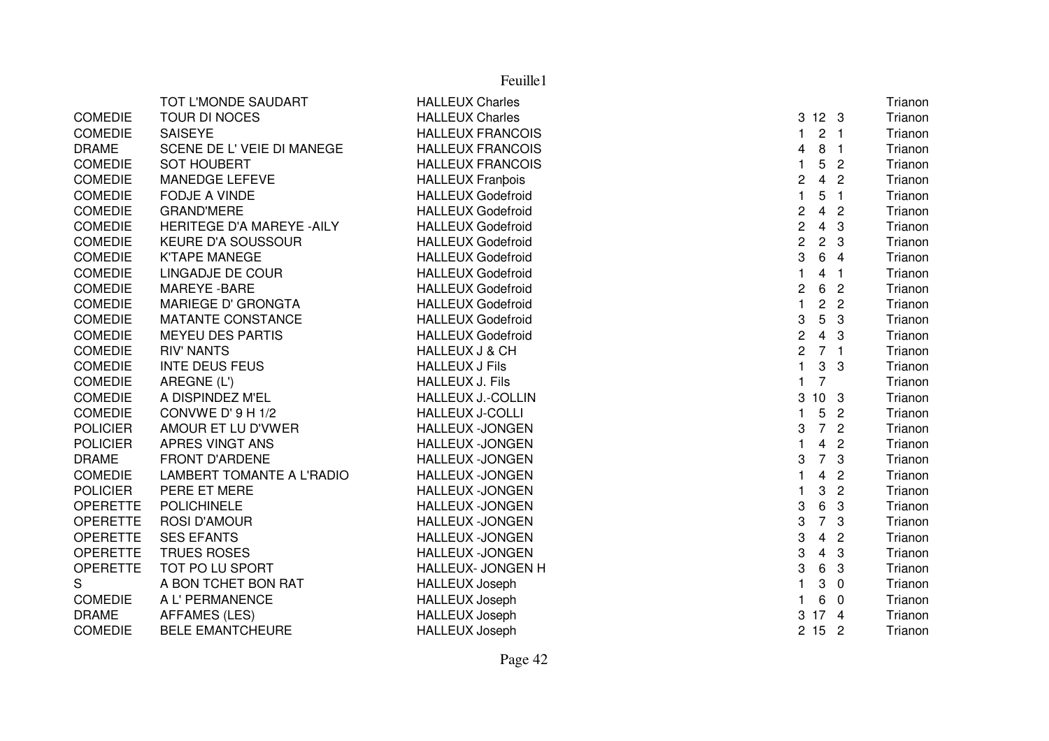| | | | | | | |
|---|---|---|---|---|---|---|
| | TOT L'MONDE SAUDART | HALLEUX Charles | | | | Trianon |
| COMEDIE | TOUR DI NOCES | HALLEUX Charles | 3 | 12 | 3 | Trianon |
| COMEDIE | SAISEYE | HALLEUX FRANCOIS | 1 | 2 | 1 | Trianon |
| DRAME | SCENE DE L' VEIE DI MANEGE | HALLEUX FRANCOIS | 4 | 8 | 1 | Trianon |
| COMEDIE | SOT HOUBERT | HALLEUX FRANCOIS | 1 | 5 | 2 | Trianon |
| COMEDIE | MANEDGE LEFEVE | HALLEUX Franþois | 2 | 4 | 2 | Trianon |
| COMEDIE | FODJE A VINDE | HALLEUX Godefroid | 1 | 5 | 1 | Trianon |
| COMEDIE | GRAND'MERE | HALLEUX Godefroid | 2 | 4 | 2 | Trianon |
| COMEDIE | HERITEGE D'A MAREYE -AILY | HALLEUX Godefroid | 2 | 4 | 3 | Trianon |
| COMEDIE | KEURE D'A SOUSSOUR | HALLEUX Godefroid | 2 | 2 | 3 | Trianon |
| COMEDIE | K'TAPE MANEGE | HALLEUX Godefroid | 3 | 6 | 4 | Trianon |
| COMEDIE | LINGADJE DE COUR | HALLEUX Godefroid | 1 | 4 | 1 | Trianon |
| COMEDIE | MAREYE -BARE | HALLEUX Godefroid | 2 | 6 | 2 | Trianon |
| COMEDIE | MARIEGE D' GRONGTA | HALLEUX Godefroid | 1 | 2 | 2 | Trianon |
| COMEDIE | MATANTE CONSTANCE | HALLEUX Godefroid | 3 | 5 | 3 | Trianon |
| COMEDIE | MEYEU DES PARTIS | HALLEUX Godefroid | 2 | 4 | 3 | Trianon |
| COMEDIE | RIV' NANTS | HALLEUX J & CH | 2 | 7 | 1 | Trianon |
| COMEDIE | INTE DEUS FEUS | HALLEUX J Fils | 1 | 3 | 3 | Trianon |
| COMEDIE | AREGNE (L') | HALLEUX J. Fils | 1 | 7 | | Trianon |
| COMEDIE | A DISPINDEZ M'EL | HALLEUX J.-COLLIN | 3 | 10 | 3 | Trianon |
| COMEDIE | CONVWE D' 9 H 1/2 | HALLEUX J-COLLI | 1 | 5 | 2 | Trianon |
| POLICIER | AMOUR ET LU D'VWER | HALLEUX -JONGEN | 3 | 7 | 2 | Trianon |
| POLICIER | APRES VINGT ANS | HALLEUX -JONGEN | 1 | 4 | 2 | Trianon |
| DRAME | FRONT D'ARDENE | HALLEUX -JONGEN | 3 | 7 | 3 | Trianon |
| COMEDIE | LAMBERT TOMANTE A L'RADIO | HALLEUX -JONGEN | 1 | 4 | 2 | Trianon |
| POLICIER | PERE ET MERE | HALLEUX -JONGEN | 1 | 3 | 2 | Trianon |
| OPERETTE | POLICHINELE | HALLEUX -JONGEN | 3 | 6 | 3 | Trianon |
| OPERETTE | ROSI D'AMOUR | HALLEUX -JONGEN | 3 | 7 | 3 | Trianon |
| OPERETTE | SES EFANTS | HALLEUX -JONGEN | 3 | 4 | 2 | Trianon |
| OPERETTE | TRUES ROSES | HALLEUX -JONGEN | 3 | 4 | 3 | Trianon |
| OPERETTE | TOT PO LU SPORT | HALLEUX- JONGEN H | 3 | 6 | 3 | Trianon |
| S | A BON TCHET BON RAT | HALLEUX Joseph | 1 | 3 | 0 | Trianon |
| COMEDIE | A L' PERMANENCE | HALLEUX Joseph | 1 | 6 | 0 | Trianon |
| DRAME | AFFAMES (LES) | HALLEUX Joseph | 3 | 17 | 4 | Trianon |
| COMEDIE | BELE EMANTCHEURE | HALLEUX Joseph | 2 | 15 | 2 | Trianon |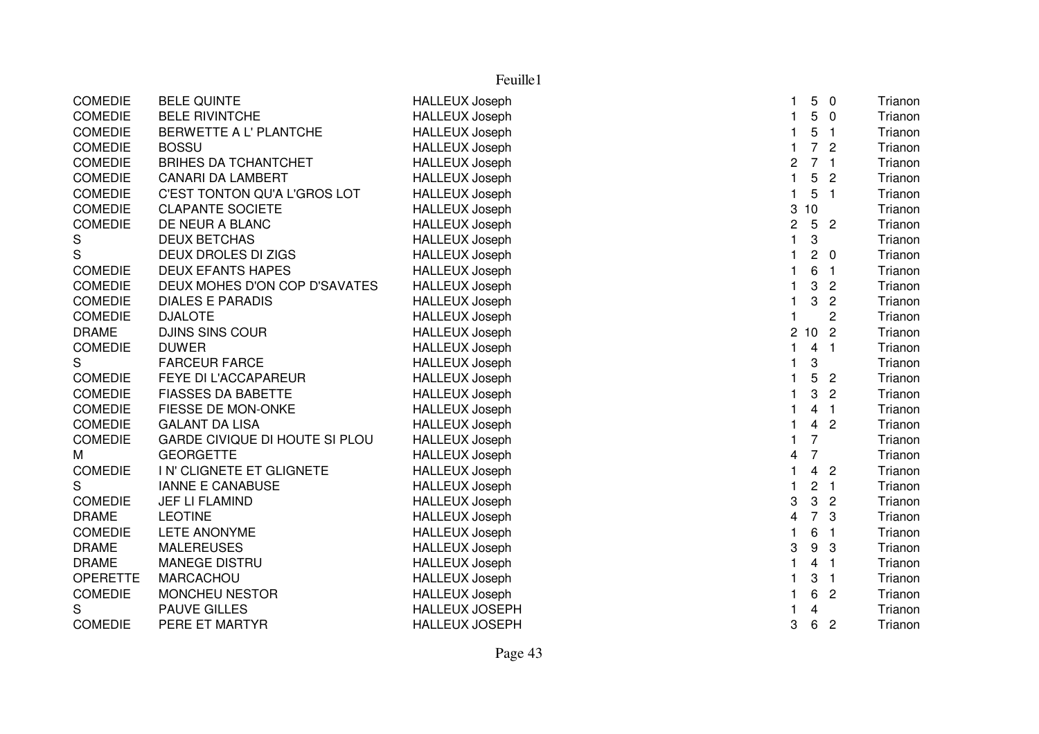| | | | | | | |
|---|---|---|---|---|---|---|
| COMEDIE | BELE QUINTE | HALLEUX Joseph | 1 | 5 | 0 | Trianon |
| COMEDIE | BELE RIVINTCHE | HALLEUX Joseph | 1 | 5 | 0 | Trianon |
| COMEDIE | BERWETTE A L' PLANTCHE | HALLEUX Joseph | 1 | 5 | 1 | Trianon |
| COMEDIE | BOSSU | HALLEUX Joseph | 1 | 7 | 2 | Trianon |
| COMEDIE | BRIHES DA TCHANTCHET | HALLEUX Joseph | 2 | 7 | 1 | Trianon |
| COMEDIE | CANARI DA LAMBERT | HALLEUX Joseph | 1 | 5 | 2 | Trianon |
| COMEDIE | C'EST TONTON QU'A L'GROS LOT | HALLEUX Joseph | 1 | 5 | 1 | Trianon |
| COMEDIE | CLAPANTE SOCIETE | HALLEUX Joseph | 3 | 10 | | Trianon |
| COMEDIE | DE NEUR A BLANC | HALLEUX Joseph | 2 | 5 | 2 | Trianon |
| S | DEUX BETCHAS | HALLEUX Joseph | 1 | 3 | | Trianon |
| S | DEUX DROLES DI ZIGS | HALLEUX Joseph | 1 | 2 | 0 | Trianon |
| COMEDIE | DEUX EFANTS HAPES | HALLEUX Joseph | 1 | 6 | 1 | Trianon |
| COMEDIE | DEUX MOHES D'ON COP D'SAVATES | HALLEUX Joseph | 1 | 3 | 2 | Trianon |
| COMEDIE | DIALES E PARADIS | HALLEUX Joseph | 1 | 3 | 2 | Trianon |
| COMEDIE | DJALOTE | HALLEUX Joseph | 1 | | 2 | Trianon |
| DRAME | DJINS SINS COUR | HALLEUX Joseph | 2 | 10 | 2 | Trianon |
| COMEDIE | DUWER | HALLEUX Joseph | 1 | 4 | 1 | Trianon |
| S | FARCEUR FARCE | HALLEUX Joseph | 1 | 3 | | Trianon |
| COMEDIE | FEYE DI L'ACCAPAREUR | HALLEUX Joseph | 1 | 5 | 2 | Trianon |
| COMEDIE | FIASSES DA BABETTE | HALLEUX Joseph | 1 | 3 | 2 | Trianon |
| COMEDIE | FIESSE DE MON-ONKE | HALLEUX Joseph | 1 | 4 | 1 | Trianon |
| COMEDIE | GALANT DA LISA | HALLEUX Joseph | 1 | 4 | 2 | Trianon |
| COMEDIE | GARDE CIVIQUE DI HOUTE SI PLOU | HALLEUX Joseph | 1 | 7 | | Trianon |
| M | GEORGETTE | HALLEUX Joseph | 4 | 7 | | Trianon |
| COMEDIE | I N' CLIGNETE ET GLIGNETE | HALLEUX Joseph | 1 | 4 | 2 | Trianon |
| S | IANNE E CANABUSE | HALLEUX Joseph | 1 | 2 | 1 | Trianon |
| COMEDIE | JEF LI FLAMIND | HALLEUX Joseph | 3 | 3 | 2 | Trianon |
| DRAME | LEOTINE | HALLEUX Joseph | 4 | 7 | 3 | Trianon |
| COMEDIE | LETE ANONYME | HALLEUX Joseph | 1 | 6 | 1 | Trianon |
| DRAME | MALEREUSES | HALLEUX Joseph | 3 | 9 | 3 | Trianon |
| DRAME | MANEGE DISTRU | HALLEUX Joseph | 1 | 4 | 1 | Trianon |
| OPERETTE | MARCACHOU | HALLEUX Joseph | 1 | 3 | 1 | Trianon |
| COMEDIE | MONCHEU NESTOR | HALLEUX Joseph | 1 | 6 | 2 | Trianon |
| S | PAUVE GILLES | HALLEUX JOSEPH | 1 | 4 | | Trianon |
| COMEDIE | PERE ET MARTYR | HALLEUX JOSEPH | 3 | 6 | 2 | Trianon |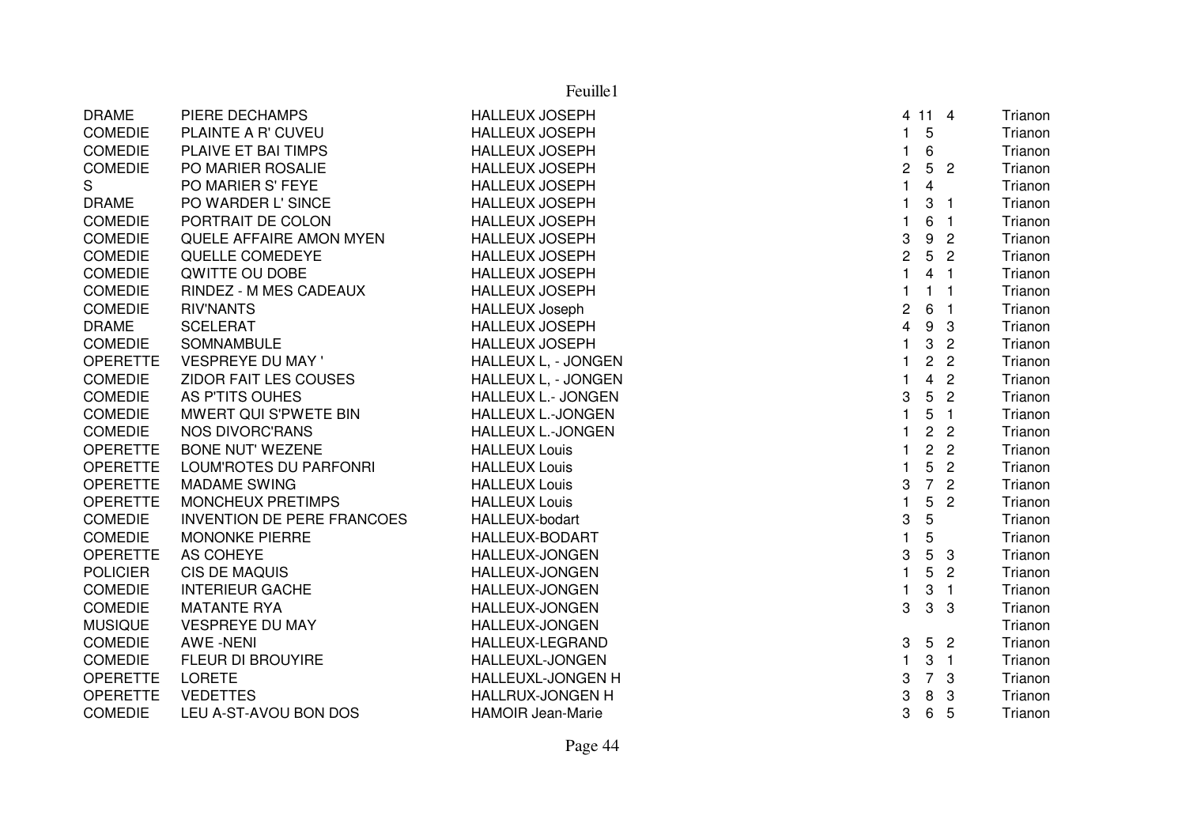| | | | | | | |
|---|---|---|---|---|---|---|
| DRAME | PIERE DECHAMPS | HALLEUX JOSEPH | 4 | 11 | 4 | Trianon |
| COMEDIE | PLAINTE A R' CUVEU | HALLEUX JOSEPH | 1 | 5 | | Trianon |
| COMEDIE | PLAIVE ET BAI TIMPS | HALLEUX JOSEPH | 1 | 6 | | Trianon |
| COMEDIE | PO MARIER ROSALIE | HALLEUX JOSEPH | 2 | 5 | 2 | Trianon |
| S | PO MARIER S' FEYE | HALLEUX JOSEPH | 1 | 4 | | Trianon |
| DRAME | PO WARDER L' SINCE | HALLEUX JOSEPH | 1 | 3 | 1 | Trianon |
| COMEDIE | PORTRAIT DE COLON | HALLEUX JOSEPH | 1 | 6 | 1 | Trianon |
| COMEDIE | QUELE AFFAIRE AMON MYEN | HALLEUX JOSEPH | 3 | 9 | 2 | Trianon |
| COMEDIE | QUELLE COMEDEYE | HALLEUX JOSEPH | 2 | 5 | 2 | Trianon |
| COMEDIE | QWITTE OU DOBE | HALLEUX JOSEPH | 1 | 4 | 1 | Trianon |
| COMEDIE | RINDEZ - M MES CADEAUX | HALLEUX JOSEPH | 1 | 1 | 1 | Trianon |
| COMEDIE | RIV'NANTS | HALLEUX Joseph | 2 | 6 | 1 | Trianon |
| DRAME | SCELERAT | HALLEUX JOSEPH | 4 | 9 | 3 | Trianon |
| COMEDIE | SOMNAMBULE | HALLEUX JOSEPH | 1 | 3 | 2 | Trianon |
| OPERETTE | VESPREYE DU MAY ' | HALLEUX L, - JONGEN | 1 | 2 | 2 | Trianon |
| COMEDIE | ZIDOR FAIT LES COUSES | HALLEUX L, - JONGEN | 1 | 4 | 2 | Trianon |
| COMEDIE | AS P'TITS OUHES | HALLEUX L.- JONGEN | 3 | 5 | 2 | Trianon |
| COMEDIE | MWERT QUI S'PWETE BIN | HALLEUX L.-JONGEN | 1 | 5 | 1 | Trianon |
| COMEDIE | NOS DIVORC'RANS | HALLEUX L.-JONGEN | 1 | 2 | 2 | Trianon |
| OPERETTE | BONE NUT' WEZENE | HALLEUX Louis | 1 | 2 | 2 | Trianon |
| OPERETTE | LOUM'ROTES DU PARFONRI | HALLEUX Louis | 1 | 5 | 2 | Trianon |
| OPERETTE | MADAME SWING | HALLEUX Louis | 3 | 7 | 2 | Trianon |
| OPERETTE | MONCHEUX PRETIMPS | HALLEUX Louis | 1 | 5 | 2 | Trianon |
| COMEDIE | INVENTION DE PERE FRANCOES | HALLEUX-bodart | 3 | 5 | | Trianon |
| COMEDIE | MONONKE PIERRE | HALLEUX-BODART | 1 | 5 | | Trianon |
| OPERETTE | AS COHEYE | HALLEUX-JONGEN | 3 | 5 | 3 | Trianon |
| POLICIER | CIS DE MAQUIS | HALLEUX-JONGEN | 1 | 5 | 2 | Trianon |
| COMEDIE | INTERIEUR GACHE | HALLEUX-JONGEN | 1 | 3 | 1 | Trianon |
| COMEDIE | MATANTE RYA | HALLEUX-JONGEN | 3 | 3 | 3 | Trianon |
| MUSIQUE | VESPREYE DU MAY | HALLEUX-JONGEN | | | | Trianon |
| COMEDIE | AWE -NENI | HALLEUX-LEGRAND | 3 | 5 | 2 | Trianon |
| COMEDIE | FLEUR DI BROUYIRE | HALLEUXL-JONGEN | 1 | 3 | 1 | Trianon |
| OPERETTE | LORETE | HALLEUXL-JONGEN H | 3 | 7 | 3 | Trianon |
| OPERETTE | VEDETTES | HALLRUX-JONGEN H | 3 | 8 | 3 | Trianon |
| COMEDIE | LEU A-ST-AVOU BON DOS | HAMOIR Jean-Marie | 3 | 6 | 5 | Trianon |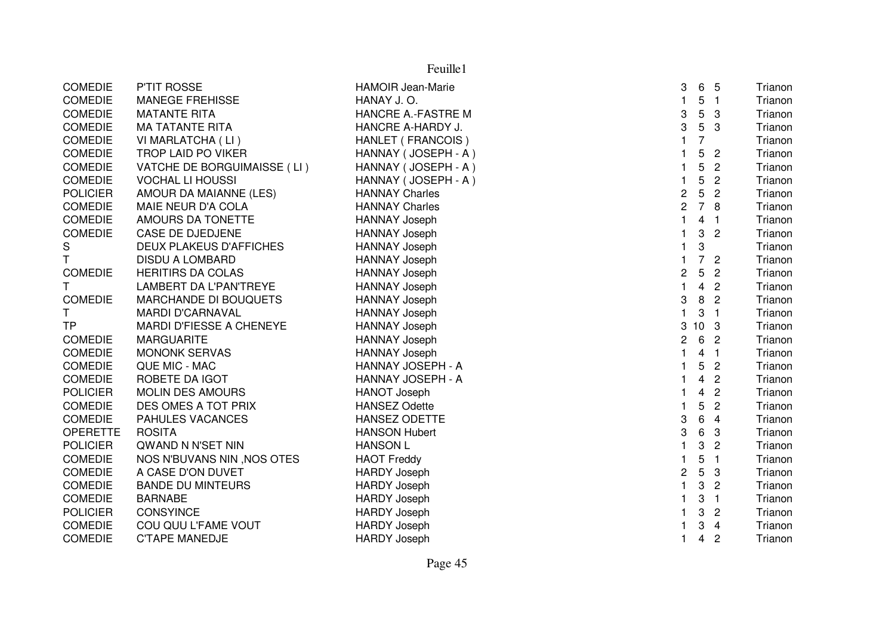| | | | | | | |
|---|---|---|---|---|---|---|
| COMEDIE | P'TIT ROSSE | HAMOIR Jean-Marie | 3 | 6 | 5 | Trianon |
| COMEDIE | MANEGE FREHISSE | HANAY J. O. | 1 | 5 | 1 | Trianon |
| COMEDIE | MATANTE RITA | HANCRE A.-FASTRE M | 3 | 5 | 3 | Trianon |
| COMEDIE | MA TATANTE RITA | HANCRE A-HARDY J. | 3 | 5 | 3 | Trianon |
| COMEDIE | VI MARLATCHA ( LI ) | HANLET ( FRANCOIS ) | 1 | 7 | | Trianon |
| COMEDIE | TROP LAID PO VIKER | HANNAY ( JOSEPH - A ) | 1 | 5 | 2 | Trianon |
| COMEDIE | VATCHE DE BORGUIMAISSE ( LI ) | HANNAY ( JOSEPH - A ) | 1 | 5 | 2 | Trianon |
| COMEDIE | VOCHAL LI HOUSSI | HANNAY ( JOSEPH - A ) | 1 | 5 | 2 | Trianon |
| POLICIER | AMOUR DA MAIANNE (LES) | HANNAY Charles | 2 | 5 | 2 | Trianon |
| COMEDIE | MAIE NEUR D'A COLA | HANNAY Charles | 2 | 7 | 8 | Trianon |
| COMEDIE | AMOURS DA TONETTE | HANNAY Joseph | 1 | 4 | 1 | Trianon |
| COMEDIE | CASE DE DJEDJENE | HANNAY Joseph | 1 | 3 | 2 | Trianon |
| S | DEUX PLAKEUS D'AFFICHES | HANNAY Joseph | 1 | 3 | | Trianon |
| T | DISDU A LOMBARD | HANNAY Joseph | 1 | 7 | 2 | Trianon |
| COMEDIE | HERITIRS DA COLAS | HANNAY Joseph | 2 | 5 | 2 | Trianon |
| T | LAMBERT DA L'PAN'TREYE | HANNAY Joseph | 1 | 4 | 2 | Trianon |
| COMEDIE | MARCHANDE DI BOUQUETS | HANNAY Joseph | 3 | 8 | 2 | Trianon |
| T | MARDI D'CARNAVAL | HANNAY Joseph | 1 | 3 | 1 | Trianon |
| TP | MARDI D'FIESSE A CHENEYE | HANNAY Joseph | 3 | 10 | 3 | Trianon |
| COMEDIE | MARGUARITE | HANNAY Joseph | 2 | 6 | 2 | Trianon |
| COMEDIE | MONONK SERVAS | HANNAY Joseph | 1 | 4 | 1 | Trianon |
| COMEDIE | QUE MIC - MAC | HANNAY JOSEPH - A | 1 | 5 | 2 | Trianon |
| COMEDIE | ROBETE DA IGOT | HANNAY JOSEPH - A | 1 | 4 | 2 | Trianon |
| POLICIER | MOLIN DES AMOURS | HANOT Joseph | 1 | 4 | 2 | Trianon |
| COMEDIE | DES OMES A TOT PRIX | HANSEZ Odette | 1 | 5 | 2 | Trianon |
| COMEDIE | PAHULES VACANCES | HANSEZ ODETTE | 3 | 6 | 4 | Trianon |
| OPERETTE | ROSITA | HANSON Hubert | 3 | 6 | 3 | Trianon |
| POLICIER | QWAND N N'SET NIN | HANSON L | 1 | 3 | 2 | Trianon |
| COMEDIE | NOS N'BUVANS NIN ,NOS OTES | HAOT Freddy | 1 | 5 | 1 | Trianon |
| COMEDIE | A CASE D'ON DUVET | HARDY Joseph | 2 | 5 | 3 | Trianon |
| COMEDIE | BANDE DU MINTEURS | HARDY Joseph | 1 | 3 | 2 | Trianon |
| COMEDIE | BARNABE | HARDY Joseph | 1 | 3 | 1 | Trianon |
| POLICIER | CONSYINCE | HARDY Joseph | 1 | 3 | 2 | Trianon |
| COMEDIE | COU QUU L'FAME VOUT | HARDY Joseph | 1 | 3 | 4 | Trianon |
| COMEDIE | C'TAPE MANEDJE | HARDY Joseph | 1 | 4 | 2 | Trianon |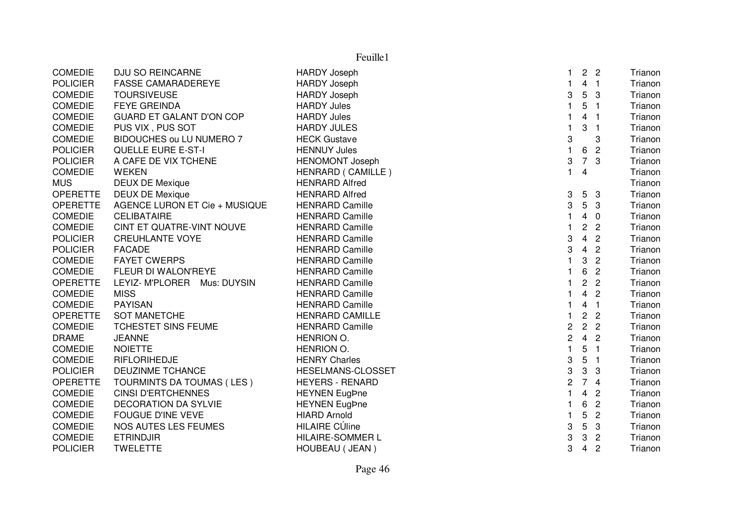| | | | | | | |
|---|---|---|---|---|---|---|
| COMEDIE | DJU SO REINCARNE | HARDY Joseph | 1 | 2 | 2 | Trianon |
| POLICIER | FASSE CAMARADEREYE | HARDY Joseph | 1 | 4 | 1 | Trianon |
| COMEDIE | TOURSIVEUSE | HARDY Joseph | 3 | 5 | 3 | Trianon |
| COMEDIE | FEYE GREINDA | HARDY Jules | 1 | 5 | 1 | Trianon |
| COMEDIE | GUARD ET GALANT D'ON COP | HARDY Jules | 1 | 4 | 1 | Trianon |
| COMEDIE | PUS VIX , PUS SOT | HARDY JULES | 1 | 3 | 1 | Trianon |
| COMEDIE | BIDOUCHES ou LU NUMERO 7 | HECK Gustave | 3 | | 3 | Trianon |
| POLICIER | QUELLE EURE E-ST-I | HENNUY Jules | 1 | 6 | 2 | Trianon |
| POLICIER | A CAFE DE VIX TCHENE | HENOMONT Joseph | 3 | 7 | 3 | Trianon |
| COMEDIE | WEKEN | HENRARD ( CAMILLE ) | 1 | 4 | | Trianon |
| MUS | DEUX DE Mexique | HENRARD Alfred | | | | Trianon |
| OPERETTE | DEUX DE Mexique | HENRARD Alfred | 3 | 5 | 3 | Trianon |
| OPERETTE | AGENCE LURON ET Cie + MUSIQUE | HENRARD Camille | 3 | 5 | 3 | Trianon |
| COMEDIE | CELIBATAIRE | HENRARD Camille | 1 | 4 | 0 | Trianon |
| COMEDIE | CINT ET QUATRE-VINT NOUVE | HENRARD Camille | 1 | 2 | 2 | Trianon |
| POLICIER | CREUHLANTE VOYE | HENRARD Camille | 3 | 4 | 2 | Trianon |
| POLICIER | FACADE | HENRARD Camille | 3 | 4 | 2 | Trianon |
| COMEDIE | FAYET CWERPS | HENRARD Camille | 1 | 3 | 2 | Trianon |
| COMEDIE | FLEUR DI WALON'REYE | HENRARD Camille | 1 | 6 | 2 | Trianon |
| OPERETTE | LEYIZ- M'PLORER Mus: DUYSIN | HENRARD Camille | 1 | 2 | 2 | Trianon |
| COMEDIE | MISS | HENRARD Camille | 1 | 4 | 2 | Trianon |
| COMEDIE | PAYISAN | HENRARD Camille | 1 | 4 | 1 | Trianon |
| OPERETTE | SOT MANETCHE | HENRARD CAMILLE | 1 | 2 | 2 | Trianon |
| COMEDIE | TCHESTET SINS FEUME | HENRARD Camille | 2 | 2 | 2 | Trianon |
| DRAME | JEANNE | HENRION O. | 2 | 4 | 2 | Trianon |
| COMEDIE | NOIETTE | HENRION O. | 1 | 5 | 1 | Trianon |
| COMEDIE | RIFLORIHEDJE | HENRY Charles | 3 | 5 | 1 | Trianon |
| POLICIER | DEUZINME TCHANCE | HESELMANS-CLOSSET | 3 | 3 | 3 | Trianon |
| OPERETTE | TOURMINTS DA TOUMAS ( LES ) | HEYERS - RENARD | 2 | 7 | 4 | Trianon |
| COMEDIE | CINSI D'ERTCHENNES | HEYNEN EugÞne | 1 | 4 | 2 | Trianon |
| COMEDIE | DECORATION DA SYLVIE | HEYNEN EugÞne | 1 | 6 | 2 | Trianon |
| COMEDIE | FOUGUE D'INE VEVE | HIARD Arnold | 1 | 5 | 2 | Trianon |
| COMEDIE | NOS AUTES LES FEUMES | HILAIRE CÚline | 3 | 5 | 3 | Trianon |
| COMEDIE | ETRINDJIR | HILAIRE-SOMMER L | 3 | 3 | 2 | Trianon |
| POLICIER | TWELETTE | HOUBEAU ( JEAN ) | 3 | 4 | 2 | Trianon |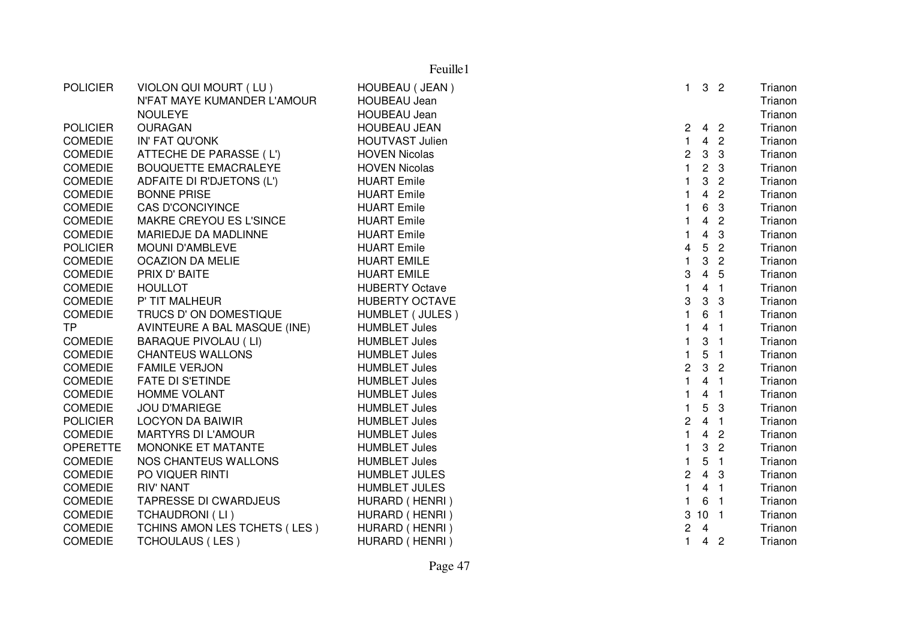| | | | | | | |
|---|---|---|---|---|---|---|
| POLICIER | VIOLON QUI MOURT ( LU ) | HOUBEAU ( JEAN ) | 1 | 3 | 2 | Trianon |
| | N'FAT MAYE KUMANDER L'AMOUR | HOUBEAU Jean | | | | Trianon |
| | NOULEYE | HOUBEAU Jean | | | | Trianon |
| POLICIER | OURAGAN | HOUBEAU JEAN | 2 | 4 | 2 | Trianon |
| COMEDIE | IN' FAT QU'ONK | HOUTVAST Julien | 1 | 4 | 2 | Trianon |
| COMEDIE | ATTECHE DE PARASSE ( L') | HOVEN Nicolas | 2 | 3 | 3 | Trianon |
| COMEDIE | BOUQUETTE EMACRALEYE | HOVEN Nicolas | 1 | 2 | 3 | Trianon |
| COMEDIE | ADFAITE DI R'DJETONS (L') | HUART Emile | 1 | 3 | 2 | Trianon |
| COMEDIE | BONNE PRISE | HUART Emile | 1 | 4 | 2 | Trianon |
| COMEDIE | CAS D'CONCIYINCE | HUART Emile | 1 | 6 | 3 | Trianon |
| COMEDIE | MAKRE CREYOU ES L'SINCE | HUART Emile | 1 | 4 | 2 | Trianon |
| COMEDIE | MARIEDJE DA MADLINNE | HUART Emile | 1 | 4 | 3 | Trianon |
| POLICIER | MOUNI D'AMBLEVE | HUART Emile | 4 | 5 | 2 | Trianon |
| COMEDIE | OCAZION DA MELIE | HUART EMILE | 1 | 3 | 2 | Trianon |
| COMEDIE | PRIX D' BAITE | HUART EMILE | 3 | 4 | 5 | Trianon |
| COMEDIE | HOULLOT | HUBERTY Octave | 1 | 4 | 1 | Trianon |
| COMEDIE | P' TIT MALHEUR | HUBERTY OCTAVE | 3 | 3 | 3 | Trianon |
| COMEDIE | TRUCS D' ON DOMESTIQUE | HUMBLET ( JULES ) | 1 | 6 | 1 | Trianon |
| TP | AVINTEURE A BAL MASQUE (INE) | HUMBLET Jules | 1 | 4 | 1 | Trianon |
| COMEDIE | BARAQUE PIVOLAU ( LI) | HUMBLET Jules | 1 | 3 | 1 | Trianon |
| COMEDIE | CHANTEUS WALLONS | HUMBLET Jules | 1 | 5 | 1 | Trianon |
| COMEDIE | FAMILE VERJON | HUMBLET Jules | 2 | 3 | 2 | Trianon |
| COMEDIE | FATE DI S'ETINDE | HUMBLET Jules | 1 | 4 | 1 | Trianon |
| COMEDIE | HOMME VOLANT | HUMBLET Jules | 1 | 4 | 1 | Trianon |
| COMEDIE | JOU D'MARIEGE | HUMBLET Jules | 1 | 5 | 3 | Trianon |
| POLICIER | LOCYON DA BAIWIR | HUMBLET Jules | 2 | 4 | 1 | Trianon |
| COMEDIE | MARTYRS DI L'AMOUR | HUMBLET Jules | 1 | 4 | 2 | Trianon |
| OPERETTE | MONONKE ET MATANTE | HUMBLET Jules | 1 | 3 | 2 | Trianon |
| COMEDIE | NOS CHANTEUS WALLONS | HUMBLET Jules | 1 | 5 | 1 | Trianon |
| COMEDIE | PO VIQUER RINTI | HUMBLET JULES | 2 | 4 | 3 | Trianon |
| COMEDIE | RIV' NANT | HUMBLET JULES | 1 | 4 | 1 | Trianon |
| COMEDIE | TAPRESSE DI CWARDJEUS | HURARD ( HENRI ) | 1 | 6 | 1 | Trianon |
| COMEDIE | TCHAUDRONI ( LI ) | HURARD ( HENRI ) | 3 | 10 | 1 | Trianon |
| COMEDIE | TCHINS AMON LES TCHETS ( LES ) | HURARD ( HENRI ) | 2 | 4 | | Trianon |
| COMEDIE | TCHOULAUS ( LES ) | HURARD ( HENRI ) | 1 | 4 | 2 | Trianon |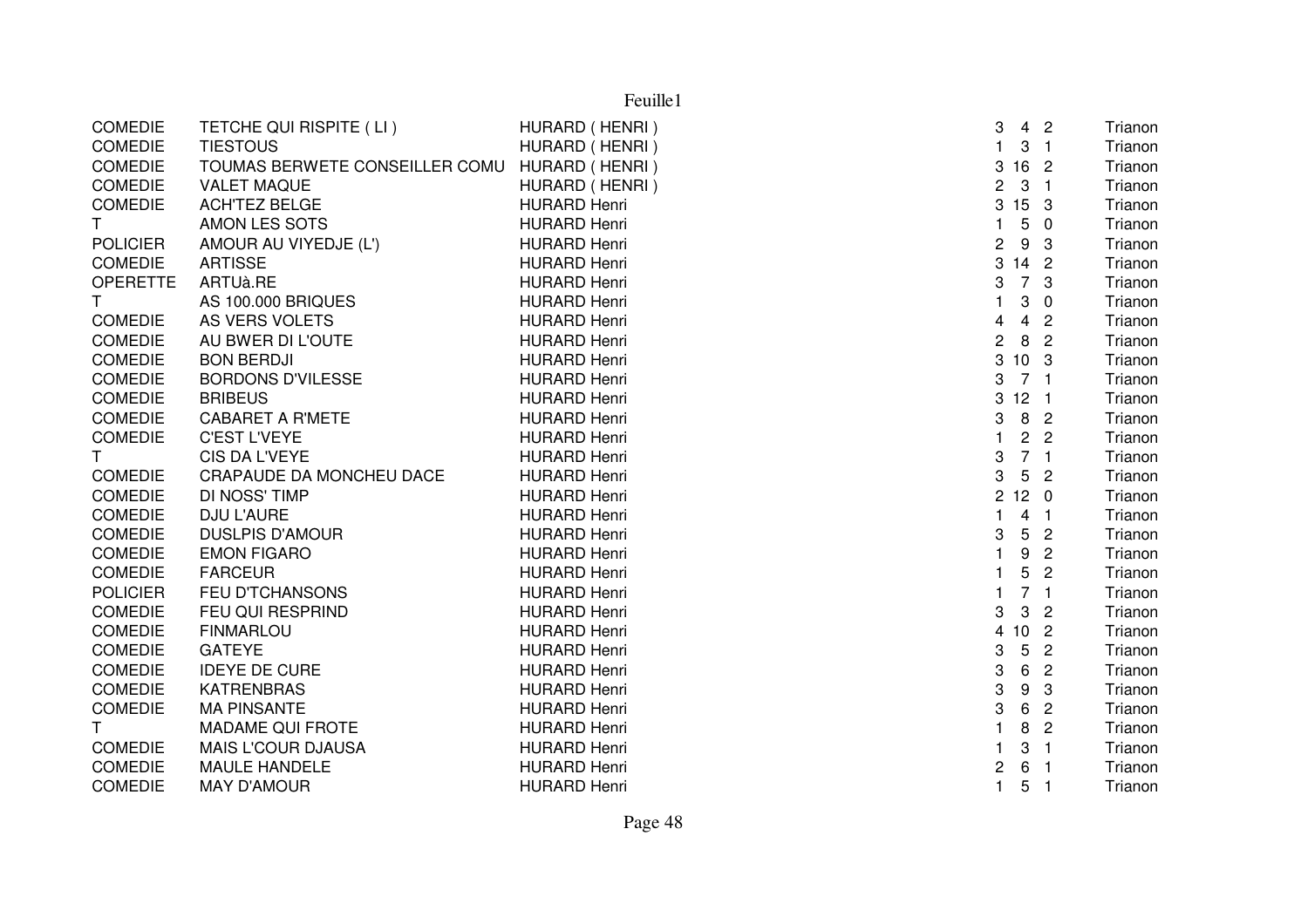| | | | | | | |
|---|---|---|---|---|---|---|
| COMEDIE | TETCHE QUI RISPITE ( LI ) | HURARD ( HENRI ) | 3 | 4 | 2 | Trianon |
| COMEDIE | TIESTOUS | HURARD ( HENRI ) | 1 | 3 | 1 | Trianon |
| COMEDIE | TOUMAS BERWETE CONSEILLER COMU | HURARD ( HENRI ) | 3 | 16 | 2 | Trianon |
| COMEDIE | VALET MAQUE | HURARD ( HENRI ) | 2 | 3 | 1 | Trianon |
| COMEDIE | ACH'TEZ BELGE | HURARD Henri | 3 | 15 | 3 | Trianon |
| T | AMON LES SOTS | HURARD Henri | 1 | 5 | 0 | Trianon |
| POLICIER | AMOUR AU VIYEDJE (L') | HURARD Henri | 2 | 9 | 3 | Trianon |
| COMEDIE | ARTISSE | HURARD Henri | 3 | 14 | 2 | Trianon |
| OPERETTE | ARTUà.RE | HURARD Henri | 3 | 7 | 3 | Trianon |
| T | AS 100.000 BRIQUES | HURARD Henri | 1 | 3 | 0 | Trianon |
| COMEDIE | AS VERS VOLETS | HURARD Henri | 4 | 4 | 2 | Trianon |
| COMEDIE | AU BWER DI L'OUTE | HURARD Henri | 2 | 8 | 2 | Trianon |
| COMEDIE | BON BERDJI | HURARD Henri | 3 | 10 | 3 | Trianon |
| COMEDIE | BORDONS D'VILESSE | HURARD Henri | 3 | 7 | 1 | Trianon |
| COMEDIE | BRIBEUS | HURARD Henri | 3 | 12 | 1 | Trianon |
| COMEDIE | CABARET A R'METE | HURARD Henri | 3 | 8 | 2 | Trianon |
| COMEDIE | C'EST L'VEYE | HURARD Henri | 1 | 2 | 2 | Trianon |
| T | CIS DA L'VEYE | HURARD Henri | 3 | 7 | 1 | Trianon |
| COMEDIE | CRAPAUDE DA MONCHEU DACE | HURARD Henri | 3 | 5 | 2 | Trianon |
| COMEDIE | DI NOSS' TIMP | HURARD Henri | 2 | 12 | 0 | Trianon |
| COMEDIE | DJU L'AURE | HURARD Henri | 1 | 4 | 1 | Trianon |
| COMEDIE | DUSLPIS D'AMOUR | HURARD Henri | 3 | 5 | 2 | Trianon |
| COMEDIE | EMON FIGARO | HURARD Henri | 1 | 9 | 2 | Trianon |
| COMEDIE | FARCEUR | HURARD Henri | 1 | 5 | 2 | Trianon |
| POLICIER | FEU D'TCHANSONS | HURARD Henri | 1 | 7 | 1 | Trianon |
| COMEDIE | FEU QUI RESPRIND | HURARD Henri | 3 | 3 | 2 | Trianon |
| COMEDIE | FINMARLOU | HURARD Henri | 4 | 10 | 2 | Trianon |
| COMEDIE | GATEYE | HURARD Henri | 3 | 5 | 2 | Trianon |
| COMEDIE | IDEYE DE CURE | HURARD Henri | 3 | 6 | 2 | Trianon |
| COMEDIE | KATRENBRAS | HURARD Henri | 3 | 9 | 3 | Trianon |
| COMEDIE | MA PINSANTE | HURARD Henri | 3 | 6 | 2 | Trianon |
| T | MADAME QUI FROTE | HURARD Henri | 1 | 8 | 2 | Trianon |
| COMEDIE | MAIS L'COUR DJAUSA | HURARD Henri | 1 | 3 | 1 | Trianon |
| COMEDIE | MAULE HANDELE | HURARD Henri | 2 | 6 | 1 | Trianon |
| COMEDIE | MAY D'AMOUR | HURARD Henri | 1 | 5 | 1 | Trianon |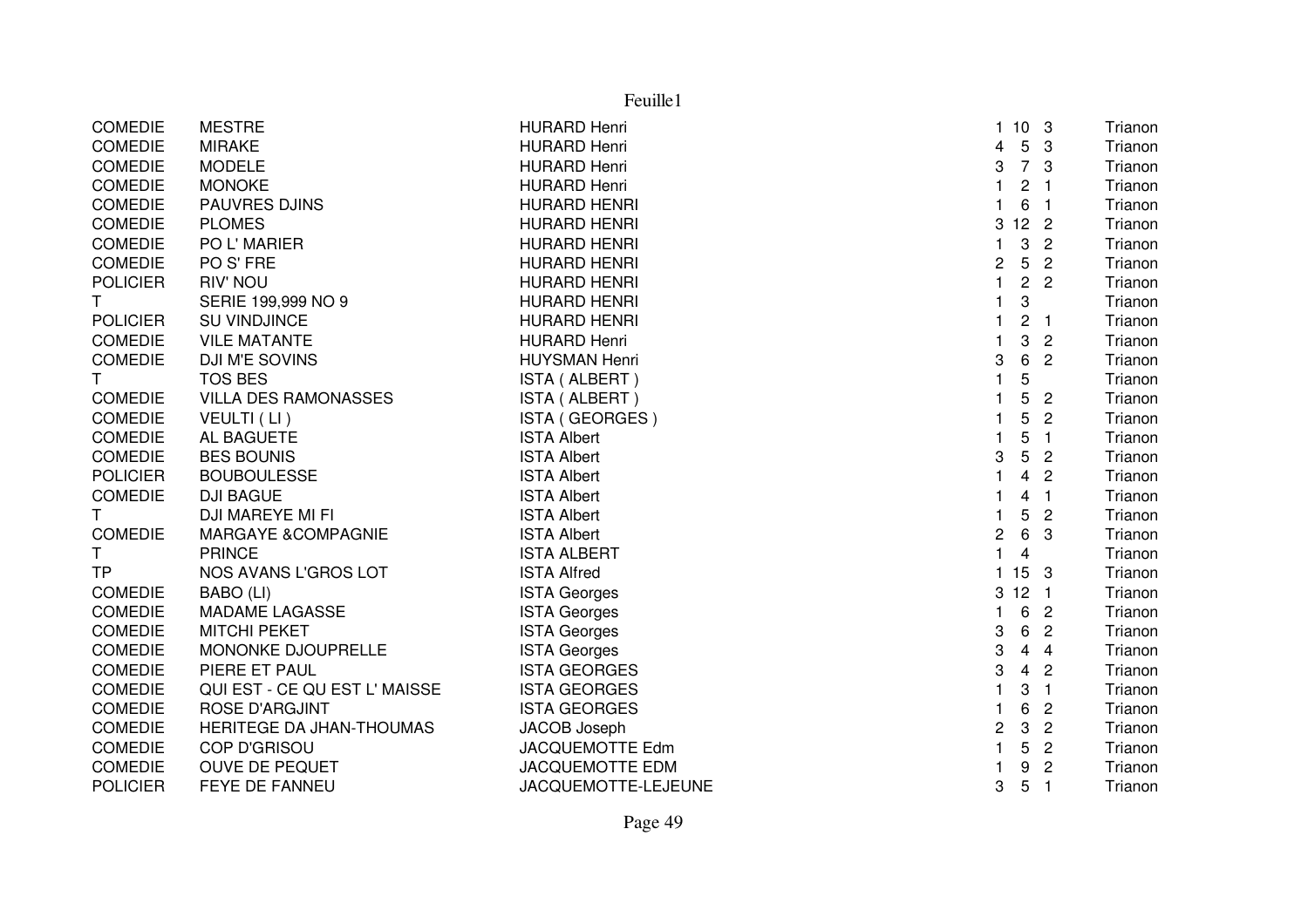| | | | | | | |
|---|---|---|---|---|---|---|
| COMEDIE | MESTRE | HURARD Henri | 1 | 10 | 3 | Trianon |
| COMEDIE | MIRAKE | HURARD Henri | 4 | 5 | 3 | Trianon |
| COMEDIE | MODELE | HURARD Henri | 3 | 7 | 3 | Trianon |
| COMEDIE | MONOKE | HURARD Henri | 1 | 2 | 1 | Trianon |
| COMEDIE | PAUVRES DJINS | HURARD HENRI | 1 | 6 | 1 | Trianon |
| COMEDIE | PLOMES | HURARD HENRI | 3 | 12 | 2 | Trianon |
| COMEDIE | PO L' MARIER | HURARD HENRI | 1 | 3 | 2 | Trianon |
| COMEDIE | PO S' FRE | HURARD HENRI | 2 | 5 | 2 | Trianon |
| POLICIER | RIV' NOU | HURARD HENRI | 1 | 2 | 2 | Trianon |
| T | SERIE 199,999 NO 9 | HURARD HENRI | 1 | 3 | | Trianon |
| POLICIER | SU VINDJINCE | HURARD HENRI | 1 | 2 | 1 | Trianon |
| COMEDIE | VILE MATANTE | HURARD Henri | 1 | 3 | 2 | Trianon |
| COMEDIE | DJI M'E SOVINS | HUYSMAN Henri | 3 | 6 | 2 | Trianon |
| T | TOS BES | ISTA ( ALBERT ) | 1 | 5 | | Trianon |
| COMEDIE | VILLA DES RAMONASSES | ISTA ( ALBERT ) | 1 | 5 | 2 | Trianon |
| COMEDIE | VEULTI ( LI ) | ISTA ( GEORGES ) | 1 | 5 | 2 | Trianon |
| COMEDIE | AL BAGUETE | ISTA Albert | 1 | 5 | 1 | Trianon |
| COMEDIE | BES BOUNIS | ISTA Albert | 3 | 5 | 2 | Trianon |
| POLICIER | BOUBOULESSE | ISTA Albert | 1 | 4 | 2 | Trianon |
| COMEDIE | DJI BAGUE | ISTA Albert | 1 | 4 | 1 | Trianon |
| T | DJI MAREYE MI FI | ISTA Albert | 1 | 5 | 2 | Trianon |
| COMEDIE | MARGAYE &COMPAGNIE | ISTA Albert | 2 | 6 | 3 | Trianon |
| T | PRINCE | ISTA ALBERT | 1 | 4 | | Trianon |
| TP | NOS AVANS L'GROS LOT | ISTA Alfred | 1 | 15 | 3 | Trianon |
| COMEDIE | BABO (LI) | ISTA Georges | 3 | 12 | 1 | Trianon |
| COMEDIE | MADAME LAGASSE | ISTA Georges | 1 | 6 | 2 | Trianon |
| COMEDIE | MITCHI PEKET | ISTA Georges | 3 | 6 | 2 | Trianon |
| COMEDIE | MONONKE DJOUPRELLE | ISTA Georges | 3 | 4 | 4 | Trianon |
| COMEDIE | PIERE ET PAUL | ISTA GEORGES | 3 | 4 | 2 | Trianon |
| COMEDIE | QUI EST - CE QU EST L' MAISSE | ISTA GEORGES | 1 | 3 | 1 | Trianon |
| COMEDIE | ROSE D'ARGJINT | ISTA GEORGES | 1 | 6 | 2 | Trianon |
| COMEDIE | HERITEGE DA JHAN-THOUMAS | JACOB Joseph | 2 | 3 | 2 | Trianon |
| COMEDIE | COP D'GRISOU | JACQUEMOTTE Edm | 1 | 5 | 2 | Trianon |
| COMEDIE | OUVE DE PEQUET | JACQUEMOTTE EDM | 1 | 9 | 2 | Trianon |
| POLICIER | FEYE DE FANNEU | JACQUEMOTTE-LEJEUNE | 3 | 5 | 1 | Trianon |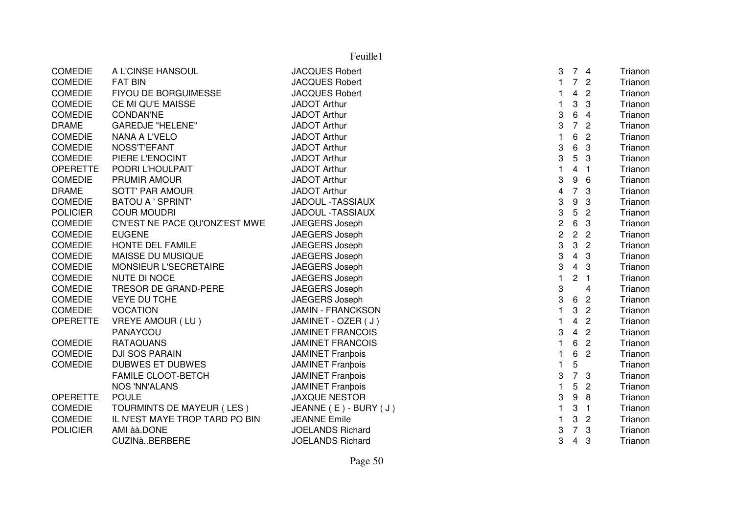| | | | | | | |
|---|---|---|---|---|---|---|
| COMEDIE | A L'CINSE HANSOUL | JACQUES Robert | 3 | 7 | 4 | Trianon |
| COMEDIE | FAT BIN | JACQUES Robert | 1 | 7 | 2 | Trianon |
| COMEDIE | FIYOU DE BORGUIMESSE | JACQUES Robert | 1 | 4 | 2 | Trianon |
| COMEDIE | CE MI QU'E MAISSE | JADOT Arthur | 1 | 3 | 3 | Trianon |
| COMEDIE | CONDAN'NE | JADOT Arthur | 3 | 6 | 4 | Trianon |
| DRAME | GAREDJE "HELENE" | JADOT Arthur | 3 | 7 | 2 | Trianon |
| COMEDIE | NANA A L'VELO | JADOT Arthur | 1 | 6 | 2 | Trianon |
| COMEDIE | NOSS'T'EFANT | JADOT Arthur | 3 | 6 | 3 | Trianon |
| COMEDIE | PIERE L'ENOCINT | JADOT Arthur | 3 | 5 | 3 | Trianon |
| OPERETTE | PODRI L'HOULPAIT | JADOT Arthur | 1 | 4 | 1 | Trianon |
| COMEDIE | PRUMIR AMOUR | JADOT Arthur | 3 | 9 | 6 | Trianon |
| DRAME | SOTT' PAR AMOUR | JADOT Arthur | 4 | 7 | 3 | Trianon |
| COMEDIE | BATOU A ' SPRINT' | JADOUL -TASSIAUX | 3 | 9 | 3 | Trianon |
| POLICIER | COUR MOUDRI | JADOUL -TASSIAUX | 3 | 5 | 2 | Trianon |
| COMEDIE | C'N'EST NE PACE QU'ONZ'EST MWE | JAEGERS Joseph | 2 | 6 | 3 | Trianon |
| COMEDIE | EUGENE | JAEGERS Joseph | 2 | 2 | 2 | Trianon |
| COMEDIE | HONTE DEL FAMILE | JAEGERS Joseph | 3 | 3 | 2 | Trianon |
| COMEDIE | MAISSE DU MUSIQUE | JAEGERS Joseph | 3 | 4 | 3 | Trianon |
| COMEDIE | MONSIEUR L'SECRETAIRE | JAEGERS Joseph | 3 | 4 | 3 | Trianon |
| COMEDIE | NUTE DI NOCE | JAEGERS Joseph | 1 | 2 | 1 | Trianon |
| COMEDIE | TRESOR DE GRAND-PERE | JAEGERS Joseph | 3 | | 4 | Trianon |
| COMEDIE | VEYE DU TCHE | JAEGERS Joseph | 3 | 6 | 2 | Trianon |
| COMEDIE | VOCATION | JAMIN - FRANCKSON | 1 | 3 | 2 | Trianon |
| OPERETTE | VREYE AMOUR ( LU ) | JAMINET - OZER ( J ) | 1 | 4 | 2 | Trianon |
| | PANAYCOU | JAMINET FRANCOIS | 3 | 4 | 2 | Trianon |
| COMEDIE | RATAQUANS | JAMINET FRANCOIS | 1 | 6 | 2 | Trianon |
| COMEDIE | DJI SOS PARAIN | JAMINET Franþois | 1 | 6 | 2 | Trianon |
| COMEDIE | DUBWES ET DUBWES | JAMINET Franþois | 1 | 5 | | Trianon |
| | FAMILE CLOOT-BETCH | JAMINET Franþois | 3 | 7 | 3 | Trianon |
| | NOS 'NN'ALANS | JAMINET Franþois | 1 | 5 | 2 | Trianon |
| OPERETTE | POULE | JAXQUE NESTOR | 3 | 9 | 8 | Trianon |
| COMEDIE | TOURMINTS DE MAYEUR ( LES ) | JEANNE ( E ) - BURY ( J ) | 1 | 3 | 1 | Trianon |
| COMEDIE | IL N'EST MAYE TROP TARD PO BIN | JEANNE Emile | 1 | 3 | 2 | Trianon |
| POLICIER | AMI àà.DONE | JOELANDS Richard | 3 | 7 | 3 | Trianon |
| | CUZINà..BERBERE | JOELANDS Richard | 3 | 4 | 3 | Trianon |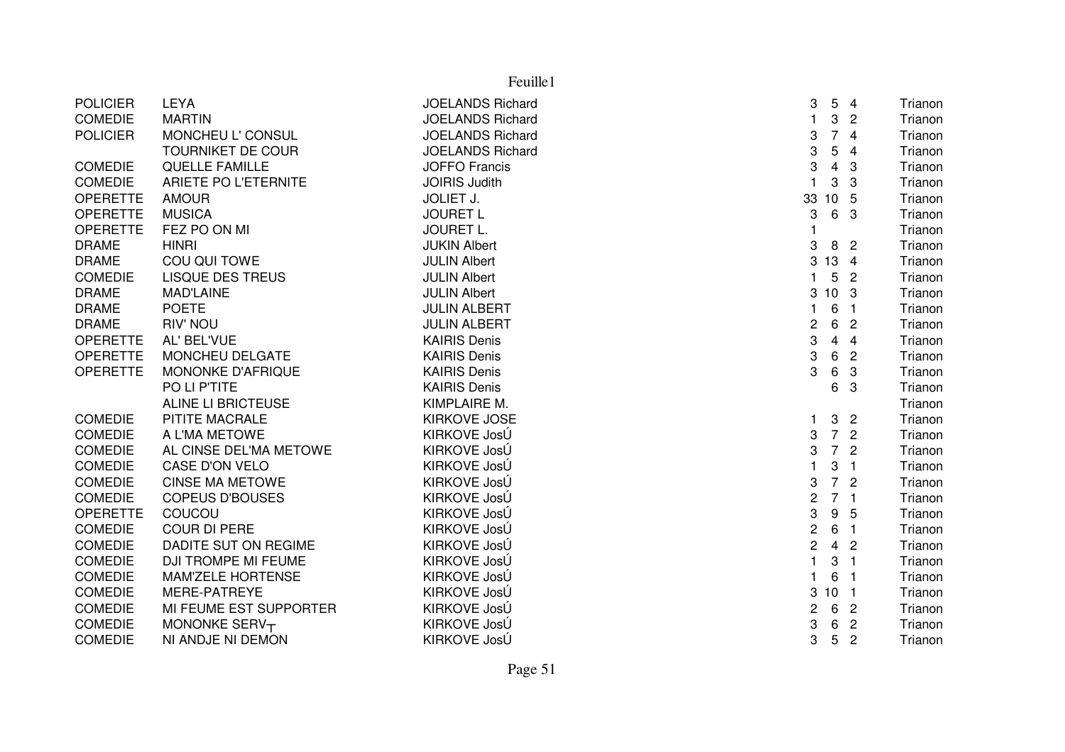| | | | | | | |
|---|---|---|---|---|---|---|
| POLICIER | LEYA | JOELANDS Richard | 3 | 5 | 4 | Trianon |
| COMEDIE | MARTIN | JOELANDS Richard | 1 | 3 | 2 | Trianon |
| POLICIER | MONCHEU L' CONSUL | JOELANDS Richard | 3 | 7 | 4 | Trianon |
| | TOURNIKET DE COUR | JOELANDS Richard | 3 | 5 | 4 | Trianon |
| COMEDIE | QUELLE FAMILLE | JOFFO Francis | 3 | 4 | 3 | Trianon |
| COMEDIE | ARIETE PO L'ETERNITE | JOIRIS Judith | 1 | 3 | 3 | Trianon |
| OPERETTE | AMOUR | JOLIET J. | 33 | 10 | 5 | Trianon |
| OPERETTE | MUSICA | JOURET L | 3 | 6 | 3 | Trianon |
| OPERETTE | FEZ PO ON MI | JOURET L. | 1 | | | Trianon |
| DRAME | HINRI | JUKIN Albert | 3 | 8 | 2 | Trianon |
| DRAME | COU QUI TOWE | JULIN Albert | 3 | 13 | 4 | Trianon |
| COMEDIE | LISQUE DES TREUS | JULIN Albert | 1 | 5 | 2 | Trianon |
| DRAME | MAD'LAINE | JULIN Albert | 3 | 10 | 3 | Trianon |
| DRAME | POETE | JULIN ALBERT | 1 | 6 | 1 | Trianon |
| DRAME | RIV' NOU | JULIN ALBERT | 2 | 6 | 2 | Trianon |
| OPERETTE | AL' BEL'VUE | KAIRIS Denis | 3 | 4 | 4 | Trianon |
| OPERETTE | MONCHEU DELGATE | KAIRIS Denis | 3 | 6 | 2 | Trianon |
| OPERETTE | MONONKE D'AFRIQUE | KAIRIS Denis | 3 | 6 | 3 | Trianon |
| | PO LI P'TITE | KAIRIS Denis | | 6 | 3 | Trianon |
| | ALINE LI BRICTEUSE | KIMPLAIRE M. | | | | Trianon |
| COMEDIE | PITITE MACRALE | KIRKOVE JOSE | 1 | 3 | 2 | Trianon |
| COMEDIE | A L'MA METOWE | KIRKOVE JosÚ | 3 | 7 | 2 | Trianon |
| COMEDIE | AL CINSE DEL'MA METOWE | KIRKOVE JosÚ | 3 | 7 | 2 | Trianon |
| COMEDIE | CASE D'ON VELO | KIRKOVE JosÚ | 1 | 3 | 1 | Trianon |
| COMEDIE | CINSE MA METOWE | KIRKOVE JosÚ | 3 | 7 | 2 | Trianon |
| COMEDIE | COPEUS D'BOUSES | KIRKOVE JosÚ | 2 | 7 | 1 | Trianon |
| OPERETTE | COUCOU | KIRKOVE JosÚ | 3 | 9 | 5 | Trianon |
| COMEDIE | COUR DI PERE | KIRKOVE JosÚ | 2 | 6 | 1 | Trianon |
| COMEDIE | DADITE SUT ON REGIME | KIRKOVE JosÚ | 2 | 4 | 2 | Trianon |
| COMEDIE | DJI TROMPE MI FEUME | KIRKOVE JosÚ | 1 | 3 | 1 | Trianon |
| COMEDIE | MAM'ZELE HORTENSE | KIRKOVE JosÚ | 1 | 6 | 1 | Trianon |
| COMEDIE | MERE-PATREYE | KIRKOVE JosÚ | 3 | 10 | 1 | Trianon |
| COMEDIE | MI FEUME EST SUPPORTER | KIRKOVE JosÚ | 2 | 6 | 2 | Trianon |
| COMEDIE | MONONKE SERV┬ | KIRKOVE JosÚ | 3 | 6 | 2 | Trianon |
| COMEDIE | NI ANDJE NI DEMON | KIRKOVE JosÚ | 3 | 5 | 2 | Trianon |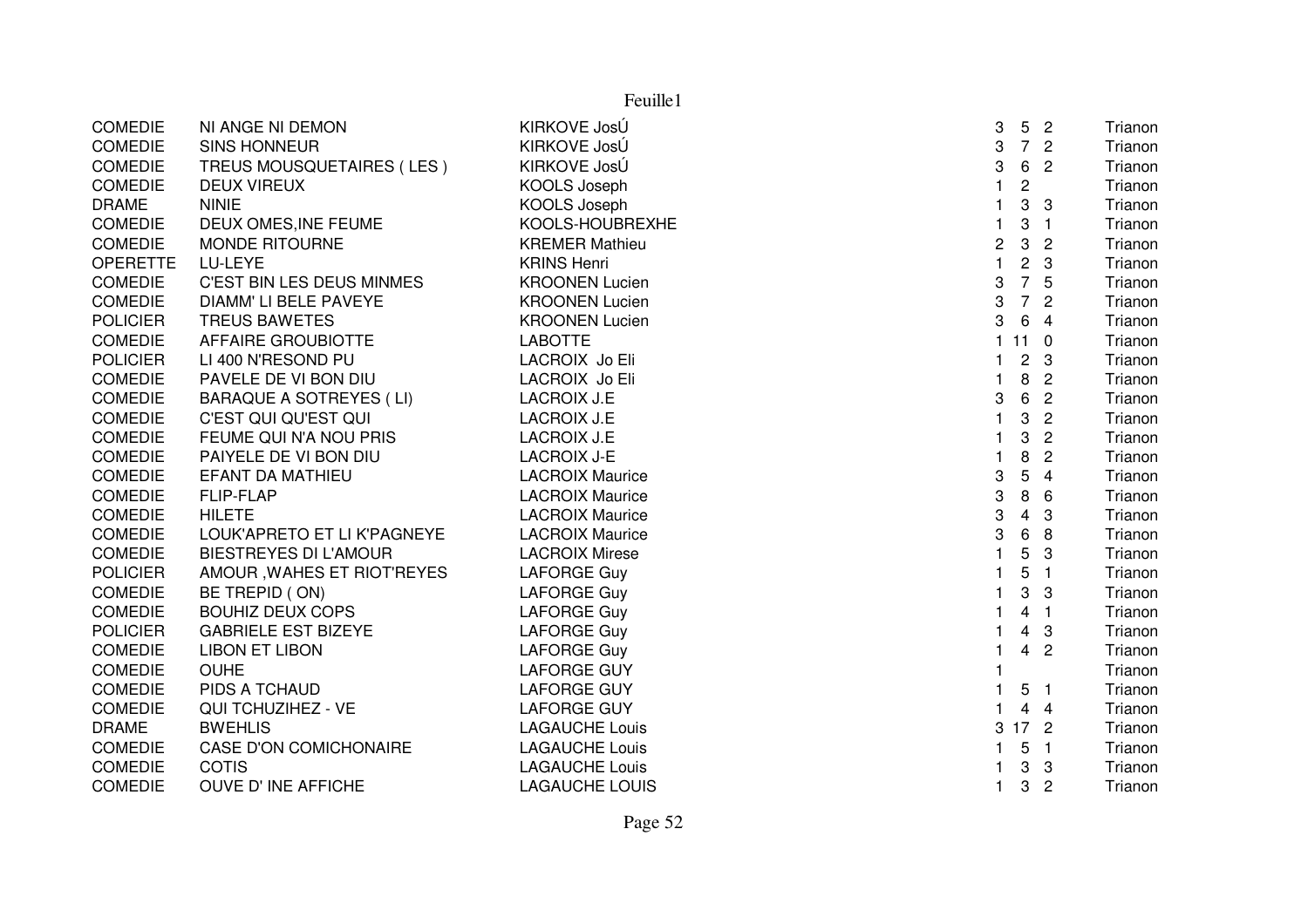| | | | | | | |
|---|---|---|---|---|---|---|
| COMEDIE | NI ANGE NI DEMON | KIRKOVE JosÚ | 3 | 5 | 2 | Trianon |
| COMEDIE | SINS HONNEUR | KIRKOVE JosÚ | 3 | 7 | 2 | Trianon |
| COMEDIE | TREUS MOUSQUETAIRES ( LES ) | KIRKOVE JosÚ | 3 | 6 | 2 | Trianon |
| COMEDIE | DEUX VIREUX | KOOLS Joseph | 1 | 2 | | Trianon |
| DRAME | NINIE | KOOLS Joseph | 1 | 3 | 3 | Trianon |
| COMEDIE | DEUX OMES,INE FEUME | KOOLS-HOUBREXHE | 1 | 3 | 1 | Trianon |
| COMEDIE | MONDE RITOURNE | KREMER Mathieu | 2 | 3 | 2 | Trianon |
| OPERETTE | LU-LEYE | KRINS Henri | 1 | 2 | 3 | Trianon |
| COMEDIE | C'EST BIN LES DEUS MINMES | KROONEN Lucien | 3 | 7 | 5 | Trianon |
| COMEDIE | DIAMM' LI BELE PAVEYE | KROONEN Lucien | 3 | 7 | 2 | Trianon |
| POLICIER | TREUS BAWETES | KROONEN Lucien | 3 | 6 | 4 | Trianon |
| COMEDIE | AFFAIRE GROUBIOTTE | LABOTTE | 1 | 11 | 0 | Trianon |
| POLICIER | LI 400 N'RESOND PU | LACROIX Jo Eli | 1 | 2 | 3 | Trianon |
| COMEDIE | PAVELE DE VI BON DIU | LACROIX Jo Eli | 1 | 8 | 2 | Trianon |
| COMEDIE | BARAQUE A SOTREYES ( LI) | LACROIX J.E | 3 | 6 | 2 | Trianon |
| COMEDIE | C'EST QUI QU'EST QUI | LACROIX J.E | 1 | 3 | 2 | Trianon |
| COMEDIE | FEUME QUI N'A NOU PRIS | LACROIX J.E | 1 | 3 | 2 | Trianon |
| COMEDIE | PAIYELE DE VI BON DIU | LACROIX J-E | 1 | 8 | 2 | Trianon |
| COMEDIE | EFANT DA MATHIEU | LACROIX Maurice | 3 | 5 | 4 | Trianon |
| COMEDIE | FLIP-FLAP | LACROIX Maurice | 3 | 8 | 6 | Trianon |
| COMEDIE | HILETE | LACROIX Maurice | 3 | 4 | 3 | Trianon |
| COMEDIE | LOUK'APRETO ET LI K'PAGNEYE | LACROIX Maurice | 3 | 6 | 8 | Trianon |
| COMEDIE | BIESTREYES DI L'AMOUR | LACROIX Mirese | 1 | 5 | 3 | Trianon |
| POLICIER | AMOUR ,WAHES ET RIOT'REYES | LAFORGE Guy | 1 | 5 | 1 | Trianon |
| COMEDIE | BE TREPID ( ON) | LAFORGE Guy | 1 | 3 | 3 | Trianon |
| COMEDIE | BOUHIZ DEUX COPS | LAFORGE Guy | 1 | 4 | 1 | Trianon |
| POLICIER | GABRIELE EST BIZEYE | LAFORGE Guy | 1 | 4 | 3 | Trianon |
| COMEDIE | LIBON ET LIBON | LAFORGE Guy | 1 | 4 | 2 | Trianon |
| COMEDIE | OUHE | LAFORGE GUY | 1 | | | Trianon |
| COMEDIE | PIDS A TCHAUD | LAFORGE GUY | 1 | 5 | 1 | Trianon |
| COMEDIE | QUI TCHUZIHEZ - VE | LAFORGE GUY | 1 | 4 | 4 | Trianon |
| DRAME | BWEHLIS | LAGAUCHE Louis | 3 | 17 | 2 | Trianon |
| COMEDIE | CASE D'ON COMICHONAIRE | LAGAUCHE Louis | 1 | 5 | 1 | Trianon |
| COMEDIE | COTIS | LAGAUCHE Louis | 1 | 3 | 3 | Trianon |
| COMEDIE | OUVE D' INE AFFICHE | LAGAUCHE LOUIS | 1 | 3 | 2 | Trianon |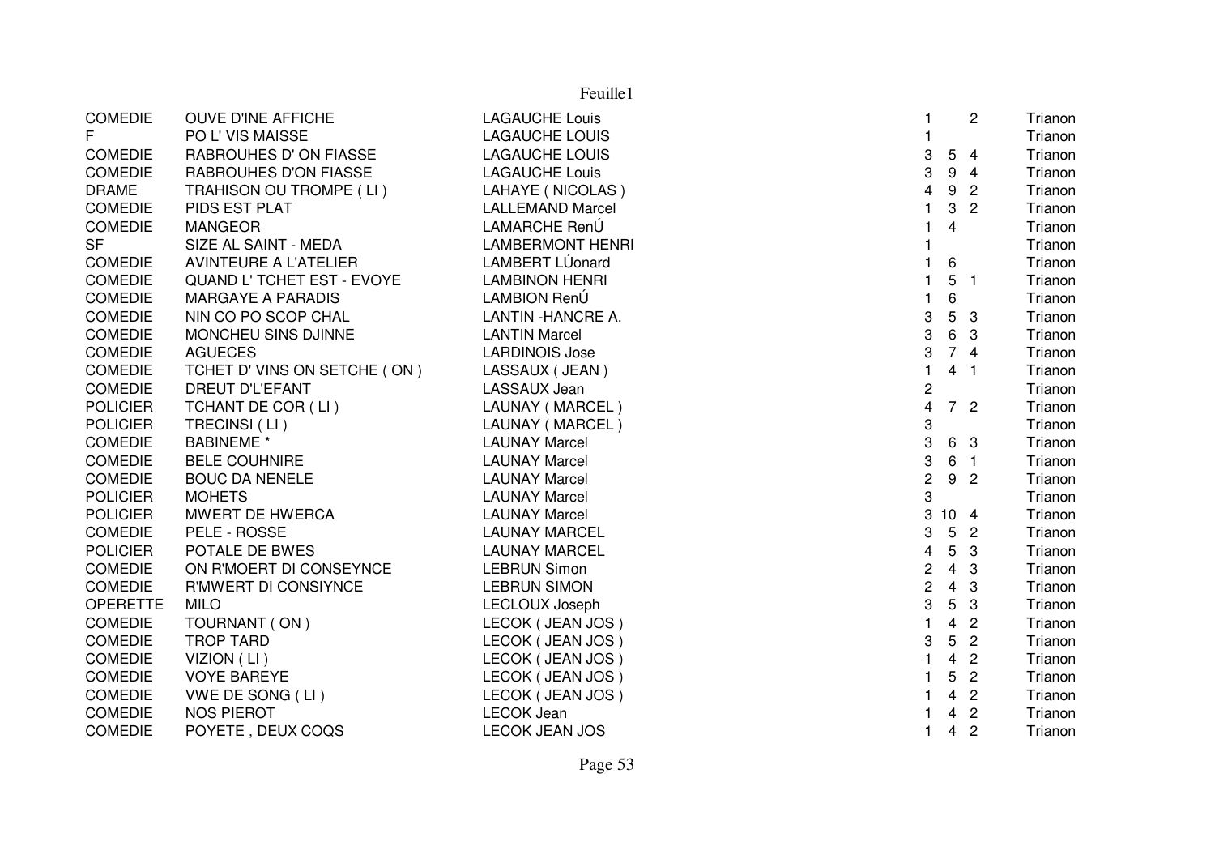Feuille1

| | | | | | | |
|---|---|---|---|---|---|---|
| COMEDIE | OUVE D'INE AFFICHE | LAGAUCHE Louis | 1 | | 2 | Trianon |
| F | PO L' VIS MAISSE | LAGAUCHE LOUIS | 1 | | | Trianon |
| COMEDIE | RABROUHES D' ON FIASSE | LAGAUCHE LOUIS | 3 | 5 | 4 | Trianon |
| COMEDIE | RABROUHES D'ON FIASSE | LAGAUCHE Louis | 3 | 9 | 4 | Trianon |
| DRAME | TRAHISON OU TROMPE ( LI ) | LAHAYE ( NICOLAS ) | 4 | 9 | 2 | Trianon |
| COMEDIE | PIDS EST PLAT | LALLEMAND Marcel | 1 | 3 | 2 | Trianon |
| COMEDIE | MANGEOR | LAMARCHE RenÚ | 1 | 4 | | Trianon |
| SF | SIZE AL SAINT - MEDA | LAMBERMONT HENRI | 1 | | | Trianon |
| COMEDIE | AVINTEURE A L'ATELIER | LAMBERT LÚonard | 1 | 6 | | Trianon |
| COMEDIE | QUAND L' TCHET EST - EVOYE | LAMBINON HENRI | 1 | 5 | 1 | Trianon |
| COMEDIE | MARGAYE A PARADIS | LAMBION RenÚ | 1 | 6 | | Trianon |
| COMEDIE | NIN CO PO SCOP CHAL | LANTIN -HANCRE A. | 3 | 5 | 3 | Trianon |
| COMEDIE | MONCHEU SINS DJINNE | LANTIN Marcel | 3 | 6 | 3 | Trianon |
| COMEDIE | AGUECES | LARDINOIS Jose | 3 | 7 | 4 | Trianon |
| COMEDIE | TCHET D' VINS ON SETCHE ( ON ) | LASSAUX ( JEAN ) | 1 | 4 | 1 | Trianon |
| COMEDIE | DREUT D'L'EFANT | LASSAUX Jean | 2 | | | Trianon |
| POLICIER | TCHANT DE COR ( LI ) | LAUNAY ( MARCEL ) | 4 | 7 | 2 | Trianon |
| POLICIER | TRECINSI ( LI ) | LAUNAY ( MARCEL ) | 3 | | | Trianon |
| COMEDIE | BABINEME * | LAUNAY Marcel | 3 | 6 | 3 | Trianon |
| COMEDIE | BELE COUHNIRE | LAUNAY Marcel | 3 | 6 | 1 | Trianon |
| COMEDIE | BOUC DA NENELE | LAUNAY Marcel | 2 | 9 | 2 | Trianon |
| POLICIER | MOHETS | LAUNAY Marcel | 3 | | | Trianon |
| POLICIER | MWERT DE HWERCA | LAUNAY Marcel | 3 | 10 | 4 | Trianon |
| COMEDIE | PELE - ROSSE | LAUNAY MARCEL | 3 | 5 | 2 | Trianon |
| POLICIER | POTALE DE BWES | LAUNAY MARCEL | 4 | 5 | 3 | Trianon |
| COMEDIE | ON R'MOERT DI CONSEYNCE | LEBRUN Simon | 2 | 4 | 3 | Trianon |
| COMEDIE | R'MWERT DI CONSIYNCE | LEBRUN SIMON | 2 | 4 | 3 | Trianon |
| OPERETTE | MILO | LECLOUX Joseph | 3 | 5 | 3 | Trianon |
| COMEDIE | TOURNANT ( ON ) | LECOK ( JEAN JOS ) | 1 | 4 | 2 | Trianon |
| COMEDIE | TROP TARD | LECOK ( JEAN JOS ) | 3 | 5 | 2 | Trianon |
| COMEDIE | VIZION ( LI ) | LECOK ( JEAN JOS ) | 1 | 4 | 2 | Trianon |
| COMEDIE | VOYE BAREYE | LECOK ( JEAN JOS ) | 1 | 5 | 2 | Trianon |
| COMEDIE | VWE DE SONG ( LI ) | LECOK ( JEAN JOS ) | 1 | 4 | 2 | Trianon |
| COMEDIE | NOS PIEROT | LECOK Jean | 1 | 4 | 2 | Trianon |
| COMEDIE | POYETE , DEUX COQS | LECOK JEAN JOS | 1 | 4 | 2 | Trianon |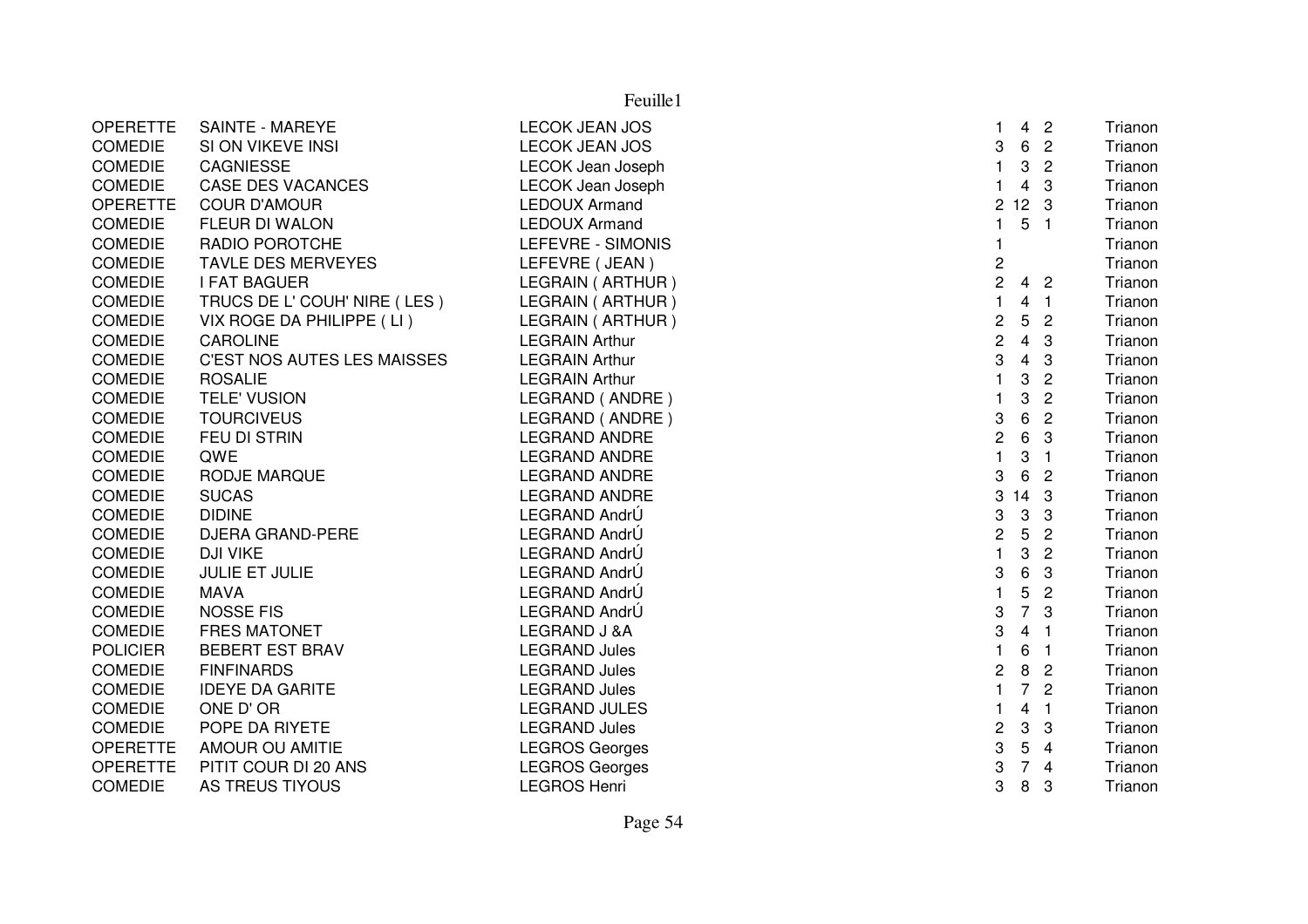| | | | | | | |
|---|---|---|---|---|---|---|
| OPERETTE | SAINTE - MAREYE | LECOK JEAN JOS | 1 | 4 | 2 | Trianon |
| COMEDIE | SI ON VIKEVE INSI | LECOK JEAN JOS | 3 | 6 | 2 | Trianon |
| COMEDIE | CAGNIESSE | LECOK Jean Joseph | 1 | 3 | 2 | Trianon |
| COMEDIE | CASE DES VACANCES | LECOK Jean Joseph | 1 | 4 | 3 | Trianon |
| OPERETTE | COUR D'AMOUR | LEDOUX Armand | 2 | 12 | 3 | Trianon |
| COMEDIE | FLEUR DI WALON | LEDOUX Armand | 1 | 5 | 1 | Trianon |
| COMEDIE | RADIO POROTCHE | LEFEVRE - SIMONIS | 1 | | | Trianon |
| COMEDIE | TAVLE DES MERVEYES | LEFEVRE ( JEAN ) | 2 | | | Trianon |
| COMEDIE | I FAT BAGUER | LEGRAIN ( ARTHUR ) | 2 | 4 | 2 | Trianon |
| COMEDIE | TRUCS DE L' COUH' NIRE ( LES ) | LEGRAIN ( ARTHUR ) | 1 | 4 | 1 | Trianon |
| COMEDIE | VIX ROGE DA PHILIPPE ( LI ) | LEGRAIN ( ARTHUR ) | 2 | 5 | 2 | Trianon |
| COMEDIE | CAROLINE | LEGRAIN Arthur | 2 | 4 | 3 | Trianon |
| COMEDIE | C'EST NOS AUTES LES MAISSES | LEGRAIN Arthur | 3 | 4 | 3 | Trianon |
| COMEDIE | ROSALIE | LEGRAIN Arthur | 1 | 3 | 2 | Trianon |
| COMEDIE | TELE' VUSION | LEGRAND ( ANDRE ) | 1 | 3 | 2 | Trianon |
| COMEDIE | TOURCIVEUS | LEGRAND ( ANDRE ) | 3 | 6 | 2 | Trianon |
| COMEDIE | FEU DI STRIN | LEGRAND ANDRE | 2 | 6 | 3 | Trianon |
| COMEDIE | QWE | LEGRAND ANDRE | 1 | 3 | 1 | Trianon |
| COMEDIE | RODJE MARQUE | LEGRAND ANDRE | 3 | 6 | 2 | Trianon |
| COMEDIE | SUCAS | LEGRAND ANDRE | 3 | 14 | 3 | Trianon |
| COMEDIE | DIDINE | LEGRAND AndrÚ | 3 | 3 | 3 | Trianon |
| COMEDIE | DJERA GRAND-PERE | LEGRAND AndrÚ | 2 | 5 | 2 | Trianon |
| COMEDIE | DJI VIKE | LEGRAND AndrÚ | 1 | 3 | 2 | Trianon |
| COMEDIE | JULIE ET JULIE | LEGRAND AndrÚ | 3 | 6 | 3 | Trianon |
| COMEDIE | MAVA | LEGRAND AndrÚ | 1 | 5 | 2 | Trianon |
| COMEDIE | NOSSE FIS | LEGRAND AndrÚ | 3 | 7 | 3 | Trianon |
| COMEDIE | FRES MATONET | LEGRAND J &A | 3 | 4 | 1 | Trianon |
| POLICIER | BEBERT EST BRAV | LEGRAND Jules | 1 | 6 | 1 | Trianon |
| COMEDIE | FINFINARDS | LEGRAND Jules | 2 | 8 | 2 | Trianon |
| COMEDIE | IDEYE DA GARITE | LEGRAND Jules | 1 | 7 | 2 | Trianon |
| COMEDIE | ONE D' OR | LEGRAND JULES | 1 | 4 | 1 | Trianon |
| COMEDIE | POPE DA RIYETE | LEGRAND Jules | 2 | 3 | 3 | Trianon |
| OPERETTE | AMOUR OU AMITIE | LEGROS Georges | 3 | 5 | 4 | Trianon |
| OPERETTE | PITIT COUR DI 20 ANS | LEGROS Georges | 3 | 7 | 4 | Trianon |
| COMEDIE | AS TREUS TIYOUS | LEGROS Henri | 3 | 8 | 3 | Trianon |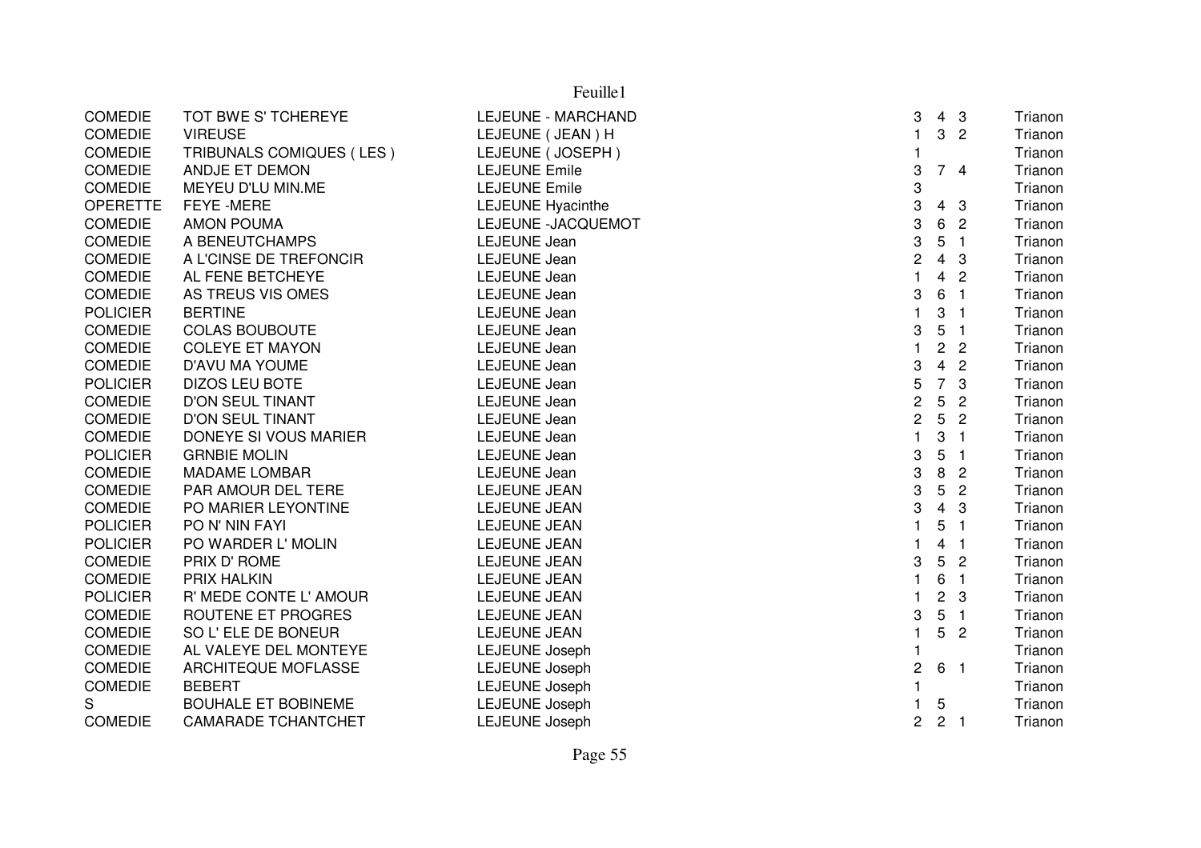| | | | | | | |
|---|---|---|---|---|---|---|
| COMEDIE | TOT BWE S' TCHEREYE | LEJEUNE - MARCHAND | 3 | 4 | 3 | Trianon |
| COMEDIE | VIREUSE | LEJEUNE ( JEAN ) H | 1 | 3 | 2 | Trianon |
| COMEDIE | TRIBUNALS COMIQUES ( LES ) | LEJEUNE ( JOSEPH ) | 1 | | | Trianon |
| COMEDIE | ANDJE ET DEMON | LEJEUNE Emile | 3 | 7 | 4 | Trianon |
| COMEDIE | MEYEU D'LU MIN.ME | LEJEUNE Emile | 3 | | | Trianon |
| OPERETTE | FEYE -MERE | LEJEUNE Hyacinthe | 3 | 4 | 3 | Trianon |
| COMEDIE | AMON POUMA | LEJEUNE -JACQUEMOT | 3 | 6 | 2 | Trianon |
| COMEDIE | A BENEUTCHAMPS | LEJEUNE Jean | 3 | 5 | 1 | Trianon |
| COMEDIE | A L'CINSE DE TREFONCIR | LEJEUNE Jean | 2 | 4 | 3 | Trianon |
| COMEDIE | AL FENE BETCHEYE | LEJEUNE Jean | 1 | 4 | 2 | Trianon |
| COMEDIE | AS TREUS VIS OMES | LEJEUNE Jean | 3 | 6 | 1 | Trianon |
| POLICIER | BERTINE | LEJEUNE Jean | 1 | 3 | 1 | Trianon |
| COMEDIE | COLAS BOUBOUTE | LEJEUNE Jean | 3 | 5 | 1 | Trianon |
| COMEDIE | COLEYE ET MAYON | LEJEUNE Jean | 1 | 2 | 2 | Trianon |
| COMEDIE | D'AVU MA YOUME | LEJEUNE Jean | 3 | 4 | 2 | Trianon |
| POLICIER | DIZOS LEU BOTE | LEJEUNE Jean | 5 | 7 | 3 | Trianon |
| COMEDIE | D'ON SEUL TINANT | LEJEUNE Jean | 2 | 5 | 2 | Trianon |
| COMEDIE | D'ON SEUL TINANT | LEJEUNE Jean | 2 | 5 | 2 | Trianon |
| COMEDIE | DONEYE SI VOUS MARIER | LEJEUNE Jean | 1 | 3 | 1 | Trianon |
| POLICIER | GRNBIE MOLIN | LEJEUNE Jean | 3 | 5 | 1 | Trianon |
| COMEDIE | MADAME LOMBAR | LEJEUNE Jean | 3 | 8 | 2 | Trianon |
| COMEDIE | PAR AMOUR DEL TERE | LEJEUNE JEAN | 3 | 5 | 2 | Trianon |
| COMEDIE | PO MARIER LEYONTINE | LEJEUNE JEAN | 3 | 4 | 3 | Trianon |
| POLICIER | PO N' NIN FAYI | LEJEUNE JEAN | 1 | 5 | 1 | Trianon |
| POLICIER | PO WARDER L' MOLIN | LEJEUNE JEAN | 1 | 4 | 1 | Trianon |
| COMEDIE | PRIX D' ROME | LEJEUNE JEAN | 3 | 5 | 2 | Trianon |
| COMEDIE | PRIX HALKIN | LEJEUNE JEAN | 1 | 6 | 1 | Trianon |
| POLICIER | R' MEDE CONTE L' AMOUR | LEJEUNE JEAN | 1 | 2 | 3 | Trianon |
| COMEDIE | ROUTENE ET PROGRES | LEJEUNE JEAN | 3 | 5 | 1 | Trianon |
| COMEDIE | SO L' ELE DE BONEUR | LEJEUNE JEAN | 1 | 5 | 2 | Trianon |
| COMEDIE | AL VALEYE DEL MONTEYE | LEJEUNE Joseph | 1 | | | Trianon |
| COMEDIE | ARCHITEQUE MOFLASSE | LEJEUNE Joseph | 2 | 6 | 1 | Trianon |
| COMEDIE | BEBERT | LEJEUNE Joseph | 1 | | | Trianon |
| S | BOUHALE ET BOBINEME | LEJEUNE Joseph | 1 | 5 | | Trianon |
| COMEDIE | CAMARADE TCHANTCHET | LEJEUNE Joseph | 2 | 2 | 1 | Trianon |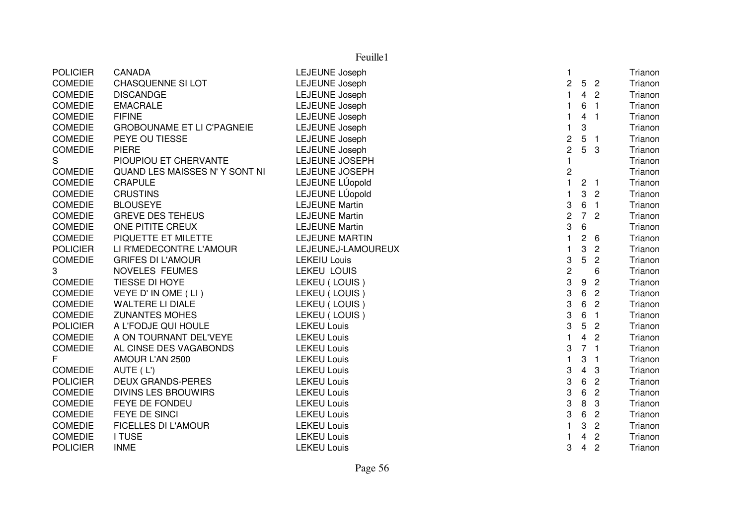| | | | | | | |
|---|---|---|---|---|---|---|
| POLICIER | CANADA | LEJEUNE Joseph | 1 | | | Trianon |
| COMEDIE | CHASQUENNE SI LOT | LEJEUNE Joseph | 2 | 5 | 2 | Trianon |
| COMEDIE | DISCANDGE | LEJEUNE Joseph | 1 | 4 | 2 | Trianon |
| COMEDIE | EMACRALE | LEJEUNE Joseph | 1 | 6 | 1 | Trianon |
| COMEDIE | FIFINE | LEJEUNE Joseph | 1 | 4 | 1 | Trianon |
| COMEDIE | GROBOUNAME ET LI C'PAGNEIE | LEJEUNE Joseph | 1 | 3 | | Trianon |
| COMEDIE | PEYE OU TIESSE | LEJEUNE Joseph | 2 | 5 | 1 | Trianon |
| COMEDIE | PIERE | LEJEUNE Joseph | 2 | 5 | 3 | Trianon |
| S | PIOUPIOU ET CHERVANTE | LEJEUNE JOSEPH | 1 | | | Trianon |
| COMEDIE | QUAND LES MAISSES N' Y SONT NI | LEJEUNE JOSEPH | 2 | | | Trianon |
| COMEDIE | CRAPULE | LEJEUNE LÚopold | 1 | 2 | 1 | Trianon |
| COMEDIE | CRUSTINS | LEJEUNE LÚopold | 1 | 3 | 2 | Trianon |
| COMEDIE | BLOUSEYE | LEJEUNE Martin | 3 | 6 | 1 | Trianon |
| COMEDIE | GREVE DES TEHEUS | LEJEUNE Martin | 2 | 7 | 2 | Trianon |
| COMEDIE | ONE PITITE CREUX | LEJEUNE Martin | 3 | 6 | | Trianon |
| COMEDIE | PIQUETTE ET MILETTE | LEJEUNE MARTIN | 1 | 2 | 6 | Trianon |
| POLICIER | LI R'MEDECONTRE L'AMOUR | LEJEUNEJ-LAMOUREUX | 1 | 3 | 2 | Trianon |
| COMEDIE | GRIFES DI L'AMOUR | LEKEIU Louis | 3 | 5 | 2 | Trianon |
| 3 | NOVELES FEUMES | LEKEU LOUIS | 2 | | 6 | Trianon |
| COMEDIE | TIESSE DI HOYE | LEKEU ( LOUIS ) | 3 | 9 | 2 | Trianon |
| COMEDIE | VEYE D' IN OME ( LI ) | LEKEU ( LOUIS ) | 3 | 6 | 2 | Trianon |
| COMEDIE | WALTERE LI DIALE | LEKEU ( LOUIS ) | 3 | 6 | 2 | Trianon |
| COMEDIE | ZUNANTES MOHES | LEKEU ( LOUIS ) | 3 | 6 | 1 | Trianon |
| POLICIER | A L'FODJE QUI HOULE | LEKEU Louis | 3 | 5 | 2 | Trianon |
| COMEDIE | A ON TOURNANT DEL'VEYE | LEKEU Louis | 1 | 4 | 2 | Trianon |
| COMEDIE | AL CINSE DES VAGABONDS | LEKEU Louis | 3 | 7 | 1 | Trianon |
| F | AMOUR L'AN 2500 | LEKEU Louis | 1 | 3 | 1 | Trianon |
| COMEDIE | AUTE ( L') | LEKEU Louis | 3 | 4 | 3 | Trianon |
| POLICIER | DEUX GRANDS-PERES | LEKEU Louis | 3 | 6 | 2 | Trianon |
| COMEDIE | DIVINS LES BROUWIRS | LEKEU Louis | 3 | 6 | 2 | Trianon |
| COMEDIE | FEYE DE FONDEU | LEKEU Louis | 3 | 8 | 3 | Trianon |
| COMEDIE | FEYE DE SINCI | LEKEU Louis | 3 | 6 | 2 | Trianon |
| COMEDIE | FICELLES DI L'AMOUR | LEKEU Louis | 1 | 3 | 2 | Trianon |
| COMEDIE | I TUSE | LEKEU Louis | 1 | 4 | 2 | Trianon |
| POLICIER | INME | LEKEU Louis | 3 | 4 | 2 | Trianon |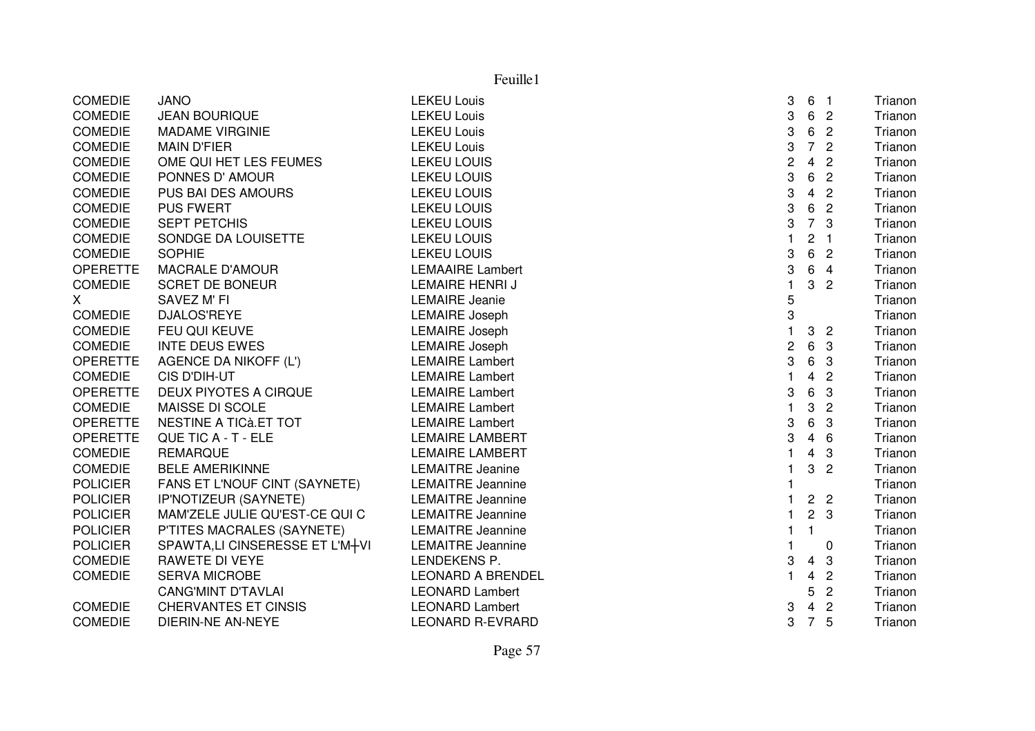| | | | | | | |
|---|---|---|---|---|---|---|
| COMEDIE | JANO | LEKEU Louis | 3 | 6 | 1 | Trianon |
| COMEDIE | JEAN BOURIQUE | LEKEU Louis | 3 | 6 | 2 | Trianon |
| COMEDIE | MADAME VIRGINIE | LEKEU Louis | 3 | 6 | 2 | Trianon |
| COMEDIE | MAIN D'FIER | LEKEU Louis | 3 | 7 | 2 | Trianon |
| COMEDIE | OME QUI HET LES FEUMES | LEKEU LOUIS | 2 | 4 | 2 | Trianon |
| COMEDIE | PONNES D' AMOUR | LEKEU LOUIS | 3 | 6 | 2 | Trianon |
| COMEDIE | PUS BAI DES AMOURS | LEKEU LOUIS | 3 | 4 | 2 | Trianon |
| COMEDIE | PUS FWERT | LEKEU LOUIS | 3 | 6 | 2 | Trianon |
| COMEDIE | SEPT PETCHIS | LEKEU LOUIS | 3 | 7 | 3 | Trianon |
| COMEDIE | SONDGE DA LOUISETTE | LEKEU LOUIS | 1 | 2 | 1 | Trianon |
| COMEDIE | SOPHIE | LEKEU LOUIS | 3 | 6 | 2 | Trianon |
| OPERETTE | MACRALE D'AMOUR | LEMAAIRE Lambert | 3 | 6 | 4 | Trianon |
| COMEDIE | SCRET DE BONEUR | LEMAIRE HENRI J | 1 | 3 | 2 | Trianon |
| X | SAVEZ M' FI | LEMAIRE Jeanie | 5 | | | Trianon |
| COMEDIE | DJALOS'REYE | LEMAIRE Joseph | 3 | | | Trianon |
| COMEDIE | FEU QUI KEUVE | LEMAIRE Joseph | 1 | 3 | 2 | Trianon |
| COMEDIE | INTE DEUS EWES | LEMAIRE Joseph | 2 | 6 | 3 | Trianon |
| OPERETTE | AGENCE DA NIKOFF (L') | LEMAIRE Lambert | 3 | 6 | 3 | Trianon |
| COMEDIE | CIS D'DIH-UT | LEMAIRE Lambert | 1 | 4 | 2 | Trianon |
| OPERETTE | DEUX PIYOTES A CIRQUE | LEMAIRE Lambert | 3 | 6 | 3 | Trianon |
| COMEDIE | MAISSE DI SCOLE | LEMAIRE Lambert | 1 | 3 | 2 | Trianon |
| OPERETTE | NESTINE A TICà.ET TOT | LEMAIRE Lambert | 3 | 6 | 3 | Trianon |
| OPERETTE | QUE TIC A - T - ELE | LEMAIRE LAMBERT | 3 | 4 | 6 | Trianon |
| COMEDIE | REMARQUE | LEMAIRE LAMBERT | 1 | 4 | 3 | Trianon |
| COMEDIE | BELE AMERIKINNE | LEMAITRE Jeanine | 1 | 3 | 2 | Trianon |
| POLICIER | FANS ET L'NOUF CINT (SAYNETE) | LEMAITRE Jeannine | 1 | | | Trianon |
| POLICIER | IP'NOTIZEUR (SAYNETE) | LEMAITRE Jeannine | 1 | 2 | 2 | Trianon |
| POLICIER | MAM'ZELE JULIE QU'EST-CE QUI C | LEMAITRE Jeannine | 1 | 2 | 3 | Trianon |
| POLICIER | P'TITES MACRALES (SAYNETE) | LEMAITRE Jeannine | 1 | 1 | | Trianon |
| POLICIER | SPAWTA,LI CINSERESSE ET L'M┼VI | LEMAITRE Jeannine | 1 | | 0 | Trianon |
| COMEDIE | RAWETE DI VEYE | LENDEKENS P. | 3 | 4 | 3 | Trianon |
| COMEDIE | SERVA MICROBE | LEONARD A BRENDEL | 1 | 4 | 2 | Trianon |
| | CANG'MINT D'TAVLAI | LEONARD Lambert | | 5 | 2 | Trianon |
| COMEDIE | CHERVANTES ET CINSIS | LEONARD Lambert | 3 | 4 | 2 | Trianon |
| COMEDIE | DIERIN-NE AN-NEYE | LEONARD R-EVRARD | 3 | 7 | 5 | Trianon |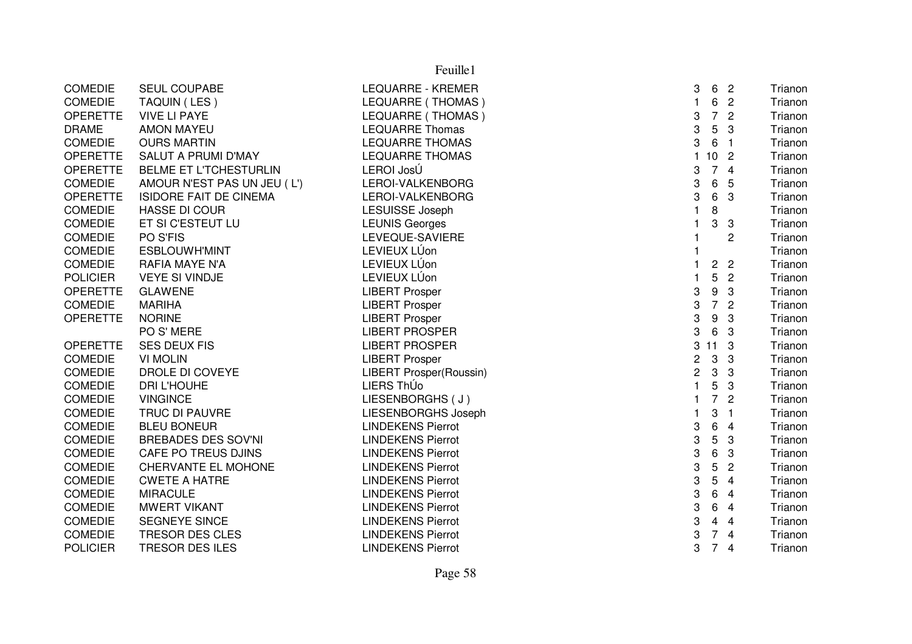| | | | | | | |
|---|---|---|---|---|---|---|
| COMEDIE | SEUL COUPABE | LEQUARRE - KREMER | 3 | 6 | 2 | Trianon |
| COMEDIE | TAQUIN ( LES ) | LEQUARRE ( THOMAS ) | 1 | 6 | 2 | Trianon |
| OPERETTE | VIVE LI PAYE | LEQUARRE ( THOMAS ) | 3 | 7 | 2 | Trianon |
| DRAME | AMON MAYEU | LEQUARRE Thomas | 3 | 5 | 3 | Trianon |
| COMEDIE | OURS MARTIN | LEQUARRE THOMAS | 3 | 6 | 1 | Trianon |
| OPERETTE | SALUT A PRUMI D'MAY | LEQUARRE THOMAS | 1 | 10 | 2 | Trianon |
| OPERETTE | BELME ET L'TCHESTURLIN | LEROI JosÚ | 3 | 7 | 4 | Trianon |
| COMEDIE | AMOUR N'EST PAS UN JEU ( L') | LEROI-VALKENBORG | 3 | 6 | 5 | Trianon |
| OPERETTE | ISIDORE FAIT DE CINEMA | LEROI-VALKENBORG | 3 | 6 | 3 | Trianon |
| COMEDIE | HASSE DI COUR | LESUISSE Joseph | 1 | 8 | | Trianon |
| COMEDIE | ET SI C'ESTEUT LU | LEUNIS Georges | 1 | 3 | 3 | Trianon |
| COMEDIE | PO S'FIS | LEVEQUE-SAVIERE | 1 | | 2 | Trianon |
| COMEDIE | ESBLOUWH'MINT | LEVIEUX LÚon | 1 | | | Trianon |
| COMEDIE | RAFIA MAYE N'A | LEVIEUX LÚon | 1 | 2 | 2 | Trianon |
| POLICIER | VEYE SI VINDJE | LEVIEUX LÚon | 1 | 5 | 2 | Trianon |
| OPERETTE | GLAWENE | LIBERT Prosper | 3 | 9 | 3 | Trianon |
| COMEDIE | MARIHA | LIBERT Prosper | 3 | 7 | 2 | Trianon |
| OPERETTE | NORINE | LIBERT Prosper | 3 | 9 | 3 | Trianon |
| | PO S' MERE | LIBERT PROSPER | 3 | 6 | 3 | Trianon |
| OPERETTE | SES DEUX FIS | LIBERT PROSPER | 3 | 11 | 3 | Trianon |
| COMEDIE | VI MOLIN | LIBERT Prosper | 2 | 3 | 3 | Trianon |
| COMEDIE | DROLE DI COVEYE | LIBERT Prosper(Roussin) | 2 | 3 | 3 | Trianon |
| COMEDIE | DRI L'HOUHE | LIERS ThÚo | 1 | 5 | 3 | Trianon |
| COMEDIE | VINGINCE | LIESENBORGHS ( J ) | 1 | 7 | 2 | Trianon |
| COMEDIE | TRUC DI PAUVRE | LIESENBORGHS Joseph | 1 | 3 | 1 | Trianon |
| COMEDIE | BLEU BONEUR | LINDEKENS Pierrot | 3 | 6 | 4 | Trianon |
| COMEDIE | BREBADES DES SOV'NI | LINDEKENS Pierrot | 3 | 5 | 3 | Trianon |
| COMEDIE | CAFE PO TREUS DJINS | LINDEKENS Pierrot | 3 | 6 | 3 | Trianon |
| COMEDIE | CHERVANTE EL MOHONE | LINDEKENS Pierrot | 3 | 5 | 2 | Trianon |
| COMEDIE | CWETE A HATRE | LINDEKENS Pierrot | 3 | 5 | 4 | Trianon |
| COMEDIE | MIRACULE | LINDEKENS Pierrot | 3 | 6 | 4 | Trianon |
| COMEDIE | MWERT VIKANT | LINDEKENS Pierrot | 3 | 6 | 4 | Trianon |
| COMEDIE | SEGNEYE SINCE | LINDEKENS Pierrot | 3 | 4 | 4 | Trianon |
| COMEDIE | TRESOR DES CLES | LINDEKENS Pierrot | 3 | 7 | 4 | Trianon |
| POLICIER | TRESOR DES ILES | LINDEKENS Pierrot | 3 | 7 | 4 | Trianon |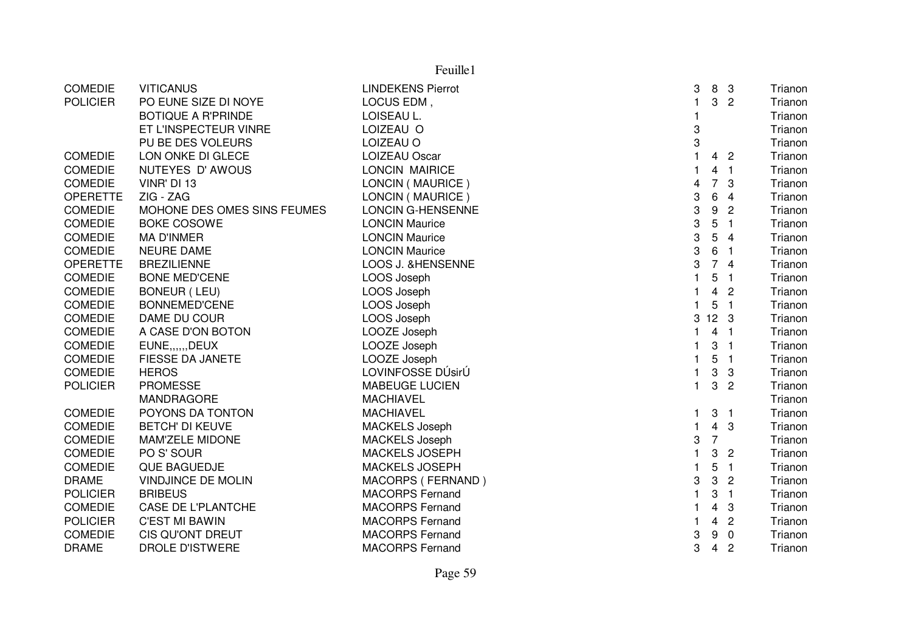| | | | | | | |
|---|---|---|---|---|---|---|
| COMEDIE | VITICANUS | LINDEKENS Pierrot | 3 | 8 | 3 | Trianon |
| POLICIER | PO EUNE SIZE DI NOYE | LOCUS EDM , | 1 | 3 | 2 | Trianon |
| | BOTIQUE A R'PRINDE | LOISEAU L. | 1 | | | Trianon |
| | ET L'INSPECTEUR VINRE | LOIZEAU O | 3 | | | Trianon |
| | PU BE DES VOLEURS | LOIZEAU O | 3 | | | Trianon |
| COMEDIE | LON ONKE DI GLECE | LOIZEAU Oscar | 1 | 4 | 2 | Trianon |
| COMEDIE | NUTEYES D' AWOUS | LONCIN MAIRICE | 1 | 4 | 1 | Trianon |
| COMEDIE | VINR' DI 13 | LONCIN ( MAURICE ) | 4 | 7 | 3 | Trianon |
| OPERETTE | ZIG - ZAG | LONCIN ( MAURICE ) | 3 | 6 | 4 | Trianon |
| COMEDIE | MOHONE DES OMES SINS FEUMES | LONCIN G-HENSENNE | 3 | 9 | 2 | Trianon |
| COMEDIE | BOKE COSOWE | LONCIN Maurice | 3 | 5 | 1 | Trianon |
| COMEDIE | MA D'INMER | LONCIN Maurice | 3 | 5 | 4 | Trianon |
| COMEDIE | NEURE DAME | LONCIN Maurice | 3 | 6 | 1 | Trianon |
| OPERETTE | BREZILIENNE | LOOS J. &HENSENNE | 3 | 7 | 4 | Trianon |
| COMEDIE | BONE MED'CENE | LOOS Joseph | 1 | 5 | 1 | Trianon |
| COMEDIE | BONEUR ( LEU) | LOOS Joseph | 1 | 4 | 2 | Trianon |
| COMEDIE | BONNEMED'CENE | LOOS Joseph | 1 | 5 | 1 | Trianon |
| COMEDIE | DAME DU COUR | LOOS Joseph | 3 | 12 | 3 | Trianon |
| COMEDIE | A CASE D'ON BOTON | LOOZE Joseph | 1 | 4 | 1 | Trianon |
| COMEDIE | EUNE,,,,,,DEUX | LOOZE Joseph | 1 | 3 | 1 | Trianon |
| COMEDIE | FIESSE DA JANETE | LOOZE Joseph | 1 | 5 | 1 | Trianon |
| COMEDIE | HEROS | LOVINFOSSE DÚsirÚ | 1 | 3 | 3 | Trianon |
| POLICIER | PROMESSE | MABEUGE LUCIEN | 1 | 3 | 2 | Trianon |
| | MANDRAGORE | MACHIAVEL | | | | Trianon |
| COMEDIE | POYONS DA TONTON | MACHIAVEL | 1 | 3 | 1 | Trianon |
| COMEDIE | BETCH' DI KEUVE | MACKELS Joseph | 1 | 4 | 3 | Trianon |
| COMEDIE | MAM'ZELE MIDONE | MACKELS Joseph | 3 | 7 | | Trianon |
| COMEDIE | PO S' SOUR | MACKELS JOSEPH | 1 | 3 | 2 | Trianon |
| COMEDIE | QUE BAGUEDJE | MACKELS JOSEPH | 1 | 5 | 1 | Trianon |
| DRAME | VINDJINCE DE MOLIN | MACORPS ( FERNAND ) | 3 | 3 | 2 | Trianon |
| POLICIER | BRIBEUS | MACORPS Fernand | 1 | 3 | 1 | Trianon |
| COMEDIE | CASE DE L'PLANTCHE | MACORPS Fernand | 1 | 4 | 3 | Trianon |
| POLICIER | C'EST MI BAWIN | MACORPS Fernand | 1 | 4 | 2 | Trianon |
| COMEDIE | CIS QU'ONT DREUT | MACORPS Fernand | 3 | 9 | 0 | Trianon |
| DRAME | DROLE D'ISTWERE | MACORPS Fernand | 3 | 4 | 2 | Trianon |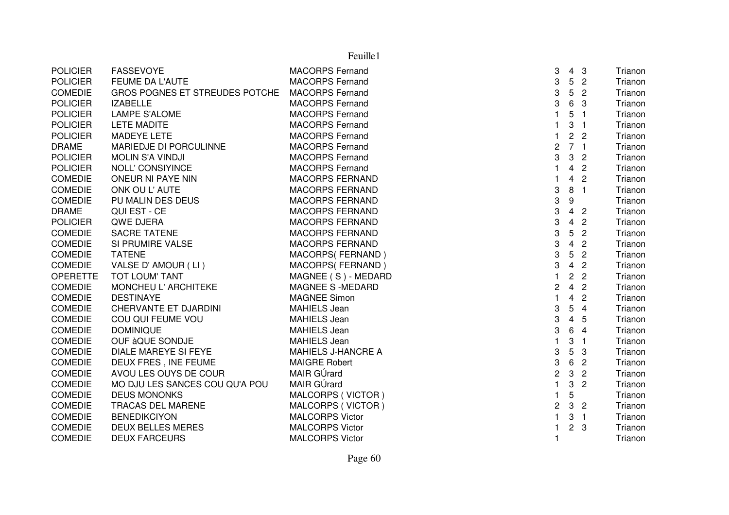| | | | | | | |
|---|---|---|---|---|---|---|
| POLICIER | FASSEVOYE | MACORPS Fernand | 3 | 4 | 3 | Trianon |
| POLICIER | FEUME DA L'AUTE | MACORPS Fernand | 3 | 5 | 2 | Trianon |
| COMEDIE | GROS POGNES ET STREUDES POTCHE | MACORPS Fernand | 3 | 5 | 2 | Trianon |
| POLICIER | IZABELLE | MACORPS Fernand | 3 | 6 | 3 | Trianon |
| POLICIER | LAMPE S'ALOME | MACORPS Fernand | 1 | 5 | 1 | Trianon |
| POLICIER | LETE MADITE | MACORPS Fernand | 1 | 3 | 1 | Trianon |
| POLICIER | MADEYE LETE | MACORPS Fernand | 1 | 2 | 2 | Trianon |
| DRAME | MARIEDJE DI PORCULINNE | MACORPS Fernand | 2 | 7 | 1 | Trianon |
| POLICIER | MOLIN S'A VINDJI | MACORPS Fernand | 3 | 3 | 2 | Trianon |
| POLICIER | NOLL' CONSIYINCE | MACORPS Fernand | 1 | 4 | 2 | Trianon |
| COMEDIE | ONEUR NI PAYE NIN | MACORPS FERNAND | 1 | 4 | 2 | Trianon |
| COMEDIE | ONK OU L' AUTE | MACORPS FERNAND | 3 | 8 | 1 | Trianon |
| COMEDIE | PU MALIN DES DEUS | MACORPS FERNAND | 3 | 9 | | Trianon |
| DRAME | QUI EST - CE | MACORPS FERNAND | 3 | 4 | 2 | Trianon |
| POLICIER | QWE DJERA | MACORPS FERNAND | 3 | 4 | 2 | Trianon |
| COMEDIE | SACRE TATENE | MACORPS FERNAND | 3 | 5 | 2 | Trianon |
| COMEDIE | SI PRUMIRE VALSE | MACORPS FERNAND | 3 | 4 | 2 | Trianon |
| COMEDIE | TATENE | MACORPS( FERNAND ) | 3 | 5 | 2 | Trianon |
| COMEDIE | VALSE D' AMOUR ( LI ) | MACORPS( FERNAND ) | 3 | 4 | 2 | Trianon |
| OPERETTE | TOT LOUM' TANT | MAGNEE ( S ) - MEDARD | 1 | 2 | 2 | Trianon |
| COMEDIE | MONCHEU L' ARCHITEKE | MAGNEE S -MEDARD | 2 | 4 | 2 | Trianon |
| COMEDIE | DESTINAYE | MAGNEE Simon | 1 | 4 | 2 | Trianon |
| COMEDIE | CHERVANTE ET DJARDINI | MAHIELS Jean | 3 | 5 | 4 | Trianon |
| COMEDIE | COU QUI FEUME VOU | MAHIELS Jean | 3 | 4 | 5 | Trianon |
| COMEDIE | DOMINIQUE | MAHIELS Jean | 3 | 6 | 4 | Trianon |
| COMEDIE | OUF àQUE SONDJE | MAHIELS Jean | 1 | 3 | 1 | Trianon |
| COMEDIE | DIALE MAREYE SI FEYE | MAHIELS J-HANCRE A | 3 | 5 | 3 | Trianon |
| COMEDIE | DEUX FRES , INE FEUME | MAIGRE Robert | 3 | 6 | 2 | Trianon |
| COMEDIE | AVOU LES OUYS DE COUR | MAIR GÚrard | 2 | 3 | 2 | Trianon |
| COMEDIE | MO DJU LES SANCES COU QU'A POU | MAIR GÚrard | 1 | 3 | 2 | Trianon |
| COMEDIE | DEUS MONONKS | MALCORPS ( VICTOR ) | 1 | 5 | | Trianon |
| COMEDIE | TRACAS DEL MARENE | MALCORPS ( VICTOR ) | 2 | 3 | 2 | Trianon |
| COMEDIE | BENEDIKCIYON | MALCORPS Victor | 1 | 3 | 1 | Trianon |
| COMEDIE | DEUX BELLES MERES | MALCORPS Victor | 1 | 2 | 3 | Trianon |
| COMEDIE | DEUX FARCEURS | MALCORPS Victor | 1 | | | Trianon |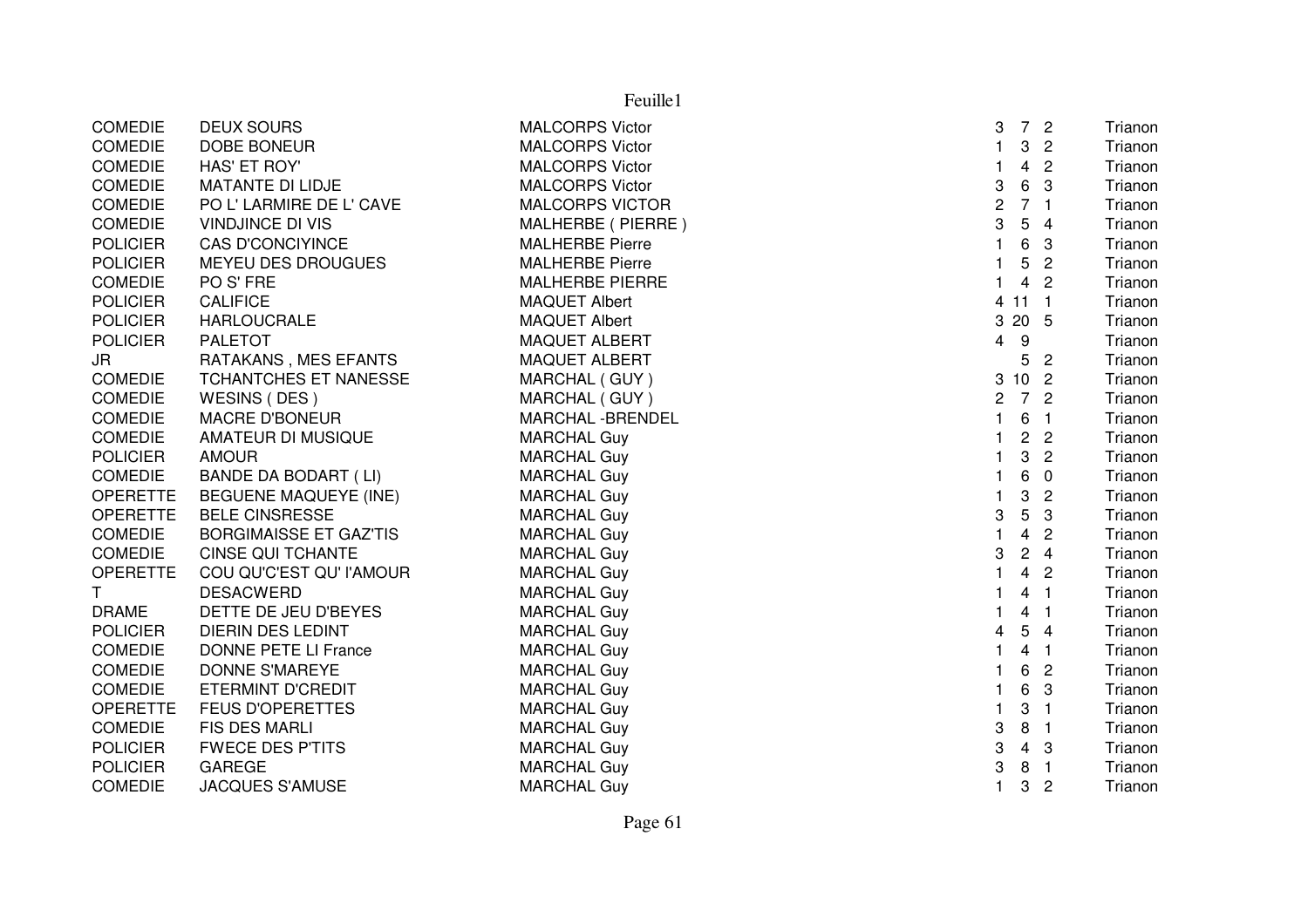| | | | | | | |
|---|---|---|---|---|---|---|
| COMEDIE | DEUX SOURS | MALCORPS Victor | 3 | 7 | 2 | Trianon |
| COMEDIE | DOBE BONEUR | MALCORPS Victor | 1 | 3 | 2 | Trianon |
| COMEDIE | HAS' ET ROY' | MALCORPS Victor | 1 | 4 | 2 | Trianon |
| COMEDIE | MATANTE DI LIDJE | MALCORPS Victor | 3 | 6 | 3 | Trianon |
| COMEDIE | PO L' LARMIRE DE L' CAVE | MALCORPS VICTOR | 2 | 7 | 1 | Trianon |
| COMEDIE | VINDJINCE DI VIS | MALHERBE ( PIERRE ) | 3 | 5 | 4 | Trianon |
| POLICIER | CAS D'CONCIYINCE | MALHERBE Pierre | 1 | 6 | 3 | Trianon |
| POLICIER | MEYEU DES DROUGUES | MALHERBE Pierre | 1 | 5 | 2 | Trianon |
| COMEDIE | PO S' FRE | MALHERBE PIERRE | 1 | 4 | 2 | Trianon |
| POLICIER | CALIFICE | MAQUET Albert | 4 | 11 | 1 | Trianon |
| POLICIER | HARLOUCRALE | MAQUET Albert | 3 | 20 | 5 | Trianon |
| POLICIER | PALETOT | MAQUET ALBERT | 4 | 9 | | Trianon |
| JR | RATAKANS , MES EFANTS | MAQUET ALBERT | | 5 | 2 | Trianon |
| COMEDIE | TCHANTCHES ET NANESSE | MARCHAL ( GUY ) | 3 | 10 | 2 | Trianon |
| COMEDIE | WESINS ( DES ) | MARCHAL ( GUY ) | 2 | 7 | 2 | Trianon |
| COMEDIE | MACRE D'BONEUR | MARCHAL -BRENDEL | 1 | 6 | 1 | Trianon |
| COMEDIE | AMATEUR DI MUSIQUE | MARCHAL Guy | 1 | 2 | 2 | Trianon |
| POLICIER | AMOUR | MARCHAL Guy | 1 | 3 | 2 | Trianon |
| COMEDIE | BANDE DA BODART ( LI) | MARCHAL Guy | 1 | 6 | 0 | Trianon |
| OPERETTE | BEGUENE MAQUEYE (INE) | MARCHAL Guy | 1 | 3 | 2 | Trianon |
| OPERETTE | BELE CINSRESSE | MARCHAL Guy | 3 | 5 | 3 | Trianon |
| COMEDIE | BORGIMAISSE ET GAZ'TIS | MARCHAL Guy | 1 | 4 | 2 | Trianon |
| COMEDIE | CINSE QUI TCHANTE | MARCHAL Guy | 3 | 2 | 4 | Trianon |
| OPERETTE | COU QU'C'EST QU' l'AMOUR | MARCHAL Guy | 1 | 4 | 2 | Trianon |
| T | DESACWERD | MARCHAL Guy | 1 | 4 | 1 | Trianon |
| DRAME | DETTE DE JEU D'BEYES | MARCHAL Guy | 1 | 4 | 1 | Trianon |
| POLICIER | DIERIN DES LEDINT | MARCHAL Guy | 4 | 5 | 4 | Trianon |
| COMEDIE | DONNE PETE LI France | MARCHAL Guy | 1 | 4 | 1 | Trianon |
| COMEDIE | DONNE S'MAREYE | MARCHAL Guy | 1 | 6 | 2 | Trianon |
| COMEDIE | ETERMINT D'CREDIT | MARCHAL Guy | 1 | 6 | 3 | Trianon |
| OPERETTE | FEUS D'OPERETTES | MARCHAL Guy | 1 | 3 | 1 | Trianon |
| COMEDIE | FIS DES MARLI | MARCHAL Guy | 3 | 8 | 1 | Trianon |
| POLICIER | FWECE DES P'TITS | MARCHAL Guy | 3 | 4 | 3 | Trianon |
| POLICIER | GAREGE | MARCHAL Guy | 3 | 8 | 1 | Trianon |
| COMEDIE | JACQUES S'AMUSE | MARCHAL Guy | 1 | 3 | 2 | Trianon |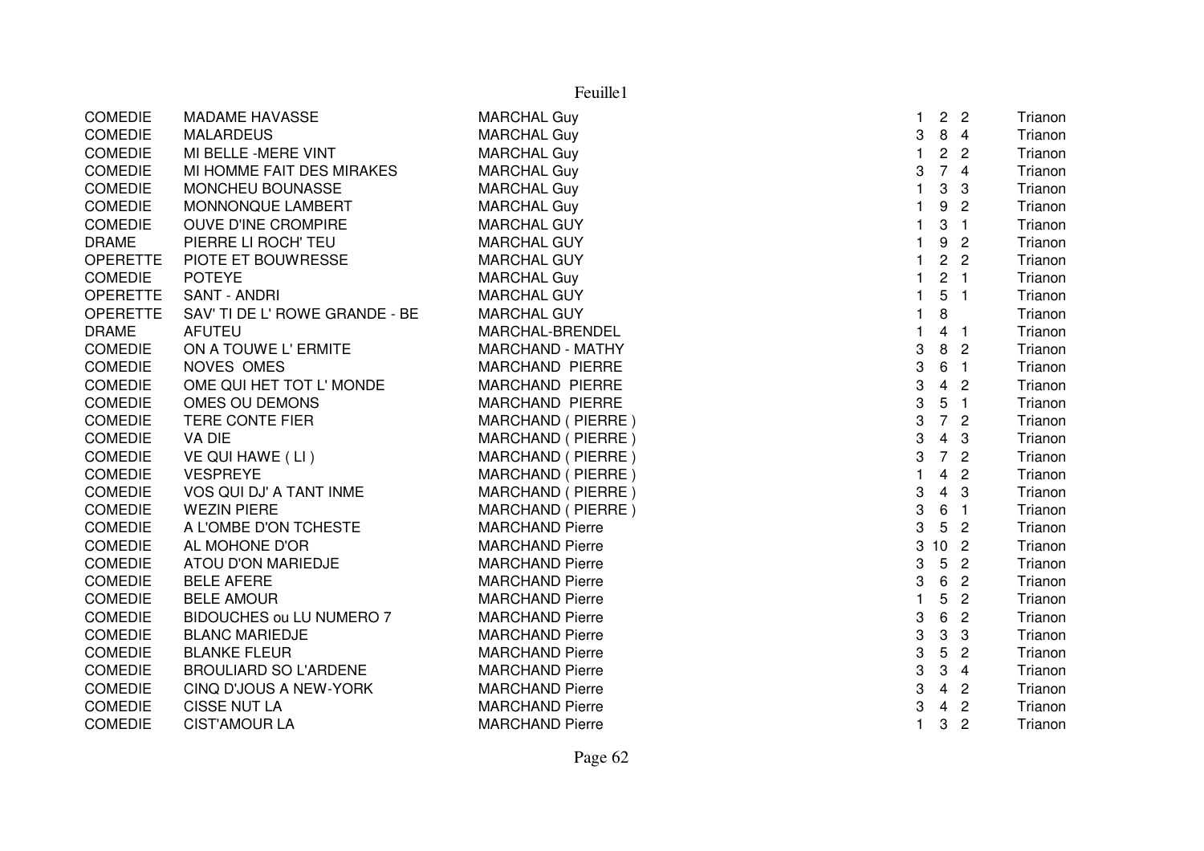| | | | | | | |
|---|---|---|---|---|---|---|
| COMEDIE | MADAME HAVASSE | MARCHAL Guy | 1 | 2 | 2 | Trianon |
| COMEDIE | MALARDEUS | MARCHAL Guy | 3 | 8 | 4 | Trianon |
| COMEDIE | MI BELLE -MERE VINT | MARCHAL Guy | 1 | 2 | 2 | Trianon |
| COMEDIE | MI HOMME FAIT DES MIRAKES | MARCHAL Guy | 3 | 7 | 4 | Trianon |
| COMEDIE | MONCHEU BOUNASSE | MARCHAL Guy | 1 | 3 | 3 | Trianon |
| COMEDIE | MONNONQUE LAMBERT | MARCHAL Guy | 1 | 9 | 2 | Trianon |
| COMEDIE | OUVE D'INE CROMPIRE | MARCHAL GUY | 1 | 3 | 1 | Trianon |
| DRAME | PIERRE LI ROCH' TEU | MARCHAL GUY | 1 | 9 | 2 | Trianon |
| OPERETTE | PIOTE ET BOUWRESSE | MARCHAL GUY | 1 | 2 | 2 | Trianon |
| COMEDIE | POTEYE | MARCHAL Guy | 1 | 2 | 1 | Trianon |
| OPERETTE | SANT - ANDRI | MARCHAL GUY | 1 | 5 | 1 | Trianon |
| OPERETTE | SAV' TI DE L' ROWE GRANDE - BE | MARCHAL GUY | 1 | 8 | | Trianon |
| DRAME | AFUTEU | MARCHAL-BRENDEL | 1 | 4 | 1 | Trianon |
| COMEDIE | ON A TOUWE L' ERMITE | MARCHAND - MATHY | 3 | 8 | 2 | Trianon |
| COMEDIE | NOVES OMES | MARCHAND PIERRE | 3 | 6 | 1 | Trianon |
| COMEDIE | OME QUI HET TOT L' MONDE | MARCHAND PIERRE | 3 | 4 | 2 | Trianon |
| COMEDIE | OMES OU DEMONS | MARCHAND PIERRE | 3 | 5 | 1 | Trianon |
| COMEDIE | TERE CONTE FIER | MARCHAND ( PIERRE ) | 3 | 7 | 2 | Trianon |
| COMEDIE | VA DIE | MARCHAND ( PIERRE ) | 3 | 4 | 3 | Trianon |
| COMEDIE | VE QUI HAWE ( LI ) | MARCHAND ( PIERRE ) | 3 | 7 | 2 | Trianon |
| COMEDIE | VESPREYE | MARCHAND ( PIERRE ) | 1 | 4 | 2 | Trianon |
| COMEDIE | VOS QUI DJ' A TANT INME | MARCHAND ( PIERRE ) | 3 | 4 | 3 | Trianon |
| COMEDIE | WEZIN PIERE | MARCHAND ( PIERRE ) | 3 | 6 | 1 | Trianon |
| COMEDIE | A L'OMBE D'ON TCHESTE | MARCHAND Pierre | 3 | 5 | 2 | Trianon |
| COMEDIE | AL MOHONE D'OR | MARCHAND Pierre | 3 | 10 | 2 | Trianon |
| COMEDIE | ATOU D'ON MARIEDJE | MARCHAND Pierre | 3 | 5 | 2 | Trianon |
| COMEDIE | BELE AFERE | MARCHAND Pierre | 3 | 6 | 2 | Trianon |
| COMEDIE | BELE AMOUR | MARCHAND Pierre | 1 | 5 | 2 | Trianon |
| COMEDIE | BIDOUCHES ou LU NUMERO 7 | MARCHAND Pierre | 3 | 6 | 2 | Trianon |
| COMEDIE | BLANC MARIEDJE | MARCHAND Pierre | 3 | 3 | 3 | Trianon |
| COMEDIE | BLANKE FLEUR | MARCHAND Pierre | 3 | 5 | 2 | Trianon |
| COMEDIE | BROULIARD SO L'ARDENE | MARCHAND Pierre | 3 | 3 | 4 | Trianon |
| COMEDIE | CINQ D'JOUS A NEW-YORK | MARCHAND Pierre | 3 | 4 | 2 | Trianon |
| COMEDIE | CISSE NUT LA | MARCHAND Pierre | 3 | 4 | 2 | Trianon |
| COMEDIE | CIST'AMOUR LA | MARCHAND Pierre | 1 | 3 | 2 | Trianon |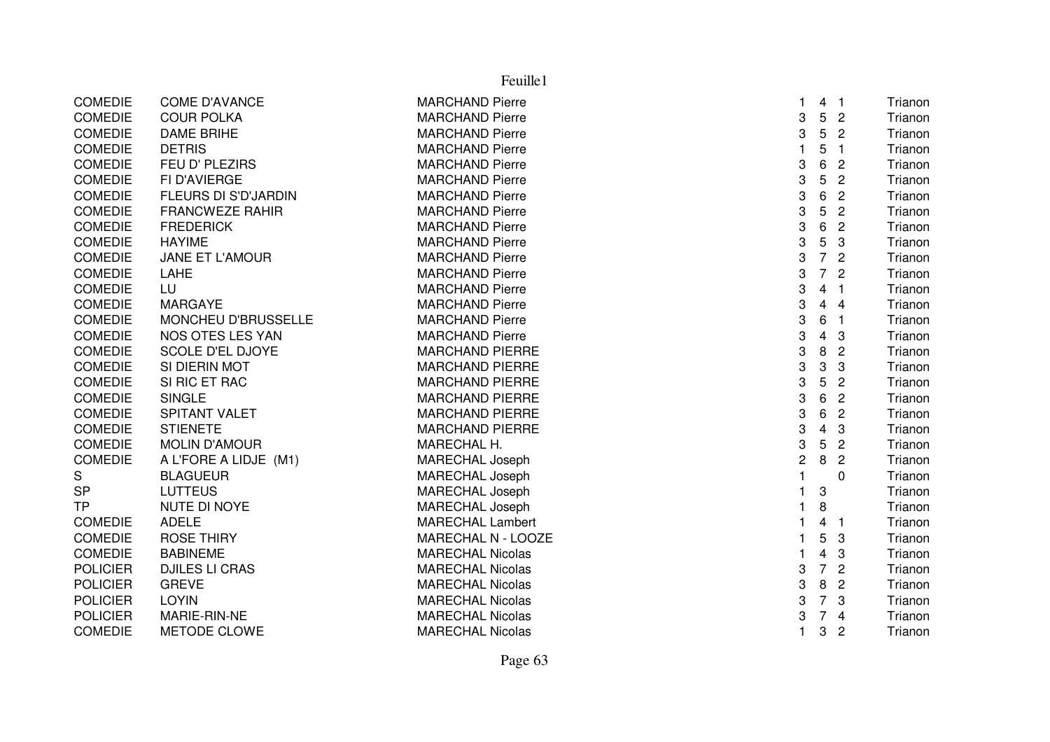| | | | | | | |
|---|---|---|---|---|---|---|
| COMEDIE | COME D'AVANCE | MARCHAND Pierre | 1 | 4 | 1 | Trianon |
| COMEDIE | COUR POLKA | MARCHAND Pierre | 3 | 5 | 2 | Trianon |
| COMEDIE | DAME BRIHE | MARCHAND Pierre | 3 | 5 | 2 | Trianon |
| COMEDIE | DETRIS | MARCHAND Pierre | 1 | 5 | 1 | Trianon |
| COMEDIE | FEU D' PLEZIRS | MARCHAND Pierre | 3 | 6 | 2 | Trianon |
| COMEDIE | FI D'AVIERGE | MARCHAND Pierre | 3 | 5 | 2 | Trianon |
| COMEDIE | FLEURS DI S'D'JARDIN | MARCHAND Pierre | 3 | 6 | 2 | Trianon |
| COMEDIE | FRANCWEZE RAHIR | MARCHAND Pierre | 3 | 5 | 2 | Trianon |
| COMEDIE | FREDERICK | MARCHAND Pierre | 3 | 6 | 2 | Trianon |
| COMEDIE | HAYIME | MARCHAND Pierre | 3 | 5 | 3 | Trianon |
| COMEDIE | JANE ET L'AMOUR | MARCHAND Pierre | 3 | 7 | 2 | Trianon |
| COMEDIE | LAHE | MARCHAND Pierre | 3 | 7 | 2 | Trianon |
| COMEDIE | LU | MARCHAND Pierre | 3 | 4 | 1 | Trianon |
| COMEDIE | MARGAYE | MARCHAND Pierre | 3 | 4 | 4 | Trianon |
| COMEDIE | MONCHEU D'BRUSSELLE | MARCHAND Pierre | 3 | 6 | 1 | Trianon |
| COMEDIE | NOS OTES LES YAN | MARCHAND Pierre | 3 | 4 | 3 | Trianon |
| COMEDIE | SCOLE D'EL DJOYE | MARCHAND PIERRE | 3 | 8 | 2 | Trianon |
| COMEDIE | SI DIERIN MOT | MARCHAND PIERRE | 3 | 3 | 3 | Trianon |
| COMEDIE | SI RIC ET RAC | MARCHAND PIERRE | 3 | 5 | 2 | Trianon |
| COMEDIE | SINGLE | MARCHAND PIERRE | 3 | 6 | 2 | Trianon |
| COMEDIE | SPITANT VALET | MARCHAND PIERRE | 3 | 6 | 2 | Trianon |
| COMEDIE | STIENETE | MARCHAND PIERRE | 3 | 4 | 3 | Trianon |
| COMEDIE | MOLIN D'AMOUR | MARECHAL H. | 3 | 5 | 2 | Trianon |
| COMEDIE | A L'FORE A LIDJE (M1) | MARECHAL Joseph | 2 | 8 | 2 | Trianon |
| S | BLAGUEUR | MARECHAL Joseph | 1 | | 0 | Trianon |
| SP | LUTTEUS | MARECHAL Joseph | 1 | 3 | | Trianon |
| TP | NUTE DI NOYE | MARECHAL Joseph | 1 | 8 | | Trianon |
| COMEDIE | ADELE | MARECHAL Lambert | 1 | 4 | 1 | Trianon |
| COMEDIE | ROSE THIRY | MARECHAL N - LOOZE | 1 | 5 | 3 | Trianon |
| COMEDIE | BABINEME | MARECHAL Nicolas | 1 | 4 | 3 | Trianon |
| POLICIER | DJILES LI CRAS | MARECHAL Nicolas | 3 | 7 | 2 | Trianon |
| POLICIER | GREVE | MARECHAL Nicolas | 3 | 8 | 2 | Trianon |
| POLICIER | LOYIN | MARECHAL Nicolas | 3 | 7 | 3 | Trianon |
| POLICIER | MARIE-RIN-NE | MARECHAL Nicolas | 3 | 7 | 4 | Trianon |
| COMEDIE | METODE CLOWE | MARECHAL Nicolas | 1 | 3 | 2 | Trianon |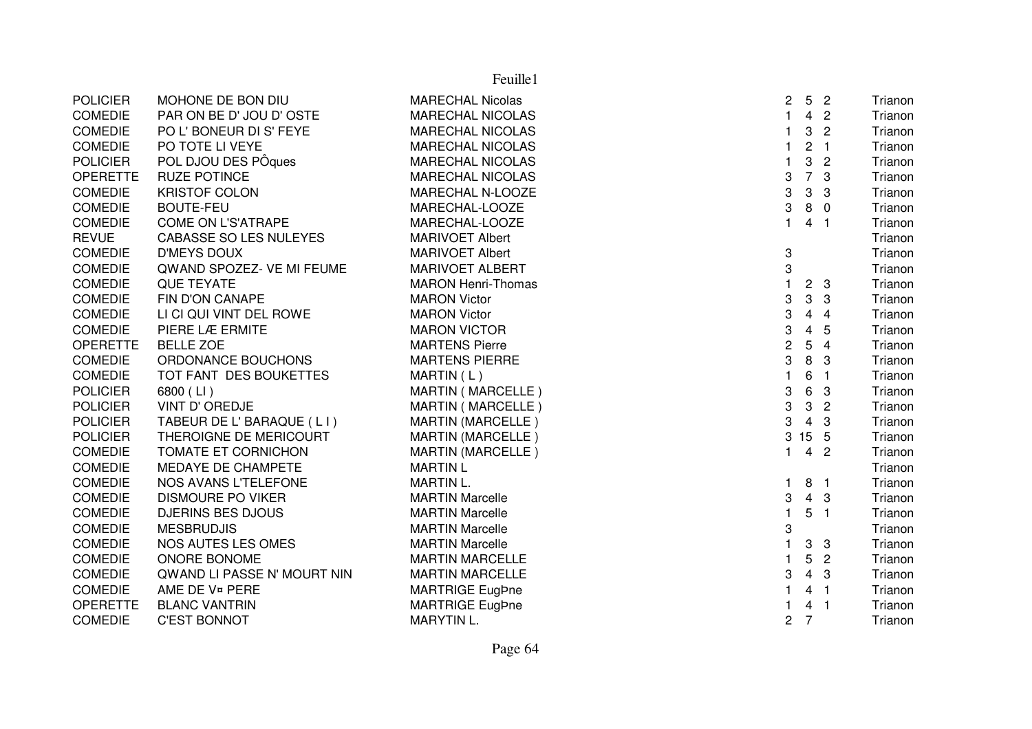| | | | | | | |
|---|---|---|---|---|---|---|
| POLICIER | MOHONE DE BON DIU | MARECHAL Nicolas | 2 | 5 | 2 | Trianon |
| COMEDIE | PAR ON BE D' JOU D' OSTE | MARECHAL NICOLAS | 1 | 4 | 2 | Trianon |
| COMEDIE | PO L' BONEUR DI S' FEYE | MARECHAL NICOLAS | 1 | 3 | 2 | Trianon |
| COMEDIE | PO TOTE LI VEYE | MARECHAL NICOLAS | 1 | 2 | 1 | Trianon |
| POLICIER | POL DJOU DES PÔques | MARECHAL NICOLAS | 1 | 3 | 2 | Trianon |
| OPERETTE | RUZE POTINCE | MARECHAL NICOLAS | 3 | 7 | 3 | Trianon |
| COMEDIE | KRISTOF COLON | MARECHAL N-LOOZE | 3 | 3 | 3 | Trianon |
| COMEDIE | BOUTE-FEU | MARECHAL-LOOZE | 3 | 8 | 0 | Trianon |
| COMEDIE | COME ON L'S'ATRAPE | MARECHAL-LOOZE | 1 | 4 | 1 | Trianon |
| REVUE | CABASSE SO LES NULEYES | MARIVOET Albert | | | | Trianon |
| COMEDIE | D'MEYS DOUX | MARIVOET Albert | 3 | | | Trianon |
| COMEDIE | QWAND SPOZEZ- VE MI FEUME | MARIVOET ALBERT | 3 | | | Trianon |
| COMEDIE | QUE TEYATE | MARON Henri-Thomas | 1 | 2 | 3 | Trianon |
| COMEDIE | FIN D'ON CANAPE | MARON Victor | 3 | 3 | 3 | Trianon |
| COMEDIE | LI CI QUI VINT DEL ROWE | MARON Victor | 3 | 4 | 4 | Trianon |
| COMEDIE | PIERE LÆ ERMITE | MARON VICTOR | 3 | 4 | 5 | Trianon |
| OPERETTE | BELLE ZOE | MARTENS Pierre | 2 | 5 | 4 | Trianon |
| COMEDIE | ORDONANCE BOUCHONS | MARTENS PIERRE | 3 | 8 | 3 | Trianon |
| COMEDIE | TOT FANT DES BOUKETTES | MARTIN ( L ) | 1 | 6 | 1 | Trianon |
| POLICIER | 6800 ( LI ) | MARTIN ( MARCELLE ) | 3 | 6 | 3 | Trianon |
| POLICIER | VINT D' OREDJE | MARTIN ( MARCELLE ) | 3 | 3 | 2 | Trianon |
| POLICIER | TABEUR DE L' BARAQUE ( L I ) | MARTIN (MARCELLE ) | 3 | 4 | 3 | Trianon |
| POLICIER | THEROIGNE DE MERICOURT | MARTIN (MARCELLE ) | 3 | 15 | 5 | Trianon |
| COMEDIE | TOMATE ET CORNICHON | MARTIN (MARCELLE ) | 1 | 4 | 2 | Trianon |
| COMEDIE | MEDAYE DE CHAMPETE | MARTIN L | | | | Trianon |
| COMEDIE | NOS AVANS L'TELEFONE | MARTIN L. | 1 | 8 | 1 | Trianon |
| COMEDIE | DISMOURE PO VIKER | MARTIN Marcelle | 3 | 4 | 3 | Trianon |
| COMEDIE | DJERINS BES DJOUS | MARTIN Marcelle | 1 | 5 | 1 | Trianon |
| COMEDIE | MESBRUDJIS | MARTIN Marcelle | 3 | | | Trianon |
| COMEDIE | NOS AUTES LES OMES | MARTIN Marcelle | 1 | 3 | 3 | Trianon |
| COMEDIE | ONORE BONOME | MARTIN MARCELLE | 1 | 5 | 2 | Trianon |
| COMEDIE | QWAND LI PASSE N' MOURT NIN | MARTIN MARCELLE | 3 | 4 | 3 | Trianon |
| COMEDIE | AME DE V¤ PERE | MARTRIGE EugÞne | 1 | 4 | 1 | Trianon |
| OPERETTE | BLANC VANTRIN | MARTRIGE EugÞne | 1 | 4 | 1 | Trianon |
| COMEDIE | C'EST BONNOT | MARYTIN L. | 2 | 7 | | Trianon |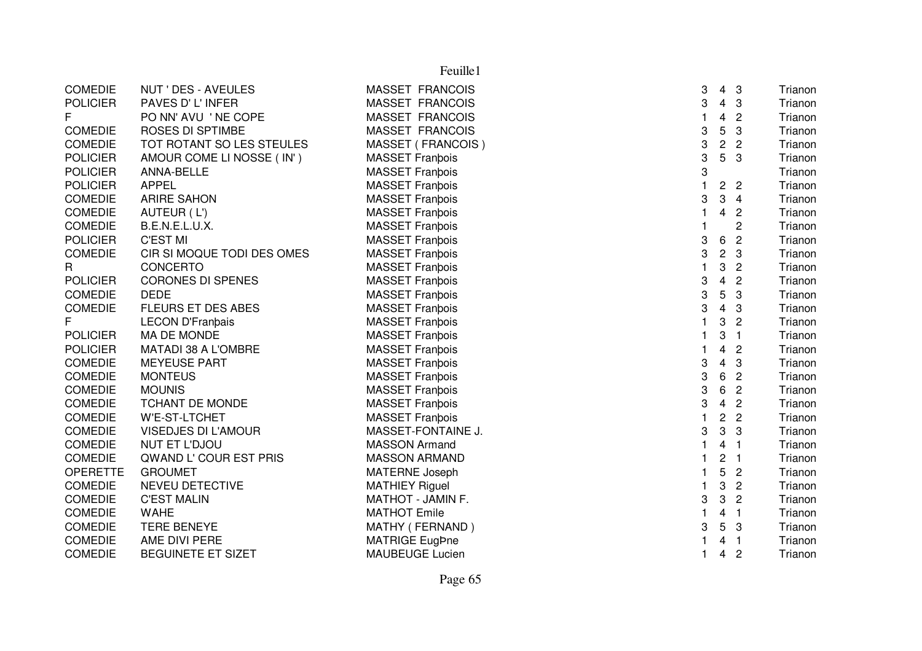Feuille1

| | | | | | | |
|---|---|---|---|---|---|---|
| COMEDIE | NUT ' DES - AVEULES | MASSET FRANCOIS | 3 | 4 | 3 | Trianon |
| POLICIER | PAVES D' L' INFER | MASSET FRANCOIS | 3 | 4 | 3 | Trianon |
| F | PO NN' AVU ' NE COPE | MASSET FRANCOIS | 1 | 4 | 2 | Trianon |
| COMEDIE | ROSES DI SPTIMBE | MASSET FRANCOIS | 3 | 5 | 3 | Trianon |
| COMEDIE | TOT ROTANT SO LES STEULES | MASSET ( FRANCOIS ) | 3 | 2 | 2 | Trianon |
| POLICIER | AMOUR COME LI NOSSE ( IN' ) | MASSET Franþois | 3 | 5 | 3 | Trianon |
| POLICIER | ANNA-BELLE | MASSET Franþois | 3 | | | Trianon |
| POLICIER | APPEL | MASSET Franþois | 1 | 2 | 2 | Trianon |
| COMEDIE | ARIRE SAHON | MASSET Franþois | 3 | 3 | 4 | Trianon |
| COMEDIE | AUTEUR ( L') | MASSET Franþois | 1 | 4 | 2 | Trianon |
| COMEDIE | B.E.N.E.L.U.X. | MASSET Franþois | 1 | | 2 | Trianon |
| POLICIER | C'EST MI | MASSET Franþois | 3 | 6 | 2 | Trianon |
| COMEDIE | CIR SI MOQUE TODI DES OMES | MASSET Franþois | 3 | 2 | 3 | Trianon |
| R | CONCERTO | MASSET Franþois | 1 | 3 | 2 | Trianon |
| POLICIER | CORONES DI SPENES | MASSET Franþois | 3 | 4 | 2 | Trianon |
| COMEDIE | DEDE | MASSET Franþois | 3 | 5 | 3 | Trianon |
| COMEDIE | FLEURS ET DES ABES | MASSET Franþois | 3 | 4 | 3 | Trianon |
| F | LECON D'Franþais | MASSET Franþois | 1 | 3 | 2 | Trianon |
| POLICIER | MA DE MONDE | MASSET Franþois | 1 | 3 | 1 | Trianon |
| POLICIER | MATADI 38 A L'OMBRE | MASSET Franþois | 1 | 4 | 2 | Trianon |
| COMEDIE | MEYEUSE PART | MASSET Franþois | 3 | 4 | 3 | Trianon |
| COMEDIE | MONTEUS | MASSET Franþois | 3 | 6 | 2 | Trianon |
| COMEDIE | MOUNIS | MASSET Franþois | 3 | 6 | 2 | Trianon |
| COMEDIE | TCHANT DE MONDE | MASSET Franþois | 3 | 4 | 2 | Trianon |
| COMEDIE | W'E-ST-LTCHET | MASSET Franþois | 1 | 2 | 2 | Trianon |
| COMEDIE | VISEDJES DI L'AMOUR | MASSET-FONTAINE J. | 3 | 3 | 3 | Trianon |
| COMEDIE | NUT ET L'DJOU | MASSON Armand | 1 | 4 | 1 | Trianon |
| COMEDIE | QWAND L' COUR EST PRIS | MASSON ARMAND | 1 | 2 | 1 | Trianon |
| OPERETTE | GROUMET | MATERNE Joseph | 1 | 5 | 2 | Trianon |
| COMEDIE | NEVEU DETECTIVE | MATHIEY Riguel | 1 | 3 | 2 | Trianon |
| COMEDIE | C'EST MALIN | MATHOT - JAMIN F. | 3 | 3 | 2 | Trianon |
| COMEDIE | WAHE | MATHOT Emile | 1 | 4 | 1 | Trianon |
| COMEDIE | TERE BENEYE | MATHY ( FERNAND ) | 3 | 5 | 3 | Trianon |
| COMEDIE | AME DIVI PERE | MATRIGE EugÞne | 1 | 4 | 1 | Trianon |
| COMEDIE | BEGUINETE ET SIZET | MAUBEUGE Lucien | 1 | 4 | 2 | Trianon |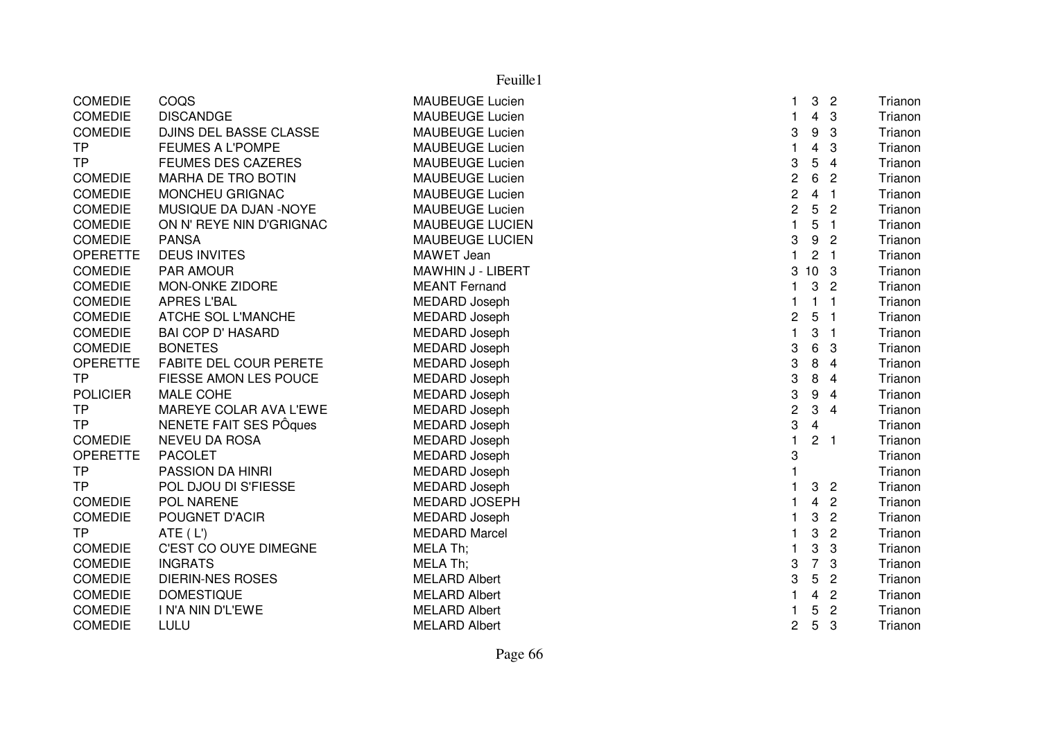| | | | | | | |
|---|---|---|---|---|---|---|
| COMEDIE | COQS | MAUBEUGE Lucien | 1 | 3 | 2 | Trianon |
| COMEDIE | DISCANDGE | MAUBEUGE Lucien | 1 | 4 | 3 | Trianon |
| COMEDIE | DJINS DEL BASSE CLASSE | MAUBEUGE Lucien | 3 | 9 | 3 | Trianon |
| TP | FEUMES A L'POMPE | MAUBEUGE Lucien | 1 | 4 | 3 | Trianon |
| TP | FEUMES DES CAZERES | MAUBEUGE Lucien | 3 | 5 | 4 | Trianon |
| COMEDIE | MARHA DE TRO BOTIN | MAUBEUGE Lucien | 2 | 6 | 2 | Trianon |
| COMEDIE | MONCHEU GRIGNAC | MAUBEUGE Lucien | 2 | 4 | 1 | Trianon |
| COMEDIE | MUSIQUE DA DJAN -NOYE | MAUBEUGE Lucien | 2 | 5 | 2 | Trianon |
| COMEDIE | ON N' REYE NIN D'GRIGNAC | MAUBEUGE LUCIEN | 1 | 5 | 1 | Trianon |
| COMEDIE | PANSA | MAUBEUGE LUCIEN | 3 | 9 | 2 | Trianon |
| OPERETTE | DEUS INVITES | MAWET Jean | 1 | 2 | 1 | Trianon |
| COMEDIE | PAR AMOUR | MAWHIN J - LIBERT | 3 | 10 | 3 | Trianon |
| COMEDIE | MON-ONKE ZIDORE | MEANT Fernand | 1 | 3 | 2 | Trianon |
| COMEDIE | APRES L'BAL | MEDARD Joseph | 1 | 1 | 1 | Trianon |
| COMEDIE | ATCHE SOL L'MANCHE | MEDARD Joseph | 2 | 5 | 1 | Trianon |
| COMEDIE | BAI COP D' HASARD | MEDARD Joseph | 1 | 3 | 1 | Trianon |
| COMEDIE | BONETES | MEDARD Joseph | 3 | 6 | 3 | Trianon |
| OPERETTE | FABITE DEL COUR PERETE | MEDARD Joseph | 3 | 8 | 4 | Trianon |
| TP | FIESSE AMON LES POUCE | MEDARD Joseph | 3 | 8 | 4 | Trianon |
| POLICIER | MALE COHE | MEDARD Joseph | 3 | 9 | 4 | Trianon |
| TP | MAREYE COLAR AVA L'EWE | MEDARD Joseph | 2 | 3 | 4 | Trianon |
| TP | NENETE FAIT SES PÔques | MEDARD Joseph | 3 | 4 | | Trianon |
| COMEDIE | NEVEU DA ROSA | MEDARD Joseph | 1 | 2 | 1 | Trianon |
| OPERETTE | PACOLET | MEDARD Joseph | 3 | | | Trianon |
| TP | PASSION DA HINRI | MEDARD Joseph | 1 | | | Trianon |
| TP | POL DJOU DI S'FIESSE | MEDARD Joseph | 1 | 3 | 2 | Trianon |
| COMEDIE | POL NARENE | MEDARD JOSEPH | 1 | 4 | 2 | Trianon |
| COMEDIE | POUGNET D'ACIR | MEDARD Joseph | 1 | 3 | 2 | Trianon |
| TP | ATE ( L') | MEDARD Marcel | 1 | 3 | 2 | Trianon |
| COMEDIE | C'EST CO OUYE DIMEGNE | MELA Th; | 1 | 3 | 3 | Trianon |
| COMEDIE | INGRATS | MELA Th; | 3 | 7 | 3 | Trianon |
| COMEDIE | DIERIN-NES ROSES | MELARD Albert | 3 | 5 | 2 | Trianon |
| COMEDIE | DOMESTIQUE | MELARD Albert | 1 | 4 | 2 | Trianon |
| COMEDIE | I N'A NIN D'L'EWE | MELARD Albert | 1 | 5 | 2 | Trianon |
| COMEDIE | LULU | MELARD Albert | 2 | 5 | 3 | Trianon |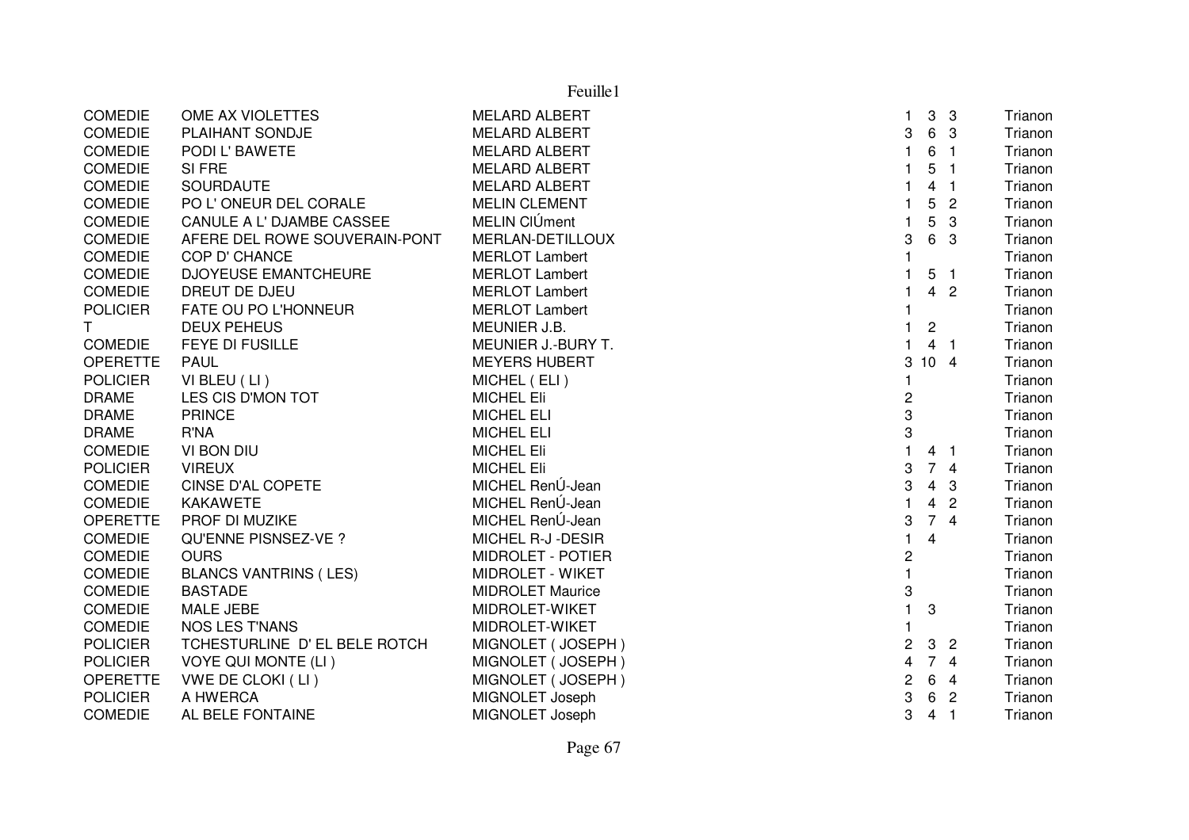Feuille1

| | | | | | | |
|---|---|---|---|---|---|---|
| COMEDIE | OME AX VIOLETTES | MELARD ALBERT | 1 | 3 | 3 | Trianon |
| COMEDIE | PLAIHANT SONDJE | MELARD ALBERT | 3 | 6 | 3 | Trianon |
| COMEDIE | PODI L' BAWETE | MELARD ALBERT | 1 | 6 | 1 | Trianon |
| COMEDIE | SI FRE | MELARD ALBERT | 1 | 5 | 1 | Trianon |
| COMEDIE | SOURDAUTE | MELARD ALBERT | 1 | 4 | 1 | Trianon |
| COMEDIE | PO L' ONEUR DEL CORALE | MELIN CLEMENT | 1 | 5 | 2 | Trianon |
| COMEDIE | CANULE A L' DJAMBE CASSEE | MELIN ClÚment | 1 | 5 | 3 | Trianon |
| COMEDIE | AFERE DEL ROWE SOUVERAIN-PONT | MERLAN-DETILLOUX | 3 | 6 | 3 | Trianon |
| COMEDIE | COP D' CHANCE | MERLOT Lambert | 1 | | | Trianon |
| COMEDIE | DJOYEUSE EMANTCHEURE | MERLOT Lambert | 1 | 5 | 1 | Trianon |
| COMEDIE | DREUT DE DJEU | MERLOT Lambert | 1 | 4 | 2 | Trianon |
| POLICIER | FATE OU PO L'HONNEUR | MERLOT Lambert | 1 | | | Trianon |
| T | DEUX PEHEUS | MEUNIER J.B. | 1 | 2 | | Trianon |
| COMEDIE | FEYE DI FUSILLE | MEUNIER J.-BURY T. | 1 | 4 | 1 | Trianon |
| OPERETTE | PAUL | MEYERS HUBERT | 3 | 10 | 4 | Trianon |
| POLICIER | VI BLEU ( LI ) | MICHEL ( ELI ) | 1 | | | Trianon |
| DRAME | LES CIS D'MON TOT | MICHEL Eli | 2 | | | Trianon |
| DRAME | PRINCE | MICHEL ELI | 3 | | | Trianon |
| DRAME | R'NA | MICHEL ELI | 3 | | | Trianon |
| COMEDIE | VI BON DIU | MICHEL Eli | 1 | 4 | 1 | Trianon |
| POLICIER | VIREUX | MICHEL Eli | 3 | 7 | 4 | Trianon |
| COMEDIE | CINSE D'AL COPETE | MICHEL RenÚ-Jean | 3 | 4 | 3 | Trianon |
| COMEDIE | KAKAWETE | MICHEL RenÚ-Jean | 1 | 4 | 2 | Trianon |
| OPERETTE | PROF DI MUZIKE | MICHEL RenÚ-Jean | 3 | 7 | 4 | Trianon |
| COMEDIE | QU'ENNE PISNSEZ-VE ? | MICHEL R-J -DESIR | 1 | 4 | | Trianon |
| COMEDIE | OURS | MIDROLET - POTIER | 2 | | | Trianon |
| COMEDIE | BLANCS VANTRINS ( LES) | MIDROLET - WIKET | 1 | | | Trianon |
| COMEDIE | BASTADE | MIDROLET Maurice | 3 | | | Trianon |
| COMEDIE | MALE JEBE | MIDROLET-WIKET | 1 | 3 | | Trianon |
| COMEDIE | NOS LES T'NANS | MIDROLET-WIKET | 1 | | | Trianon |
| POLICIER | TCHESTURLINE D' EL BELE ROTCH | MIGNOLET ( JOSEPH ) | 2 | 3 | 2 | Trianon |
| POLICIER | VOYE QUI MONTE (LI ) | MIGNOLET ( JOSEPH ) | 4 | 7 | 4 | Trianon |
| OPERETTE | VWE DE CLOKI ( LI ) | MIGNOLET ( JOSEPH ) | 2 | 6 | 4 | Trianon |
| POLICIER | A HWERCA | MIGNOLET Joseph | 3 | 6 | 2 | Trianon |
| COMEDIE | AL BELE FONTAINE | MIGNOLET Joseph | 3 | 4 | 1 | Trianon |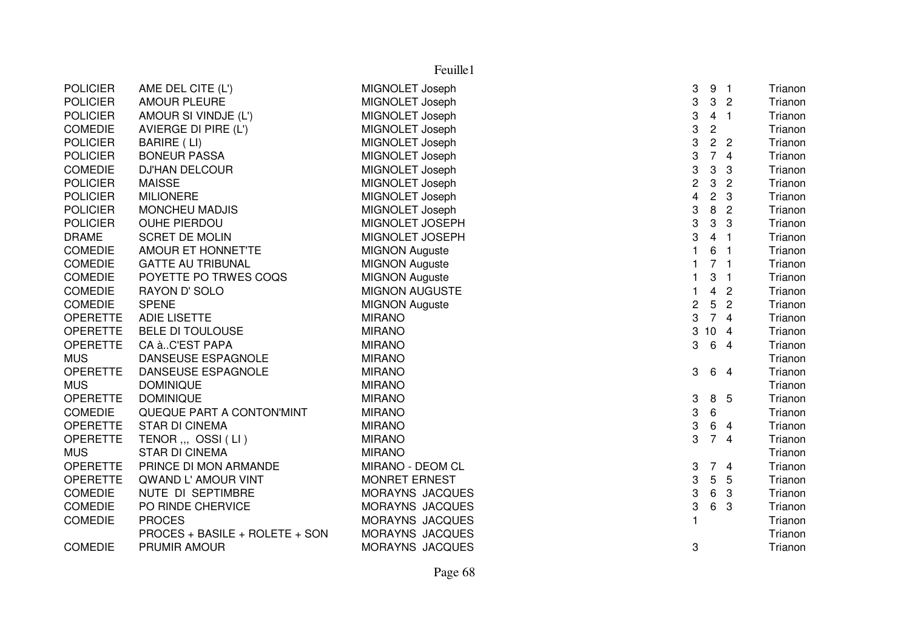Feuille1

| | | | | | | |
|---|---|---|---|---|---|---|
| POLICIER | AME DEL CITE (L') | MIGNOLET Joseph | 3 | 9 | 1 | Trianon |
| POLICIER | AMOUR PLEURE | MIGNOLET Joseph | 3 | 3 | 2 | Trianon |
| POLICIER | AMOUR SI VINDJE (L') | MIGNOLET Joseph | 3 | 4 | 1 | Trianon |
| COMEDIE | AVIERGE DI PIRE (L') | MIGNOLET Joseph | 3 | 2 | | Trianon |
| POLICIER | BARIRE ( LI) | MIGNOLET Joseph | 3 | 2 | 2 | Trianon |
| POLICIER | BONEUR PASSA | MIGNOLET Joseph | 3 | 7 | 4 | Trianon |
| COMEDIE | DJ'HAN DELCOUR | MIGNOLET Joseph | 3 | 3 | 3 | Trianon |
| POLICIER | MAISSE | MIGNOLET Joseph | 2 | 3 | 2 | Trianon |
| POLICIER | MILIONERE | MIGNOLET Joseph | 4 | 2 | 3 | Trianon |
| POLICIER | MONCHEU MADJIS | MIGNOLET Joseph | 3 | 8 | 2 | Trianon |
| POLICIER | OUHE PIERDOU | MIGNOLET JOSEPH | 3 | 3 | 3 | Trianon |
| DRAME | SCRET DE MOLIN | MIGNOLET JOSEPH | 3 | 4 | 1 | Trianon |
| COMEDIE | AMOUR ET HONNET'TE | MIGNON Auguste | 1 | 6 | 1 | Trianon |
| COMEDIE | GATTE AU TRIBUNAL | MIGNON Auguste | 1 | 7 | 1 | Trianon |
| COMEDIE | POYETTE PO TRWES COQS | MIGNON Auguste | 1 | 3 | 1 | Trianon |
| COMEDIE | RAYON D' SOLO | MIGNON AUGUSTE | 1 | 4 | 2 | Trianon |
| COMEDIE | SPENE | MIGNON Auguste | 2 | 5 | 2 | Trianon |
| OPERETTE | ADIE LISETTE | MIRANO | 3 | 7 | 4 | Trianon |
| OPERETTE | BELE DI TOULOUSE | MIRANO | 3 | 10 | 4 | Trianon |
| OPERETTE | CA à..C'EST PAPA | MIRANO | 3 | 6 | 4 | Trianon |
| MUS | DANSEUSE ESPAGNOLE | MIRANO | | | | Trianon |
| OPERETTE | DANSEUSE ESPAGNOLE | MIRANO | 3 | 6 | 4 | Trianon |
| MUS | DOMINIQUE | MIRANO | | | | Trianon |
| OPERETTE | DOMINIQUE | MIRANO | 3 | 8 | 5 | Trianon |
| COMEDIE | QUEQUE PART A CONTON'MINT | MIRANO | 3 | 6 | | Trianon |
| OPERETTE | STAR DI CINEMA | MIRANO | 3 | 6 | 4 | Trianon |
| OPERETTE | TENOR ,,, OSSI ( LI ) | MIRANO | 3 | 7 | 4 | Trianon |
| MUS | STAR DI CINEMA | MIRANO | | | | Trianon |
| OPERETTE | PRINCE DI MON ARMANDE | MIRANO - DEOM CL | 3 | 7 | 4 | Trianon |
| OPERETTE | QWAND L' AMOUR VINT | MONRET ERNEST | 3 | 5 | 5 | Trianon |
| COMEDIE | NUTE DI SEPTIMBRE | MORAYNS JACQUES | 3 | 6 | 3 | Trianon |
| COMEDIE | PO RINDE CHERVICE | MORAYNS JACQUES | 3 | 6 | 3 | Trianon |
| COMEDIE | PROCES | MORAYNS JACQUES | 1 | | | Trianon |
| | PROCES + BASILE + ROLETE + SON | MORAYNS JACQUES | | | | Trianon |
| COMEDIE | PRUMIR AMOUR | MORAYNS JACQUES | 3 | | | Trianon |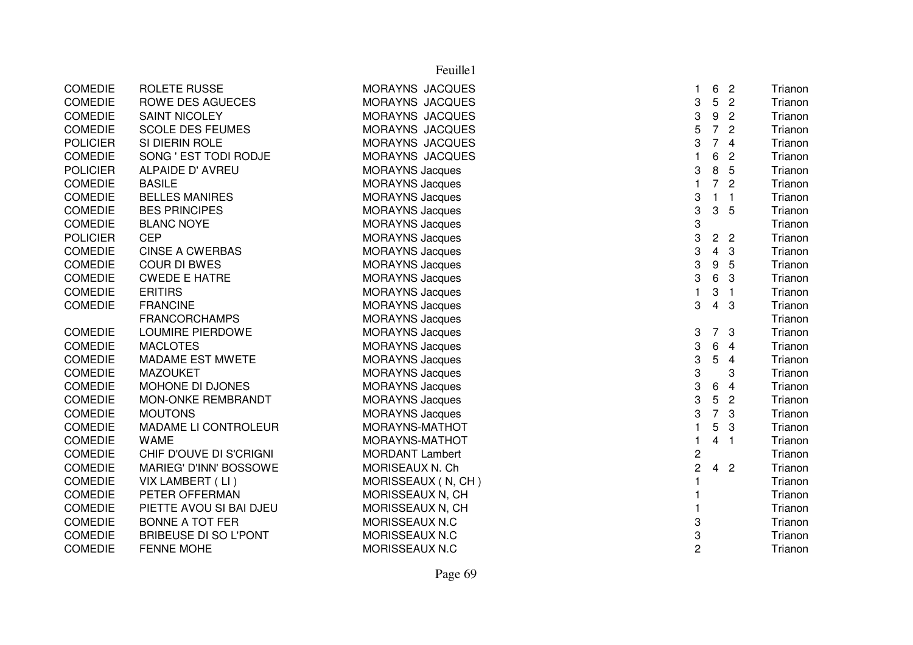| | | | | | | |
|---|---|---|---|---|---|---|
| COMEDIE | ROLETE RUSSE | MORAYNS JACQUES | 1 | 6 | 2 | Trianon |
| COMEDIE | ROWE DES AGUECES | MORAYNS JACQUES | 3 | 5 | 2 | Trianon |
| COMEDIE | SAINT NICOLEY | MORAYNS JACQUES | 3 | 9 | 2 | Trianon |
| COMEDIE | SCOLE DES FEUMES | MORAYNS JACQUES | 5 | 7 | 2 | Trianon |
| POLICIER | SI DIERIN ROLE | MORAYNS JACQUES | 3 | 7 | 4 | Trianon |
| COMEDIE | SONG ' EST TODI RODJE | MORAYNS JACQUES | 1 | 6 | 2 | Trianon |
| POLICIER | ALPAIDE D' AVREU | MORAYNS Jacques | 3 | 8 | 5 | Trianon |
| COMEDIE | BASILE | MORAYNS Jacques | 1 | 7 | 2 | Trianon |
| COMEDIE | BELLES MANIRES | MORAYNS Jacques | 3 | 1 | 1 | Trianon |
| COMEDIE | BES PRINCIPES | MORAYNS Jacques | 3 | 3 | 5 | Trianon |
| COMEDIE | BLANC NOYE | MORAYNS Jacques | 3 | | | Trianon |
| POLICIER | CEP | MORAYNS Jacques | 3 | 2 | 2 | Trianon |
| COMEDIE | CINSE A CWERBAS | MORAYNS Jacques | 3 | 4 | 3 | Trianon |
| COMEDIE | COUR DI BWES | MORAYNS Jacques | 3 | 9 | 5 | Trianon |
| COMEDIE | CWEDE E HATRE | MORAYNS Jacques | 3 | 6 | 3 | Trianon |
| COMEDIE | ERITIRS | MORAYNS Jacques | 1 | 3 | 1 | Trianon |
| COMEDIE | FRANCINE | MORAYNS Jacques | 3 | 4 | 3 | Trianon |
| | FRANCORCHAMPS | MORAYNS Jacques | | | | Trianon |
| COMEDIE | LOUMIRE PIERDOWE | MORAYNS Jacques | 3 | 7 | 3 | Trianon |
| COMEDIE | MACLOTES | MORAYNS Jacques | 3 | 6 | 4 | Trianon |
| COMEDIE | MADAME EST MWETE | MORAYNS Jacques | 3 | 5 | 4 | Trianon |
| COMEDIE | MAZOUKET | MORAYNS Jacques | 3 | | 3 | Trianon |
| COMEDIE | MOHONE DI DJONES | MORAYNS Jacques | 3 | 6 | 4 | Trianon |
| COMEDIE | MON-ONKE REMBRANDT | MORAYNS Jacques | 3 | 5 | 2 | Trianon |
| COMEDIE | MOUTONS | MORAYNS Jacques | 3 | 7 | 3 | Trianon |
| COMEDIE | MADAME LI CONTROLEUR | MORAYNS-MATHOT | 1 | 5 | 3 | Trianon |
| COMEDIE | WAME | MORAYNS-MATHOT | 1 | 4 | 1 | Trianon |
| COMEDIE | CHIF D'OUVE DI S'CRIGNI | MORDANT Lambert | 2 | | | Trianon |
| COMEDIE | MARIEG' D'INN' BOSSOWE | MORISEAUX N. Ch | 2 | 4 | 2 | Trianon |
| COMEDIE | VIX LAMBERT ( LI ) | MORISSEAUX ( N, CH ) | 1 | | | Trianon |
| COMEDIE | PETER OFFERMAN | MORISSEAUX N, CH | 1 | | | Trianon |
| COMEDIE | PIETTE AVOU SI BAI DJEU | MORISSEAUX N, CH | 1 | | | Trianon |
| COMEDIE | BONNE A TOT FER | MORISSEAUX N.C | 3 | | | Trianon |
| COMEDIE | BRIBEUSE DI SO L'PONT | MORISSEAUX N.C | 3 | | | Trianon |
| COMEDIE | FENNE MOHE | MORISSEAUX N.C | 2 | | | Trianon |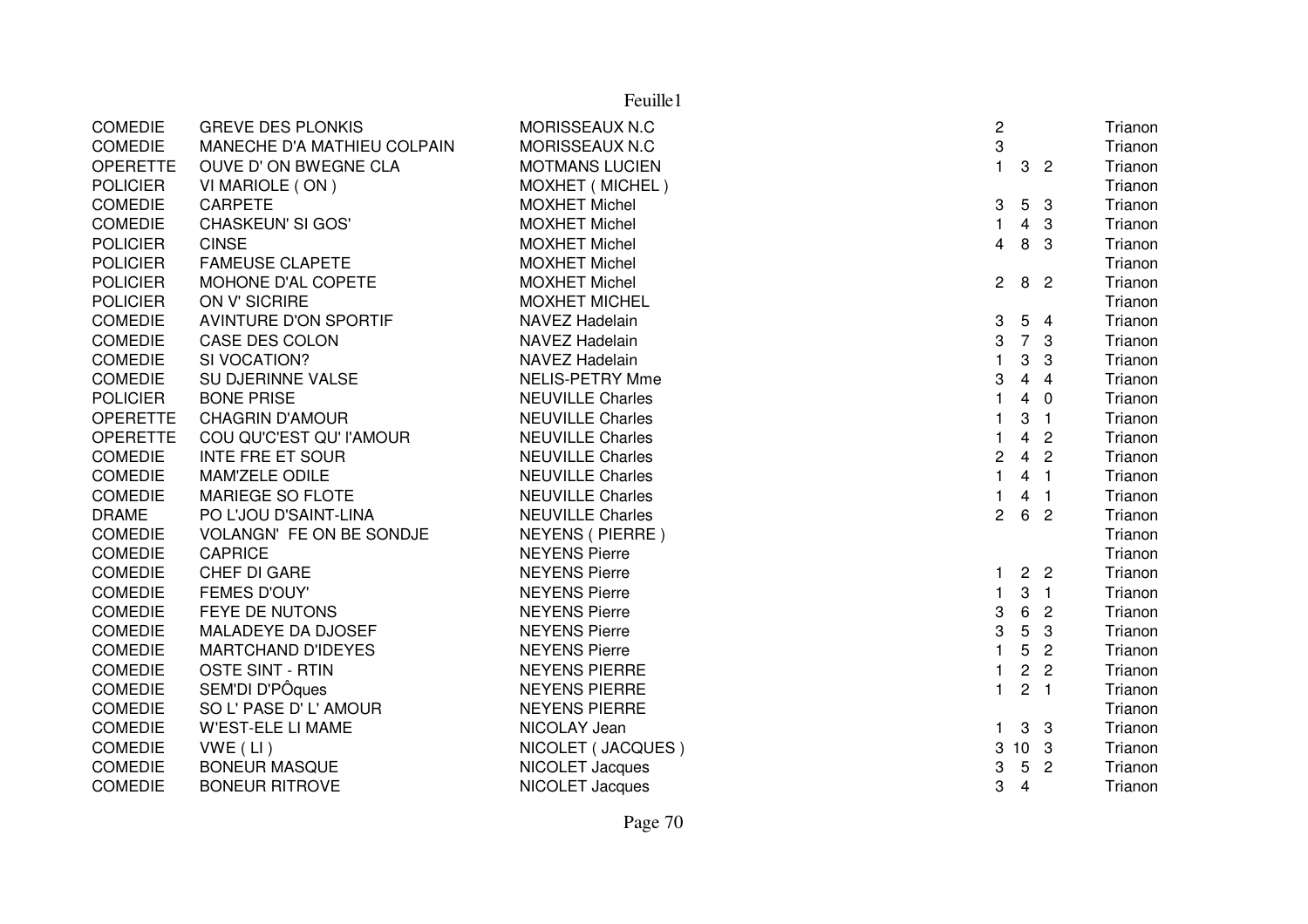| | | | | | | |
|---|---|---|---|---|---|---|
| COMEDIE | GREVE DES PLONKIS | MORISSEAUX N.C | 2 | | | Trianon |
| COMEDIE | MANECHE D'A MATHIEU COLPAIN | MORISSEAUX N.C | 3 | | | Trianon |
| OPERETTE | OUVE D' ON BWEGNE CLA | MOTMANS LUCIEN | 1 | 3 | 2 | Trianon |
| POLICIER | VI MARIOLE ( ON ) | MOXHET ( MICHEL ) | | | | Trianon |
| COMEDIE | CARPETE | MOXHET Michel | 3 | 5 | 3 | Trianon |
| COMEDIE | CHASKEUN' SI GOS' | MOXHET Michel | 1 | 4 | 3 | Trianon |
| POLICIER | CINSE | MOXHET Michel | 4 | 8 | 3 | Trianon |
| POLICIER | FAMEUSE CLAPETE | MOXHET Michel | | | | Trianon |
| POLICIER | MOHONE D'AL COPETE | MOXHET Michel | 2 | 8 | 2 | Trianon |
| POLICIER | ON V' SICRIRE | MOXHET MICHEL | | | | Trianon |
| COMEDIE | AVINTURE D'ON SPORTIF | NAVEZ Hadelain | 3 | 5 | 4 | Trianon |
| COMEDIE | CASE DES COLON | NAVEZ Hadelain | 3 | 7 | 3 | Trianon |
| COMEDIE | SI VOCATION? | NAVEZ Hadelain | 1 | 3 | 3 | Trianon |
| COMEDIE | SU DJERINNE VALSE | NELIS-PETRY Mme | 3 | 4 | 4 | Trianon |
| POLICIER | BONE PRISE | NEUVILLE Charles | 1 | 4 | 0 | Trianon |
| OPERETTE | CHAGRIN D'AMOUR | NEUVILLE Charles | 1 | 3 | 1 | Trianon |
| OPERETTE | COU QU'C'EST QU' l'AMOUR | NEUVILLE Charles | 1 | 4 | 2 | Trianon |
| COMEDIE | INTE FRE ET SOUR | NEUVILLE Charles | 2 | 4 | 2 | Trianon |
| COMEDIE | MAM'ZELE ODILE | NEUVILLE Charles | 1 | 4 | 1 | Trianon |
| COMEDIE | MARIEGE SO FLOTE | NEUVILLE Charles | 1 | 4 | 1 | Trianon |
| DRAME | PO L'JOU D'SAINT-LINA | NEUVILLE Charles | 2 | 6 | 2 | Trianon |
| COMEDIE | VOLANGN' FE ON BE SONDJE | NEYENS ( PIERRE ) | | | | Trianon |
| COMEDIE | CAPRICE | NEYENS Pierre | | | | Trianon |
| COMEDIE | CHEF DI GARE | NEYENS Pierre | 1 | 2 | 2 | Trianon |
| COMEDIE | FEMES D'OUY' | NEYENS Pierre | 1 | 3 | 1 | Trianon |
| COMEDIE | FEYE DE NUTONS | NEYENS Pierre | 3 | 6 | 2 | Trianon |
| COMEDIE | MALADEYE DA DJOSEF | NEYENS Pierre | 3 | 5 | 3 | Trianon |
| COMEDIE | MARTCHAND D'IDEYES | NEYENS Pierre | 1 | 5 | 2 | Trianon |
| COMEDIE | OSTE SINT - RTIN | NEYENS PIERRE | 1 | 2 | 2 | Trianon |
| COMEDIE | SEM'DI D'PÔques | NEYENS PIERRE | 1 | 2 | 1 | Trianon |
| COMEDIE | SO L' PASE D' L' AMOUR | NEYENS PIERRE | | | | Trianon |
| COMEDIE | W'EST-ELE LI MAME | NICOLAY Jean | 1 | 3 | 3 | Trianon |
| COMEDIE | VWE ( LI ) | NICOLET ( JACQUES ) | 3 | 10 | 3 | Trianon |
| COMEDIE | BONEUR MASQUE | NICOLET Jacques | 3 | 5 | 2 | Trianon |
| COMEDIE | BONEUR RITROVE | NICOLET Jacques | 3 | 4 | | Trianon |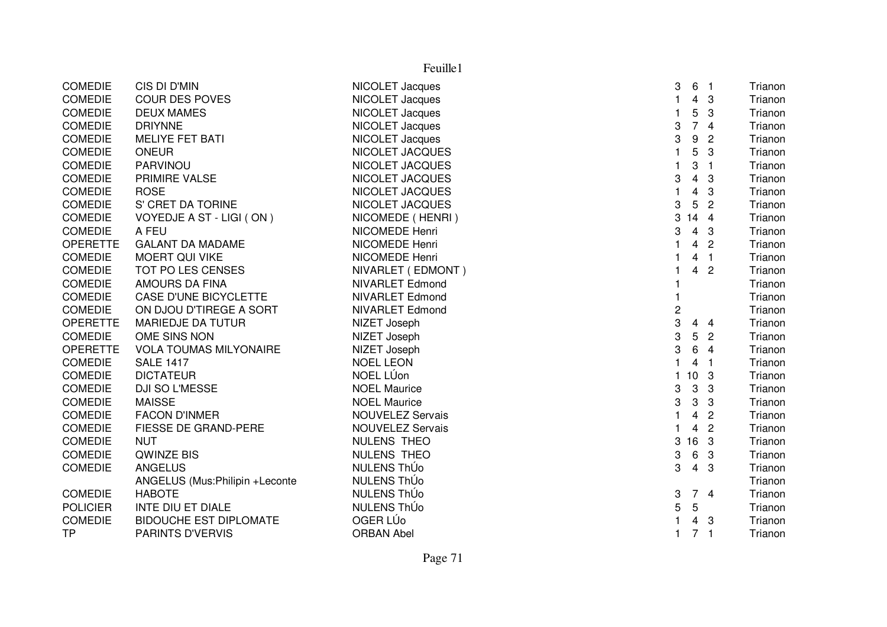| | | | | | | |
|---|---|---|---|---|---|---|
| COMEDIE | CIS DI D'MIN | NICOLET Jacques | 3 | 6 | 1 | Trianon |
| COMEDIE | COUR DES POVES | NICOLET Jacques | 1 | 4 | 3 | Trianon |
| COMEDIE | DEUX MAMES | NICOLET Jacques | 1 | 5 | 3 | Trianon |
| COMEDIE | DRIYNNE | NICOLET Jacques | 3 | 7 | 4 | Trianon |
| COMEDIE | MELIYE FET BATI | NICOLET Jacques | 3 | 9 | 2 | Trianon |
| COMEDIE | ONEUR | NICOLET JACQUES | 1 | 5 | 3 | Trianon |
| COMEDIE | PARVINOU | NICOLET JACQUES | 1 | 3 | 1 | Trianon |
| COMEDIE | PRIMIRE VALSE | NICOLET JACQUES | 3 | 4 | 3 | Trianon |
| COMEDIE | ROSE | NICOLET JACQUES | 1 | 4 | 3 | Trianon |
| COMEDIE | S' CRET DA TORINE | NICOLET JACQUES | 3 | 5 | 2 | Trianon |
| COMEDIE | VOYEDJE A ST - LIGI ( ON ) | NICOMEDE ( HENRI ) | 3 | 14 | 4 | Trianon |
| COMEDIE | A FEU | NICOMEDE Henri | 3 | 4 | 3 | Trianon |
| OPERETTE | GALANT DA MADAME | NICOMEDE Henri | 1 | 4 | 2 | Trianon |
| COMEDIE | MOERT QUI VIKE | NICOMEDE Henri | 1 | 4 | 1 | Trianon |
| COMEDIE | TOT PO LES CENSES | NIVARLET ( EDMONT ) | 1 | 4 | 2 | Trianon |
| COMEDIE | AMOURS DA FINA | NIVARLET Edmond | 1 | | | Trianon |
| COMEDIE | CASE D'UNE BICYCLETTE | NIVARLET Edmond | 1 | | | Trianon |
| COMEDIE | ON DJOU D'TIREGE A SORT | NIVARLET Edmond | 2 | | | Trianon |
| OPERETTE | MARIEDJE DA TUTUR | NIZET Joseph | 3 | 4 | 4 | Trianon |
| COMEDIE | OME SINS NON | NIZET Joseph | 3 | 5 | 2 | Trianon |
| OPERETTE | VOLA TOUMAS MILYONAIRE | NIZET Joseph | 3 | 6 | 4 | Trianon |
| COMEDIE | SALE 1417 | NOEL LEON | 1 | 4 | 1 | Trianon |
| COMEDIE | DICTATEUR | NOEL LÚon | 1 | 10 | 3 | Trianon |
| COMEDIE | DJI SO L'MESSE | NOEL Maurice | 3 | 3 | 3 | Trianon |
| COMEDIE | MAISSE | NOEL Maurice | 3 | 3 | 3 | Trianon |
| COMEDIE | FACON D'INMER | NOUVELEZ Servais | 1 | 4 | 2 | Trianon |
| COMEDIE | FIESSE DE GRAND-PERE | NOUVELEZ Servais | 1 | 4 | 2 | Trianon |
| COMEDIE | NUT | NULENS THEO | 3 | 16 | 3 | Trianon |
| COMEDIE | QWINZE BIS | NULENS THEO | 3 | 6 | 3 | Trianon |
| COMEDIE | ANGELUS | NULENS ThÚo | 3 | 4 | 3 | Trianon |
| | ANGELUS (Mus:Philipin +Leconte | NULENS ThÚo | | | | Trianon |
| COMEDIE | HABOTE | NULENS ThÚo | 3 | 7 | 4 | Trianon |
| POLICIER | INTE DIU ET DIALE | NULENS ThÚo | 5 | 5 | | Trianon |
| COMEDIE | BIDOUCHE EST DIPLOMATE | OGER LÚo | 1 | 4 | 3 | Trianon |
| TP | PARINTS D'VERVIS | ORBAN Abel | 1 | 7 | 1 | Trianon |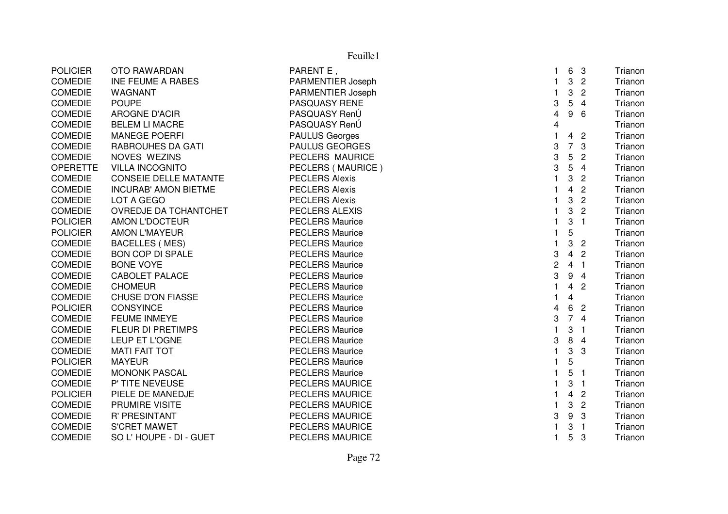| | | | | | | |
|---|---|---|---|---|---|---|
| POLICIER | OTO RAWARDAN | PARENT E , | 1 | 6 | 3 | Trianon |
| COMEDIE | INE FEUME A RABES | PARMENTIER Joseph | 1 | 3 | 2 | Trianon |
| COMEDIE | WAGNANT | PARMENTIER Joseph | 1 | 3 | 2 | Trianon |
| COMEDIE | POUPE | PASQUASY RENE | 3 | 5 | 4 | Trianon |
| COMEDIE | AROGNE D'ACIR | PASQUASY RenÚ | 4 | 9 | 6 | Trianon |
| COMEDIE | BELEM LI MACRE | PASQUASY RenÚ | 4 | | | Trianon |
| COMEDIE | MANEGE POERFI | PAULUS Georges | 1 | 4 | 2 | Trianon |
| COMEDIE | RABROUHES DA GATI | PAULUS GEORGES | 3 | 7 | 3 | Trianon |
| COMEDIE | NOVES WEZINS | PECLERS MAURICE | 3 | 5 | 2 | Trianon |
| OPERETTE | VILLA INCOGNITO | PECLERS ( MAURICE ) | 3 | 5 | 4 | Trianon |
| COMEDIE | CONSEIE DELLE MATANTE | PECLERS Alexis | 1 | 3 | 2 | Trianon |
| COMEDIE | INCURAB' AMON BIETME | PECLERS Alexis | 1 | 4 | 2 | Trianon |
| COMEDIE | LOT A GEGO | PECLERS Alexis | 1 | 3 | 2 | Trianon |
| COMEDIE | OVREDJE DA TCHANTCHET | PECLERS ALEXIS | 1 | 3 | 2 | Trianon |
| POLICIER | AMON L'DOCTEUR | PECLERS Maurice | 1 | 3 | 1 | Trianon |
| POLICIER | AMON L'MAYEUR | PECLERS Maurice | 1 | 5 | | Trianon |
| COMEDIE | BACELLES ( MES) | PECLERS Maurice | 1 | 3 | 2 | Trianon |
| COMEDIE | BON COP DI SPALE | PECLERS Maurice | 3 | 4 | 2 | Trianon |
| COMEDIE | BONE VOYE | PECLERS Maurice | 2 | 4 | 1 | Trianon |
| COMEDIE | CABOLET PALACE | PECLERS Maurice | 3 | 9 | 4 | Trianon |
| COMEDIE | CHOMEUR | PECLERS Maurice | 1 | 4 | 2 | Trianon |
| COMEDIE | CHUSE D'ON FIASSE | PECLERS Maurice | 1 | 4 | | Trianon |
| POLICIER | CONSYINCE | PECLERS Maurice | 4 | 6 | 2 | Trianon |
| COMEDIE | FEUME INMEYE | PECLERS Maurice | 3 | 7 | 4 | Trianon |
| COMEDIE | FLEUR DI PRETIMPS | PECLERS Maurice | 1 | 3 | 1 | Trianon |
| COMEDIE | LEUP ET L'OGNE | PECLERS Maurice | 3 | 8 | 4 | Trianon |
| COMEDIE | MATI FAIT TOT | PECLERS Maurice | 1 | 3 | 3 | Trianon |
| POLICIER | MAYEUR | PECLERS Maurice | 1 | 5 | | Trianon |
| COMEDIE | MONONK PASCAL | PECLERS Maurice | 1 | 5 | 1 | Trianon |
| COMEDIE | P' TITE NEVEUSE | PECLERS MAURICE | 1 | 3 | 1 | Trianon |
| POLICIER | PIELE DE MANEDJE | PECLERS MAURICE | 1 | 4 | 2 | Trianon |
| COMEDIE | PRUMIRE VISITE | PECLERS MAURICE | 1 | 3 | 2 | Trianon |
| COMEDIE | R' PRESINTANT | PECLERS MAURICE | 3 | 9 | 3 | Trianon |
| COMEDIE | S'CRET MAWET | PECLERS MAURICE | 1 | 3 | 1 | Trianon |
| COMEDIE | SO L' HOUPE - DI - GUET | PECLERS MAURICE | 1 | 5 | 3 | Trianon |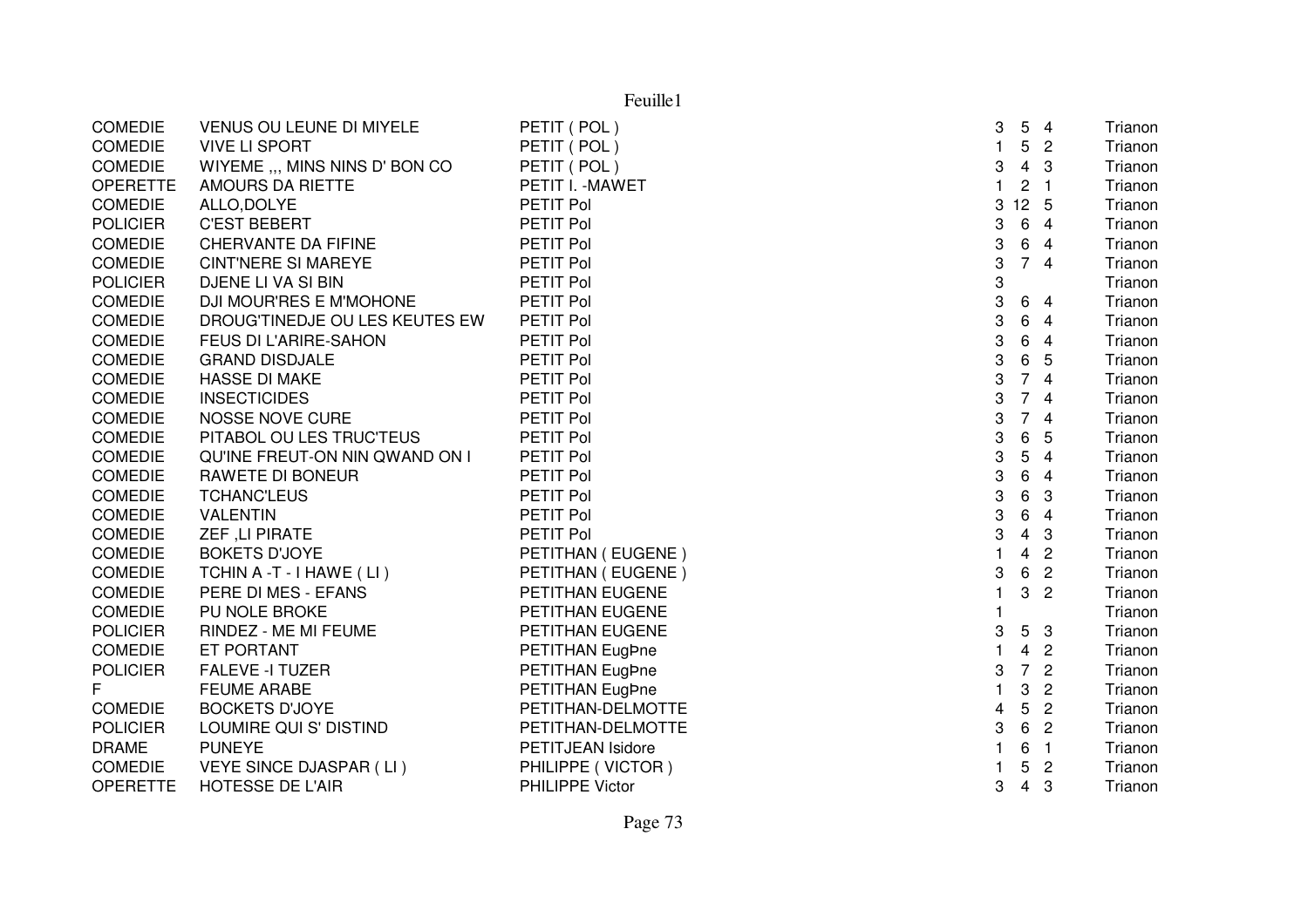| | | | | | | |
|---|---|---|---|---|---|---|
| COMEDIE | VENUS OU LEUNE DI MIYELE | PETIT ( POL ) | 3 | 5 | 4 | Trianon |
| COMEDIE | VIVE LI SPORT | PETIT ( POL ) | 1 | 5 | 2 | Trianon |
| COMEDIE | WIYEME ,,, MINS NINS D' BON CO | PETIT ( POL ) | 3 | 4 | 3 | Trianon |
| OPERETTE | AMOURS DA RIETTE | PETIT I. -MAWET | 1 | 2 | 1 | Trianon |
| COMEDIE | ALLO,DOLYE | PETIT Pol | 3 | 12 | 5 | Trianon |
| POLICIER | C'EST BEBERT | PETIT Pol | 3 | 6 | 4 | Trianon |
| COMEDIE | CHERVANTE DA FIFINE | PETIT Pol | 3 | 6 | 4 | Trianon |
| COMEDIE | CINT'NERE SI MAREYE | PETIT Pol | 3 | 7 | 4 | Trianon |
| POLICIER | DJENE LI VA SI BIN | PETIT Pol | 3 | | | Trianon |
| COMEDIE | DJI MOUR'RES E M'MOHONE | PETIT Pol | 3 | 6 | 4 | Trianon |
| COMEDIE | DROUG'TINEDJE OU LES KEUTES EW | PETIT Pol | 3 | 6 | 4 | Trianon |
| COMEDIE | FEUS DI L'ARIRE-SAHON | PETIT Pol | 3 | 6 | 4 | Trianon |
| COMEDIE | GRAND DISDJALE | PETIT Pol | 3 | 6 | 5 | Trianon |
| COMEDIE | HASSE DI MAKE | PETIT Pol | 3 | 7 | 4 | Trianon |
| COMEDIE | INSECTICIDES | PETIT Pol | 3 | 7 | 4 | Trianon |
| COMEDIE | NOSSE NOVE CURE | PETIT Pol | 3 | 7 | 4 | Trianon |
| COMEDIE | PITABOL OU LES TRUC'TEUS | PETIT Pol | 3 | 6 | 5 | Trianon |
| COMEDIE | QU'INE FREUT-ON NIN QWAND ON I | PETIT Pol | 3 | 5 | 4 | Trianon |
| COMEDIE | RAWETE DI BONEUR | PETIT Pol | 3 | 6 | 4 | Trianon |
| COMEDIE | TCHANC'LEUS | PETIT Pol | 3 | 6 | 3 | Trianon |
| COMEDIE | VALENTIN | PETIT Pol | 3 | 6 | 4 | Trianon |
| COMEDIE | ZEF ,LI PIRATE | PETIT Pol | 3 | 4 | 3 | Trianon |
| COMEDIE | BOKETS D'JOYE | PETITHAN ( EUGENE ) | 1 | 4 | 2 | Trianon |
| COMEDIE | TCHIN A -T - I HAWE ( LI ) | PETITHAN ( EUGENE ) | 3 | 6 | 2 | Trianon |
| COMEDIE | PERE DI MES - EFANS | PETITHAN EUGENE | 1 | 3 | 2 | Trianon |
| COMEDIE | PU NOLE BROKE | PETITHAN EUGENE | 1 | | | Trianon |
| POLICIER | RINDEZ - ME MI FEUME | PETITHAN EUGENE | 3 | 5 | 3 | Trianon |
| COMEDIE | ET PORTANT | PETITHAN EugÞne | 1 | 4 | 2 | Trianon |
| POLICIER | FALEVE -I TUZER | PETITHAN EugÞne | 3 | 7 | 2 | Trianon |
| F | FEUME ARABE | PETITHAN EugÞne | 1 | 3 | 2 | Trianon |
| COMEDIE | BOCKETS D'JOYE | PETITHAN-DELMOTTE | 4 | 5 | 2 | Trianon |
| POLICIER | LOUMIRE QUI S' DISTIND | PETITHAN-DELMOTTE | 3 | 6 | 2 | Trianon |
| DRAME | PUNEYE | PETITJEAN Isidore | 1 | 6 | 1 | Trianon |
| COMEDIE | VEYE SINCE DJASPAR ( LI ) | PHILIPPE ( VICTOR ) | 1 | 5 | 2 | Trianon |
| OPERETTE | HOTESSE DE L'AIR | PHILIPPE Victor | 3 | 4 | 3 | Trianon |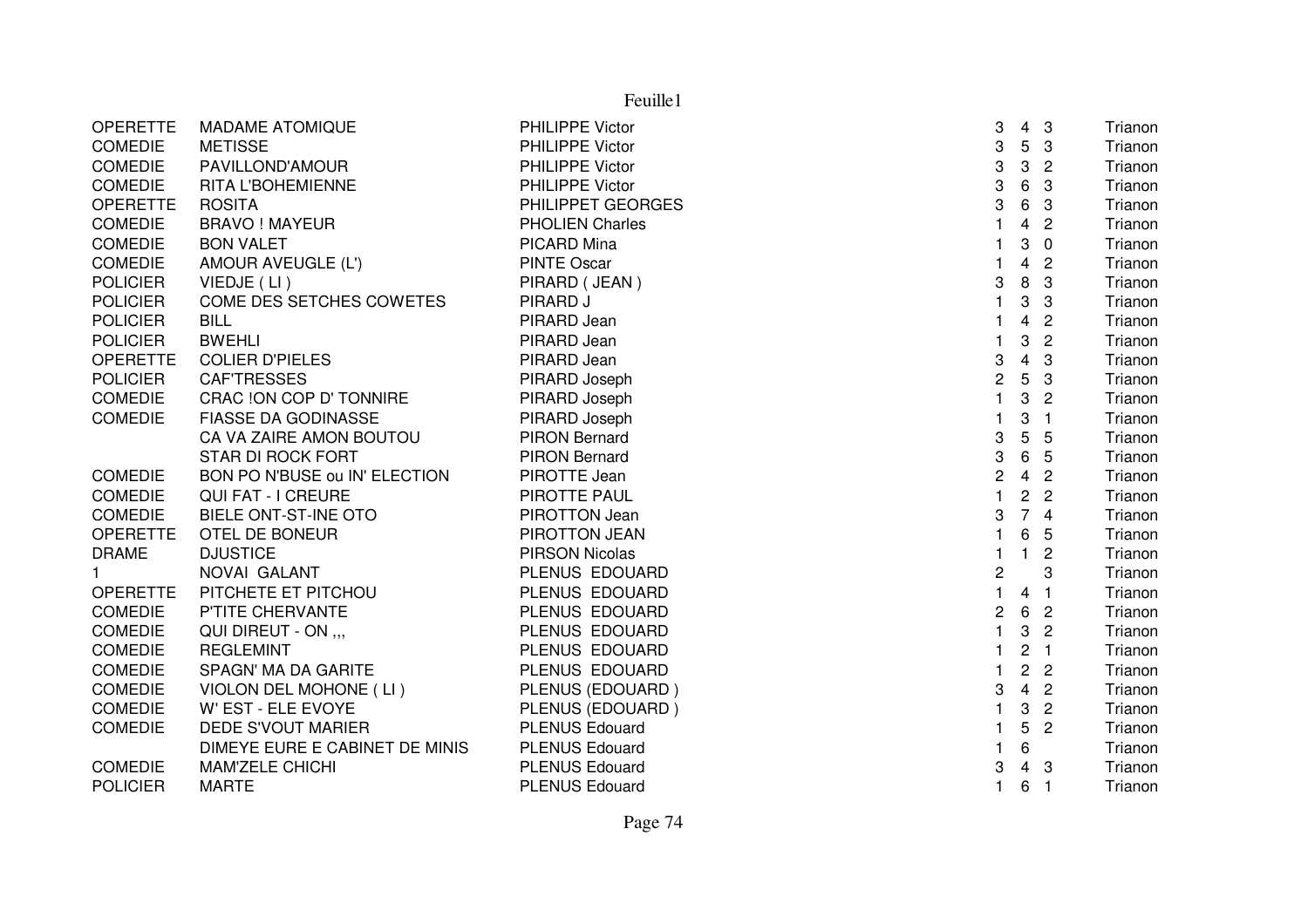| | | | | | | |
|---|---|---|---|---|---|---|
| OPERETTE | MADAME ATOMIQUE | PHILIPPE Victor | 3 | 4 | 3 | Trianon |
| COMEDIE | METISSE | PHILIPPE Victor | 3 | 5 | 3 | Trianon |
| COMEDIE | PAVILLOND'AMOUR | PHILIPPE Victor | 3 | 3 | 2 | Trianon |
| COMEDIE | RITA L'BOHEMIENNE | PHILIPPE Victor | 3 | 6 | 3 | Trianon |
| OPERETTE | ROSITA | PHILIPPET GEORGES | 3 | 6 | 3 | Trianon |
| COMEDIE | BRAVO ! MAYEUR | PHOLIEN Charles | 1 | 4 | 2 | Trianon |
| COMEDIE | BON VALET | PICARD Mina | 1 | 3 | 0 | Trianon |
| COMEDIE | AMOUR AVEUGLE (L') | PINTE Oscar | 1 | 4 | 2 | Trianon |
| POLICIER | VIEDJE ( LI ) | PIRARD ( JEAN ) | 3 | 8 | 3 | Trianon |
| POLICIER | COME DES SETCHES COWETES | PIRARD J | 1 | 3 | 3 | Trianon |
| POLICIER | BILL | PIRARD Jean | 1 | 4 | 2 | Trianon |
| POLICIER | BWEHLI | PIRARD Jean | 1 | 3 | 2 | Trianon |
| OPERETTE | COLIER D'PIELES | PIRARD Jean | 3 | 4 | 3 | Trianon |
| POLICIER | CAF'TRESSES | PIRARD Joseph | 2 | 5 | 3 | Trianon |
| COMEDIE | CRAC !ON COP D' TONNIRE | PIRARD Joseph | 1 | 3 | 2 | Trianon |
| COMEDIE | FIASSE DA GODINASSE | PIRARD Joseph | 1 | 3 | 1 | Trianon |
| | CA VA ZAIRE AMON BOUTOU | PIRON Bernard | 3 | 5 | 5 | Trianon |
| | STAR DI ROCK FORT | PIRON Bernard | 3 | 6 | 5 | Trianon |
| COMEDIE | BON PO N'BUSE ou IN' ELECTION | PIROTTE Jean | 2 | 4 | 2 | Trianon |
| COMEDIE | QUI FAT - I CREURE | PIROTTE PAUL | 1 | 2 | 2 | Trianon |
| COMEDIE | BIELE ONT-ST-INE OTO | PIROTTON Jean | 3 | 7 | 4 | Trianon |
| OPERETTE | OTEL DE BONEUR | PIROTTON JEAN | 1 | 6 | 5 | Trianon |
| DRAME | DJUSTICE | PIRSON Nicolas | 1 | 1 | 2 | Trianon |
| 1 | NOVAI GALANT | PLENUS EDOUARD | 2 | | 3 | Trianon |
| OPERETTE | PITCHETE ET PITCHOU | PLENUS EDOUARD | 1 | 4 | 1 | Trianon |
| COMEDIE | P'TITE CHERVANTE | PLENUS EDOUARD | 2 | 6 | 2 | Trianon |
| COMEDIE | QUI DIREUT - ON ,,, | PLENUS EDOUARD | 1 | 3 | 2 | Trianon |
| COMEDIE | REGLEMINT | PLENUS EDOUARD | 1 | 2 | 1 | Trianon |
| COMEDIE | SPAGN' MA DA GARITE | PLENUS EDOUARD | 1 | 2 | 2 | Trianon |
| COMEDIE | VIOLON DEL MOHONE ( LI ) | PLENUS (EDOUARD ) | 3 | 4 | 2 | Trianon |
| COMEDIE | W' EST - ELE EVOYE | PLENUS (EDOUARD ) | 1 | 3 | 2 | Trianon |
| COMEDIE | DEDE S'VOUT MARIER | PLENUS Edouard | 1 | 5 | 2 | Trianon |
| | DIMEYE EURE E CABINET DE MINIS | PLENUS Edouard | 1 | 6 | | Trianon |
| COMEDIE | MAM'ZELE CHICHI | PLENUS Edouard | 3 | 4 | 3 | Trianon |
| POLICIER | MARTE | PLENUS Edouard | 1 | 6 | 1 | Trianon |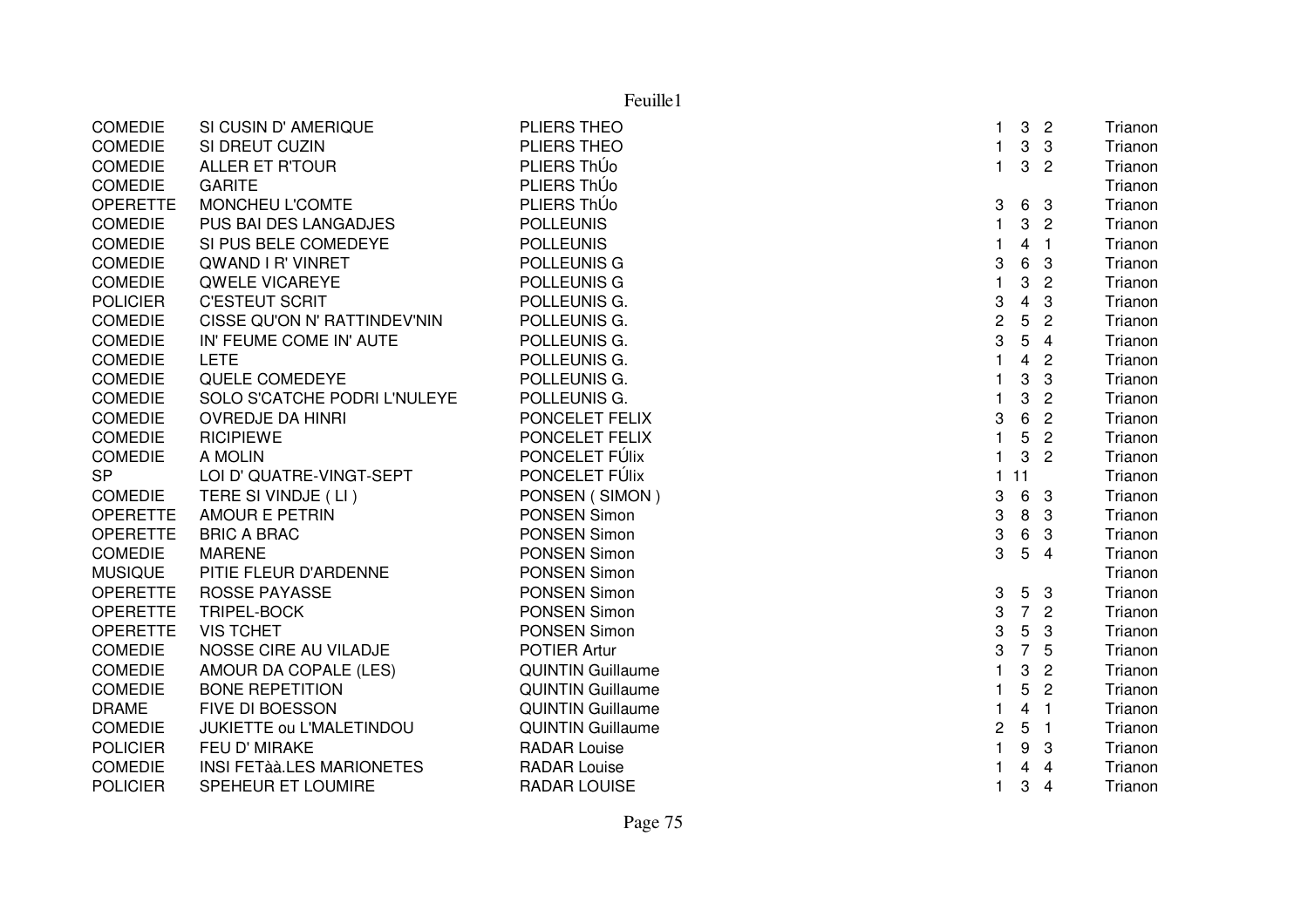| | | | | | | |
|---|---|---|---|---|---|---|
| COMEDIE | SI CUSIN D' AMERIQUE | PLIERS THEO | 1 | 3 | 2 | Trianon |
| COMEDIE | SI DREUT CUZIN | PLIERS THEO | 1 | 3 | 3 | Trianon |
| COMEDIE | ALLER ET R'TOUR | PLIERS ThÚo | 1 | 3 | 2 | Trianon |
| COMEDIE | GARITE | PLIERS ThÚo | | | | Trianon |
| OPERETTE | MONCHEU L'COMTE | PLIERS ThÚo | 3 | 6 | 3 | Trianon |
| COMEDIE | PUS BAI DES LANGADJES | POLLEUNIS | 1 | 3 | 2 | Trianon |
| COMEDIE | SI PUS BELE COMEDEYE | POLLEUNIS | 1 | 4 | 1 | Trianon |
| COMEDIE | QWAND I R' VINRET | POLLEUNIS G | 3 | 6 | 3 | Trianon |
| COMEDIE | QWELE VICAREYE | POLLEUNIS G | 1 | 3 | 2 | Trianon |
| POLICIER | C'ESTEUT SCRIT | POLLEUNIS G. | 3 | 4 | 3 | Trianon |
| COMEDIE | CISSE QU'ON N' RATTINDEV'NIN | POLLEUNIS G. | 2 | 5 | 2 | Trianon |
| COMEDIE | IN' FEUME COME IN' AUTE | POLLEUNIS G. | 3 | 5 | 4 | Trianon |
| COMEDIE | LETE | POLLEUNIS G. | 1 | 4 | 2 | Trianon |
| COMEDIE | QUELE COMEDEYE | POLLEUNIS G. | 1 | 3 | 3 | Trianon |
| COMEDIE | SOLO S'CATCHE PODRI L'NULEYE | POLLEUNIS G. | 1 | 3 | 2 | Trianon |
| COMEDIE | OVREDJE DA HINRI | PONCELET FELIX | 3 | 6 | 2 | Trianon |
| COMEDIE | RICIPIEWE | PONCELET FELIX | 1 | 5 | 2 | Trianon |
| COMEDIE | A MOLIN | PONCELET FÚlix | 1 | 3 | 2 | Trianon |
| SP | LOI D' QUATRE-VINGT-SEPT | PONCELET FÚlix | 1 | 11 | | Trianon |
| COMEDIE | TERE SI VINDJE ( LI ) | PONSEN ( SIMON ) | 3 | 6 | 3 | Trianon |
| OPERETTE | AMOUR E PETRIN | PONSEN Simon | 3 | 8 | 3 | Trianon |
| OPERETTE | BRIC A BRAC | PONSEN Simon | 3 | 6 | 3 | Trianon |
| COMEDIE | MARENE | PONSEN Simon | 3 | 5 | 4 | Trianon |
| MUSIQUE | PITIE FLEUR D'ARDENNE | PONSEN Simon | | | | Trianon |
| OPERETTE | ROSSE PAYASSE | PONSEN Simon | 3 | 5 | 3 | Trianon |
| OPERETTE | TRIPEL-BOCK | PONSEN Simon | 3 | 7 | 2 | Trianon |
| OPERETTE | VIS TCHET | PONSEN Simon | 3 | 5 | 3 | Trianon |
| COMEDIE | NOSSE CIRE AU VILADJE | POTIER Artur | 3 | 7 | 5 | Trianon |
| COMEDIE | AMOUR DA COPALE (LES) | QUINTIN Guillaume | 1 | 3 | 2 | Trianon |
| COMEDIE | BONE REPETITION | QUINTIN Guillaume | 1 | 5 | 2 | Trianon |
| DRAME | FIVE DI BOESSON | QUINTIN Guillaume | 1 | 4 | 1 | Trianon |
| COMEDIE | JUKIETTE ou L'MALETINDOU | QUINTIN Guillaume | 2 | 5 | 1 | Trianon |
| POLICIER | FEU D' MIRAKE | RADAR Louise | 1 | 9 | 3 | Trianon |
| COMEDIE | INSI FETàà.LES MARIONETES | RADAR Louise | 1 | 4 | 4 | Trianon |
| POLICIER | SPEHEUR ET LOUMIRE | RADAR LOUISE | 1 | 3 | 4 | Trianon |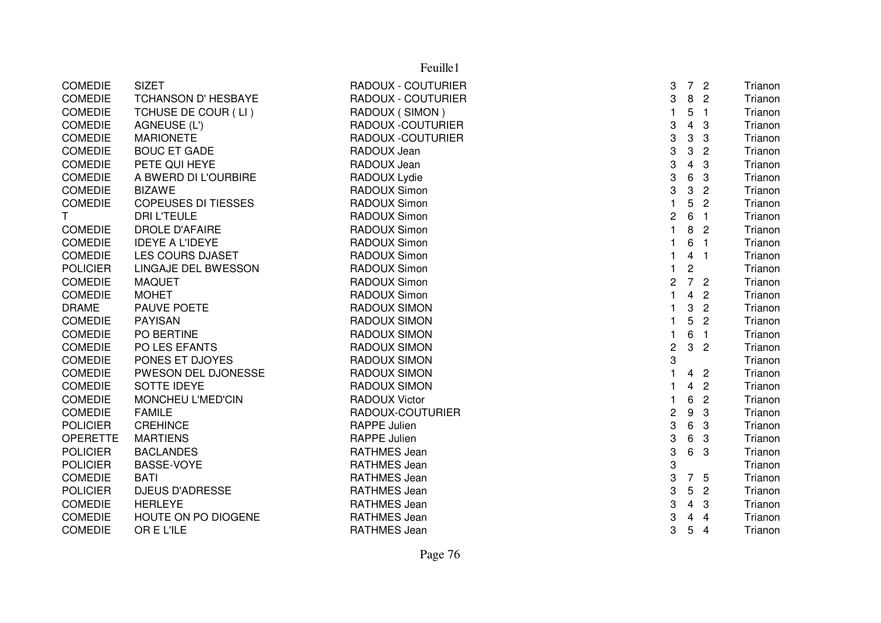| | | | | | | |
|---|---|---|---|---|---|---|
| COMEDIE | SIZET | RADOUX - COUTURIER | 3 | 7 | 2 | Trianon |
| COMEDIE | TCHANSON D' HESBAYE | RADOUX - COUTURIER | 3 | 8 | 2 | Trianon |
| COMEDIE | TCHUSE DE COUR ( LI ) | RADOUX ( SIMON ) | 1 | 5 | 1 | Trianon |
| COMEDIE | AGNEUSE (L') | RADOUX -COUTURIER | 3 | 4 | 3 | Trianon |
| COMEDIE | MARIONETE | RADOUX -COUTURIER | 3 | 3 | 3 | Trianon |
| COMEDIE | BOUC ET GADE | RADOUX Jean | 3 | 3 | 2 | Trianon |
| COMEDIE | PETE QUI HEYE | RADOUX Jean | 3 | 4 | 3 | Trianon |
| COMEDIE | A BWERD DI L'OURBIRE | RADOUX Lydie | 3 | 6 | 3 | Trianon |
| COMEDIE | BIZAWE | RADOUX Simon | 3 | 3 | 2 | Trianon |
| COMEDIE | COPEUSES DI TIESSES | RADOUX Simon | 1 | 5 | 2 | Trianon |
| T | DRI L'TEULE | RADOUX Simon | 2 | 6 | 1 | Trianon |
| COMEDIE | DROLE D'AFAIRE | RADOUX Simon | 1 | 8 | 2 | Trianon |
| COMEDIE | IDEYE A L'IDEYE | RADOUX Simon | 1 | 6 | 1 | Trianon |
| COMEDIE | LES COURS DJASET | RADOUX Simon | 1 | 4 | 1 | Trianon |
| POLICIER | LINGAJE DEL BWESSON | RADOUX Simon | 1 | 2 | | Trianon |
| COMEDIE | MAQUET | RADOUX Simon | 2 | 7 | 2 | Trianon |
| COMEDIE | MOHET | RADOUX Simon | 1 | 4 | 2 | Trianon |
| DRAME | PAUVE POETE | RADOUX SIMON | 1 | 3 | 2 | Trianon |
| COMEDIE | PAYISAN | RADOUX SIMON | 1 | 5 | 2 | Trianon |
| COMEDIE | PO BERTINE | RADOUX SIMON | 1 | 6 | 1 | Trianon |
| COMEDIE | PO LES EFANTS | RADOUX SIMON | 2 | 3 | 2 | Trianon |
| COMEDIE | PONES ET DJOYES | RADOUX SIMON | 3 | | | Trianon |
| COMEDIE | PWESON DEL DJONESSE | RADOUX SIMON | 1 | 4 | 2 | Trianon |
| COMEDIE | SOTTE IDEYE | RADOUX SIMON | 1 | 4 | 2 | Trianon |
| COMEDIE | MONCHEU L'MED'CIN | RADOUX Victor | 1 | 6 | 2 | Trianon |
| COMEDIE | FAMILE | RADOUX-COUTURIER | 2 | 9 | 3 | Trianon |
| POLICIER | CREHINCE | RAPPE Julien | 3 | 6 | 3 | Trianon |
| OPERETTE | MARTIENS | RAPPE Julien | 3 | 6 | 3 | Trianon |
| POLICIER | BACLANDES | RATHMES Jean | 3 | 6 | 3 | Trianon |
| POLICIER | BASSE-VOYE | RATHMES Jean | 3 | | | Trianon |
| COMEDIE | BATI | RATHMES Jean | 3 | 7 | 5 | Trianon |
| POLICIER | DJEUS D'ADRESSE | RATHMES Jean | 3 | 5 | 2 | Trianon |
| COMEDIE | HERLEYE | RATHMES Jean | 3 | 4 | 3 | Trianon |
| COMEDIE | HOUTE ON PO DIOGENE | RATHMES Jean | 3 | 4 | 4 | Trianon |
| COMEDIE | OR E L'ILE | RATHMES Jean | 3 | 5 | 4 | Trianon |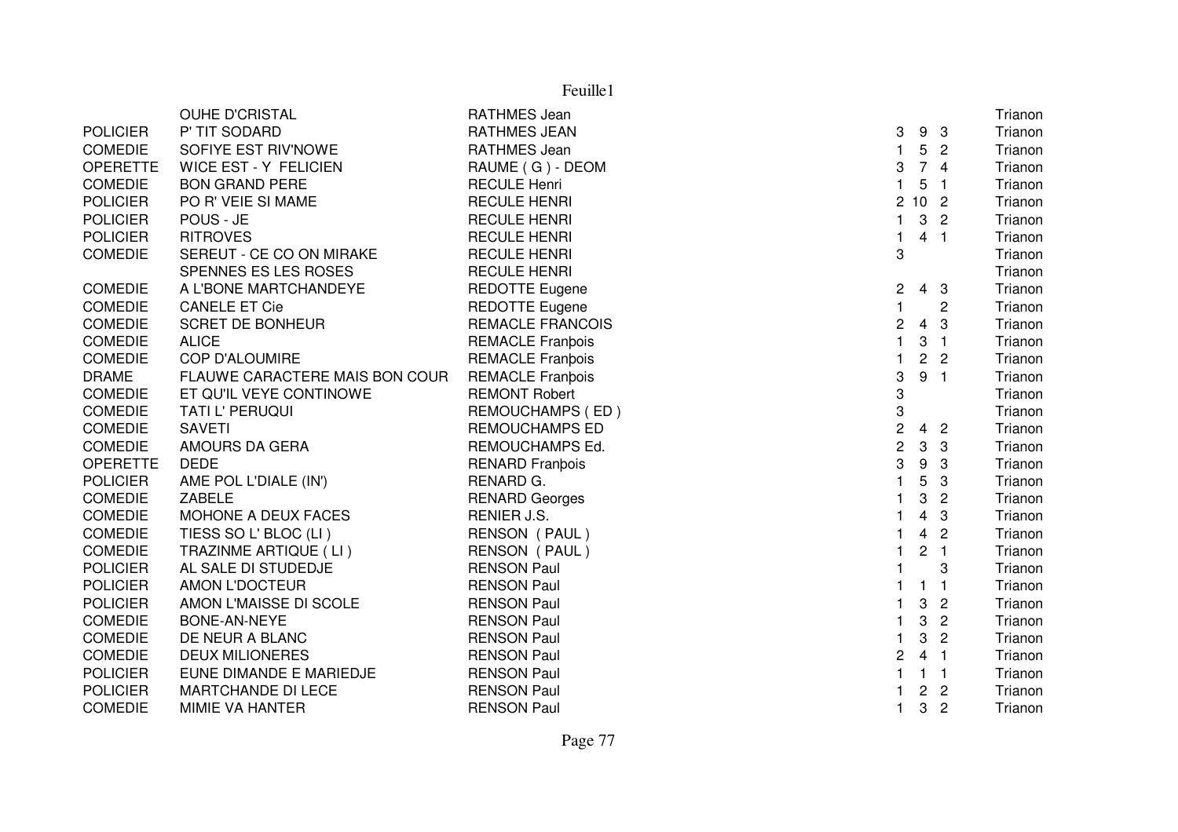| | | | | | | |
|---|---|---|---|---|---|---|
| | OUHE D'CRISTAL | RATHMES Jean | | | | Trianon |
| POLICIER | P' TIT SODARD | RATHMES JEAN | 3 | 9 | 3 | Trianon |
| COMEDIE | SOFIYE EST RIV'NOWE | RATHMES Jean | 1 | 5 | 2 | Trianon |
| OPERETTE | WICE EST - Y FELICIEN | RAUME ( G ) - DEOM | 3 | 7 | 4 | Trianon |
| COMEDIE | BON GRAND PERE | RECULE Henri | 1 | 5 | 1 | Trianon |
| POLICIER | PO R' VEIE SI MAME | RECULE HENRI | 2 | 10 | 2 | Trianon |
| POLICIER | POUS - JE | RECULE HENRI | 1 | 3 | 2 | Trianon |
| POLICIER | RITROVES | RECULE HENRI | 1 | 4 | 1 | Trianon |
| COMEDIE | SEREUT - CE CO ON MIRAKE | RECULE HENRI | 3 | | | Trianon |
| | SPENNES ES LES ROSES | RECULE HENRI | | | | Trianon |
| COMEDIE | A L'BONE MARTCHANDEYE | REDOTTE Eugene | 2 | 4 | 3 | Trianon |
| COMEDIE | CANELE ET Cie | REDOTTE Eugene | 1 | | 2 | Trianon |
| COMEDIE | SCRET DE BONHEUR | REMACLE FRANCOIS | 2 | 4 | 3 | Trianon |
| COMEDIE | ALICE | REMACLE Franþois | 1 | 3 | 1 | Trianon |
| COMEDIE | COP D'ALOUMIRE | REMACLE Franþois | 1 | 2 | 2 | Trianon |
| DRAME | FLAUWE CARACTERE MAIS BON COUR | REMACLE Franþois | 3 | 9 | 1 | Trianon |
| COMEDIE | ET QU'IL VEYE CONTINOWE | REMONT Robert | 3 | | | Trianon |
| COMEDIE | TATI L' PERUQUI | REMOUCHAMPS ( ED ) | 3 | | | Trianon |
| COMEDIE | SAVETI | REMOUCHAMPS ED | 2 | 4 | 2 | Trianon |
| COMEDIE | AMOURS DA GERA | REMOUCHAMPS Ed. | 2 | 3 | 3 | Trianon |
| OPERETTE | DEDE | RENARD Franþois | 3 | 9 | 3 | Trianon |
| POLICIER | AME POL L'DIALE (IN') | RENARD G. | 1 | 5 | 3 | Trianon |
| COMEDIE | ZABELE | RENARD Georges | 1 | 3 | 2 | Trianon |
| COMEDIE | MOHONE A DEUX FACES | RENIER J.S. | 1 | 4 | 3 | Trianon |
| COMEDIE | TIESS SO L' BLOC (LI ) | RENSON ( PAUL ) | 1 | 4 | 2 | Trianon |
| COMEDIE | TRAZINME ARTIQUE ( LI ) | RENSON ( PAUL ) | 1 | 2 | 1 | Trianon |
| POLICIER | AL SALE DI STUDEDJE | RENSON Paul | 1 | | 3 | Trianon |
| POLICIER | AMON L'DOCTEUR | RENSON Paul | 1 | 1 | 1 | Trianon |
| POLICIER | AMON L'MAISSE DI SCOLE | RENSON Paul | 1 | 3 | 2 | Trianon |
| COMEDIE | BONE-AN-NEYE | RENSON Paul | 1 | 3 | 2 | Trianon |
| COMEDIE | DE NEUR A BLANC | RENSON Paul | 1 | 3 | 2 | Trianon |
| COMEDIE | DEUX MILIONERES | RENSON Paul | 2 | 4 | 1 | Trianon |
| POLICIER | EUNE DIMANDE E MARIEDJE | RENSON Paul | 1 | 1 | 1 | Trianon |
| POLICIER | MARTCHANDE DI LECE | RENSON Paul | 1 | 2 | 2 | Trianon |
| COMEDIE | MIMIE VA HANTER | RENSON Paul | 1 | 3 | 2 | Trianon |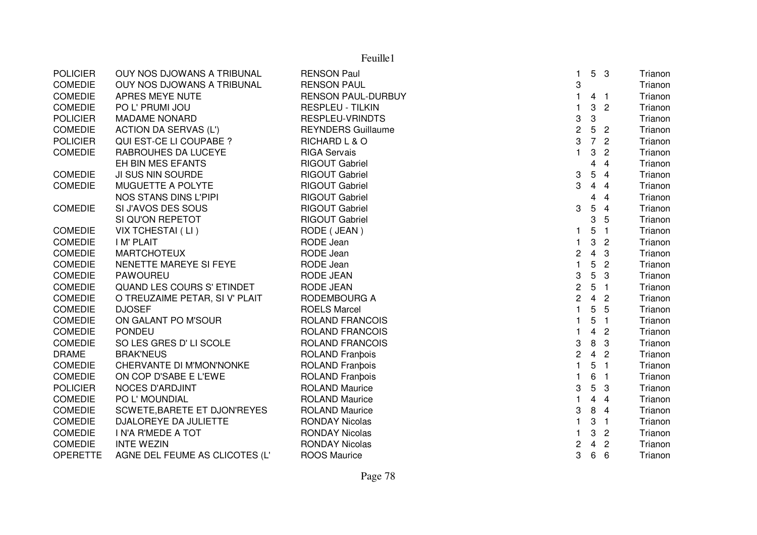| | | | | | | |
|---|---|---|---|---|---|---|
| POLICIER | OUY NOS DJOWANS A TRIBUNAL | RENSON Paul | 1 | 5 | 3 | Trianon |
| COMEDIE | OUY NOS DJOWANS A TRIBUNAL | RENSON PAUL | 3 | | | Trianon |
| COMEDIE | APRES MEYE NUTE | RENSON PAUL-DURBUY | 1 | 4 | 1 | Trianon |
| COMEDIE | PO L' PRUMI JOU | RESPLEU - TILKIN | 1 | 3 | 2 | Trianon |
| POLICIER | MADAME NONARD | RESPLEU-VRINDTS | 3 | 3 | | Trianon |
| COMEDIE | ACTION DA SERVAS (L') | REYNDERS Guillaume | 2 | 5 | 2 | Trianon |
| POLICIER | QUI EST-CE LI COUPABE ? | RICHARD L & O | 3 | 7 | 2 | Trianon |
| COMEDIE | RABROUHES DA LUCEYE | RIGA Servais | 1 | 3 | 2 | Trianon |
| | EH BIN MES EFANTS | RIGOUT Gabriel | | 4 | 4 | Trianon |
| COMEDIE | JI SUS NIN SOURDE | RIGOUT Gabriel | 3 | 5 | 4 | Trianon |
| COMEDIE | MUGUETTE A POLYTE | RIGOUT Gabriel | 3 | 4 | 4 | Trianon |
| | NOS STANS DINS L'PIPI | RIGOUT Gabriel | | 4 | 4 | Trianon |
| COMEDIE | SI J'AVOS DES SOUS | RIGOUT Gabriel | 3 | 5 | 4 | Trianon |
| | SI QU'ON REPETOT | RIGOUT Gabriel | | 3 | 5 | Trianon |
| COMEDIE | VIX TCHESTAI ( LI ) | RODE ( JEAN ) | 1 | 5 | 1 | Trianon |
| COMEDIE | I M' PLAIT | RODE Jean | 1 | 3 | 2 | Trianon |
| COMEDIE | MARTCHOTEUX | RODE Jean | 2 | 4 | 3 | Trianon |
| COMEDIE | NENETTE MAREYE SI FEYE | RODE Jean | 1 | 5 | 2 | Trianon |
| COMEDIE | PAWOUREU | RODE JEAN | 3 | 5 | 3 | Trianon |
| COMEDIE | QUAND LES COURS S' ETINDET | RODE JEAN | 2 | 5 | 1 | Trianon |
| COMEDIE | O TREUZAIME PETAR, SI V' PLAIT | RODEMBOURG A | 2 | 4 | 2 | Trianon |
| COMEDIE | DJOSEF | ROELS Marcel | 1 | 5 | 5 | Trianon |
| COMEDIE | ON GALANT PO M'SOUR | ROLAND FRANCOIS | 1 | 5 | 1 | Trianon |
| COMEDIE | PONDEU | ROLAND FRANCOIS | 1 | 4 | 2 | Trianon |
| COMEDIE | SO LES GRES D' LI SCOLE | ROLAND FRANCOIS | 3 | 8 | 3 | Trianon |
| DRAME | BRAK'NEUS | ROLAND Franþois | 2 | 4 | 2 | Trianon |
| COMEDIE | CHERVANTE DI M'MON'NONKE | ROLAND Franþois | 1 | 5 | 1 | Trianon |
| COMEDIE | ON COP D'SABE E L'EWE | ROLAND Franþois | 1 | 6 | 1 | Trianon |
| POLICIER | NOCES D'ARDJINT | ROLAND Maurice | 3 | 5 | 3 | Trianon |
| COMEDIE | PO L' MOUNDIAL | ROLAND Maurice | 1 | 4 | 4 | Trianon |
| COMEDIE | SCWETE,BARETE ET DJON'REYES | ROLAND Maurice | 3 | 8 | 4 | Trianon |
| COMEDIE | DJALOREYE DA JULIETTE | RONDAY Nicolas | 1 | 3 | 1 | Trianon |
| COMEDIE | I N'A R'MEDE A TOT | RONDAY Nicolas | 1 | 3 | 2 | Trianon |
| COMEDIE | INTE WEZIN | RONDAY Nicolas | 2 | 4 | 2 | Trianon |
| OPERETTE | AGNE DEL FEUME AS CLICOTES (L' | ROOS Maurice | 3 | 6 | 6 | Trianon |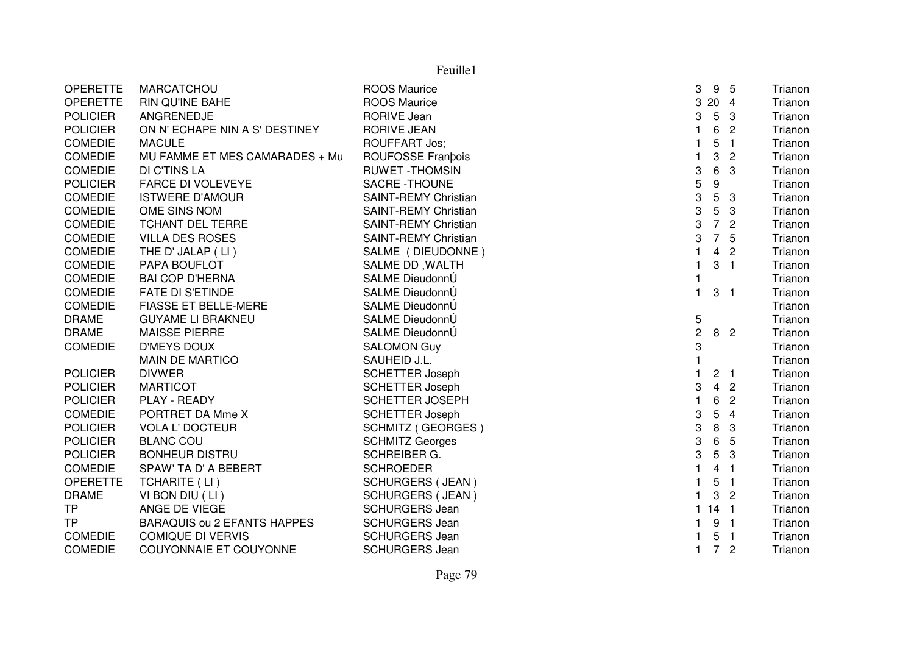| | | | | | | |
|---|---|---|---|---|---|---|
| OPERETTE | MARCATCHOU | ROOS Maurice | 3 | 9 | 5 | Trianon |
| OPERETTE | RIN QU'INE BAHE | ROOS Maurice | 3 | 20 | 4 | Trianon |
| POLICIER | ANGRENEDJE | RORIVE Jean | 3 | 5 | 3 | Trianon |
| POLICIER | ON N' ECHAPE NIN A S' DESTINEY | RORIVE JEAN | 1 | 6 | 2 | Trianon |
| COMEDIE | MACULE | ROUFFART Jos; | 1 | 5 | 1 | Trianon |
| COMEDIE | MU FAMME ET MES CAMARADES + Mu | ROUFOSSE Franþois | 1 | 3 | 2 | Trianon |
| COMEDIE | DI C'TINS LA | RUWET -THOMSIN | 3 | 6 | 3 | Trianon |
| POLICIER | FARCE DI VOLEVEYE | SACRE -THOUNE | 5 | 9 | | Trianon |
| COMEDIE | ISTWERE D'AMOUR | SAINT-REMY Christian | 3 | 5 | 3 | Trianon |
| COMEDIE | OME SINS NOM | SAINT-REMY Christian | 3 | 5 | 3 | Trianon |
| COMEDIE | TCHANT DEL TERRE | SAINT-REMY Christian | 3 | 7 | 2 | Trianon |
| COMEDIE | VILLA DES ROSES | SAINT-REMY Christian | 3 | 7 | 5 | Trianon |
| COMEDIE | THE D' JALAP ( LI ) | SALME ( DIEUDONNE ) | 1 | 4 | 2 | Trianon |
| COMEDIE | PAPA BOUFLOT | SALME DD ,WALTH | 1 | 3 | 1 | Trianon |
| COMEDIE | BAI COP D'HERNA | SALME DieudonnÚ | 1 | | | Trianon |
| COMEDIE | FATE DI S'ETINDE | SALME DieudonnÚ | 1 | 3 | 1 | Trianon |
| COMEDIE | FIASSE ET BELLE-MERE | SALME DieudonnÚ | | | | Trianon |
| DRAME | GUYAME LI BRAKNEU | SALME DieudonnÚ | 5 | | | Trianon |
| DRAME | MAISSE PIERRE | SALME DieudonnÚ | 2 | 8 | 2 | Trianon |
| COMEDIE | D'MEYS DOUX | SALOMON Guy | 3 | | | Trianon |
| | MAIN DE MARTICO | SAUHEID J.L. | 1 | | | Trianon |
| POLICIER | DIVWER | SCHETTER Joseph | 1 | 2 | 1 | Trianon |
| POLICIER | MARTICOT | SCHETTER Joseph | 3 | 4 | 2 | Trianon |
| POLICIER | PLAY - READY | SCHETTER JOSEPH | 1 | 6 | 2 | Trianon |
| COMEDIE | PORTRET DA Mme X | SCHETTER Joseph | 3 | 5 | 4 | Trianon |
| POLICIER | VOLA L' DOCTEUR | SCHMITZ ( GEORGES ) | 3 | 8 | 3 | Trianon |
| POLICIER | BLANC COU | SCHMITZ Georges | 3 | 6 | 5 | Trianon |
| POLICIER | BONHEUR DISTRU | SCHREIBER G. | 3 | 5 | 3 | Trianon |
| COMEDIE | SPAW' TA D' A BEBERT | SCHROEDER | 1 | 4 | 1 | Trianon |
| OPERETTE | TCHARITE ( LI ) | SCHURGERS ( JEAN ) | 1 | 5 | 1 | Trianon |
| DRAME | VI BON DIU ( LI ) | SCHURGERS ( JEAN ) | 1 | 3 | 2 | Trianon |
| TP | ANGE DE VIEGE | SCHURGERS Jean | 1 | 14 | 1 | Trianon |
| TP | BARAQUIS ou 2 EFANTS HAPPES | SCHURGERS Jean | 1 | 9 | 1 | Trianon |
| COMEDIE | COMIQUE DI VERVIS | SCHURGERS Jean | 1 | 5 | 1 | Trianon |
| COMEDIE | COUYONNAIE ET COUYONNE | SCHURGERS Jean | 1 | 7 | 2 | Trianon |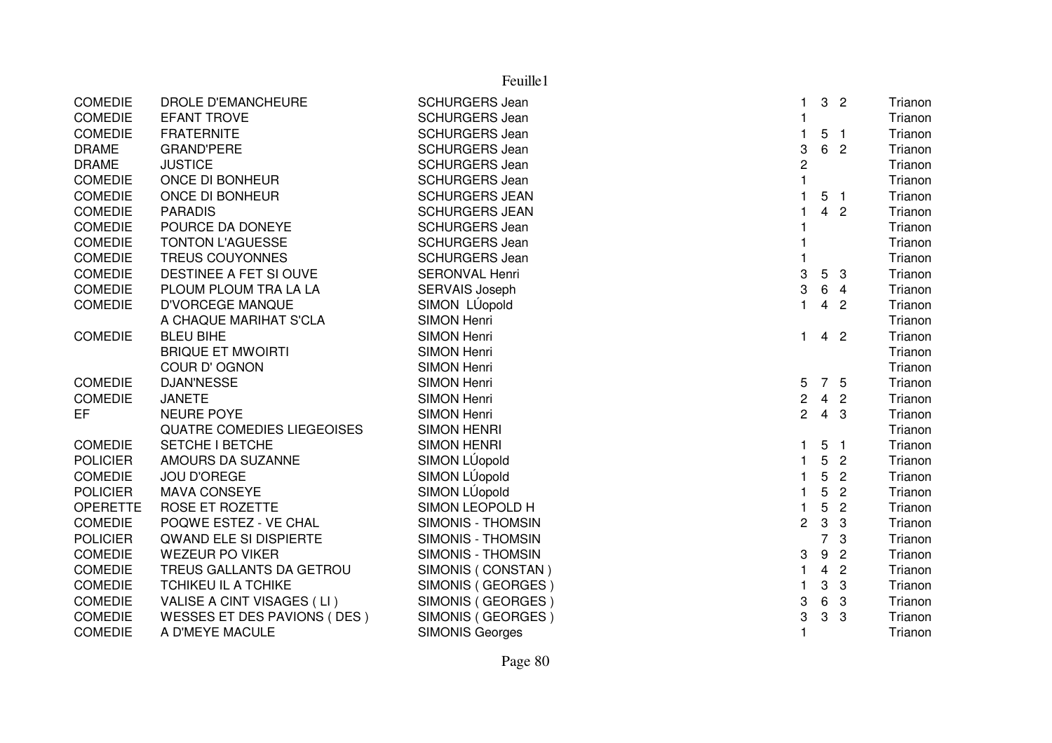| | | | | | | |
|---|---|---|---|---|---|---|
| COMEDIE | DROLE D'EMANCHEURE | SCHURGERS Jean | 1 | 3 | 2 | Trianon |
| COMEDIE | EFANT TROVE | SCHURGERS Jean | 1 | | | Trianon |
| COMEDIE | FRATERNITE | SCHURGERS Jean | 1 | 5 | 1 | Trianon |
| DRAME | GRAND'PERE | SCHURGERS Jean | 3 | 6 | 2 | Trianon |
| DRAME | JUSTICE | SCHURGERS Jean | 2 | | | Trianon |
| COMEDIE | ONCE DI BONHEUR | SCHURGERS Jean | 1 | | | Trianon |
| COMEDIE | ONCE DI BONHEUR | SCHURGERS JEAN | 1 | 5 | 1 | Trianon |
| COMEDIE | PARADIS | SCHURGERS JEAN | 1 | 4 | 2 | Trianon |
| COMEDIE | POURCE DA DONEYE | SCHURGERS Jean | 1 | | | Trianon |
| COMEDIE | TONTON L'AGUESSE | SCHURGERS Jean | 1 | | | Trianon |
| COMEDIE | TREUS COUYONNES | SCHURGERS Jean | 1 | | | Trianon |
| COMEDIE | DESTINEE A FET SI OUVE | SERONVAL Henri | 3 | 5 | 3 | Trianon |
| COMEDIE | PLOUM PLOUM TRA LA LA | SERVAIS Joseph | 3 | 6 | 4 | Trianon |
| COMEDIE | D'VORCEGE MANQUE | SIMON LÚopold | 1 | 4 | 2 | Trianon |
| | A CHAQUE MARIHAT S'CLA | SIMON Henri | | | | Trianon |
| COMEDIE | BLEU BIHE | SIMON Henri | 1 | 4 | 2 | Trianon |
| | BRIQUE ET MWOIRTI | SIMON Henri | | | | Trianon |
| | COUR D' OGNON | SIMON Henri | | | | Trianon |
| COMEDIE | DJAN'NESSE | SIMON Henri | 5 | 7 | 5 | Trianon |
| COMEDIE | JANETE | SIMON Henri | 2 | 4 | 2 | Trianon |
| EF | NEURE POYE | SIMON Henri | 2 | 4 | 3 | Trianon |
| | QUATRE COMEDIES LIEGEOISES | SIMON HENRI | | | | Trianon |
| COMEDIE | SETCHE I BETCHE | SIMON HENRI | 1 | 5 | 1 | Trianon |
| POLICIER | AMOURS DA SUZANNE | SIMON LÚopold | 1 | 5 | 2 | Trianon |
| COMEDIE | JOU D'OREGE | SIMON LÚopold | 1 | 5 | 2 | Trianon |
| POLICIER | MAVA CONSEYE | SIMON LÚopold | 1 | 5 | 2 | Trianon |
| OPERETTE | ROSE ET ROZETTE | SIMON LEOPOLD H | 1 | 5 | 2 | Trianon |
| COMEDIE | POQWE ESTEZ - VE CHAL | SIMONIS - THOMSIN | 2 | 3 | 3 | Trianon |
| POLICIER | QWAND ELE SI DISPIERTE | SIMONIS - THOMSIN | | 7 | 3 | Trianon |
| COMEDIE | WEZEUR PO VIKER | SIMONIS - THOMSIN | 3 | 9 | 2 | Trianon |
| COMEDIE | TREUS GALLANTS DA GETROU | SIMONIS ( CONSTAN ) | 1 | 4 | 2 | Trianon |
| COMEDIE | TCHIKEU IL A TCHIKE | SIMONIS ( GEORGES ) | 1 | 3 | 3 | Trianon |
| COMEDIE | VALISE A CINT VISAGES ( LI ) | SIMONIS ( GEORGES ) | 3 | 6 | 3 | Trianon |
| COMEDIE | WESSES ET DES PAVIONS ( DES ) | SIMONIS ( GEORGES ) | 3 | 3 | 3 | Trianon |
| COMEDIE | A D'MEYE MACULE | SIMONIS Georges | 1 | | | Trianon |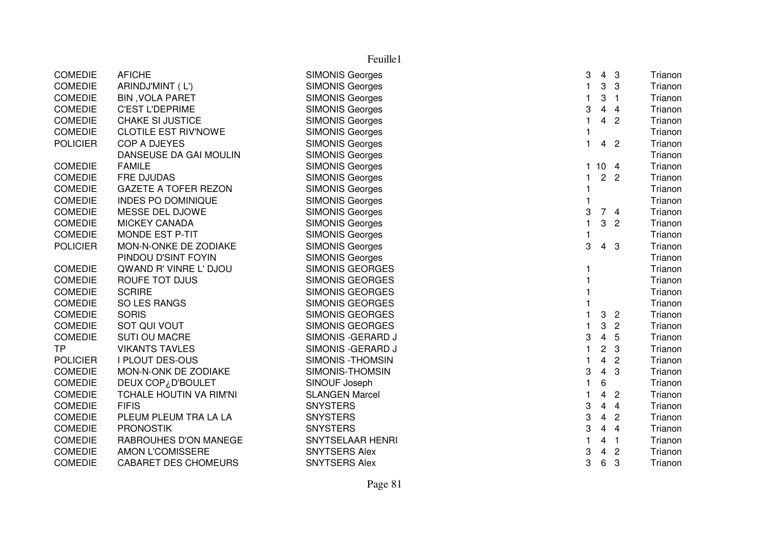| | | | | | | |
|---|---|---|---|---|---|---|
| COMEDIE | AFICHE | SIMONIS Georges | 3 | 4 | 3 | Trianon |
| COMEDIE | ARINDJ'MINT ( L') | SIMONIS Georges | 1 | 3 | 3 | Trianon |
| COMEDIE | BIN ,VOLA PARET | SIMONIS Georges | 1 | 3 | 1 | Trianon |
| COMEDIE | C'EST L'DEPRIME | SIMONIS Georges | 3 | 4 | 4 | Trianon |
| COMEDIE | CHAKE SI JUSTICE | SIMONIS Georges | 1 | 4 | 2 | Trianon |
| COMEDIE | CLOTILE EST RIV'NOWE | SIMONIS Georges | 1 | | | Trianon |
| POLICIER | COP A DJEYES | SIMONIS Georges | 1 | 4 | 2 | Trianon |
| | DANSEUSE DA GAI MOULIN | SIMONIS Georges | | | | Trianon |
| COMEDIE | FAMILE | SIMONIS Georges | 1 | 10 | 4 | Trianon |
| COMEDIE | FRE DJUDAS | SIMONIS Georges | 1 | 2 | 2 | Trianon |
| COMEDIE | GAZETE A TOFER REZON | SIMONIS Georges | 1 | | | Trianon |
| COMEDIE | INDES PO DOMINIQUE | SIMONIS Georges | 1 | | | Trianon |
| COMEDIE | MESSE DEL DJOWE | SIMONIS Georges | 3 | 7 | 4 | Trianon |
| COMEDIE | MICKEY CANADA | SIMONIS Georges | 1 | 3 | 2 | Trianon |
| COMEDIE | MONDE EST P-TIT | SIMONIS Georges | 1 | | | Trianon |
| POLICIER | MON-N-ONKE DE ZODIAKE | SIMONIS Georges | 3 | 4 | 3 | Trianon |
| | PINDOU D'SINT FOYIN | SIMONIS Georges | | | | Trianon |
| COMEDIE | QWAND R' VINRE L' DJOU | SIMONIS GEORGES | 1 | | | Trianon |
| COMEDIE | ROUFE TOT DJUS | SIMONIS GEORGES | 1 | | | Trianon |
| COMEDIE | SCRIRE | SIMONIS GEORGES | 1 | | | Trianon |
| COMEDIE | SO LES RANGS | SIMONIS GEORGES | 1 | | | Trianon |
| COMEDIE | SORIS | SIMONIS GEORGES | 1 | 3 | 2 | Trianon |
| COMEDIE | SOT QUI VOUT | SIMONIS GEORGES | 1 | 3 | 2 | Trianon |
| COMEDIE | SUTI OU MACRE | SIMONIS -GERARD J | 3 | 4 | 5 | Trianon |
| TP | VIKANTS TAVLES | SIMONIS -GERARD J | 1 | 2 | 3 | Trianon |
| POLICIER | I PLOUT DES-OUS | SIMONIS -THOMSIN | 1 | 4 | 2 | Trianon |
| COMEDIE | MON-N-ONK DE ZODIAKE | SIMONIS-THOMSIN | 3 | 4 | 3 | Trianon |
| COMEDIE | DEUX COP¿D'BOULET | SINOUF Joseph | 1 | 6 | | Trianon |
| COMEDIE | TCHALE HOUTIN VA RIM'NI | SLANGEN Marcel | 1 | 4 | 2 | Trianon |
| COMEDIE | FIFIS | SNYSTERS | 3 | 4 | 4 | Trianon |
| COMEDIE | PLEUM PLEUM TRA LA LA | SNYSTERS | 3 | 4 | 2 | Trianon |
| COMEDIE | PRONOSTIK | SNYSTERS | 3 | 4 | 4 | Trianon |
| COMEDIE | RABROUHES D'ON MANEGE | SNYTSELAAR HENRI | 1 | 4 | 1 | Trianon |
| COMEDIE | AMON L'COMISSERE | SNYTSERS Alex | 3 | 4 | 2 | Trianon |
| COMEDIE | CABARET DES CHOMEURS | SNYTSERS Alex | 3 | 6 | 3 | Trianon |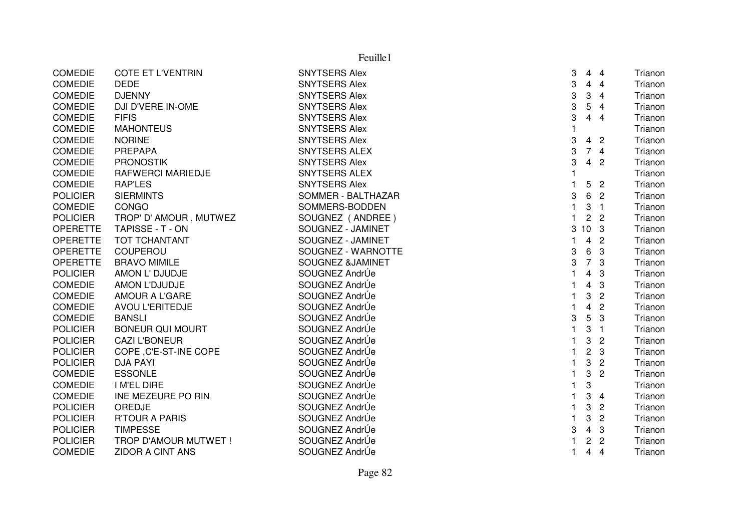| | | | | | | |
|---|---|---|---|---|---|---|
| COMEDIE | COTE ET L'VENTRIN | SNYTSERS Alex | 3 | 4 | 4 | Trianon |
| COMEDIE | DEDE | SNYTSERS Alex | 3 | 4 | 4 | Trianon |
| COMEDIE | DJENNY | SNYTSERS Alex | 3 | 3 | 4 | Trianon |
| COMEDIE | DJI D'VERE IN-OME | SNYTSERS Alex | 3 | 5 | 4 | Trianon |
| COMEDIE | FIFIS | SNYTSERS Alex | 3 | 4 | 4 | Trianon |
| COMEDIE | MAHONTEUS | SNYTSERS Alex | 1 | | | Trianon |
| COMEDIE | NORINE | SNYTSERS Alex | 3 | 4 | 2 | Trianon |
| COMEDIE | PREPAPA | SNYTSERS ALEX | 3 | 7 | 4 | Trianon |
| COMEDIE | PRONOSTIK | SNYTSERS Alex | 3 | 4 | 2 | Trianon |
| COMEDIE | RAFWERCI MARIEDJE | SNYTSERS ALEX | 1 | | | Trianon |
| COMEDIE | RAP'LES | SNYTSERS Alex | 1 | 5 | 2 | Trianon |
| POLICIER | SIERMINTS | SOMMER - BALTHAZAR | 3 | 6 | 2 | Trianon |
| COMEDIE | CONGO | SOMMERS-BODDEN | 1 | 3 | 1 | Trianon |
| POLICIER | TROP' D' AMOUR , MUTWEZ | SOUGNEZ ( ANDREE ) | 1 | 2 | 2 | Trianon |
| OPERETTE | TAPISSE - T - ON | SOUGNEZ - JAMINET | 3 | 10 | 3 | Trianon |
| OPERETTE | TOT TCHANTANT | SOUGNEZ - JAMINET | 1 | 4 | 2 | Trianon |
| OPERETTE | COUPEROU | SOUGNEZ - WARNOTTE | 3 | 6 | 3 | Trianon |
| OPERETTE | BRAVO MIMILE | SOUGNEZ &JAMINET | 3 | 7 | 3 | Trianon |
| POLICIER | AMON L' DJUDJE | SOUGNEZ AndrÚe | 1 | 4 | 3 | Trianon |
| COMEDIE | AMON L'DJUDJE | SOUGNEZ AndrÚe | 1 | 4 | 3 | Trianon |
| COMEDIE | AMOUR A L'GARE | SOUGNEZ AndrÚe | 1 | 3 | 2 | Trianon |
| COMEDIE | AVOU L'ERITEDJE | SOUGNEZ AndrÚe | 1 | 4 | 2 | Trianon |
| COMEDIE | BANSLI | SOUGNEZ AndrÚe | 3 | 5 | 3 | Trianon |
| POLICIER | BONEUR QUI MOURT | SOUGNEZ AndrÚe | 1 | 3 | 1 | Trianon |
| POLICIER | CAZI L'BONEUR | SOUGNEZ AndrÚe | 1 | 3 | 2 | Trianon |
| POLICIER | COPE ,C'E-ST-INE COPE | SOUGNEZ AndrÚe | 1 | 2 | 3 | Trianon |
| POLICIER | DJA PAYI | SOUGNEZ AndrÚe | 1 | 3 | 2 | Trianon |
| COMEDIE | ESSONLE | SOUGNEZ AndrÚe | 1 | 3 | 2 | Trianon |
| COMEDIE | I M'EL DIRE | SOUGNEZ AndrÚe | 1 | 3 | | Trianon |
| COMEDIE | INE MEZEURE PO RIN | SOUGNEZ AndrÚe | 1 | 3 | 4 | Trianon |
| POLICIER | OREDJE | SOUGNEZ AndrÚe | 1 | 3 | 2 | Trianon |
| POLICIER | R'TOUR A PARIS | SOUGNEZ AndrÚe | 1 | 3 | 2 | Trianon |
| POLICIER | TIMPESSE | SOUGNEZ AndrÚe | 3 | 4 | 3 | Trianon |
| POLICIER | TROP D'AMOUR MUTWET ! | SOUGNEZ AndrÚe | 1 | 2 | 2 | Trianon |
| COMEDIE | ZIDOR A CINT ANS | SOUGNEZ AndrÚe | 1 | 4 | 4 | Trianon |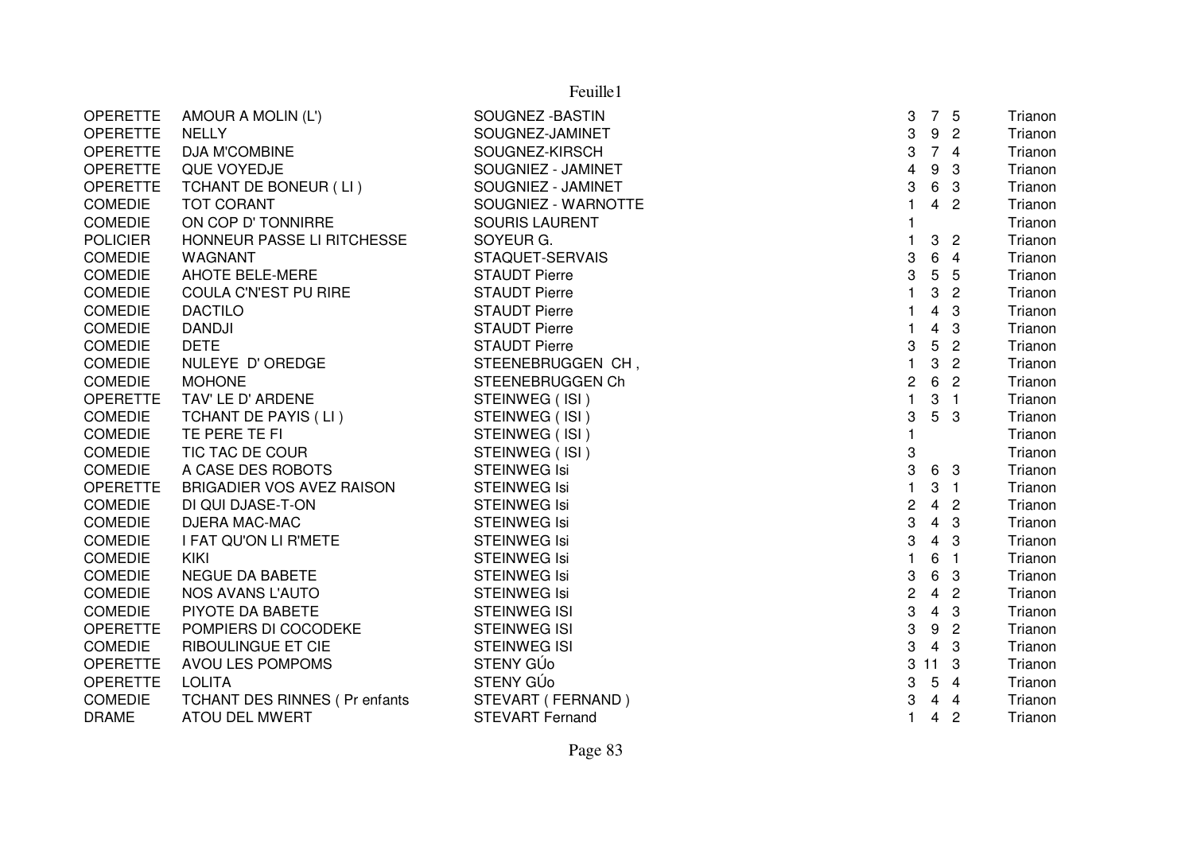| | | | | | | |
|---|---|---|---|---|---|---|
| OPERETTE | AMOUR A MOLIN (L') | SOUGNEZ -BASTIN | 3 | 7 | 5 | Trianon |
| OPERETTE | NELLY | SOUGNEZ-JAMINET | 3 | 9 | 2 | Trianon |
| OPERETTE | DJA M'COMBINE | SOUGNEZ-KIRSCH | 3 | 7 | 4 | Trianon |
| OPERETTE | QUE VOYEDJE | SOUGNIEZ - JAMINET | 4 | 9 | 3 | Trianon |
| OPERETTE | TCHANT DE BONEUR ( LI ) | SOUGNIEZ - JAMINET | 3 | 6 | 3 | Trianon |
| COMEDIE | TOT CORANT | SOUGNIEZ - WARNOTTE | 1 | 4 | 2 | Trianon |
| COMEDIE | ON COP D' TONNIRRE | SOURIS LAURENT | 1 | | | Trianon |
| POLICIER | HONNEUR PASSE LI RITCHESSE | SOYEUR G. | 1 | 3 | 2 | Trianon |
| COMEDIE | WAGNANT | STAQUET-SERVAIS | 3 | 6 | 4 | Trianon |
| COMEDIE | AHOTE BELE-MERE | STAUDT Pierre | 3 | 5 | 5 | Trianon |
| COMEDIE | COULA C'N'EST PU RIRE | STAUDT Pierre | 1 | 3 | 2 | Trianon |
| COMEDIE | DACTILO | STAUDT Pierre | 1 | 4 | 3 | Trianon |
| COMEDIE | DANDJI | STAUDT Pierre | 1 | 4 | 3 | Trianon |
| COMEDIE | DETE | STAUDT Pierre | 3 | 5 | 2 | Trianon |
| COMEDIE | NULEYE D' OREDGE | STEENEBRUGGEN CH , | 1 | 3 | 2 | Trianon |
| COMEDIE | MOHONE | STEENEBRUGGEN Ch | 2 | 6 | 2 | Trianon |
| OPERETTE | TAV' LE D' ARDENE | STEINWEG ( ISI ) | 1 | 3 | 1 | Trianon |
| COMEDIE | TCHANT DE PAYIS ( LI ) | STEINWEG ( ISI ) | 3 | 5 | 3 | Trianon |
| COMEDIE | TE PERE TE FI | STEINWEG ( ISI ) | 1 | | | Trianon |
| COMEDIE | TIC TAC DE COUR | STEINWEG ( ISI ) | 3 | | | Trianon |
| COMEDIE | A CASE DES ROBOTS | STEINWEG Isi | 3 | 6 | 3 | Trianon |
| OPERETTE | BRIGADIER VOS AVEZ RAISON | STEINWEG Isi | 1 | 3 | 1 | Trianon |
| COMEDIE | DI QUI DJASE-T-ON | STEINWEG Isi | 2 | 4 | 2 | Trianon |
| COMEDIE | DJERA MAC-MAC | STEINWEG Isi | 3 | 4 | 3 | Trianon |
| COMEDIE | I FAT QU'ON LI R'METE | STEINWEG Isi | 3 | 4 | 3 | Trianon |
| COMEDIE | KIKI | STEINWEG Isi | 1 | 6 | 1 | Trianon |
| COMEDIE | NEGUE DA BABETE | STEINWEG Isi | 3 | 6 | 3 | Trianon |
| COMEDIE | NOS AVANS L'AUTO | STEINWEG Isi | 2 | 4 | 2 | Trianon |
| COMEDIE | PIYOTE DA BABETE | STEINWEG ISI | 3 | 4 | 3 | Trianon |
| OPERETTE | POMPIERS DI COCODEKE | STEINWEG ISI | 3 | 9 | 2 | Trianon |
| COMEDIE | RIBOULINGUE ET CIE | STEINWEG ISI | 3 | 4 | 3 | Trianon |
| OPERETTE | AVOU LES POMPOMS | STENY GÚo | 3 | 11 | 3 | Trianon |
| OPERETTE | LOLITA | STENY GÚo | 3 | 5 | 4 | Trianon |
| COMEDIE | TCHANT DES RINNES ( Pr enfants | STEVART ( FERNAND ) | 3 | 4 | 4 | Trianon |
| DRAME | ATOU DEL MWERT | STEVART Fernand | 1 | 4 | 2 | Trianon |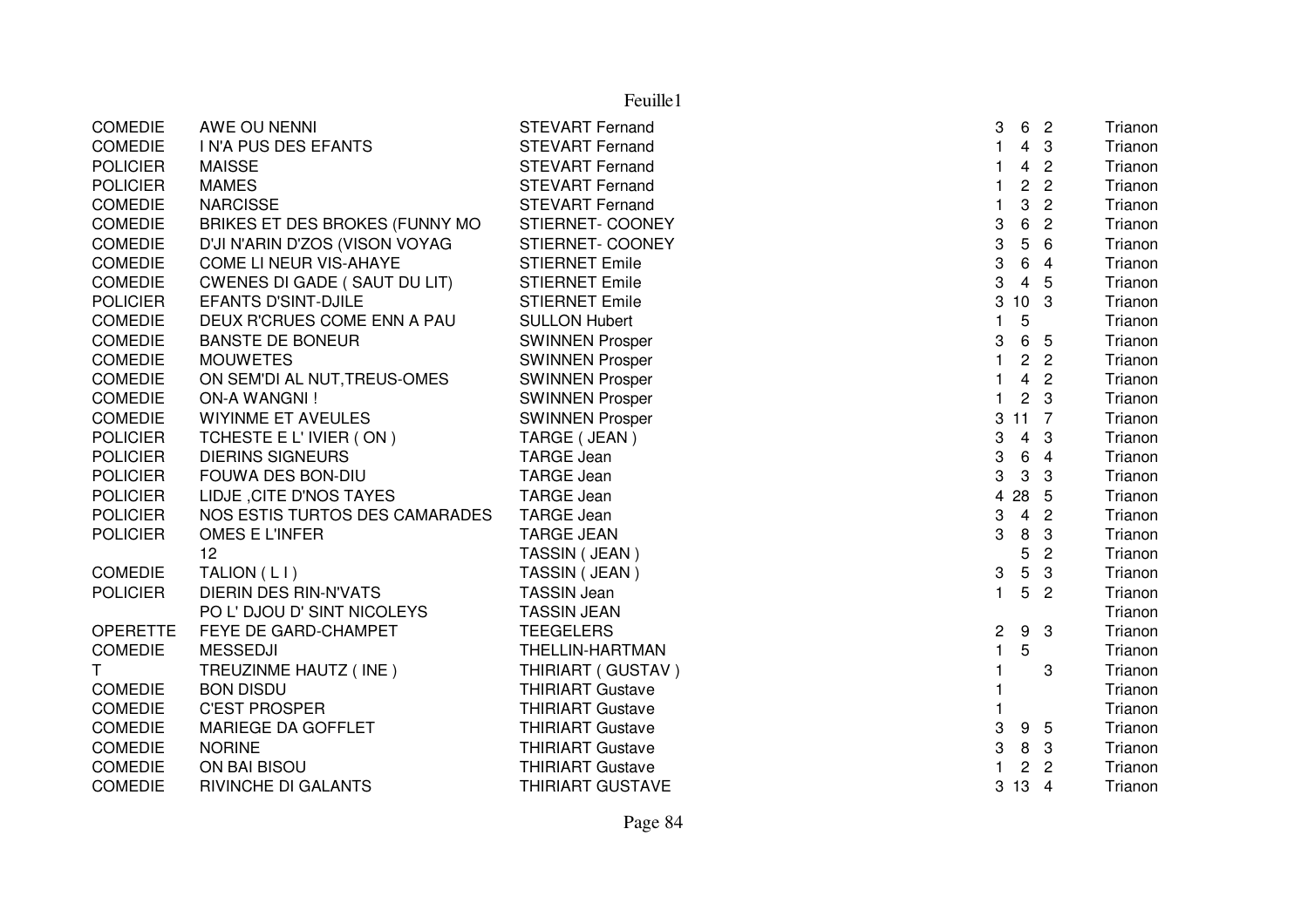| | | | | | | |
|---|---|---|---|---|---|---|
| COMEDIE | AWE OU NENNI | STEVART Fernand | 3 | 6 | 2 | Trianon |
| COMEDIE | I N'A PUS DES EFANTS | STEVART Fernand | 1 | 4 | 3 | Trianon |
| POLICIER | MAISSE | STEVART Fernand | 1 | 4 | 2 | Trianon |
| POLICIER | MAMES | STEVART Fernand | 1 | 2 | 2 | Trianon |
| COMEDIE | NARCISSE | STEVART Fernand | 1 | 3 | 2 | Trianon |
| COMEDIE | BRIKES ET DES BROKES (FUNNY MO | STIERNET- COONEY | 3 | 6 | 2 | Trianon |
| COMEDIE | D'JI N'ARIN D'ZOS (VISON VOYAG | STIERNET- COONEY | 3 | 5 | 6 | Trianon |
| COMEDIE | COME LI NEUR VIS-AHAYE | STIERNET Emile | 3 | 6 | 4 | Trianon |
| COMEDIE | CWENES DI GADE ( SAUT DU LIT) | STIERNET Emile | 3 | 4 | 5 | Trianon |
| POLICIER | EFANTS D'SINT-DJILE | STIERNET Emile | 3 | 10 | 3 | Trianon |
| COMEDIE | DEUX R'CRUES COME ENN A PAU | SULLON Hubert | 1 | 5 | | Trianon |
| COMEDIE | BANSTE DE BONEUR | SWINNEN Prosper | 3 | 6 | 5 | Trianon |
| COMEDIE | MOUWETES | SWINNEN Prosper | 1 | 2 | 2 | Trianon |
| COMEDIE | ON SEM'DI AL NUT,TREUS-OMES | SWINNEN Prosper | 1 | 4 | 2 | Trianon |
| COMEDIE | ON-A WANGNI ! | SWINNEN Prosper | 1 | 2 | 3 | Trianon |
| COMEDIE | WIYINME ET AVEULES | SWINNEN Prosper | 3 | 11 | 7 | Trianon |
| POLICIER | TCHESTE E L' IVIER ( ON ) | TARGE ( JEAN ) | 3 | 4 | 3 | Trianon |
| POLICIER | DIERINS SIGNEURS | TARGE Jean | 3 | 6 | 4 | Trianon |
| POLICIER | FOUWA DES BON-DIU | TARGE Jean | 3 | 3 | 3 | Trianon |
| POLICIER | LIDJE ,CITE D'NOS TAYES | TARGE Jean | 4 | 28 | 5 | Trianon |
| POLICIER | NOS ESTIS TURTOS DES CAMARADES | TARGE Jean | 3 | 4 | 2 | Trianon |
| POLICIER | OMES E L'INFER | TARGE JEAN | 3 | 8 | 3 | Trianon |
| | 12 | TASSIN ( JEAN ) | | 5 | 2 | Trianon |
| COMEDIE | TALION ( L I ) | TASSIN ( JEAN ) | 3 | 5 | 3 | Trianon |
| POLICIER | DIERIN DES RIN-N'VATS | TASSIN Jean | 1 | 5 | 2 | Trianon |
| | PO L' DJOU D' SINT NICOLEYS | TASSIN JEAN | | | | Trianon |
| OPERETTE | FEYE DE GARD-CHAMPET | TEEGELERS | 2 | 9 | 3 | Trianon |
| COMEDIE | MESSEDJI | THELLIN-HARTMAN | 1 | 5 | | Trianon |
| T | TREUZINME HAUTZ ( INE ) | THIRIART ( GUSTAV ) | 1 | | 3 | Trianon |
| COMEDIE | BON DISDU | THIRIART Gustave | 1 | | | Trianon |
| COMEDIE | C'EST PROSPER | THIRIART Gustave | 1 | | | Trianon |
| COMEDIE | MARIEGE DA GOFFLET | THIRIART Gustave | 3 | 9 | 5 | Trianon |
| COMEDIE | NORINE | THIRIART Gustave | 3 | 8 | 3 | Trianon |
| COMEDIE | ON BAI BISOU | THIRIART Gustave | 1 | 2 | 2 | Trianon |
| COMEDIE | RIVINCHE DI GALANTS | THIRIART GUSTAVE | 3 | 13 | 4 | Trianon |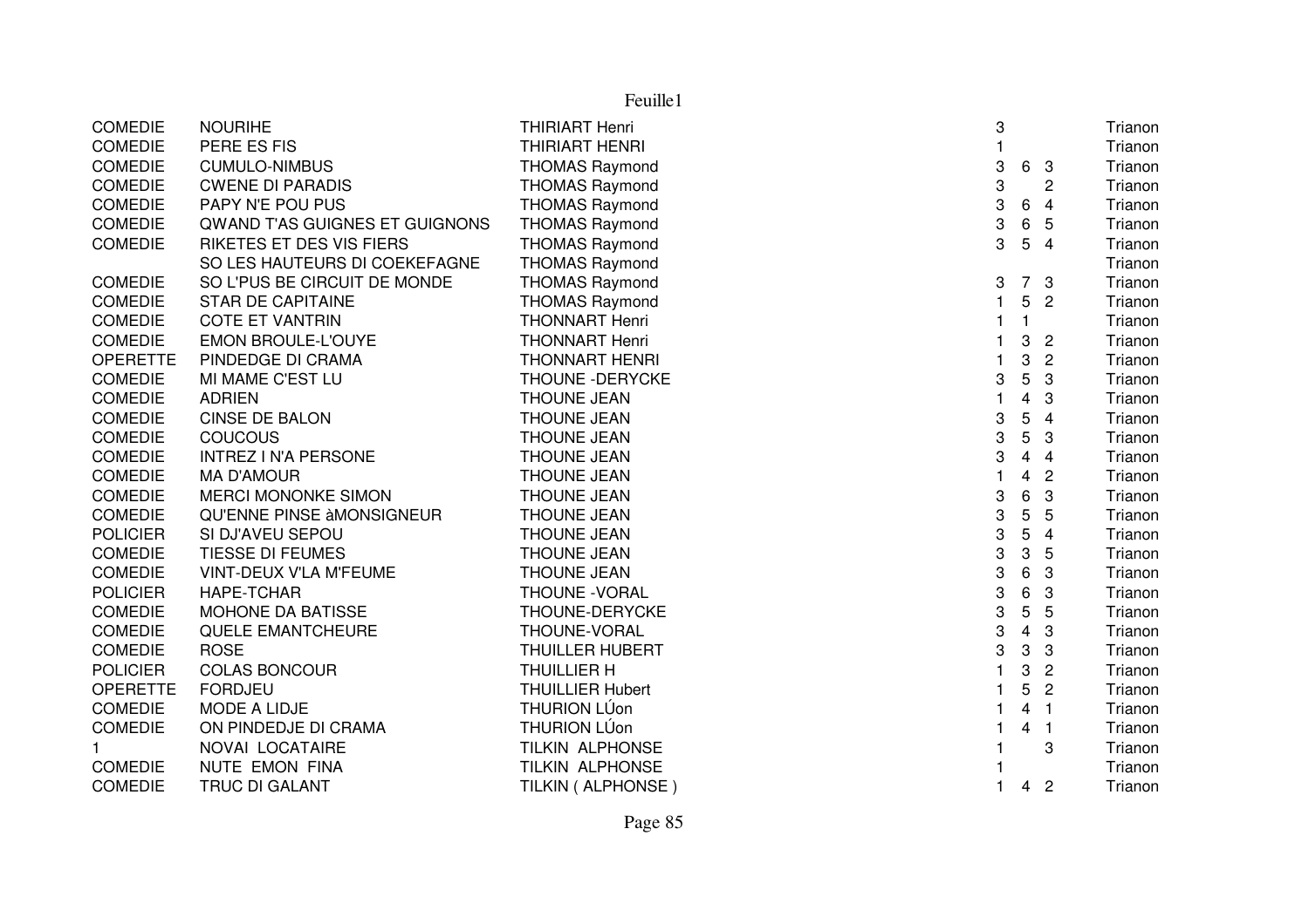Feuille1

| | | | | | | |
|---|---|---|---|---|---|---|
| COMEDIE | NOURIHE | THIRIART Henri | 3 | | | Trianon |
| COMEDIE | PERE ES FIS | THIRIART HENRI | 1 | | | Trianon |
| COMEDIE | CUMULO-NIMBUS | THOMAS Raymond | 3 | 6 | 3 | Trianon |
| COMEDIE | CWENE DI PARADIS | THOMAS Raymond | 3 | | 2 | Trianon |
| COMEDIE | PAPY N'E POU PUS | THOMAS Raymond | 3 | 6 | 4 | Trianon |
| COMEDIE | QWAND T'AS GUIGNES ET GUIGNONS | THOMAS Raymond | 3 | 6 | 5 | Trianon |
| COMEDIE | RIKETES ET DES VIS FIERS | THOMAS Raymond | 3 | 5 | 4 | Trianon |
| | SO LES HAUTEURS DI COEKEFAGNE | THOMAS Raymond | | | | Trianon |
| COMEDIE | SO L'PUS BE CIRCUIT DE MONDE | THOMAS Raymond | 3 | 7 | 3 | Trianon |
| COMEDIE | STAR DE CAPITAINE | THOMAS Raymond | 1 | 5 | 2 | Trianon |
| COMEDIE | COTE ET VANTRIN | THONNART Henri | 1 | 1 | | Trianon |
| COMEDIE | EMON BROULE-L'OUYE | THONNART Henri | 1 | 3 | 2 | Trianon |
| OPERETTE | PINDEDGE DI CRAMA | THONNART HENRI | 1 | 3 | 2 | Trianon |
| COMEDIE | MI MAME C'EST LU | THOUNE -DERYCKE | 3 | 5 | 3 | Trianon |
| COMEDIE | ADRIEN | THOUNE JEAN | 1 | 4 | 3 | Trianon |
| COMEDIE | CINSE DE BALON | THOUNE JEAN | 3 | 5 | 4 | Trianon |
| COMEDIE | COUCOUS | THOUNE JEAN | 3 | 5 | 3 | Trianon |
| COMEDIE | INTREZ I N'A PERSONE | THOUNE JEAN | 3 | 4 | 4 | Trianon |
| COMEDIE | MA D'AMOUR | THOUNE JEAN | 1 | 4 | 2 | Trianon |
| COMEDIE | MERCI MONONKE SIMON | THOUNE JEAN | 3 | 6 | 3 | Trianon |
| COMEDIE | QU'ENNE PINSE àMONSIGNEUR | THOUNE JEAN | 3 | 5 | 5 | Trianon |
| POLICIER | SI DJ'AVEU SEPOU | THOUNE JEAN | 3 | 5 | 4 | Trianon |
| COMEDIE | TIESSE DI FEUMES | THOUNE JEAN | 3 | 3 | 5 | Trianon |
| COMEDIE | VINT-DEUX V'LA M'FEUME | THOUNE JEAN | 3 | 6 | 3 | Trianon |
| POLICIER | HAPE-TCHAR | THOUNE -VORAL | 3 | 6 | 3 | Trianon |
| COMEDIE | MOHONE DA BATISSE | THOUNE-DERYCKE | 3 | 5 | 5 | Trianon |
| COMEDIE | QUELE EMANTCHEURE | THOUNE-VORAL | 3 | 4 | 3 | Trianon |
| COMEDIE | ROSE | THUILLER HUBERT | 3 | 3 | 3 | Trianon |
| POLICIER | COLAS BONCOUR | THUILLIER H | 1 | 3 | 2 | Trianon |
| OPERETTE | FORDJEU | THUILLIER Hubert | 1 | 5 | 2 | Trianon |
| COMEDIE | MODE A LIDJE | THURION LÚon | 1 | 4 | 1 | Trianon |
| COMEDIE | ON PINDEDJE DI CRAMA | THURION LÚon | 1 | 4 | 1 | Trianon |
| 1 | NOVAI LOCATAIRE | TILKIN ALPHONSE | 1 | | 3 | Trianon |
| COMEDIE | NUTE EMON FINA | TILKIN ALPHONSE | 1 | | | Trianon |
| COMEDIE | TRUC DI GALANT | TILKIN ( ALPHONSE ) | 1 | 4 | 2 | Trianon |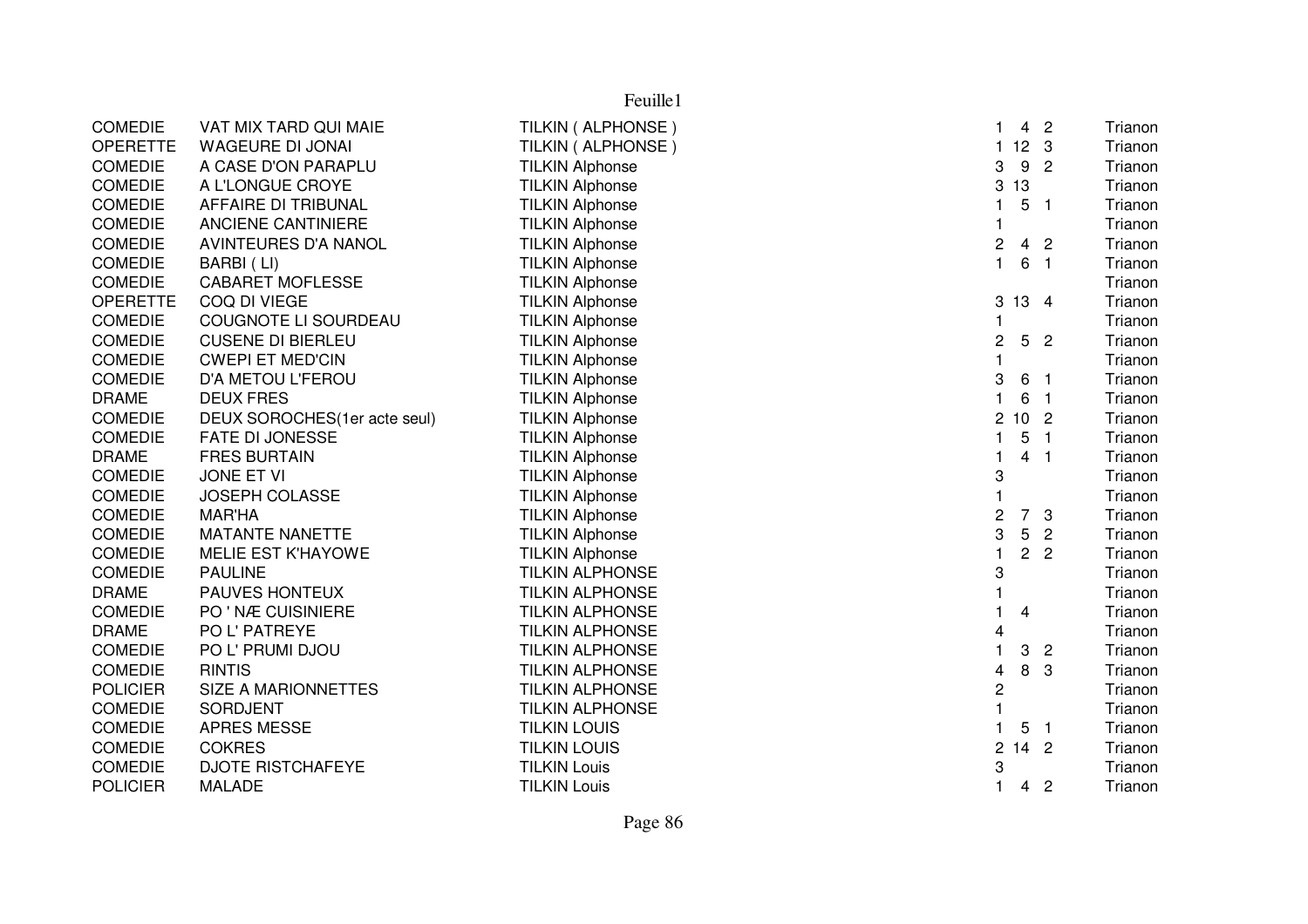Feuille1

| | | | | | | |
|---|---|---|---|---|---|---|
| COMEDIE | VAT MIX TARD QUI MAIE | TILKIN ( ALPHONSE ) | 1 | 4 | 2 | Trianon |
| OPERETTE | WAGEURE DI JONAI | TILKIN ( ALPHONSE ) | 1 | 12 | 3 | Trianon |
| COMEDIE | A CASE D'ON PARAPLU | TILKIN Alphonse | 3 | 9 | 2 | Trianon |
| COMEDIE | A L'LONGUE CROYE | TILKIN Alphonse | 3 | 13 | | Trianon |
| COMEDIE | AFFAIRE DI TRIBUNAL | TILKIN Alphonse | 1 | 5 | 1 | Trianon |
| COMEDIE | ANCIENE CANTINIERE | TILKIN Alphonse | 1 | | | Trianon |
| COMEDIE | AVINTEURES D'A NANOL | TILKIN Alphonse | 2 | 4 | 2 | Trianon |
| COMEDIE | BARBI ( LI) | TILKIN Alphonse | 1 | 6 | 1 | Trianon |
| COMEDIE | CABARET MOFLESSE | TILKIN Alphonse | | | | Trianon |
| OPERETTE | COQ DI VIEGE | TILKIN Alphonse | 3 | 13 | 4 | Trianon |
| COMEDIE | COUGNOTE LI SOURDEAU | TILKIN Alphonse | 1 | | | Trianon |
| COMEDIE | CUSENE DI BIERLEU | TILKIN Alphonse | 2 | 5 | 2 | Trianon |
| COMEDIE | CWEPI ET MED'CIN | TILKIN Alphonse | 1 | | | Trianon |
| COMEDIE | D'A METOU L'FEROU | TILKIN Alphonse | 3 | 6 | 1 | Trianon |
| DRAME | DEUX FRES | TILKIN Alphonse | 1 | 6 | 1 | Trianon |
| COMEDIE | DEUX SOROCHES(1er acte seul) | TILKIN Alphonse | 2 | 10 | 2 | Trianon |
| COMEDIE | FATE DI JONESSE | TILKIN Alphonse | 1 | 5 | 1 | Trianon |
| DRAME | FRES BURTAIN | TILKIN Alphonse | 1 | 4 | 1 | Trianon |
| COMEDIE | JONE ET VI | TILKIN Alphonse | 3 | | | Trianon |
| COMEDIE | JOSEPH COLASSE | TILKIN Alphonse | 1 | | | Trianon |
| COMEDIE | MAR'HA | TILKIN Alphonse | 2 | 7 | 3 | Trianon |
| COMEDIE | MATANTE NANETTE | TILKIN Alphonse | 3 | 5 | 2 | Trianon |
| COMEDIE | MELIE EST K'HAYOWE | TILKIN Alphonse | 1 | 2 | 2 | Trianon |
| COMEDIE | PAULINE | TILKIN ALPHONSE | 3 | | | Trianon |
| DRAME | PAUVES HONTEUX | TILKIN ALPHONSE | 1 | | | Trianon |
| COMEDIE | PO ' NÆ CUISINIERE | TILKIN ALPHONSE | 1 | 4 | | Trianon |
| DRAME | PO L' PATREYE | TILKIN ALPHONSE | 4 | | | Trianon |
| COMEDIE | PO L' PRUMI DJOU | TILKIN ALPHONSE | 1 | 3 | 2 | Trianon |
| COMEDIE | RINTIS | TILKIN ALPHONSE | 4 | 8 | 3 | Trianon |
| POLICIER | SIZE A MARIONNETTES | TILKIN ALPHONSE | 2 | | | Trianon |
| COMEDIE | SORDJENT | TILKIN ALPHONSE | 1 | | | Trianon |
| COMEDIE | APRES MESSE | TILKIN LOUIS | 1 | 5 | 1 | Trianon |
| COMEDIE | COKRES | TILKIN LOUIS | 2 | 14 | 2 | Trianon |
| COMEDIE | DJOTE RISTCHAFEYE | TILKIN Louis | 3 | | | Trianon |
| POLICIER | MALADE | TILKIN Louis | 1 | 4 | 2 | Trianon |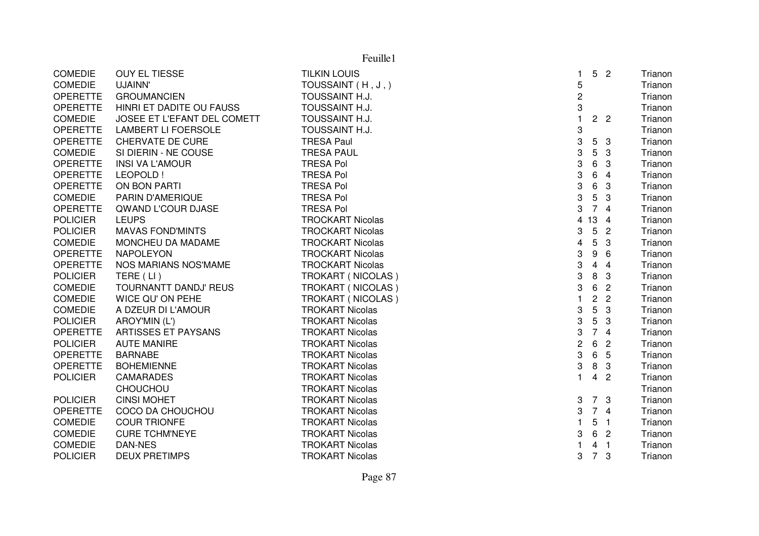| | | | | | | |
|---|---|---|---|---|---|---|
| COMEDIE | OUY EL TIESSE | TILKIN LOUIS | 1 | 5 | 2 | Trianon |
| COMEDIE | UJAINN' | TOUSSAINT ( H , J , ) | 5 | | | Trianon |
| OPERETTE | GROUMANCIEN | TOUSSAINT H.J. | 2 | | | Trianon |
| OPERETTE | HINRI ET DADITE OU FAUSS | TOUSSAINT H.J. | 3 | | | Trianon |
| COMEDIE | JOSEE ET L'EFANT DEL COMETT | TOUSSAINT H.J. | 1 | 2 | 2 | Trianon |
| OPERETTE | LAMBERT LI FOERSOLE | TOUSSAINT H.J. | 3 | | | Trianon |
| OPERETTE | CHERVATE DE CURE | TRESA Paul | 3 | 5 | 3 | Trianon |
| COMEDIE | SI DIERIN - NE COUSE | TRESA PAUL | 3 | 5 | 3 | Trianon |
| OPERETTE | INSI VA L'AMOUR | TRESA Pol | 3 | 6 | 3 | Trianon |
| OPERETTE | LEOPOLD ! | TRESA Pol | 3 | 6 | 4 | Trianon |
| OPERETTE | ON BON PARTI | TRESA Pol | 3 | 6 | 3 | Trianon |
| COMEDIE | PARIN D'AMERIQUE | TRESA Pol | 3 | 5 | 3 | Trianon |
| OPERETTE | QWAND L'COUR DJASE | TRESA Pol | 3 | 7 | 4 | Trianon |
| POLICIER | LEUPS | TROCKART Nicolas | 4 | 13 | 4 | Trianon |
| POLICIER | MAVAS FOND'MINTS | TROCKART Nicolas | 3 | 5 | 2 | Trianon |
| COMEDIE | MONCHEU DA MADAME | TROCKART Nicolas | 4 | 5 | 3 | Trianon |
| OPERETTE | NAPOLEYON | TROCKART Nicolas | 3 | 9 | 6 | Trianon |
| OPERETTE | NOS MARIANS NOS'MAME | TROCKART Nicolas | 3 | 4 | 4 | Trianon |
| POLICIER | TERE ( LI ) | TROKART ( NICOLAS ) | 3 | 8 | 3 | Trianon |
| COMEDIE | TOURNANTT DANDJ' REUS | TROKART ( NICOLAS ) | 3 | 6 | 2 | Trianon |
| COMEDIE | WICE QU' ON PEHE | TROKART ( NICOLAS ) | 1 | 2 | 2 | Trianon |
| COMEDIE | A DZEUR DI L'AMOUR | TROKART Nicolas | 3 | 5 | 3 | Trianon |
| POLICIER | AROY'MIN (L') | TROKART Nicolas | 3 | 5 | 3 | Trianon |
| OPERETTE | ARTISSES ET PAYSANS | TROKART Nicolas | 3 | 7 | 4 | Trianon |
| POLICIER | AUTE MANIRE | TROKART Nicolas | 2 | 6 | 2 | Trianon |
| OPERETTE | BARNABE | TROKART Nicolas | 3 | 6 | 5 | Trianon |
| OPERETTE | BOHEMIENNE | TROKART Nicolas | 3 | 8 | 3 | Trianon |
| POLICIER | CAMARADES | TROKART Nicolas | 1 | 4 | 2 | Trianon |
| | CHOUCHOU | TROKART Nicolas | | | | Trianon |
| POLICIER | CINSI MOHET | TROKART Nicolas | 3 | 7 | 3 | Trianon |
| OPERETTE | COCO DA CHOUCHOU | TROKART Nicolas | 3 | 7 | 4 | Trianon |
| COMEDIE | COUR TRIONFE | TROKART Nicolas | 1 | 5 | 1 | Trianon |
| COMEDIE | CURE TCHM'NEYE | TROKART Nicolas | 3 | 6 | 2 | Trianon |
| COMEDIE | DAN-NES | TROKART Nicolas | 1 | 4 | 1 | Trianon |
| POLICIER | DEUX PRETIMPS | TROKART Nicolas | 3 | 7 | 3 | Trianon |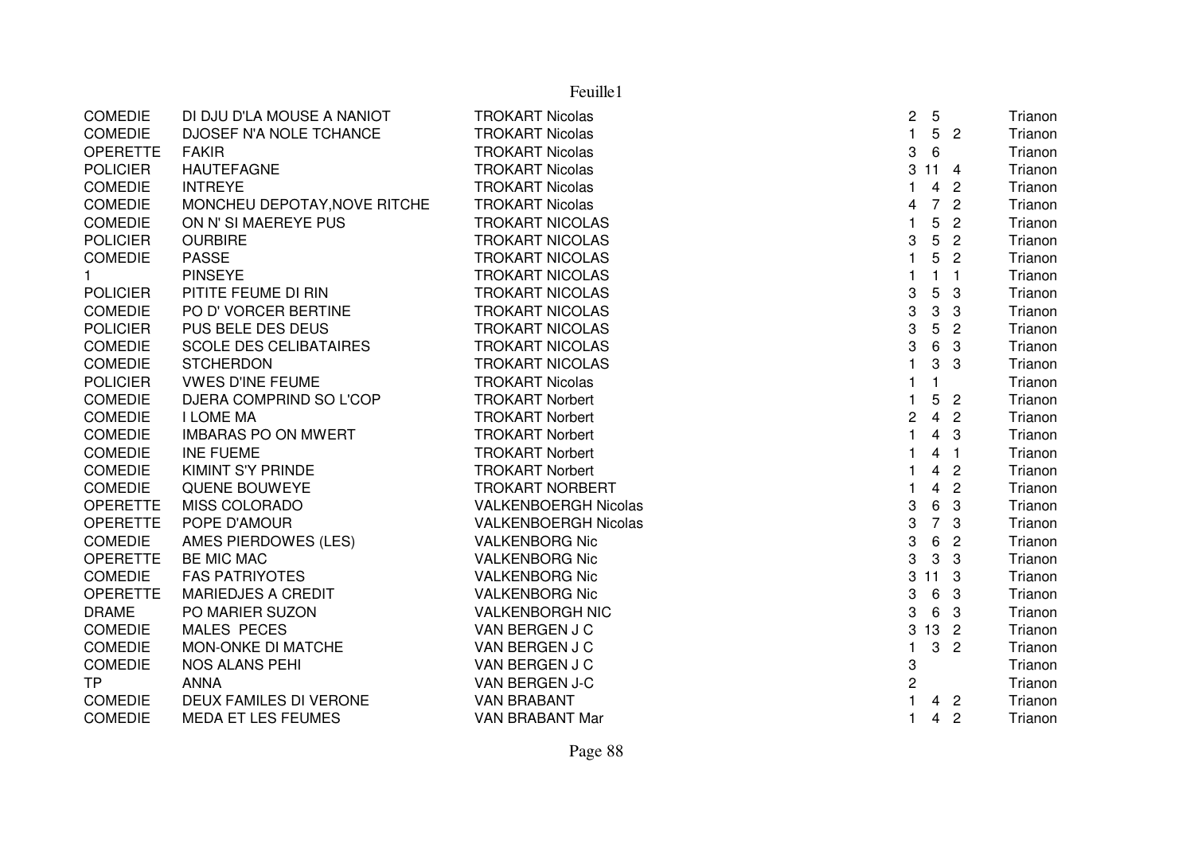| | | | | | | |
|---|---|---|---|---|---|---|
| COMEDIE | DI DJU D'LA MOUSE A NANIOT | TROKART Nicolas | 2 | 5 | | Trianon |
| COMEDIE | DJOSEF N'A NOLE TCHANCE | TROKART Nicolas | 1 | 5 | 2 | Trianon |
| OPERETTE | FAKIR | TROKART Nicolas | 3 | 6 | | Trianon |
| POLICIER | HAUTEFAGNE | TROKART Nicolas | 3 | 11 | 4 | Trianon |
| COMEDIE | INTREYE | TROKART Nicolas | 1 | 4 | 2 | Trianon |
| COMEDIE | MONCHEU DEPOTAY,NOVE RITCHE | TROKART Nicolas | 4 | 7 | 2 | Trianon |
| COMEDIE | ON N' SI MAEREYE PUS | TROKART NICOLAS | 1 | 5 | 2 | Trianon |
| POLICIER | OURBIRE | TROKART NICOLAS | 3 | 5 | 2 | Trianon |
| COMEDIE | PASSE | TROKART NICOLAS | 1 | 5 | 2 | Trianon |
| 1 | PINSEYE | TROKART NICOLAS | 1 | 1 | 1 | Trianon |
| POLICIER | PITITE FEUME DI RIN | TROKART NICOLAS | 3 | 5 | 3 | Trianon |
| COMEDIE | PO D' VORCER BERTINE | TROKART NICOLAS | 3 | 3 | 3 | Trianon |
| POLICIER | PUS BELE DES DEUS | TROKART NICOLAS | 3 | 5 | 2 | Trianon |
| COMEDIE | SCOLE DES CELIBATAIRES | TROKART NICOLAS | 3 | 6 | 3 | Trianon |
| COMEDIE | STCHERDON | TROKART NICOLAS | 1 | 3 | 3 | Trianon |
| POLICIER | VWES D'INE FEUME | TROKART Nicolas | 1 | 1 | | Trianon |
| COMEDIE | DJERA COMPRIND SO L'COP | TROKART Norbert | 1 | 5 | 2 | Trianon |
| COMEDIE | I LOME MA | TROKART Norbert | 2 | 4 | 2 | Trianon |
| COMEDIE | IMBARAS PO ON MWERT | TROKART Norbert | 1 | 4 | 3 | Trianon |
| COMEDIE | INE FUEME | TROKART Norbert | 1 | 4 | 1 | Trianon |
| COMEDIE | KIMINT S'Y PRINDE | TROKART Norbert | 1 | 4 | 2 | Trianon |
| COMEDIE | QUENE BOUWEYE | TROKART NORBERT | 1 | 4 | 2 | Trianon |
| OPERETTE | MISS COLORADO | VALKENBOERGH Nicolas | 3 | 6 | 3 | Trianon |
| OPERETTE | POPE D'AMOUR | VALKENBOERGH Nicolas | 3 | 7 | 3 | Trianon |
| COMEDIE | AMES PIERDOWES (LES) | VALKENBORG Nic | 3 | 6 | 2 | Trianon |
| OPERETTE | BE MIC MAC | VALKENBORG Nic | 3 | 3 | 3 | Trianon |
| COMEDIE | FAS PATRIYOTES | VALKENBORG Nic | 3 | 11 | 3 | Trianon |
| OPERETTE | MARIEDJES A CREDIT | VALKENBORG Nic | 3 | 6 | 3 | Trianon |
| DRAME | PO MARIER SUZON | VALKENBORGH NIC | 3 | 6 | 3 | Trianon |
| COMEDIE | MALES PECES | VAN BERGEN J C | 3 | 13 | 2 | Trianon |
| COMEDIE | MON-ONKE DI MATCHE | VAN BERGEN J C | 1 | 3 | 2 | Trianon |
| COMEDIE | NOS ALANS PEHI | VAN BERGEN J C | 3 | | | Trianon |
| TP | ANNA | VAN BERGEN J-C | 2 | | | Trianon |
| COMEDIE | DEUX FAMILES DI VERONE | VAN BRABANT | 1 | 4 | 2 | Trianon |
| COMEDIE | MEDA ET LES FEUMES | VAN BRABANT Mar | 1 | 4 | 2 | Trianon |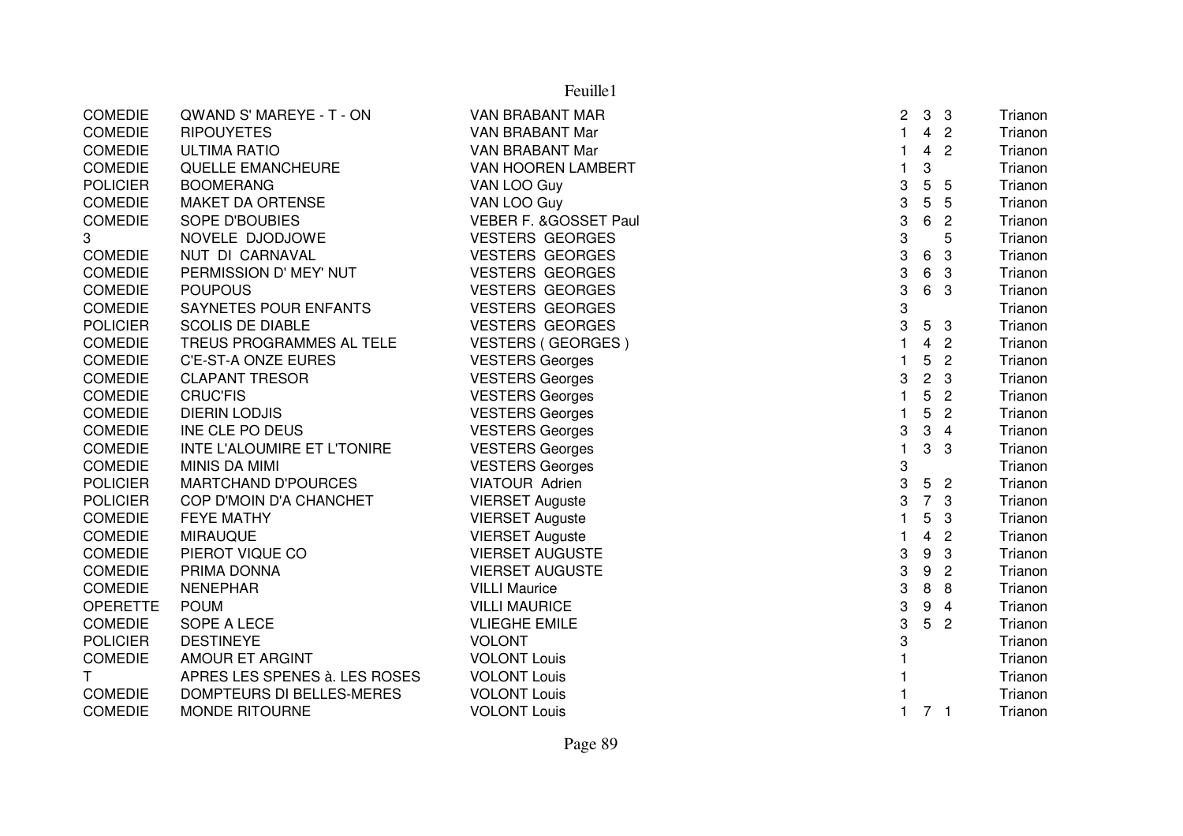| | | | | | | |
|---|---|---|---|---|---|---|
| COMEDIE | QWAND S' MAREYE - T - ON | VAN BRABANT MAR | 2 | 3 | 3 | Trianon |
| COMEDIE | RIPOUYETES | VAN BRABANT Mar | 1 | 4 | 2 | Trianon |
| COMEDIE | ULTIMA RATIO | VAN BRABANT Mar | 1 | 4 | 2 | Trianon |
| COMEDIE | QUELLE EMANCHEURE | VAN HOOREN LAMBERT | 1 | 3 | | Trianon |
| POLICIER | BOOMERANG | VAN LOO Guy | 3 | 5 | 5 | Trianon |
| COMEDIE | MAKET DA ORTENSE | VAN LOO Guy | 3 | 5 | 5 | Trianon |
| COMEDIE | SOPE D'BOUBIES | VEBER F. &GOSSET Paul | 3 | 6 | 2 | Trianon |
| 3 | NOVELE DJODJOWE | VESTERS GEORGES | 3 | | 5 | Trianon |
| COMEDIE | NUT DI CARNAVAL | VESTERS GEORGES | 3 | 6 | 3 | Trianon |
| COMEDIE | PERMISSION D' MEY' NUT | VESTERS GEORGES | 3 | 6 | 3 | Trianon |
| COMEDIE | POUPOUS | VESTERS GEORGES | 3 | 6 | 3 | Trianon |
| COMEDIE | SAYNETES POUR ENFANTS | VESTERS GEORGES | 3 | | | Trianon |
| POLICIER | SCOLIS DE DIABLE | VESTERS GEORGES | 3 | 5 | 3 | Trianon |
| COMEDIE | TREUS PROGRAMMES AL TELE | VESTERS ( GEORGES ) | 1 | 4 | 2 | Trianon |
| COMEDIE | C'E-ST-A ONZE EURES | VESTERS Georges | 1 | 5 | 2 | Trianon |
| COMEDIE | CLAPANT TRESOR | VESTERS Georges | 3 | 2 | 3 | Trianon |
| COMEDIE | CRUC'FIS | VESTERS Georges | 1 | 5 | 2 | Trianon |
| COMEDIE | DIERIN LODJIS | VESTERS Georges | 1 | 5 | 2 | Trianon |
| COMEDIE | INE CLE PO DEUS | VESTERS Georges | 3 | 3 | 4 | Trianon |
| COMEDIE | INTE L'ALOUMIRE ET L'TONIRE | VESTERS Georges | 1 | 3 | 3 | Trianon |
| COMEDIE | MINIS DA MIMI | VESTERS Georges | 3 | | | Trianon |
| POLICIER | MARTCHAND D'POURCES | VIATOUR Adrien | 3 | 5 | 2 | Trianon |
| POLICIER | COP D'MOIN D'A CHANCHET | VIERSET Auguste | 3 | 7 | 3 | Trianon |
| COMEDIE | FEYE MATHY | VIERSET Auguste | 1 | 5 | 3 | Trianon |
| COMEDIE | MIRAUQUE | VIERSET Auguste | 1 | 4 | 2 | Trianon |
| COMEDIE | PIEROT VIQUE CO | VIERSET AUGUSTE | 3 | 9 | 3 | Trianon |
| COMEDIE | PRIMA DONNA | VIERSET AUGUSTE | 3 | 9 | 2 | Trianon |
| COMEDIE | NENEPHAR | VILLI Maurice | 3 | 8 | 8 | Trianon |
| OPERETTE | POUM | VILLI MAURICE | 3 | 9 | 4 | Trianon |
| COMEDIE | SOPE A LECE | VLIEGHE EMILE | 3 | 5 | 2 | Trianon |
| POLICIER | DESTINEYE | VOLONT | 3 | | | Trianon |
| COMEDIE | AMOUR ET ARGINT | VOLONT Louis | 1 | | | Trianon |
| T | APRES LES SPENES à. LES ROSES | VOLONT Louis | 1 | | | Trianon |
| COMEDIE | DOMPTEURS DI BELLES-MERES | VOLONT Louis | 1 | | | Trianon |
| COMEDIE | MONDE RITOURNE | VOLONT Louis | 1 | 7 | 1 | Trianon |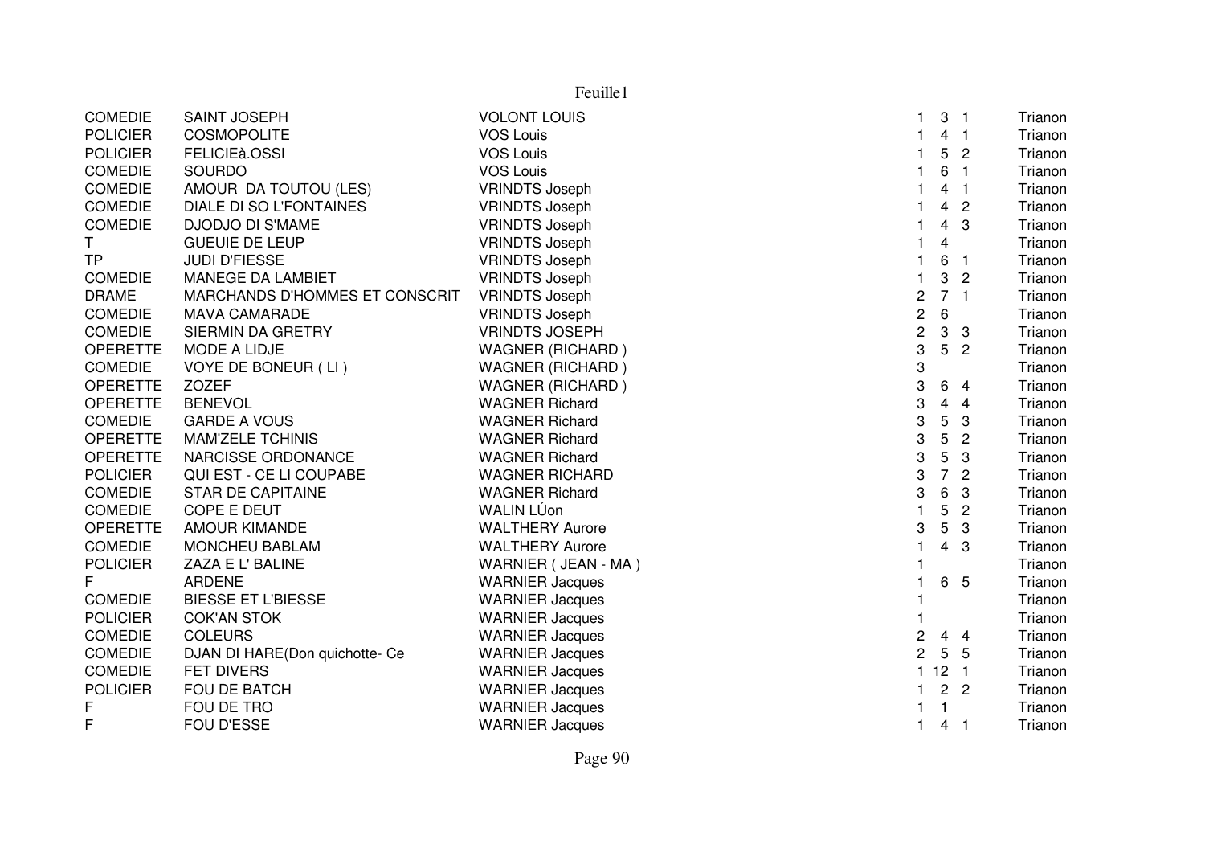Feuille1

| | | | | | | |
|---|---|---|---|---|---|---|
| COMEDIE | SAINT JOSEPH | VOLONT LOUIS | 1 | 3 | 1 | Trianon |
| POLICIER | COSMOPOLITE | VOS Louis | 1 | 4 | 1 | Trianon |
| POLICIER | FELICIEà.OSSI | VOS Louis | 1 | 5 | 2 | Trianon |
| COMEDIE | SOURDO | VOS Louis | 1 | 6 | 1 | Trianon |
| COMEDIE | AMOUR DA TOUTOU (LES) | VRINDTS Joseph | 1 | 4 | 1 | Trianon |
| COMEDIE | DIALE DI SO L'FONTAINES | VRINDTS Joseph | 1 | 4 | 2 | Trianon |
| COMEDIE | DJODJO DI S'MAME | VRINDTS Joseph | 1 | 4 | 3 | Trianon |
| T | GUEUIE DE LEUP | VRINDTS Joseph | 1 | 4 | | Trianon |
| TP | JUDI D'FIESSE | VRINDTS Joseph | 1 | 6 | 1 | Trianon |
| COMEDIE | MANEGE DA LAMBIET | VRINDTS Joseph | 1 | 3 | 2 | Trianon |
| DRAME | MARCHANDS D'HOMMES ET CONSCRIT | VRINDTS Joseph | 2 | 7 | 1 | Trianon |
| COMEDIE | MAVA CAMARADE | VRINDTS Joseph | 2 | 6 | | Trianon |
| COMEDIE | SIERMIN DA GRETRY | VRINDTS JOSEPH | 2 | 3 | 3 | Trianon |
| OPERETTE | MODE A LIDJE | WAGNER (RICHARD ) | 3 | 5 | 2 | Trianon |
| COMEDIE | VOYE DE BONEUR ( LI ) | WAGNER (RICHARD ) | 3 | | | Trianon |
| OPERETTE | ZOZEF | WAGNER (RICHARD ) | 3 | 6 | 4 | Trianon |
| OPERETTE | BENEVOL | WAGNER Richard | 3 | 4 | 4 | Trianon |
| COMEDIE | GARDE A VOUS | WAGNER Richard | 3 | 5 | 3 | Trianon |
| OPERETTE | MAM'ZELE TCHINIS | WAGNER Richard | 3 | 5 | 2 | Trianon |
| OPERETTE | NARCISSE ORDONANCE | WAGNER Richard | 3 | 5 | 3 | Trianon |
| POLICIER | QUI EST - CE LI COUPABE | WAGNER RICHARD | 3 | 7 | 2 | Trianon |
| COMEDIE | STAR DE CAPITAINE | WAGNER Richard | 3 | 6 | 3 | Trianon |
| COMEDIE | COPE E DEUT | WALIN LÚon | 1 | 5 | 2 | Trianon |
| OPERETTE | AMOUR KIMANDE | WALTHERY Aurore | 3 | 5 | 3 | Trianon |
| COMEDIE | MONCHEU BABLAM | WALTHERY Aurore | 1 | 4 | 3 | Trianon |
| POLICIER | ZAZA E L' BALINE | WARNIER ( JEAN - MA ) | 1 | | | Trianon |
| F | ARDENE | WARNIER Jacques | 1 | 6 | 5 | Trianon |
| COMEDIE | BIESSE ET L'BIESSE | WARNIER Jacques | 1 | | | Trianon |
| POLICIER | COK'AN STOK | WARNIER Jacques | 1 | | | Trianon |
| COMEDIE | COLEURS | WARNIER Jacques | 2 | 4 | 4 | Trianon |
| COMEDIE | DJAN DI HARE(Don quichotte- Ce | WARNIER Jacques | 2 | 5 | 5 | Trianon |
| COMEDIE | FET DIVERS | WARNIER Jacques | 1 | 12 | 1 | Trianon |
| POLICIER | FOU DE BATCH | WARNIER Jacques | 1 | 2 | 2 | Trianon |
| F | FOU DE TRO | WARNIER Jacques | 1 | 1 | | Trianon |
| F | FOU D'ESSE | WARNIER Jacques | 1 | 4 | 1 | Trianon |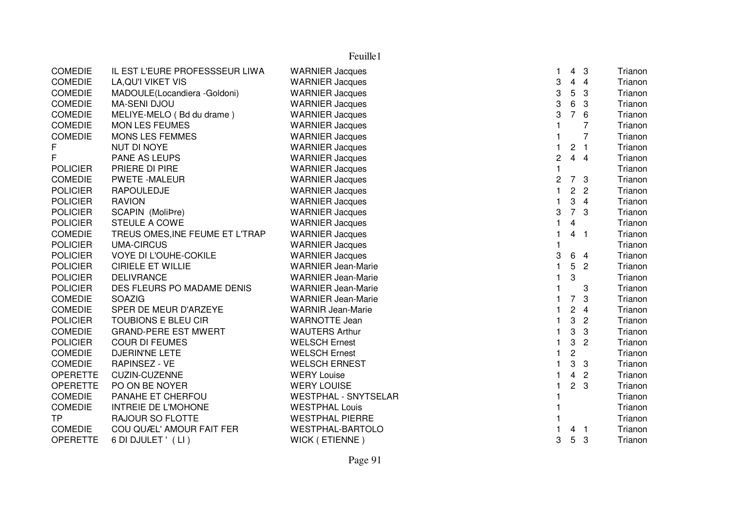| | | | | | | |
|---|---|---|---|---|---|---|
| COMEDIE | IL EST L'EURE PROFESSSEUR LIWA | WARNIER Jacques | 1 | 4 | 3 | Trianon |
| COMEDIE | LA,QU'I VIKET VIS | WARNIER Jacques | 3 | 4 | 4 | Trianon |
| COMEDIE | MADOULE(Locandiera -Goldoni) | WARNIER Jacques | 3 | 5 | 3 | Trianon |
| COMEDIE | MA-SENI DJOU | WARNIER Jacques | 3 | 6 | 3 | Trianon |
| COMEDIE | MELIYE-MELO ( Bd du drame ) | WARNIER Jacques | 3 | 7 | 6 | Trianon |
| COMEDIE | MON LES FEUMES | WARNIER Jacques | 1 | | 7 | Trianon |
| COMEDIE | MONS LES FEMMES | WARNIER Jacques | 1 | | 7 | Trianon |
| F | NUT DI NOYE | WARNIER Jacques | 1 | 2 | 1 | Trianon |
| F | PANE AS LEUPS | WARNIER Jacques | 2 | 4 | 4 | Trianon |
| POLICIER | PRIERE DI PIRE | WARNIER Jacques | 1 | | | Trianon |
| COMEDIE | PWETE -MALEUR | WARNIER Jacques | 2 | 7 | 3 | Trianon |
| POLICIER | RAPOULEDJE | WARNIER Jacques | 1 | 2 | 2 | Trianon |
| POLICIER | RAVION | WARNIER Jacques | 1 | 3 | 4 | Trianon |
| POLICIER | SCAPIN (MoliÞre) | WARNIER Jacques | 3 | 7 | 3 | Trianon |
| POLICIER | STEULE A COWE | WARNIER Jacques | 1 | 4 | | Trianon |
| COMEDIE | TREUS OMES,INE FEUME ET L'TRAP | WARNIER Jacques | 1 | 4 | 1 | Trianon |
| POLICIER | UMA-CIRCUS | WARNIER Jacques | 1 | | | Trianon |
| POLICIER | VOYE DI L'OUHE-COKILE | WARNIER Jacques | 3 | 6 | 4 | Trianon |
| POLICIER | CIRIELE ET WILLIE | WARNIER Jean-Marie | 1 | 5 | 2 | Trianon |
| POLICIER | DELIVRANCE | WARNIER Jean-Marie | 1 | 3 | | Trianon |
| POLICIER | DES FLEURS PO MADAME DENIS | WARNIER Jean-Marie | 1 | | 3 | Trianon |
| COMEDIE | SOAZIG | WARNIER Jean-Marie | 1 | 7 | 3 | Trianon |
| COMEDIE | SPER DE MEUR D'ARZEYE | WARNIR Jean-Marie | 1 | 2 | 4 | Trianon |
| POLICIER | TOUBIONS E BLEU CIR | WARNOTTE Jean | 1 | 3 | 2 | Trianon |
| COMEDIE | GRAND-PERE EST MWERT | WAUTERS Arthur | 1 | 3 | 3 | Trianon |
| POLICIER | COUR DI FEUMES | WELSCH Ernest | 1 | 3 | 2 | Trianon |
| COMEDIE | DJERIN'NE LETE | WELSCH Ernest | 1 | 2 | | Trianon |
| COMEDIE | RAPINSEZ - VE | WELSCH ERNEST | 1 | 3 | 3 | Trianon |
| OPERETTE | CUZIN-CUZENNE | WERY Louise | 1 | 4 | 2 | Trianon |
| OPERETTE | PO ON BE NOYER | WERY LOUISE | 1 | 2 | 3 | Trianon |
| COMEDIE | PANAHE ET CHERFOU | WESTPHAL - SNYTSELAR | 1 | | | Trianon |
| COMEDIE | INTREIE DE L'MOHONE | WESTPHAL Louis | 1 | | | Trianon |
| TP | RAJOUR SO FLOTTE | WESTPHAL PIERRE | 1 | | | Trianon |
| COMEDIE | COU QUÆL' AMOUR FAIT FER | WESTPHAL-BARTOLO | 1 | 4 | 1 | Trianon |
| OPERETTE | 6 DI DJULET ' ( LI ) | WICK ( ETIENNE ) | 3 | 5 | 3 | Trianon |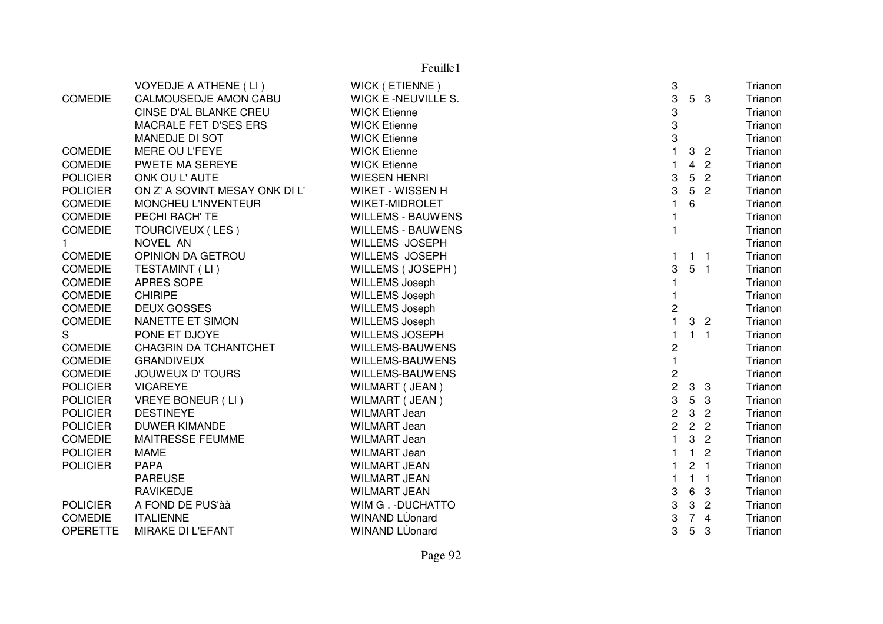| | | | | | | |
|---|---|---|---|---|---|---|
| | VOYEDJE A ATHENE ( LI ) | WICK ( ETIENNE ) | 3 | | | Trianon |
| COMEDIE | CALMOUSEDJE AMON CABU | WICK E -NEUVILLE S. | 3 | 5 | 3 | Trianon |
| | CINSE D'AL BLANKE CREU | WICK Etienne | 3 | | | Trianon |
| | MACRALE FET D'SES ERS | WICK Etienne | 3 | | | Trianon |
| | MANEDJE DI SOT | WICK Etienne | 3 | | | Trianon |
| COMEDIE | MERE OU L'FEYE | WICK Etienne | 1 | 3 | 2 | Trianon |
| COMEDIE | PWETE MA SEREYE | WICK Etienne | 1 | 4 | 2 | Trianon |
| POLICIER | ONK OU L' AUTE | WIESEN HENRI | 3 | 5 | 2 | Trianon |
| POLICIER | ON Z' A SOVINT MESAY ONK DI L' | WIKET - WISSEN H | 3 | 5 | 2 | Trianon |
| COMEDIE | MONCHEU L'INVENTEUR | WIKET-MIDROLET | 1 | 6 | | Trianon |
| COMEDIE | PECHI RACH' TE | WILLEMS - BAUWENS | 1 | | | Trianon |
| COMEDIE | TOURCIVEUX ( LES ) | WILLEMS - BAUWENS | 1 | | | Trianon |
| 1 | NOVEL AN | WILLEMS JOSEPH | | | | Trianon |
| COMEDIE | OPINION DA GETROU | WILLEMS JOSEPH | 1 | 1 | 1 | Trianon |
| COMEDIE | TESTAMINT ( LI ) | WILLEMS ( JOSEPH ) | 3 | 5 | 1 | Trianon |
| COMEDIE | APRES SOPE | WILLEMS Joseph | 1 | | | Trianon |
| COMEDIE | CHIRIPE | WILLEMS Joseph | 1 | | | Trianon |
| COMEDIE | DEUX GOSSES | WILLEMS Joseph | 2 | | | Trianon |
| COMEDIE | NANETTE ET SIMON | WILLEMS Joseph | 1 | 3 | 2 | Trianon |
| S | PONE ET DJOYE | WILLEMS JOSEPH | 1 | 1 | 1 | Trianon |
| COMEDIE | CHAGRIN DA TCHANTCHET | WILLEMS-BAUWENS | 2 | | | Trianon |
| COMEDIE | GRANDIVEUX | WILLEMS-BAUWENS | 1 | | | Trianon |
| COMEDIE | JOUWEUX D' TOURS | WILLEMS-BAUWENS | 2 | | | Trianon |
| POLICIER | VICAREYE | WILMART ( JEAN ) | 2 | 3 | 3 | Trianon |
| POLICIER | VREYE BONEUR ( LI ) | WILMART ( JEAN ) | 3 | 5 | 3 | Trianon |
| POLICIER | DESTINEYE | WILMART Jean | 2 | 3 | 2 | Trianon |
| POLICIER | DUWER KIMANDE | WILMART Jean | 2 | 2 | 2 | Trianon |
| COMEDIE | MAITRESSE FEUMME | WILMART Jean | 1 | 3 | 2 | Trianon |
| POLICIER | MAME | WILMART Jean | 1 | 1 | 2 | Trianon |
| POLICIER | PAPA | WILMART JEAN | 1 | 2 | 1 | Trianon |
| | PAREUSE | WILMART JEAN | 1 | 1 | 1 | Trianon |
| | RAVIKEDJE | WILMART JEAN | 3 | 6 | 3 | Trianon |
| POLICIER | A FOND DE PUS'àà | WIM G . -DUCHATTO | 3 | 3 | 2 | Trianon |
| COMEDIE | ITALIENNE | WINAND LÚonard | 3 | 7 | 4 | Trianon |
| OPERETTE | MIRAKE DI L'EFANT | WINAND LÚonard | 3 | 5 | 3 | Trianon |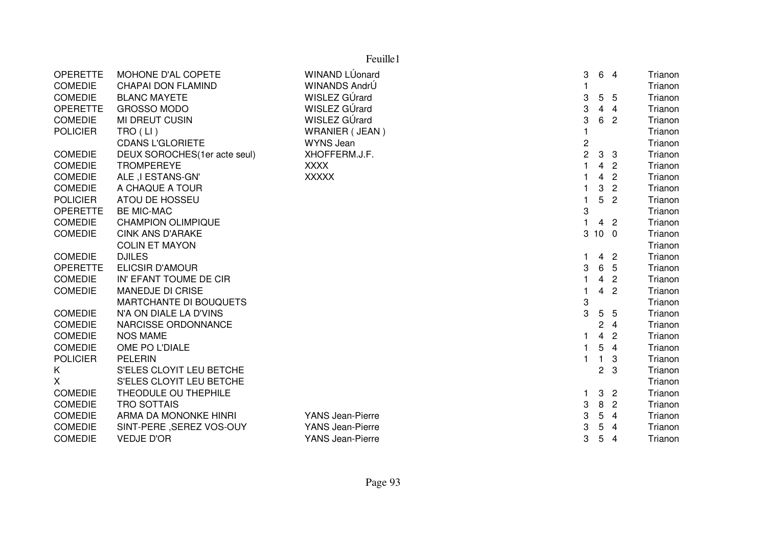| | | | | | | |
|---|---|---|---|---|---|---|
| OPERETTE | MOHONE D'AL COPETE | WINAND LÚonard | 3 | 6 | 4 | Trianon |
| COMEDIE | CHAPAI DON FLAMIND | WINANDS AndrÚ | 1 | | | Trianon |
| COMEDIE | BLANC MAYETE | WISLEZ GÚrard | 3 | 5 | 5 | Trianon |
| OPERETTE | GROSSO MODO | WISLEZ GÚrard | 3 | 4 | 4 | Trianon |
| COMEDIE | MI DREUT CUSIN | WISLEZ GÚrard | 3 | 6 | 2 | Trianon |
| POLICIER | TRO ( LI ) | WRANIER ( JEAN ) | 1 | | | Trianon |
| | CDANS L'GLORIETE | WYNS Jean | 2 | | | Trianon |
| COMEDIE | DEUX SOROCHES(1er acte seul) | XHOFFERM.J.F. | 2 | 3 | 3 | Trianon |
| COMEDIE | TROMPEREYE | XXXX | 1 | 4 | 2 | Trianon |
| COMEDIE | ALE ,I ESTANS-GN' | XXXXX | 1 | 4 | 2 | Trianon |
| COMEDIE | A CHAQUE A TOUR | | 1 | 3 | 2 | Trianon |
| POLICIER | ATOU DE HOSSEU | | 1 | 5 | 2 | Trianon |
| OPERETTE | BE MIC-MAC | | 3 | | | Trianon |
| COMEDIE | CHAMPION OLIMPIQUE | | 1 | 4 | 2 | Trianon |
| COMEDIE | CINK ANS D'ARAKE | | 3 | 10 | 0 | Trianon |
| | COLIN ET MAYON | | | | | Trianon |
| COMEDIE | DJILES | | 1 | 4 | 2 | Trianon |
| OPERETTE | ELICSIR D'AMOUR | | 3 | 6 | 5 | Trianon |
| COMEDIE | IN' EFANT TOUME DE CIR | | 1 | 4 | 2 | Trianon |
| COMEDIE | MANEDJE DI CRISE | | 1 | 4 | 2 | Trianon |
| | MARTCHANTE DI BOUQUETS | | 3 | | | Trianon |
| COMEDIE | N'A ON DIALE LA D'VINS | | 3 | 5 | 5 | Trianon |
| COMEDIE | NARCISSE ORDONNANCE | | | 2 | 4 | Trianon |
| COMEDIE | NOS MAME | | 1 | 4 | 2 | Trianon |
| COMEDIE | OME PO L'DIALE | | 1 | 5 | 4 | Trianon |
| POLICIER | PELERIN | | 1 | 1 | 3 | Trianon |
| K | S'ELES CLOYIT LEU BETCHE | | | 2 | 3 | Trianon |
| X | S'ELES CLOYIT LEU BETCHE | | | | | Trianon |
| COMEDIE | THEODULE OU THEPHILE | | 1 | 3 | 2 | Trianon |
| COMEDIE | TRO SOTTAIS | | 3 | 8 | 2 | Trianon |
| COMEDIE | ARMA DA MONONKE HINRI | YANS Jean-Pierre | 3 | 5 | 4 | Trianon |
| COMEDIE | SINT-PERE ,SEREZ VOS-OUY | YANS Jean-Pierre | 3 | 5 | 4 | Trianon |
| COMEDIE | VEDJE D'OR | YANS Jean-Pierre | 3 | 5 | 4 | Trianon |